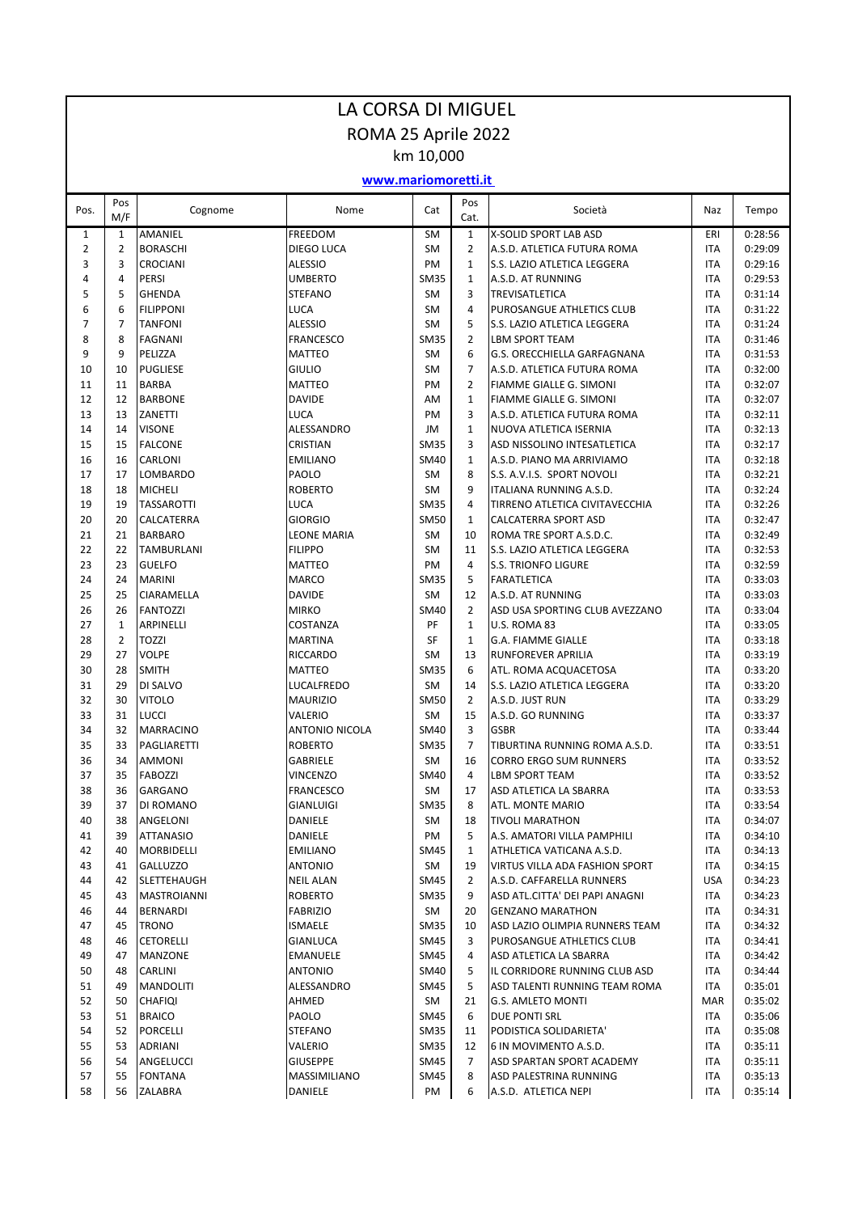# LA CORSA DI MIGUEL

## ROMA 25 Aprile 2022

### km 10,000

**www.mariomoretti.it**

| Pos. | Pos M/F | Cognome | Nome | Cat | Pos Cat. | Società | Naz | Tempo |
|---|---|---|---|---|---|---|---|---|
| 1 | 1 | AMANIEL | FREEDOM | SM | 1 | X-SOLID SPORT LAB ASD | ERI | 0:28:56 |
| 2 | 2 | BORASCHI | DIEGO LUCA | SM | 2 | A.S.D. ATLETICA FUTURA ROMA | ITA | 0:29:09 |
| 3 | 3 | CROCIANI | ALESSIO | PM | 1 | S.S. LAZIO ATLETICA LEGGERA | ITA | 0:29:16 |
| 4 | 4 | PERSI | UMBERTO | SM35 | 1 | A.S.D. AT RUNNING | ITA | 0:29:53 |
| 5 | 5 | GHENDA | STEFANO | SM | 3 | TREVISATLETICA | ITA | 0:31:14 |
| 6 | 6 | FILIPPONI | LUCA | SM | 4 | PUROSANGUE ATHLETICS CLUB | ITA | 0:31:22 |
| 7 | 7 | TANFONI | ALESSIO | SM | 5 | S.S. LAZIO ATLETICA LEGGERA | ITA | 0:31:24 |
| 8 | 8 | FAGNANI | FRANCESCO | SM35 | 2 | LBM SPORT TEAM | ITA | 0:31:46 |
| 9 | 9 | PELIZZA | MATTEO | SM | 6 | G.S. ORECCHIELLA GARFAGNANA | ITA | 0:31:53 |
| 10 | 10 | PUGLIESE | GIULIO | SM | 7 | A.S.D. ATLETICA FUTURA ROMA | ITA | 0:32:00 |
| 11 | 11 | BARBA | MATTEO | PM | 2 | FIAMME GIALLE G. SIMONI | ITA | 0:32:07 |
| 12 | 12 | BARBONE | DAVIDE | AM | 1 | FIAMME GIALLE G. SIMONI | ITA | 0:32:07 |
| 13 | 13 | ZANETTI | LUCA | PM | 3 | A.S.D. ATLETICA FUTURA ROMA | ITA | 0:32:11 |
| 14 | 14 | VISONE | ALESSANDRO | JM | 1 | NUOVA ATLETICA ISERNIA | ITA | 0:32:13 |
| 15 | 15 | FALCONE | CRISTIAN | SM35 | 3 | ASD NISSOLINO INTESATLETICA | ITA | 0:32:17 |
| 16 | 16 | CARLONI | EMILIANO | SM40 | 1 | A.S.D. PIANO MA ARRIVIAMO | ITA | 0:32:18 |
| 17 | 17 | LOMBARDO | PAOLO | SM | 8 | S.S. A.V.I.S. SPORT NOVOLI | ITA | 0:32:21 |
| 18 | 18 | MICHELI | ROBERTO | SM | 9 | ITALIANA RUNNING A.S.D. | ITA | 0:32:24 |
| 19 | 19 | TASSAROTTI | LUCA | SM35 | 4 | TIRRENO ATLETICA CIVITAVECCHIA | ITA | 0:32:26 |
| 20 | 20 | CALCATERRA | GIORGIO | SM50 | 1 | CALCATERRA SPORT ASD | ITA | 0:32:47 |
| 21 | 21 | BARBARO | LEONE MARIA | SM | 10 | ROMA TRE SPORT A.S.D.C. | ITA | 0:32:49 |
| 22 | 22 | TAMBURLANI | FILIPPO | SM | 11 | S.S. LAZIO ATLETICA LEGGERA | ITA | 0:32:53 |
| 23 | 23 | GUELFO | MATTEO | PM | 4 | S.S. TRIONFO LIGURE | ITA | 0:32:59 |
| 24 | 24 | MARINI | MARCO | SM35 | 5 | FARATLETICA | ITA | 0:33:03 |
| 25 | 25 | CIARAMELLA | DAVIDE | SM | 12 | A.S.D. AT RUNNING | ITA | 0:33:03 |
| 26 | 26 | FANTOZZI | MIRKO | SM40 | 2 | ASD USA SPORTING CLUB AVEZZANO | ITA | 0:33:04 |
| 27 | 1 | ARPINELLI | COSTANZA | PF | 1 | U.S. ROMA 83 | ITA | 0:33:05 |
| 28 | 2 | TOZZI | MARTINA | SF | 1 | G.A. FIAMME GIALLE | ITA | 0:33:18 |
| 29 | 27 | VOLPE | RICCARDO | SM | 13 | RUNFOREVER APRILIA | ITA | 0:33:19 |
| 30 | 28 | SMITH | MATTEO | SM35 | 6 | ATL. ROMA ACQUACETOSA | ITA | 0:33:20 |
| 31 | 29 | DI SALVO | LUCALFREDO | SM | 14 | S.S. LAZIO ATLETICA LEGGERA | ITA | 0:33:20 |
| 32 | 30 | VITOLO | MAURIZIO | SM50 | 2 | A.S.D. JUST RUN | ITA | 0:33:29 |
| 33 | 31 | LUCCI | VALERIO | SM | 15 | A.S.D. GO RUNNING | ITA | 0:33:37 |
| 34 | 32 | MARRACINO | ANTONIO NICOLA | SM40 | 3 | GSBR | ITA | 0:33:44 |
| 35 | 33 | PAGLIARETTI | ROBERTO | SM35 | 7 | TIBURTINA RUNNING ROMA A.S.D. | ITA | 0:33:51 |
| 36 | 34 | AMMONI | GABRIELE | SM | 16 | CORRO ERGO SUM RUNNERS | ITA | 0:33:52 |
| 37 | 35 | FABOZZI | VINCENZO | SM40 | 4 | LBM SPORT TEAM | ITA | 0:33:52 |
| 38 | 36 | GARGANO | FRANCESCO | SM | 17 | ASD ATLETICA LA SBARRA | ITA | 0:33:53 |
| 39 | 37 | DI ROMANO | GIANLUIGI | SM35 | 8 | ATL. MONTE MARIO | ITA | 0:33:54 |
| 40 | 38 | ANGELONI | DANIELE | SM | 18 | TIVOLI MARATHON | ITA | 0:34:07 |
| 41 | 39 | ATTANASIO | DANIELE | PM | 5 | A.S. AMATORI VILLA PAMPHILI | ITA | 0:34:10 |
| 42 | 40 | MORBIDELLI | EMILIANO | SM45 | 1 | ATHLETICA VATICANA A.S.D. | ITA | 0:34:13 |
| 43 | 41 | GALLUZZO | ANTONIO | SM | 19 | VIRTUS VILLA ADA FASHION SPORT | ITA | 0:34:15 |
| 44 | 42 | SLETTEHAUGH | NEIL ALAN | SM45 | 2 | A.S.D. CAFFARELLA RUNNERS | USA | 0:34:23 |
| 45 | 43 | MASTROIANNI | ROBERTO | SM35 | 9 | ASD ATL.CITTA' DEI PAPI ANAGNI | ITA | 0:34:23 |
| 46 | 44 | BERNARDI | FABRIZIO | SM | 20 | GENZANO MARATHON | ITA | 0:34:31 |
| 47 | 45 | TRONO | ISMAELE | SM35 | 10 | ASD LAZIO OLIMPIA RUNNERS TEAM | ITA | 0:34:32 |
| 48 | 46 | CETORELLI | GIANLUCA | SM45 | 3 | PUROSANGUE ATHLETICS CLUB | ITA | 0:34:41 |
| 49 | 47 | MANZONE | EMANUELE | SM45 | 4 | ASD ATLETICA LA SBARRA | ITA | 0:34:42 |
| 50 | 48 | CARLINI | ANTONIO | SM40 | 5 | IL CORRIDORE RUNNING CLUB ASD | ITA | 0:34:44 |
| 51 | 49 | MANDOLITI | ALESSANDRO | SM45 | 5 | ASD TALENTI RUNNING TEAM ROMA | ITA | 0:35:01 |
| 52 | 50 | CHAFIQI | AHMED | SM | 21 | G.S. AMLETO MONTI | MAR | 0:35:02 |
| 53 | 51 | BRAICO | PAOLO | SM45 | 6 | DUE PONTI SRL | ITA | 0:35:06 |
| 54 | 52 | PORCELLI | STEFANO | SM35 | 11 | PODISTICA SOLIDARIETA' | ITA | 0:35:08 |
| 55 | 53 | ADRIANI | VALERIO | SM35 | 12 | 6 IN MOVIMENTO A.S.D. | ITA | 0:35:11 |
| 56 | 54 | ANGELUCCI | GIUSEPPE | SM45 | 7 | ASD SPARTAN SPORT ACADEMY | ITA | 0:35:11 |
| 57 | 55 | FONTANA | MASSIMILIANO | SM45 | 8 | ASD PALESTRINA RUNNING | ITA | 0:35:13 |
| 58 | 56 | ZALABRA | DANIELE | PM | 6 | A.S.D. ATLETICA NEPI | ITA | 0:35:14 |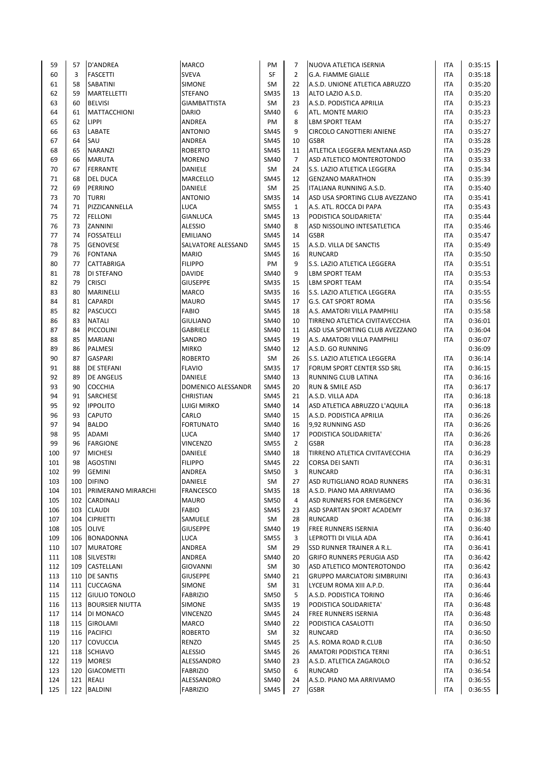| | | | | | | | | |
|---|---|---|---|---|---|---|---|---|
| 59 | 57 | D'ANDREA | MARCO | PM | 7 | NUOVA ATLETICA ISERNIA | ITA | 0:35:15 |
| 60 | 3 | FASCETTI | SVEVA | SF | 2 | G.A. FIAMME GIALLE | ITA | 0:35:18 |
| 61 | 58 | SABATINI | SIMONE | SM | 22 | A.S.D. UNIONE ATLETICA ABRUZZO | ITA | 0:35:20 |
| 62 | 59 | MARTELLETTI | STEFANO | SM35 | 13 | ALTO LAZIO A.S.D. | ITA | 0:35:20 |
| 63 | 60 | BELVISI | GIAMBATTISTA | SM | 23 | A.S.D. PODISTICA APRILIA | ITA | 0:35:23 |
| 64 | 61 | MATTACCHIONI | DARIO | SM40 | 6 | ATL. MONTE MARIO | ITA | 0:35:23 |
| 65 | 62 | LIPPI | ANDREA | PM | 8 | LBM SPORT TEAM | ITA | 0:35:27 |
| 66 | 63 | LABATE | ANTONIO | SM45 | 9 | CIRCOLO CANOTTIERI ANIENE | ITA | 0:35:27 |
| 67 | 64 | SAU | ANDREA | SM45 | 10 | GSBR | ITA | 0:35:28 |
| 68 | 65 | NARANZI | ROBERTO | SM45 | 11 | ATLETICA LEGGERA MENTANA ASD | ITA | 0:35:29 |
| 69 | 66 | MARUTA | MORENO | SM40 | 7 | ASD ATLETICO MONTEROTONDO | ITA | 0:35:33 |
| 70 | 67 | FERRANTE | DANIELE | SM | 24 | S.S. LAZIO ATLETICA LEGGERA | ITA | 0:35:34 |
| 71 | 68 | DEL DUCA | MARCELLO | SM45 | 12 | GENZANO MARATHON | ITA | 0:35:39 |
| 72 | 69 | PERRINO | DANIELE | SM | 25 | ITALIANA RUNNING A.S.D. | ITA | 0:35:40 |
| 73 | 70 | TURRI | ANTONIO | SM35 | 14 | ASD USA SPORTING CLUB AVEZZANO | ITA | 0:35:41 |
| 74 | 71 | PIZZICANNELLA | LUCA | SM55 | 1 | A.S. ATL. ROCCA DI PAPA | ITA | 0:35:43 |
| 75 | 72 | FELLONI | GIANLUCA | SM45 | 13 | PODISTICA SOLIDARIETA' | ITA | 0:35:44 |
| 76 | 73 | ZANNINI | ALESSIO | SM40 | 8 | ASD NISSOLINO INTESATLETICA | ITA | 0:35:46 |
| 77 | 74 | FOSSATELLI | EMILIANO | SM45 | 14 | GSBR | ITA | 0:35:47 |
| 78 | 75 | GENOVESE | SALVATORE ALESSAND | SM45 | 15 | A.S.D. VILLA DE SANCTIS | ITA | 0:35:49 |
| 79 | 76 | FONTANA | MARIO | SM45 | 16 | RUNCARD | ITA | 0:35:50 |
| 80 | 77 | CATTABRIGA | FILIPPO | PM | 9 | S.S. LAZIO ATLETICA LEGGERA | ITA | 0:35:51 |
| 81 | 78 | DI STEFANO | DAVIDE | SM40 | 9 | LBM SPORT TEAM | ITA | 0:35:53 |
| 82 | 79 | CRISCI | GIUSEPPE | SM35 | 15 | LBM SPORT TEAM | ITA | 0:35:54 |
| 83 | 80 | MARINELLI | MARCO | SM35 | 16 | S.S. LAZIO ATLETICA LEGGERA | ITA | 0:35:55 |
| 84 | 81 | CAPARDI | MAURO | SM45 | 17 | G.S. CAT SPORT ROMA | ITA | 0:35:56 |
| 85 | 82 | PASCUCCI | FABIO | SM45 | 18 | A.S. AMATORI VILLA PAMPHILI | ITA | 0:35:58 |
| 86 | 83 | NATALI | GIULIANO | SM40 | 10 | TIRRENO ATLETICA CIVITAVECCHIA | ITA | 0:36:01 |
| 87 | 84 | PICCOLINI | GABRIELE | SM40 | 11 | ASD USA SPORTING CLUB AVEZZANO | ITA | 0:36:04 |
| 88 | 85 | MARIANI | SANDRO | SM45 | 19 | A.S. AMATORI VILLA PAMPHILI | ITA | 0:36:07 |
| 89 | 86 | PALMESI | MIRKO | SM40 | 12 | A.S.D. GO RUNNING | | 0:36:09 |
| 90 | 87 | GASPARI | ROBERTO | SM | 26 | S.S. LAZIO ATLETICA LEGGERA | ITA | 0:36:14 |
| 91 | 88 | DE STEFANI | FLAVIO | SM35 | 17 | FORUM SPORT CENTER SSD SRL | ITA | 0:36:15 |
| 92 | 89 | DE ANGELIS | DANIELE | SM40 | 13 | RUNNING CLUB LATINA | ITA | 0:36:16 |
| 93 | 90 | COCCHIA | DOMENICO ALESSANDR | SM45 | 20 | RUN & SMILE ASD | ITA | 0:36:17 |
| 94 | 91 | SARCHESE | CHRISTIAN | SM45 | 21 | A.S.D. VILLA ADA | ITA | 0:36:18 |
| 95 | 92 | IPPOLITO | LUIGI MIRKO | SM40 | 14 | ASD ATLETICA ABRUZZO L'AQUILA | ITA | 0:36:18 |
| 96 | 93 | CAPUTO | CARLO | SM40 | 15 | A.S.D. PODISTICA APRILIA | ITA | 0:36:26 |
| 97 | 94 | BALDO | FORTUNATO | SM40 | 16 | 9,92 RUNNING ASD | ITA | 0:36:26 |
| 98 | 95 | ADAMI | LUCA | SM40 | 17 | PODISTICA SOLIDARIETA' | ITA | 0:36:26 |
| 99 | 96 | FARGIONE | VINCENZO | SM55 | 2 | GSBR | ITA | 0:36:28 |
| 100 | 97 | MICHESI | DANIELE | SM40 | 18 | TIRRENO ATLETICA CIVITAVECCHIA | ITA | 0:36:29 |
| 101 | 98 | AGOSTINI | FILIPPO | SM45 | 22 | CORSA DEI SANTI | ITA | 0:36:31 |
| 102 | 99 | GEMINI | ANDREA | SM50 | 3 | RUNCARD | ITA | 0:36:31 |
| 103 | 100 | DIFINO | DANIELE | SM | 27 | ASD RUTIGLIANO ROAD RUNNERS | ITA | 0:36:31 |
| 104 | 101 | PRIMERANO MIRARCHI | FRANCESCO | SM35 | 18 | A.S.D. PIANO MA ARRIVIAMO | ITA | 0:36:36 |
| 105 | 102 | CARDINALI | MAURO | SM50 | 4 | ASD RUNNERS FOR EMERGENCY | ITA | 0:36:36 |
| 106 | 103 | CLAUDI | FABIO | SM45 | 23 | ASD SPARTAN SPORT ACADEMY | ITA | 0:36:37 |
| 107 | 104 | CIPRIETTI | SAMUELE | SM | 28 | RUNCARD | ITA | 0:36:38 |
| 108 | 105 | OLIVE | GIUSEPPE | SM40 | 19 | FREE RUNNERS ISERNIA | ITA | 0:36:40 |
| 109 | 106 | BONADONNA | LUCA | SM55 | 3 | LEPROTTI DI VILLA ADA | ITA | 0:36:41 |
| 110 | 107 | MURATORE | ANDREA | SM | 29 | SSD RUNNER TRAINER A R.L. | ITA | 0:36:41 |
| 111 | 108 | SILVESTRI | ANDREA | SM40 | 20 | GRIFO RUNNERS PERUGIA ASD | ITA | 0:36:42 |
| 112 | 109 | CASTELLANI | GIOVANNI | SM | 30 | ASD ATLETICO MONTEROTONDO | ITA | 0:36:42 |
| 113 | 110 | DE SANTIS | GIUSEPPE | SM40 | 21 | GRUPPO MARCIATORI SIMBRUINI | ITA | 0:36:43 |
| 114 | 111 | CUCCAGNA | SIMONE | SM | 31 | LYCEUM ROMA XIII A.P.D. | ITA | 0:36:44 |
| 115 | 112 | GIULIO TONOLO | FABRIZIO | SM50 | 5 | A.S.D. PODISTICA TORINO | ITA | 0:36:46 |
| 116 | 113 | BOURSIER NIUTTA | SIMONE | SM35 | 19 | PODISTICA SOLIDARIETA' | ITA | 0:36:48 |
| 117 | 114 | DI MONACO | VINCENZO | SM45 | 24 | FREE RUNNERS ISERNIA | ITA | 0:36:48 |
| 118 | 115 | GIROLAMI | MARCO | SM40 | 22 | PODISTICA CASALOTTI | ITA | 0:36:50 |
| 119 | 116 | PACIFICI | ROBERTO | SM | 32 | RUNCARD | ITA | 0:36:50 |
| 120 | 117 | COVUCCIA | RENZO | SM45 | 25 | A.S. ROMA ROAD R.CLUB | ITA | 0:36:50 |
| 121 | 118 | SCHIAVO | ALESSIO | SM45 | 26 | AMATORI PODISTICA TERNI | ITA | 0:36:51 |
| 122 | 119 | MORESI | ALESSANDRO | SM40 | 23 | A.S.D. ATLETICA ZAGAROLO | ITA | 0:36:52 |
| 123 | 120 | GIACOMETTI | FABRIZIO | SM50 | 6 | RUNCARD | ITA | 0:36:54 |
| 124 | 121 | REALI | ALESSANDRO | SM40 | 24 | A.S.D. PIANO MA ARRIVIAMO | ITA | 0:36:55 |
| 125 | 122 | BALDINI | FABRIZIO | SM45 | 27 | GSBR | ITA | 0:36:55 |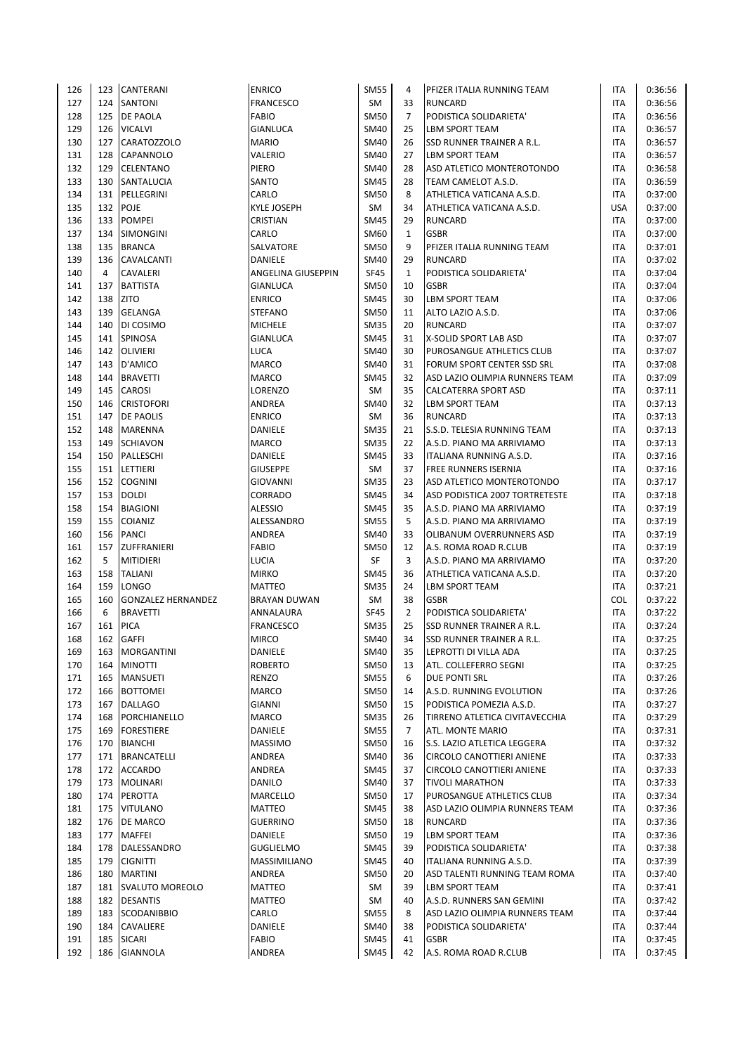| | | | | | | | | |
|---|---|---|---|---|---|---|---|---|
| 126 | 123 | CANTERANI | ENRICO | SM55 | 4 | PFIZER ITALIA RUNNING TEAM | ITA | 0:36:56 |
| 127 | 124 | SANTONI | FRANCESCO | SM | 33 | RUNCARD | ITA | 0:36:56 |
| 128 | 125 | DE PAOLA | FABIO | SM50 | 7 | PODISTICA SOLIDARIETA' | ITA | 0:36:56 |
| 129 | 126 | VICALVI | GIANLUCA | SM40 | 25 | LBM SPORT TEAM | ITA | 0:36:57 |
| 130 | 127 | CARATOZZOLO | MARIO | SM40 | 26 | SSD RUNNER TRAINER A R.L. | ITA | 0:36:57 |
| 131 | 128 | CAPANNOLO | VALERIO | SM40 | 27 | LBM SPORT TEAM | ITA | 0:36:57 |
| 132 | 129 | CELENTANO | PIERO | SM40 | 28 | ASD ATLETICO MONTEROTONDO | ITA | 0:36:58 |
| 133 | 130 | SANTALUCIA | SANTO | SM45 | 28 | TEAM CAMELOT A.S.D. | ITA | 0:36:59 |
| 134 | 131 | PELLEGRINI | CARLO | SM50 | 8 | ATHLETICA VATICANA A.S.D. | ITA | 0:37:00 |
| 135 | 132 | POJE | KYLE JOSEPH | SM | 34 | ATHLETICA VATICANA A.S.D. | USA | 0:37:00 |
| 136 | 133 | POMPEI | CRISTIAN | SM45 | 29 | RUNCARD | ITA | 0:37:00 |
| 137 | 134 | SIMONGINI | CARLO | SM60 | 1 | GSBR | ITA | 0:37:00 |
| 138 | 135 | BRANCA | SALVATORE | SM50 | 9 | PFIZER ITALIA RUNNING TEAM | ITA | 0:37:01 |
| 139 | 136 | CAVALCANTI | DANIELE | SM40 | 29 | RUNCARD | ITA | 0:37:02 |
| 140 | 4 | CAVALERI | ANGELINA GIUSEPPIN | SF45 | 1 | PODISTICA SOLIDARIETA' | ITA | 0:37:04 |
| 141 | 137 | BATTISTA | GIANLUCA | SM50 | 10 | GSBR | ITA | 0:37:04 |
| 142 | 138 | ZITO | ENRICO | SM45 | 30 | LBM SPORT TEAM | ITA | 0:37:06 |
| 143 | 139 | GELANGA | STEFANO | SM50 | 11 | ALTO LAZIO A.S.D. | ITA | 0:37:06 |
| 144 | 140 | DI COSIMO | MICHELE | SM35 | 20 | RUNCARD | ITA | 0:37:07 |
| 145 | 141 | SPINOSA | GIANLUCA | SM45 | 31 | X-SOLID SPORT LAB ASD | ITA | 0:37:07 |
| 146 | 142 | OLIVIERI | LUCA | SM40 | 30 | PUROSANGUE ATHLETICS CLUB | ITA | 0:37:07 |
| 147 | 143 | D'AMICO | MARCO | SM40 | 31 | FORUM SPORT CENTER SSD SRL | ITA | 0:37:08 |
| 148 | 144 | BRAVETTI | MARCO | SM45 | 32 | ASD LAZIO OLIMPIA RUNNERS TEAM | ITA | 0:37:09 |
| 149 | 145 | CAROSI | LORENZO | SM | 35 | CALCATERRA SPORT ASD | ITA | 0:37:11 |
| 150 | 146 | CRISTOFORI | ANDREA | SM40 | 32 | LBM SPORT TEAM | ITA | 0:37:13 |
| 151 | 147 | DE PAOLIS | ENRICO | SM | 36 | RUNCARD | ITA | 0:37:13 |
| 152 | 148 | MARENNA | DANIELE | SM35 | 21 | S.S.D. TELESIA RUNNING TEAM | ITA | 0:37:13 |
| 153 | 149 | SCHIAVON | MARCO | SM35 | 22 | A.S.D. PIANO MA ARRIVIAMO | ITA | 0:37:13 |
| 154 | 150 | PALLESCHI | DANIELE | SM45 | 33 | ITALIANA RUNNING A.S.D. | ITA | 0:37:16 |
| 155 | 151 | LETTIERI | GIUSEPPE | SM | 37 | FREE RUNNERS ISERNIA | ITA | 0:37:16 |
| 156 | 152 | COGNINI | GIOVANNI | SM35 | 23 | ASD ATLETICO MONTEROTONDO | ITA | 0:37:17 |
| 157 | 153 | DOLDI | CORRADO | SM45 | 34 | ASD PODISTICA 2007 TORTRETESTE | ITA | 0:37:18 |
| 158 | 154 | BIAGIONI | ALESSIO | SM45 | 35 | A.S.D. PIANO MA ARRIVIAMO | ITA | 0:37:19 |
| 159 | 155 | COIANIZ | ALESSANDRO | SM55 | 5 | A.S.D. PIANO MA ARRIVIAMO | ITA | 0:37:19 |
| 160 | 156 | PANCI | ANDREA | SM40 | 33 | OLIBANUM OVERRUNNERS ASD | ITA | 0:37:19 |
| 161 | 157 | ZUFFRANIERI | FABIO | SM50 | 12 | A.S. ROMA ROAD R.CLUB | ITA | 0:37:19 |
| 162 | 5 | MITIDIERI | LUCIA | SF | 3 | A.S.D. PIANO MA ARRIVIAMO | ITA | 0:37:20 |
| 163 | 158 | TALIANI | MIRKO | SM45 | 36 | ATHLETICA VATICANA A.S.D. | ITA | 0:37:20 |
| 164 | 159 | LONGO | MATTEO | SM35 | 24 | LBM SPORT TEAM | ITA | 0:37:21 |
| 165 | 160 | GONZALEZ HERNANDEZ | BRAYAN DUWAN | SM | 38 | GSBR | COL | 0:37:22 |
| 166 | 6 | BRAVETTI | ANNALAURA | SF45 | 2 | PODISTICA SOLIDARIETA' | ITA | 0:37:22 |
| 167 | 161 | PICA | FRANCESCO | SM35 | 25 | SSD RUNNER TRAINER A R.L. | ITA | 0:37:24 |
| 168 | 162 | GAFFI | MIRCO | SM40 | 34 | SSD RUNNER TRAINER A R.L. | ITA | 0:37:25 |
| 169 | 163 | MORGANTINI | DANIELE | SM40 | 35 | LEPROTTI DI VILLA ADA | ITA | 0:37:25 |
| 170 | 164 | MINOTTI | ROBERTO | SM50 | 13 | ATL. COLLEFERRO SEGNI | ITA | 0:37:25 |
| 171 | 165 | MANSUETI | RENZO | SM55 | 6 | DUE PONTI SRL | ITA | 0:37:26 |
| 172 | 166 | BOTTOMEI | MARCO | SM50 | 14 | A.S.D. RUNNING EVOLUTION | ITA | 0:37:26 |
| 173 | 167 | DALLAGO | GIANNI | SM50 | 15 | PODISTICA POMEZIA A.S.D. | ITA | 0:37:27 |
| 174 | 168 | PORCHIANELLO | MARCO | SM35 | 26 | TIRRENO ATLETICA CIVITAVECCHIA | ITA | 0:37:29 |
| 175 | 169 | FORESTIERE | DANIELE | SM55 | 7 | ATL. MONTE MARIO | ITA | 0:37:31 |
| 176 | 170 | BIANCHI | MASSIMO | SM50 | 16 | S.S. LAZIO ATLETICA LEGGERA | ITA | 0:37:32 |
| 177 | 171 | BRANCATELLI | ANDREA | SM40 | 36 | CIRCOLO CANOTTIERI ANIENE | ITA | 0:37:33 |
| 178 | 172 | ACCARDO | ANDREA | SM45 | 37 | CIRCOLO CANOTTIERI ANIENE | ITA | 0:37:33 |
| 179 | 173 | MOLINARI | DANILO | SM40 | 37 | TIVOLI MARATHON | ITA | 0:37:33 |
| 180 | 174 | PEROTTA | MARCELLO | SM50 | 17 | PUROSANGUE ATHLETICS CLUB | ITA | 0:37:34 |
| 181 | 175 | VITULANO | MATTEO | SM45 | 38 | ASD LAZIO OLIMPIA RUNNERS TEAM | ITA | 0:37:36 |
| 182 | 176 | DE MARCO | GUERRINO | SM50 | 18 | RUNCARD | ITA | 0:37:36 |
| 183 | 177 | MAFFEI | DANIELE | SM50 | 19 | LBM SPORT TEAM | ITA | 0:37:36 |
| 184 | 178 | DALESSANDRO | GUGLIELMO | SM45 | 39 | PODISTICA SOLIDARIETA' | ITA | 0:37:38 |
| 185 | 179 | CIGNITTI | MASSIMILIANO | SM45 | 40 | ITALIANA RUNNING A.S.D. | ITA | 0:37:39 |
| 186 | 180 | MARTINI | ANDREA | SM50 | 20 | ASD TALENTI RUNNING TEAM ROMA | ITA | 0:37:40 |
| 187 | 181 | SVALUTO MOREOLO | MATTEO | SM | 39 | LBM SPORT TEAM | ITA | 0:37:41 |
| 188 | 182 | DESANTIS | MATTEO | SM | 40 | A.S.D. RUNNERS SAN GEMINI | ITA | 0:37:42 |
| 189 | 183 | SCODANIBBIO | CARLO | SM55 | 8 | ASD LAZIO OLIMPIA RUNNERS TEAM | ITA | 0:37:44 |
| 190 | 184 | CAVALIERE | DANIELE | SM40 | 38 | PODISTICA SOLIDARIETA' | ITA | 0:37:44 |
| 191 | 185 | SICARI | FABIO | SM45 | 41 | GSBR | ITA | 0:37:45 |
| 192 | 186 | GIANNOLA | ANDREA | SM45 | 42 | A.S. ROMA ROAD R.CLUB | ITA | 0:37:45 |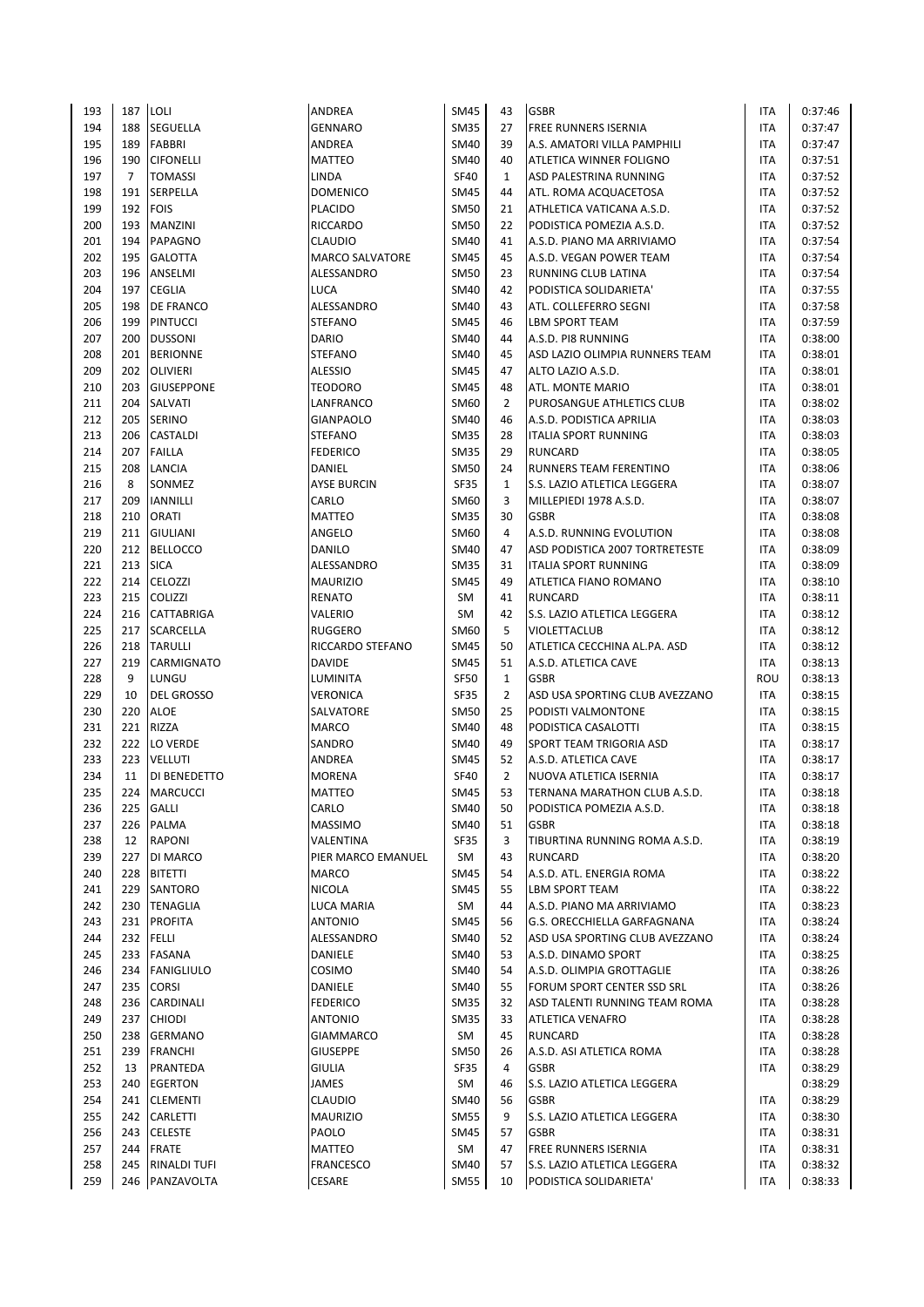| | | | | | | | | |
|---|---|---|---|---|---|---|---|---|
| 193 | 187 | LOLI | ANDREA | SM45 | 43 | GSBR | ITA | 0:37:46 |
| 194 | 188 | SEGUELLA | GENNARO | SM35 | 27 | FREE RUNNERS ISERNIA | ITA | 0:37:47 |
| 195 | 189 | FABBRI | ANDREA | SM40 | 39 | A.S. AMATORI VILLA PAMPHILI | ITA | 0:37:47 |
| 196 | 190 | CIFONELLI | MATTEO | SM40 | 40 | ATLETICA WINNER FOLIGNO | ITA | 0:37:51 |
| 197 | 7 | TOMASSI | LINDA | SF40 | 1 | ASD PALESTRINA RUNNING | ITA | 0:37:52 |
| 198 | 191 | SERPELLA | DOMENICO | SM45 | 44 | ATL. ROMA ACQUACETOSA | ITA | 0:37:52 |
| 199 | 192 | FOIS | PLACIDO | SM50 | 21 | ATHLETICA VATICANA A.S.D. | ITA | 0:37:52 |
| 200 | 193 | MANZINI | RICCARDO | SM50 | 22 | PODISTICA POMEZIA A.S.D. | ITA | 0:37:52 |
| 201 | 194 | PAPAGNO | CLAUDIO | SM40 | 41 | A.S.D. PIANO MA ARRIVIAMO | ITA | 0:37:54 |
| 202 | 195 | GALOTTA | MARCO SALVATORE | SM45 | 45 | A.S.D. VEGAN POWER TEAM | ITA | 0:37:54 |
| 203 | 196 | ANSELMI | ALESSANDRO | SM50 | 23 | RUNNING CLUB LATINA | ITA | 0:37:54 |
| 204 | 197 | CEGLIA | LUCA | SM40 | 42 | PODISTICA SOLIDARIETA' | ITA | 0:37:55 |
| 205 | 198 | DE FRANCO | ALESSANDRO | SM40 | 43 | ATL. COLLEFERRO SEGNI | ITA | 0:37:58 |
| 206 | 199 | PINTUCCI | STEFANO | SM45 | 46 | LBM SPORT TEAM | ITA | 0:37:59 |
| 207 | 200 | DUSSONI | DARIO | SM40 | 44 | A.S.D. PI8 RUNNING | ITA | 0:38:00 |
| 208 | 201 | BERIONNE | STEFANO | SM40 | 45 | ASD LAZIO OLIMPIA RUNNERS TEAM | ITA | 0:38:01 |
| 209 | 202 | OLIVIERI | ALESSIO | SM45 | 47 | ALTO LAZIO A.S.D. | ITA | 0:38:01 |
| 210 | 203 | GIUSEPPONE | TEODORO | SM45 | 48 | ATL. MONTE MARIO | ITA | 0:38:01 |
| 211 | 204 | SALVATI | LANFRANCO | SM60 | 2 | PUROSANGUE ATHLETICS CLUB | ITA | 0:38:02 |
| 212 | 205 | SERINO | GIANPAOLO | SM40 | 46 | A.S.D. PODISTICA APRILIA | ITA | 0:38:03 |
| 213 | 206 | CASTALDI | STEFANO | SM35 | 28 | ITALIA SPORT RUNNING | ITA | 0:38:03 |
| 214 | 207 | FAILLA | FEDERICO | SM35 | 29 | RUNCARD | ITA | 0:38:05 |
| 215 | 208 | LANCIA | DANIEL | SM50 | 24 | RUNNERS TEAM FERENTINO | ITA | 0:38:06 |
| 216 | 8 | SONMEZ | AYSE BURCIN | SF35 | 1 | S.S. LAZIO ATLETICA LEGGERA | ITA | 0:38:07 |
| 217 | 209 | IANNILLI | CARLO | SM60 | 3 | MILLEPIEDI 1978 A.S.D. | ITA | 0:38:07 |
| 218 | 210 | ORATI | MATTEO | SM35 | 30 | GSBR | ITA | 0:38:08 |
| 219 | 211 | GIULIANI | ANGELO | SM60 | 4 | A.S.D. RUNNING EVOLUTION | ITA | 0:38:08 |
| 220 | 212 | BELLOCCO | DANILO | SM40 | 47 | ASD PODISTICA 2007 TORTRETESTE | ITA | 0:38:09 |
| 221 | 213 | SICA | ALESSANDRO | SM35 | 31 | ITALIA SPORT RUNNING | ITA | 0:38:09 |
| 222 | 214 | CELOZZI | MAURIZIO | SM45 | 49 | ATLETICA FIANO ROMANO | ITA | 0:38:10 |
| 223 | 215 | COLIZZI | RENATO | SM | 41 | RUNCARD | ITA | 0:38:11 |
| 224 | 216 | CATTABRIGA | VALERIO | SM | 42 | S.S. LAZIO ATLETICA LEGGERA | ITA | 0:38:12 |
| 225 | 217 | SCARCELLA | RUGGERO | SM60 | 5 | VIOLETTACLUB | ITA | 0:38:12 |
| 226 | 218 | TARULLI | RICCARDO STEFANO | SM45 | 50 | ATLETICA CECCHINA AL.PA. ASD | ITA | 0:38:12 |
| 227 | 219 | CARMIGNATO | DAVIDE | SM45 | 51 | A.S.D. ATLETICA CAVE | ITA | 0:38:13 |
| 228 | 9 | LUNGU | LUMINITA | SF50 | 1 | GSBR | ROU | 0:38:13 |
| 229 | 10 | DEL GROSSO | VERONICA | SF35 | 2 | ASD USA SPORTING CLUB AVEZZANO | ITA | 0:38:15 |
| 230 | 220 | ALOE | SALVATORE | SM50 | 25 | PODISTI VALMONTONE | ITA | 0:38:15 |
| 231 | 221 | RIZZA | MARCO | SM40 | 48 | PODISTICA CASALOTTI | ITA | 0:38:15 |
| 232 | 222 | LO VERDE | SANDRO | SM40 | 49 | SPORT TEAM TRIGORIA ASD | ITA | 0:38:17 |
| 233 | 223 | VELLUTI | ANDREA | SM45 | 52 | A.S.D. ATLETICA CAVE | ITA | 0:38:17 |
| 234 | 11 | DI BENEDETTO | MORENA | SF40 | 2 | NUOVA ATLETICA ISERNIA | ITA | 0:38:17 |
| 235 | 224 | MARCUCCI | MATTEO | SM45 | 53 | TERNANA MARATHON CLUB A.S.D. | ITA | 0:38:18 |
| 236 | 225 | GALLI | CARLO | SM40 | 50 | PODISTICA POMEZIA A.S.D. | ITA | 0:38:18 |
| 237 | 226 | PALMA | MASSIMO | SM40 | 51 | GSBR | ITA | 0:38:18 |
| 238 | 12 | RAPONI | VALENTINA | SF35 | 3 | TIBURTINA RUNNING ROMA A.S.D. | ITA | 0:38:19 |
| 239 | 227 | DI MARCO | PIER MARCO EMANUEL | SM | 43 | RUNCARD | ITA | 0:38:20 |
| 240 | 228 | BITETTI | MARCO | SM45 | 54 | A.S.D. ATL. ENERGIA ROMA | ITA | 0:38:22 |
| 241 | 229 | SANTORO | NICOLA | SM45 | 55 | LBM SPORT TEAM | ITA | 0:38:22 |
| 242 | 230 | TENAGLIA | LUCA MARIA | SM | 44 | A.S.D. PIANO MA ARRIVIAMO | ITA | 0:38:23 |
| 243 | 231 | PROFITA | ANTONIO | SM45 | 56 | G.S. ORECCHIELLA GARFAGNANA | ITA | 0:38:24 |
| 244 | 232 | FELLI | ALESSANDRO | SM40 | 52 | ASD USA SPORTING CLUB AVEZZANO | ITA | 0:38:24 |
| 245 | 233 | FASANA | DANIELE | SM40 | 53 | A.S.D. DINAMO SPORT | ITA | 0:38:25 |
| 246 | 234 | FANIGLIULO | COSIMO | SM40 | 54 | A.S.D. OLIMPIA GROTTAGLIE | ITA | 0:38:26 |
| 247 | 235 | CORSI | DANIELE | SM40 | 55 | FORUM SPORT CENTER SSD SRL | ITA | 0:38:26 |
| 248 | 236 | CARDINALI | FEDERICO | SM35 | 32 | ASD TALENTI RUNNING TEAM ROMA | ITA | 0:38:28 |
| 249 | 237 | CHIODI | ANTONIO | SM35 | 33 | ATLETICA VENAFRO | ITA | 0:38:28 |
| 250 | 238 | GERMANO | GIAMMARCO | SM | 45 | RUNCARD | ITA | 0:38:28 |
| 251 | 239 | FRANCHI | GIUSEPPE | SM50 | 26 | A.S.D. ASI ATLETICA ROMA | ITA | 0:38:28 |
| 252 | 13 | PRANTEDA | GIULIA | SF35 | 4 | GSBR | ITA | 0:38:29 |
| 253 | 240 | EGERTON | JAMES | SM | 46 | S.S. LAZIO ATLETICA LEGGERA | | 0:38:29 |
| 254 | 241 | CLEMENTI | CLAUDIO | SM40 | 56 | GSBR | ITA | 0:38:29 |
| 255 | 242 | CARLETTI | MAURIZIO | SM55 | 9 | S.S. LAZIO ATLETICA LEGGERA | ITA | 0:38:30 |
| 256 | 243 | CELESTE | PAOLO | SM45 | 57 | GSBR | ITA | 0:38:31 |
| 257 | 244 | FRATE | MATTEO | SM | 47 | FREE RUNNERS ISERNIA | ITA | 0:38:31 |
| 258 | 245 | RINALDI TUFI | FRANCESCO | SM40 | 57 | S.S. LAZIO ATLETICA LEGGERA | ITA | 0:38:32 |
| 259 | 246 | PANZAVOLTA | CESARE | SM55 | 10 | PODISTICA SOLIDARIETA' | ITA | 0:38:33 |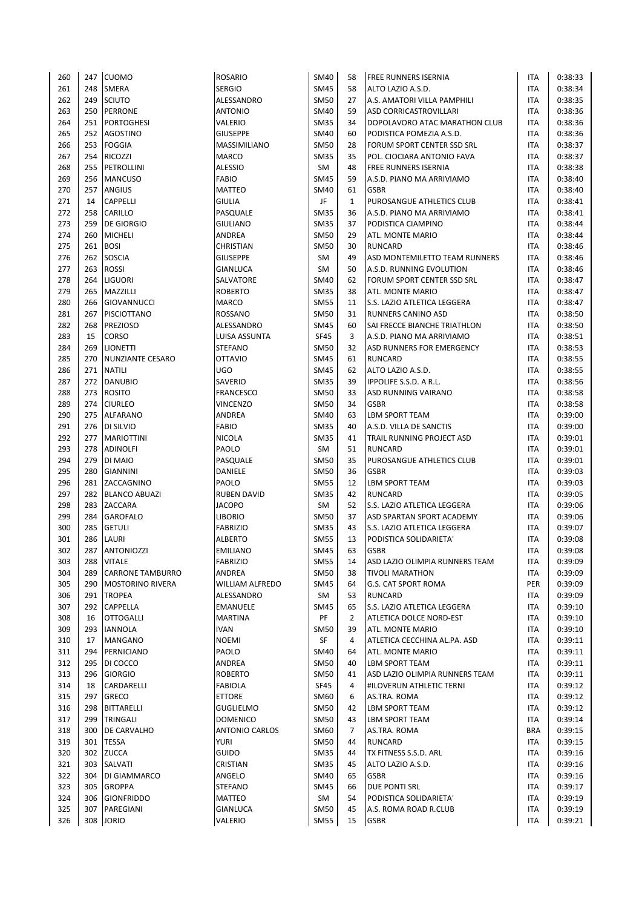| | | | | | | | | |
|---|---|---|---|---|---|---|---|---|
| 260 | 247 | CUOMO | ROSARIO | SM40 | 58 | FREE RUNNERS ISERNIA | ITA | 0:38:33 |
| 261 | 248 | SMERA | SERGIO | SM45 | 58 | ALTO LAZIO A.S.D. | ITA | 0:38:34 |
| 262 | 249 | SCIUTO | ALESSANDRO | SM50 | 27 | A.S. AMATORI VILLA PAMPHILI | ITA | 0:38:35 |
| 263 | 250 | PERRONE | ANTONIO | SM40 | 59 | ASD CORRICASTROVILLARI | ITA | 0:38:36 |
| 264 | 251 | PORTOGHESI | VALERIO | SM35 | 34 | DOPOLAVORO ATAC MARATHON CLUB | ITA | 0:38:36 |
| 265 | 252 | AGOSTINO | GIUSEPPE | SM40 | 60 | PODISTICA POMEZIA A.S.D. | ITA | 0:38:36 |
| 266 | 253 | FOGGIA | MASSIMILIANO | SM50 | 28 | FORUM SPORT CENTER SSD SRL | ITA | 0:38:37 |
| 267 | 254 | RICOZZI | MARCO | SM35 | 35 | POL. CIOCIARA ANTONIO FAVA | ITA | 0:38:37 |
| 268 | 255 | PETROLLINI | ALESSIO | SM | 48 | FREE RUNNERS ISERNIA | ITA | 0:38:38 |
| 269 | 256 | MANCUSO | FABIO | SM45 | 59 | A.S.D. PIANO MA ARRIVIAMO | ITA | 0:38:40 |
| 270 | 257 | ANGIUS | MATTEO | SM40 | 61 | GSBR | ITA | 0:38:40 |
| 271 | 14 | CAPPELLI | GIULIA | JF | 1 | PUROSANGUE ATHLETICS CLUB | ITA | 0:38:41 |
| 272 | 258 | CARILLO | PASQUALE | SM35 | 36 | A.S.D. PIANO MA ARRIVIAMO | ITA | 0:38:41 |
| 273 | 259 | DE GIORGIO | GIULIANO | SM35 | 37 | PODISTICA CIAMPINO | ITA | 0:38:44 |
| 274 | 260 | MICHELI | ANDREA | SM50 | 29 | ATL. MONTE MARIO | ITA | 0:38:44 |
| 275 | 261 | BOSI | CHRISTIAN | SM50 | 30 | RUNCARD | ITA | 0:38:46 |
| 276 | 262 | SOSCIA | GIUSEPPE | SM | 49 | ASD MONTEMILETTO TEAM RUNNERS | ITA | 0:38:46 |
| 277 | 263 | ROSSI | GIANLUCA | SM | 50 | A.S.D. RUNNING EVOLUTION | ITA | 0:38:46 |
| 278 | 264 | LIGUORI | SALVATORE | SM40 | 62 | FORUM SPORT CENTER SSD SRL | ITA | 0:38:47 |
| 279 | 265 | MAZZILLI | ROBERTO | SM35 | 38 | ATL. MONTE MARIO | ITA | 0:38:47 |
| 280 | 266 | GIOVANNUCCI | MARCO | SM55 | 11 | S.S. LAZIO ATLETICA LEGGERA | ITA | 0:38:47 |
| 281 | 267 | PISCIOTTANO | ROSSANO | SM50 | 31 | RUNNERS CANINO ASD | ITA | 0:38:50 |
| 282 | 268 | PREZIOSO | ALESSANDRO | SM45 | 60 | SAI FRECCE BIANCHE TRIATHLON | ITA | 0:38:50 |
| 283 | 15 | CORSO | LUISA ASSUNTA | SF45 | 3 | A.S.D. PIANO MA ARRIVIAMO | ITA | 0:38:51 |
| 284 | 269 | LIONETTI | STEFANO | SM50 | 32 | ASD RUNNERS FOR EMERGENCY | ITA | 0:38:53 |
| 285 | 270 | NUNZIANTE CESARO | OTTAVIO | SM45 | 61 | RUNCARD | ITA | 0:38:55 |
| 286 | 271 | NATILI | UGO | SM45 | 62 | ALTO LAZIO A.S.D. | ITA | 0:38:55 |
| 287 | 272 | DANUBIO | SAVERIO | SM35 | 39 | IPPOLIFE S.S.D. A R.L. | ITA | 0:38:56 |
| 288 | 273 | ROSITO | FRANCESCO | SM50 | 33 | ASD RUNNING VAIRANO | ITA | 0:38:58 |
| 289 | 274 | CIURLEO | VINCENZO | SM50 | 34 | GSBR | ITA | 0:38:58 |
| 290 | 275 | ALFARANO | ANDREA | SM40 | 63 | LBM SPORT TEAM | ITA | 0:39:00 |
| 291 | 276 | DI SILVIO | FABIO | SM35 | 40 | A.S.D. VILLA DE SANCTIS | ITA | 0:39:00 |
| 292 | 277 | MARIOTTINI | NICOLA | SM35 | 41 | TRAIL RUNNING PROJECT ASD | ITA | 0:39:01 |
| 293 | 278 | ADINOLFI | PAOLO | SM | 51 | RUNCARD | ITA | 0:39:01 |
| 294 | 279 | DI MAIO | PASQUALE | SM50 | 35 | PUROSANGUE ATHLETICS CLUB | ITA | 0:39:01 |
| 295 | 280 | GIANNINI | DANIELE | SM50 | 36 | GSBR | ITA | 0:39:03 |
| 296 | 281 | ZACCAGNINO | PAOLO | SM55 | 12 | LBM SPORT TEAM | ITA | 0:39:03 |
| 297 | 282 | BLANCO ABUAZI | RUBEN DAVID | SM35 | 42 | RUNCARD | ITA | 0:39:05 |
| 298 | 283 | ZACCARA | JACOPO | SM | 52 | S.S. LAZIO ATLETICA LEGGERA | ITA | 0:39:06 |
| 299 | 284 | GAROFALO | LIBORIO | SM50 | 37 | ASD SPARTAN SPORT ACADEMY | ITA | 0:39:06 |
| 300 | 285 | GETULI | FABRIZIO | SM35 | 43 | S.S. LAZIO ATLETICA LEGGERA | ITA | 0:39:07 |
| 301 | 286 | LAURI | ALBERTO | SM55 | 13 | PODISTICA SOLIDARIETA' | ITA | 0:39:08 |
| 302 | 287 | ANTONIOZZI | EMILIANO | SM45 | 63 | GSBR | ITA | 0:39:08 |
| 303 | 288 | VITALE | FABRIZIO | SM55 | 14 | ASD LAZIO OLIMPIA RUNNERS TEAM | ITA | 0:39:09 |
| 304 | 289 | CARRONE TAMBURRO | ANDREA | SM50 | 38 | TIVOLI MARATHON | ITA | 0:39:09 |
| 305 | 290 | MOSTORINO RIVERA | WILLIAM ALFREDO | SM45 | 64 | G.S. CAT SPORT ROMA | PER | 0:39:09 |
| 306 | 291 | TROPEA | ALESSANDRO | SM | 53 | RUNCARD | ITA | 0:39:09 |
| 307 | 292 | CAPPELLA | EMANUELE | SM45 | 65 | S.S. LAZIO ATLETICA LEGGERA | ITA | 0:39:10 |
| 308 | 16 | OTTOGALLI | MARTINA | PF | 2 | ATLETICA DOLCE NORD-EST | ITA | 0:39:10 |
| 309 | 293 | IANNOLA | IVAN | SM50 | 39 | ATL. MONTE MARIO | ITA | 0:39:10 |
| 310 | 17 | MANGANO | NOEMI | SF | 4 | ATLETICA CECCHINA AL.PA. ASD | ITA | 0:39:11 |
| 311 | 294 | PERNICIANO | PAOLO | SM40 | 64 | ATL. MONTE MARIO | ITA | 0:39:11 |
| 312 | 295 | DI COCCO | ANDREA | SM50 | 40 | LBM SPORT TEAM | ITA | 0:39:11 |
| 313 | 296 | GIORGIO | ROBERTO | SM50 | 41 | ASD LAZIO OLIMPIA RUNNERS TEAM | ITA | 0:39:11 |
| 314 | 18 | CARDARELLI | FABIOLA | SF45 | 4 | #ILOVERUN ATHLETIC TERNI | ITA | 0:39:12 |
| 315 | 297 | GRECO | ETTORE | SM60 | 6 | AS.TRA. ROMA | ITA | 0:39:12 |
| 316 | 298 | BITTARELLI | GUGLIELMO | SM50 | 42 | LBM SPORT TEAM | ITA | 0:39:12 |
| 317 | 299 | TRINGALI | DOMENICO | SM50 | 43 | LBM SPORT TEAM | ITA | 0:39:14 |
| 318 | 300 | DE CARVALHO | ANTONIO CARLOS | SM60 | 7 | AS.TRA. ROMA | BRA | 0:39:15 |
| 319 | 301 | TESSA | YURI | SM50 | 44 | RUNCARD | ITA | 0:39:15 |
| 320 | 302 | ZUCCA | GUIDO | SM35 | 44 | TX FITNESS S.S.D. ARL | ITA | 0:39:16 |
| 321 | 303 | SALVATI | CRISTIAN | SM35 | 45 | ALTO LAZIO A.S.D. | ITA | 0:39:16 |
| 322 | 304 | DI GIAMMARCO | ANGELO | SM40 | 65 | GSBR | ITA | 0:39:16 |
| 323 | 305 | GROPPA | STEFANO | SM45 | 66 | DUE PONTI SRL | ITA | 0:39:17 |
| 324 | 306 | GIONFRIDDO | MATTEO | SM | 54 | PODISTICA SOLIDARIETA' | ITA | 0:39:19 |
| 325 | 307 | PAREGIANI | GIANLUCA | SM50 | 45 | A.S. ROMA ROAD R.CLUB | ITA | 0:39:19 |
| 326 | 308 | JORIO | VALERIO | SM55 | 15 | GSBR | ITA | 0:39:21 |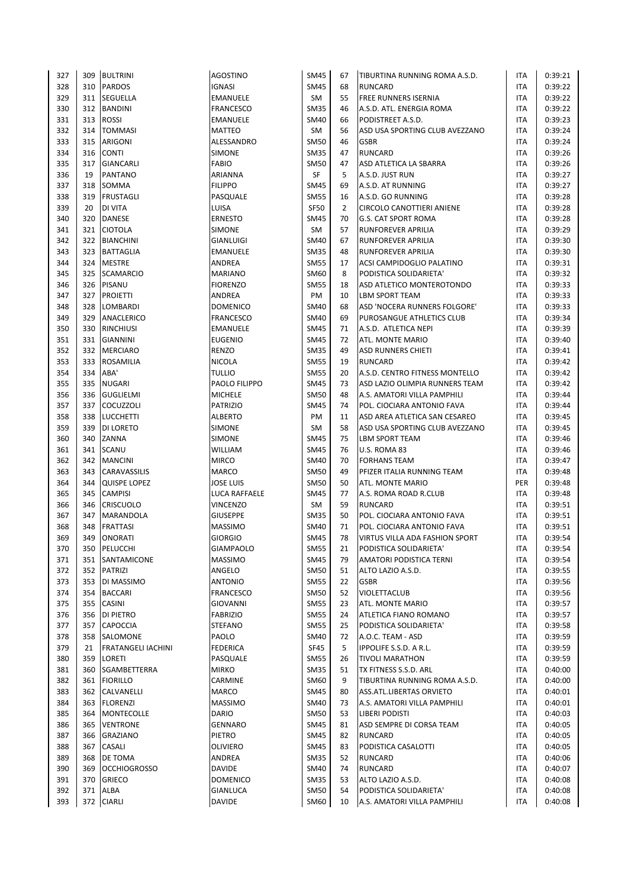| | | | | | | | | |
|---|---|---|---|---|---|---|---|---|
| 327 | 309 | BULTRINI | AGOSTINO | SM45 | 67 | TIBURTINA RUNNING ROMA A.S.D. | ITA | 0:39:21 |
| 328 | 310 | PARDOS | IGNASI | SM45 | 68 | RUNCARD | ITA | 0:39:22 |
| 329 | 311 | SEGUELLA | EMANUELE | SM | 55 | FREE RUNNERS ISERNIA | ITA | 0:39:22 |
| 330 | 312 | BANDINI | FRANCESCO | SM35 | 46 | A.S.D. ATL. ENERGIA ROMA | ITA | 0:39:22 |
| 331 | 313 | ROSSI | EMANUELE | SM40 | 66 | PODISTREET A.S.D. | ITA | 0:39:23 |
| 332 | 314 | TOMMASI | MATTEO | SM | 56 | ASD USA SPORTING CLUB AVEZZANO | ITA | 0:39:24 |
| 333 | 315 | ARIGONI | ALESSANDRO | SM50 | 46 | GSBR | ITA | 0:39:24 |
| 334 | 316 | CONTI | SIMONE | SM35 | 47 | RUNCARD | ITA | 0:39:26 |
| 335 | 317 | GIANCARLI | FABIO | SM50 | 47 | ASD ATLETICA LA SBARRA | ITA | 0:39:26 |
| 336 | 19 | PANTANO | ARIANNA | SF | 5 | A.S.D. JUST RUN | ITA | 0:39:27 |
| 337 | 318 | SOMMA | FILIPPO | SM45 | 69 | A.S.D. AT RUNNING | ITA | 0:39:27 |
| 338 | 319 | FRUSTAGLI | PASQUALE | SM55 | 16 | A.S.D. GO RUNNING | ITA | 0:39:28 |
| 339 | 20 | DI VITA | LUISA | SF50 | 2 | CIRCOLO CANOTTIERI ANIENE | ITA | 0:39:28 |
| 340 | 320 | DANESE | ERNESTO | SM45 | 70 | G.S. CAT SPORT ROMA | ITA | 0:39:28 |
| 341 | 321 | CIOTOLA | SIMONE | SM | 57 | RUNFOREVER APRILIA | ITA | 0:39:29 |
| 342 | 322 | BIANCHINI | GIANLUIGI | SM40 | 67 | RUNFOREVER APRILIA | ITA | 0:39:30 |
| 343 | 323 | BATTAGLIA | EMANUELE | SM35 | 48 | RUNFOREVER APRILIA | ITA | 0:39:30 |
| 344 | 324 | MESTRE | ANDREA | SM55 | 17 | ACSI CAMPIDOGLIO PALATINO | ITA | 0:39:31 |
| 345 | 325 | SCAMARCIO | MARIANO | SM60 | 8 | PODISTICA SOLIDARIETA' | ITA | 0:39:32 |
| 346 | 326 | PISANU | FIORENZO | SM55 | 18 | ASD ATLETICO MONTEROTONDO | ITA | 0:39:33 |
| 347 | 327 | PROIETTI | ANDREA | PM | 10 | LBM SPORT TEAM | ITA | 0:39:33 |
| 348 | 328 | LOMBARDI | DOMENICO | SM40 | 68 | ASD 'NOCERA RUNNERS FOLGORE' | ITA | 0:39:33 |
| 349 | 329 | ANACLERICO | FRANCESCO | SM40 | 69 | PUROSANGUE ATHLETICS CLUB | ITA | 0:39:34 |
| 350 | 330 | RINCHIUSI | EMANUELE | SM45 | 71 | A.S.D. ATLETICA NEPI | ITA | 0:39:39 |
| 351 | 331 | GIANNINI | EUGENIO | SM45 | 72 | ATL. MONTE MARIO | ITA | 0:39:40 |
| 352 | 332 | MERCIARO | RENZO | SM35 | 49 | ASD RUNNERS CHIETI | ITA | 0:39:41 |
| 353 | 333 | ROSAMILIA | NICOLA | SM55 | 19 | RUNCARD | ITA | 0:39:42 |
| 354 | 334 | ABA' | TULLIO | SM55 | 20 | A.S.D. CENTRO FITNESS MONTELLO | ITA | 0:39:42 |
| 355 | 335 | NUGARI | PAOLO FILIPPO | SM45 | 73 | ASD LAZIO OLIMPIA RUNNERS TEAM | ITA | 0:39:42 |
| 356 | 336 | GUGLIELMI | MICHELE | SM50 | 48 | A.S. AMATORI VILLA PAMPHILI | ITA | 0:39:44 |
| 357 | 337 | COCUZZOLI | PATRIZIO | SM45 | 74 | POL. CIOCIARA ANTONIO FAVA | ITA | 0:39:44 |
| 358 | 338 | LUCCHETTI | ALBERTO | PM | 11 | ASD AREA ATLETICA SAN CESAREO | ITA | 0:39:45 |
| 359 | 339 | DI LORETO | SIMONE | SM | 58 | ASD USA SPORTING CLUB AVEZZANO | ITA | 0:39:45 |
| 360 | 340 | ZANNA | SIMONE | SM45 | 75 | LBM SPORT TEAM | ITA | 0:39:46 |
| 361 | 341 | SCANU | WILLIAM | SM45 | 76 | U.S. ROMA 83 | ITA | 0:39:46 |
| 362 | 342 | MANCINI | MIRCO | SM40 | 70 | FORHANS TEAM | ITA | 0:39:47 |
| 363 | 343 | CARAVASSILIS | MARCO | SM50 | 49 | PFIZER ITALIA RUNNING TEAM | ITA | 0:39:48 |
| 364 | 344 | QUISPE LOPEZ | JOSE LUIS | SM50 | 50 | ATL. MONTE MARIO | PER | 0:39:48 |
| 365 | 345 | CAMPISI | LUCA RAFFAELE | SM45 | 77 | A.S. ROMA ROAD R.CLUB | ITA | 0:39:48 |
| 366 | 346 | CRISCUOLO | VINCENZO | SM | 59 | RUNCARD | ITA | 0:39:51 |
| 367 | 347 | MARANDOLA | GIUSEPPE | SM35 | 50 | POL. CIOCIARA ANTONIO FAVA | ITA | 0:39:51 |
| 368 | 348 | FRATTASI | MASSIMO | SM40 | 71 | POL. CIOCIARA ANTONIO FAVA | ITA | 0:39:51 |
| 369 | 349 | ONORATI | GIORGIO | SM45 | 78 | VIRTUS VILLA ADA FASHION SPORT | ITA | 0:39:54 |
| 370 | 350 | PELUCCHI | GIAMPAOLO | SM55 | 21 | PODISTICA SOLIDARIETA' | ITA | 0:39:54 |
| 371 | 351 | SANTAMICONE | MASSIMO | SM45 | 79 | AMATORI PODISTICA TERNI | ITA | 0:39:54 |
| 372 | 352 | PATRIZI | ANGELO | SM50 | 51 | ALTO LAZIO A.S.D. | ITA | 0:39:55 |
| 373 | 353 | DI MASSIMO | ANTONIO | SM55 | 22 | GSBR | ITA | 0:39:56 |
| 374 | 354 | BACCARI | FRANCESCO | SM50 | 52 | VIOLETTACLUB | ITA | 0:39:56 |
| 375 | 355 | CASINI | GIOVANNI | SM55 | 23 | ATL. MONTE MARIO | ITA | 0:39:57 |
| 376 | 356 | DI PIETRO | FABRIZIO | SM55 | 24 | ATLETICA FIANO ROMANO | ITA | 0:39:57 |
| 377 | 357 | CAPOCCIA | STEFANO | SM55 | 25 | PODISTICA SOLIDARIETA' | ITA | 0:39:58 |
| 378 | 358 | SALOMONE | PAOLO | SM40 | 72 | A.O.C. TEAM - ASD | ITA | 0:39:59 |
| 379 | 21 | FRATANGELI IACHINI | FEDERICA | SF45 | 5 | IPPOLIFE S.S.D. A R.L. | ITA | 0:39:59 |
| 380 | 359 | LORETI | PASQUALE | SM55 | 26 | TIVOLI MARATHON | ITA | 0:39:59 |
| 381 | 360 | SGAMBETTERRA | MIRKO | SM35 | 51 | TX FITNESS S.S.D. ARL | ITA | 0:40:00 |
| 382 | 361 | FIORILLO | CARMINE | SM60 | 9 | TIBURTINA RUNNING ROMA A.S.D. | ITA | 0:40:00 |
| 383 | 362 | CALVANELLI | MARCO | SM45 | 80 | ASS.ATL.LIBERTAS ORVIETO | ITA | 0:40:01 |
| 384 | 363 | FLORENZI | MASSIMO | SM40 | 73 | A.S. AMATORI VILLA PAMPHILI | ITA | 0:40:01 |
| 385 | 364 | MONTECOLLE | DARIO | SM50 | 53 | LIBERI PODISTI | ITA | 0:40:03 |
| 386 | 365 | VENTRONE | GENNARO | SM45 | 81 | ASD SEMPRE DI CORSA TEAM | ITA | 0:40:05 |
| 387 | 366 | GRAZIANO | PIETRO | SM45 | 82 | RUNCARD | ITA | 0:40:05 |
| 388 | 367 | CASALI | OLIVIERO | SM45 | 83 | PODISTICA CASALOTTI | ITA | 0:40:05 |
| 389 | 368 | DE TOMA | ANDREA | SM35 | 52 | RUNCARD | ITA | 0:40:06 |
| 390 | 369 | OCCHIOGROSSO | DAVIDE | SM40 | 74 | RUNCARD | ITA | 0:40:07 |
| 391 | 370 | GRIECO | DOMENICO | SM35 | 53 | ALTO LAZIO A.S.D. | ITA | 0:40:08 |
| 392 | 371 | ALBA | GIANLUCA | SM50 | 54 | PODISTICA SOLIDARIETA' | ITA | 0:40:08 |
| 393 | 372 | CIARLI | DAVIDE | SM60 | 10 | A.S. AMATORI VILLA PAMPHILI | ITA | 0:40:08 |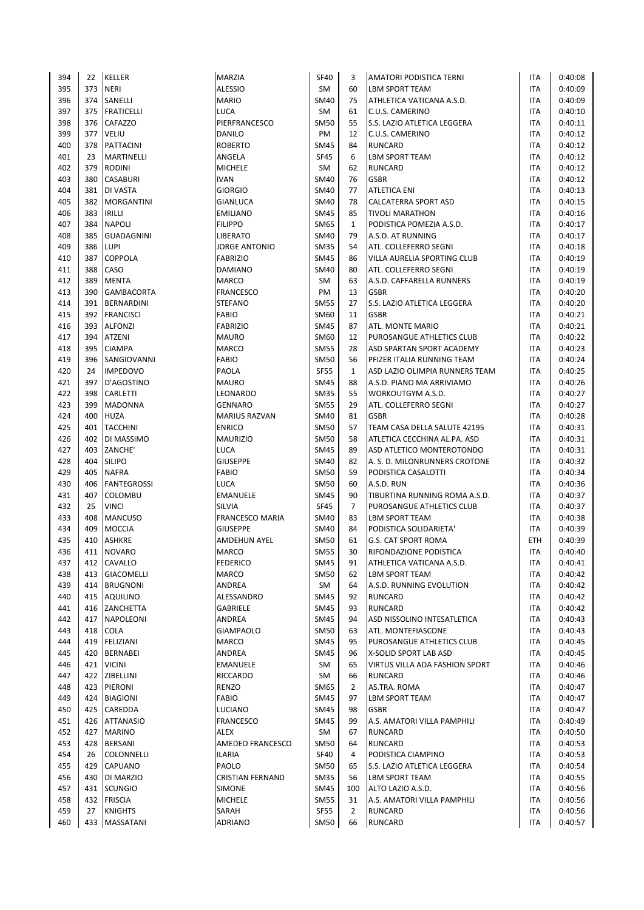| 394 | 22 | KELLER | MARZIA | SF40 | 3 | AMATORI PODISTICA TERNI | ITA | 0:40:08 |
|---|---|---|---|---|---|---|---|---|
| 395 | 373 | NERI | ALESSIO | SM | 60 | LBM SPORT TEAM | ITA | 0:40:09 |
| 396 | 374 | SANELLI | MARIO | SM40 | 75 | ATHLETICA VATICANA A.S.D. | ITA | 0:40:09 |
| 397 | 375 | FRATICELLI | LUCA | SM | 61 | C.U.S. CAMERINO | ITA | 0:40:10 |
| 398 | 376 | CAFAZZO | PIERFRANCESCO | SM50 | 55 | S.S. LAZIO ATLETICA LEGGERA | ITA | 0:40:11 |
| 399 | 377 | VELIU | DANILO | PM | 12 | C.U.S. CAMERINO | ITA | 0:40:12 |
| 400 | 378 | PATTACINI | ROBERTO | SM45 | 84 | RUNCARD | ITA | 0:40:12 |
| 401 | 23 | MARTINELLI | ANGELA | SF45 | 6 | LBM SPORT TEAM | ITA | 0:40:12 |
| 402 | 379 | RODINI | MICHELE | SM | 62 | RUNCARD | ITA | 0:40:12 |
| 403 | 380 | CASABURI | IVAN | SM40 | 76 | GSBR | ITA | 0:40:12 |
| 404 | 381 | DI VASTA | GIORGIO | SM40 | 77 | ATLETICA ENI | ITA | 0:40:13 |
| 405 | 382 | MORGANTINI | GIANLUCA | SM40 | 78 | CALCATERRA SPORT ASD | ITA | 0:40:15 |
| 406 | 383 | IRILLI | EMILIANO | SM45 | 85 | TIVOLI MARATHON | ITA | 0:40:16 |
| 407 | 384 | NAPOLI | FILIPPO | SM65 | 1 | PODISTICA POMEZIA A.S.D. | ITA | 0:40:17 |
| 408 | 385 | GUADAGNINI | LIBERATO | SM40 | 79 | A.S.D. AT RUNNING | ITA | 0:40:17 |
| 409 | 386 | LUPI | JORGE ANTONIO | SM35 | 54 | ATL. COLLEFERRO SEGNI | ITA | 0:40:18 |
| 410 | 387 | COPPOLA | FABRIZIO | SM45 | 86 | VILLA AURELIA SPORTING CLUB | ITA | 0:40:19 |
| 411 | 388 | CASO | DAMIANO | SM40 | 80 | ATL. COLLEFERRO SEGNI | ITA | 0:40:19 |
| 412 | 389 | MENTA | MARCO | SM | 63 | A.S.D. CAFFARELLA RUNNERS | ITA | 0:40:19 |
| 413 | 390 | GAMBACORTA | FRANCESCO | PM | 13 | GSBR | ITA | 0:40:20 |
| 414 | 391 | BERNARDINI | STEFANO | SM55 | 27 | S.S. LAZIO ATLETICA LEGGERA | ITA | 0:40:20 |
| 415 | 392 | FRANCISCI | FABIO | SM60 | 11 | GSBR | ITA | 0:40:21 |
| 416 | 393 | ALFONZI | FABRIZIO | SM45 | 87 | ATL. MONTE MARIO | ITA | 0:40:21 |
| 417 | 394 | ATZENI | MAURO | SM60 | 12 | PUROSANGUE ATHLETICS CLUB | ITA | 0:40:22 |
| 418 | 395 | CIAMPA | MARCO | SM55 | 28 | ASD SPARTAN SPORT ACADEMY | ITA | 0:40:23 |
| 419 | 396 | SANGIOVANNI | FABIO | SM50 | 56 | PFIZER ITALIA RUNNING TEAM | ITA | 0:40:24 |
| 420 | 24 | IMPEDOVO | PAOLA | SF55 | 1 | ASD LAZIO OLIMPIA RUNNERS TEAM | ITA | 0:40:25 |
| 421 | 397 | D'AGOSTINO | MAURO | SM45 | 88 | A.S.D. PIANO MA ARRIVIAMO | ITA | 0:40:26 |
| 422 | 398 | CARLETTI | LEONARDO | SM35 | 55 | WORKOUTGYM A.S.D. | ITA | 0:40:27 |
| 423 | 399 | MADONNA | GENNARO | SM55 | 29 | ATL. COLLEFERRO SEGNI | ITA | 0:40:27 |
| 424 | 400 | HUZA | MARIUS RAZVAN | SM40 | 81 | GSBR | ITA | 0:40:28 |
| 425 | 401 | TACCHINI | ENRICO | SM50 | 57 | TEAM CASA DELLA SALUTE 42195 | ITA | 0:40:31 |
| 426 | 402 | DI MASSIMO | MAURIZIO | SM50 | 58 | ATLETICA CECCHINA AL.PA. ASD | ITA | 0:40:31 |
| 427 | 403 | ZANCHE' | LUCA | SM45 | 89 | ASD ATLETICO MONTEROTONDO | ITA | 0:40:31 |
| 428 | 404 | SILIPO | GIUSEPPE | SM40 | 82 | A. S. D. MILONRUNNERS CROTONE | ITA | 0:40:32 |
| 429 | 405 | NAFRA | FABIO | SM50 | 59 | PODISTICA CASALOTTI | ITA | 0:40:34 |
| 430 | 406 | FANTEGROSSI | LUCA | SM50 | 60 | A.S.D. RUN | ITA | 0:40:36 |
| 431 | 407 | COLOMBU | EMANUELE | SM45 | 90 | TIBURTINA RUNNING ROMA A.S.D. | ITA | 0:40:37 |
| 432 | 25 | VINCI | SILVIA | SF45 | 7 | PUROSANGUE ATHLETICS CLUB | ITA | 0:40:37 |
| 433 | 408 | MANCUSO | FRANCESCO MARIA | SM40 | 83 | LBM SPORT TEAM | ITA | 0:40:38 |
| 434 | 409 | MOCCIA | GIUSEPPE | SM40 | 84 | PODISTICA SOLIDARIETA' | ITA | 0:40:39 |
| 435 | 410 | ASHKRE | AMDEHUN AYEL | SM50 | 61 | G.S. CAT SPORT ROMA | ETH | 0:40:39 |
| 436 | 411 | NOVARO | MARCO | SM55 | 30 | RIFONDAZIONE PODISTICA | ITA | 0:40:40 |
| 437 | 412 | CAVALLO | FEDERICO | SM45 | 91 | ATHLETICA VATICANA A.S.D. | ITA | 0:40:41 |
| 438 | 413 | GIACOMELLI | MARCO | SM50 | 62 | LBM SPORT TEAM | ITA | 0:40:42 |
| 439 | 414 | BRUGNONI | ANDREA | SM | 64 | A.S.D. RUNNING EVOLUTION | ITA | 0:40:42 |
| 440 | 415 | AQUILINO | ALESSANDRO | SM45 | 92 | RUNCARD | ITA | 0:40:42 |
| 441 | 416 | ZANCHETTA | GABRIELE | SM45 | 93 | RUNCARD | ITA | 0:40:42 |
| 442 | 417 | NAPOLEONI | ANDREA | SM45 | 94 | ASD NISSOLINO INTESATLETICA | ITA | 0:40:43 |
| 443 | 418 | COLA | GIAMPAOLO | SM50 | 63 | ATL. MONTEFIASCONE | ITA | 0:40:43 |
| 444 | 419 | FELIZIANI | MARCO | SM45 | 95 | PUROSANGUE ATHLETICS CLUB | ITA | 0:40:45 |
| 445 | 420 | BERNABEI | ANDREA | SM45 | 96 | X-SOLID SPORT LAB ASD | ITA | 0:40:45 |
| 446 | 421 | VICINI | EMANUELE | SM | 65 | VIRTUS VILLA ADA FASHION SPORT | ITA | 0:40:46 |
| 447 | 422 | ZIBELLINI | RICCARDO | SM | 66 | RUNCARD | ITA | 0:40:46 |
| 448 | 423 | PIERONI | RENZO | SM65 | 2 | AS.TRA. ROMA | ITA | 0:40:47 |
| 449 | 424 | BIAGIONI | FABIO | SM45 | 97 | LBM SPORT TEAM | ITA | 0:40:47 |
| 450 | 425 | CAREDDA | LUCIANO | SM45 | 98 | GSBR | ITA | 0:40:47 |
| 451 | 426 | ATTANASIO | FRANCESCO | SM45 | 99 | A.S. AMATORI VILLA PAMPHILI | ITA | 0:40:49 |
| 452 | 427 | MARINO | ALEX | SM | 67 | RUNCARD | ITA | 0:40:50 |
| 453 | 428 | BERSANI | AMEDEO FRANCESCO | SM50 | 64 | RUNCARD | ITA | 0:40:53 |
| 454 | 26 | COLONNELLI | ILARIA | SF40 | 4 | PODISTICA CIAMPINO | ITA | 0:40:53 |
| 455 | 429 | CAPUANO | PAOLO | SM50 | 65 | S.S. LAZIO ATLETICA LEGGERA | ITA | 0:40:54 |
| 456 | 430 | DI MARZIO | CRISTIAN FERNAND | SM35 | 56 | LBM SPORT TEAM | ITA | 0:40:55 |
| 457 | 431 | SCUNGIO | SIMONE | SM45 | 100 | ALTO LAZIO A.S.D. | ITA | 0:40:56 |
| 458 | 432 | FRISCIA | MICHELE | SM55 | 31 | A.S. AMATORI VILLA PAMPHILI | ITA | 0:40:56 |
| 459 | 27 | KNIGHTS | SARAH | SF55 | 2 | RUNCARD | ITA | 0:40:56 |
| 460 | 433 | MASSATANI | ADRIANO | SM50 | 66 | RUNCARD | ITA | 0:40:57 |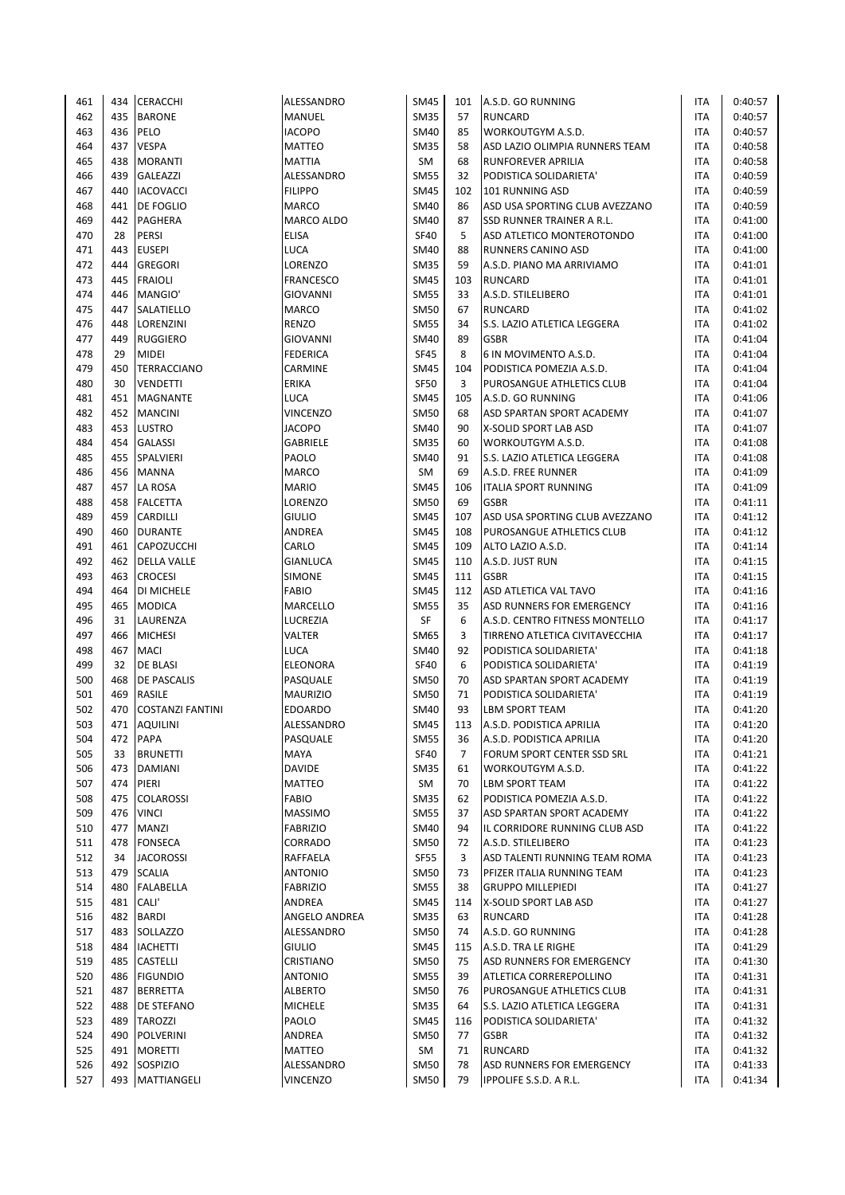| 461 | 434 | CERACCHI | ALESSANDRO | SM45 | 101 | A.S.D. GO RUNNING | ITA | 0:40:57 |
|---|---|---|---|---|---|---|---|---|
| 462 | 435 | BARONE | MANUEL | SM35 | 57 | RUNCARD | ITA | 0:40:57 |
| 463 | 436 | PELO | IACOPO | SM40 | 85 | WORKOUTGYM A.S.D. | ITA | 0:40:57 |
| 464 | 437 | VESPA | MATTEO | SM35 | 58 | ASD LAZIO OLIMPIA RUNNERS TEAM | ITA | 0:40:58 |
| 465 | 438 | MORANTI | MATTIA | SM | 68 | RUNFOREVER APRILIA | ITA | 0:40:58 |
| 466 | 439 | GALEAZZI | ALESSANDRO | SM55 | 32 | PODISTICA SOLIDARIETA' | ITA | 0:40:59 |
| 467 | 440 | IACOVACCI | FILIPPO | SM45 | 102 | 101 RUNNING ASD | ITA | 0:40:59 |
| 468 | 441 | DE FOGLIO | MARCO | SM40 | 86 | ASD USA SPORTING CLUB AVEZZANO | ITA | 0:40:59 |
| 469 | 442 | PAGHERA | MARCO ALDO | SM40 | 87 | SSD RUNNER TRAINER A R.L. | ITA | 0:41:00 |
| 470 | 28 | PERSI | ELISA | SF40 | 5 | ASD ATLETICO MONTEROTONDO | ITA | 0:41:00 |
| 471 | 443 | EUSEPI | LUCA | SM40 | 88 | RUNNERS CANINO ASD | ITA | 0:41:00 |
| 472 | 444 | GREGORI | LORENZO | SM35 | 59 | A.S.D. PIANO MA ARRIVIAMO | ITA | 0:41:01 |
| 473 | 445 | FRAIOLI | FRANCESCO | SM45 | 103 | RUNCARD | ITA | 0:41:01 |
| 474 | 446 | MANGIO' | GIOVANNI | SM55 | 33 | A.S.D. STILELIBERO | ITA | 0:41:01 |
| 475 | 447 | SALATIELLO | MARCO | SM50 | 67 | RUNCARD | ITA | 0:41:02 |
| 476 | 448 | LORENZINI | RENZO | SM55 | 34 | S.S. LAZIO ATLETICA LEGGERA | ITA | 0:41:02 |
| 477 | 449 | RUGGIERO | GIOVANNI | SM40 | 89 | GSBR | ITA | 0:41:04 |
| 478 | 29 | MIDEI | FEDERICA | SF45 | 8 | 6 IN MOVIMENTO A.S.D. | ITA | 0:41:04 |
| 479 | 450 | TERRACCIANO | CARMINE | SM45 | 104 | PODISTICA POMEZIA A.S.D. | ITA | 0:41:04 |
| 480 | 30 | VENDETTI | ERIKA | SF50 | 3 | PUROSANGUE ATHLETICS CLUB | ITA | 0:41:04 |
| 481 | 451 | MAGNANTE | LUCA | SM45 | 105 | A.S.D. GO RUNNING | ITA | 0:41:06 |
| 482 | 452 | MANCINI | VINCENZO | SM50 | 68 | ASD SPARTAN SPORT ACADEMY | ITA | 0:41:07 |
| 483 | 453 | LUSTRO | JACOPO | SM40 | 90 | X-SOLID SPORT LAB ASD | ITA | 0:41:07 |
| 484 | 454 | GALASSI | GABRIELE | SM35 | 60 | WORKOUTGYM A.S.D. | ITA | 0:41:08 |
| 485 | 455 | SPALVIERI | PAOLO | SM40 | 91 | S.S. LAZIO ATLETICA LEGGERA | ITA | 0:41:08 |
| 486 | 456 | MANNA | MARCO | SM | 69 | A.S.D. FREE RUNNER | ITA | 0:41:09 |
| 487 | 457 | LA ROSA | MARIO | SM45 | 106 | ITALIA SPORT RUNNING | ITA | 0:41:09 |
| 488 | 458 | FALCETTA | LORENZO | SM50 | 69 | GSBR | ITA | 0:41:11 |
| 489 | 459 | CARDILLI | GIULIO | SM45 | 107 | ASD USA SPORTING CLUB AVEZZANO | ITA | 0:41:12 |
| 490 | 460 | DURANTE | ANDREA | SM45 | 108 | PUROSANGUE ATHLETICS CLUB | ITA | 0:41:12 |
| 491 | 461 | CAPOZUCCHI | CARLO | SM45 | 109 | ALTO LAZIO A.S.D. | ITA | 0:41:14 |
| 492 | 462 | DELLA VALLE | GIANLUCA | SM45 | 110 | A.S.D. JUST RUN | ITA | 0:41:15 |
| 493 | 463 | CROCESI | SIMONE | SM45 | 111 | GSBR | ITA | 0:41:15 |
| 494 | 464 | DI MICHELE | FABIO | SM45 | 112 | ASD ATLETICA VAL TAVO | ITA | 0:41:16 |
| 495 | 465 | MODICA | MARCELLO | SM55 | 35 | ASD RUNNERS FOR EMERGENCY | ITA | 0:41:16 |
| 496 | 31 | LAURENZA | LUCREZIA | SF | 6 | A.S.D. CENTRO FITNESS MONTELLO | ITA | 0:41:17 |
| 497 | 466 | MICHESI | VALTER | SM65 | 3 | TIRRENO ATLETICA CIVITAVECCHIA | ITA | 0:41:17 |
| 498 | 467 | MACI | LUCA | SM40 | 92 | PODISTICA SOLIDARIETA' | ITA | 0:41:18 |
| 499 | 32 | DE BLASI | ELEONORA | SF40 | 6 | PODISTICA SOLIDARIETA' | ITA | 0:41:19 |
| 500 | 468 | DE PASCALIS | PASQUALE | SM50 | 70 | ASD SPARTAN SPORT ACADEMY | ITA | 0:41:19 |
| 501 | 469 | RASILE | MAURIZIO | SM50 | 71 | PODISTICA SOLIDARIETA' | ITA | 0:41:19 |
| 502 | 470 | COSTANZI FANTINI | EDOARDO | SM40 | 93 | LBM SPORT TEAM | ITA | 0:41:20 |
| 503 | 471 | AQUILINI | ALESSANDRO | SM45 | 113 | A.S.D. PODISTICA APRILIA | ITA | 0:41:20 |
| 504 | 472 | PAPA | PASQUALE | SM55 | 36 | A.S.D. PODISTICA APRILIA | ITA | 0:41:20 |
| 505 | 33 | BRUNETTI | MAYA | SF40 | 7 | FORUM SPORT CENTER SSD SRL | ITA | 0:41:21 |
| 506 | 473 | DAMIANI | DAVIDE | SM35 | 61 | WORKOUTGYM A.S.D. | ITA | 0:41:22 |
| 507 | 474 | PIERI | MATTEO | SM | 70 | LBM SPORT TEAM | ITA | 0:41:22 |
| 508 | 475 | COLAROSSI | FABIO | SM35 | 62 | PODISTICA POMEZIA A.S.D. | ITA | 0:41:22 |
| 509 | 476 | VINCI | MASSIMO | SM55 | 37 | ASD SPARTAN SPORT ACADEMY | ITA | 0:41:22 |
| 510 | 477 | MANZI | FABRIZIO | SM40 | 94 | IL CORRIDORE RUNNING CLUB ASD | ITA | 0:41:22 |
| 511 | 478 | FONSECA | CORRADO | SM50 | 72 | A.S.D. STILELIBERO | ITA | 0:41:23 |
| 512 | 34 | JACOROSSI | RAFFAELA | SF55 | 3 | ASD TALENTI RUNNING TEAM ROMA | ITA | 0:41:23 |
| 513 | 479 | SCALIA | ANTONIO | SM50 | 73 | PFIZER ITALIA RUNNING TEAM | ITA | 0:41:23 |
| 514 | 480 | FALABELLA | FABRIZIO | SM55 | 38 | GRUPPO MILLEPIEDI | ITA | 0:41:27 |
| 515 | 481 | CALI' | ANDREA | SM45 | 114 | X-SOLID SPORT LAB ASD | ITA | 0:41:27 |
| 516 | 482 | BARDI | ANGELO ANDREA | SM35 | 63 | RUNCARD | ITA | 0:41:28 |
| 517 | 483 | SOLLAZZO | ALESSANDRO | SM50 | 74 | A.S.D. GO RUNNING | ITA | 0:41:28 |
| 518 | 484 | IACHETTI | GIULIO | SM45 | 115 | A.S.D. TRA LE RIGHE | ITA | 0:41:29 |
| 519 | 485 | CASTELLI | CRISTIANO | SM50 | 75 | ASD RUNNERS FOR EMERGENCY | ITA | 0:41:30 |
| 520 | 486 | FIGUNDIO | ANTONIO | SM55 | 39 | ATLETICA CORREREPOLLINO | ITA | 0:41:31 |
| 521 | 487 | BERRETTA | ALBERTO | SM50 | 76 | PUROSANGUE ATHLETICS CLUB | ITA | 0:41:31 |
| 522 | 488 | DE STEFANO | MICHELE | SM35 | 64 | S.S. LAZIO ATLETICA LEGGERA | ITA | 0:41:31 |
| 523 | 489 | TAROZZI | PAOLO | SM45 | 116 | PODISTICA SOLIDARIETA' | ITA | 0:41:32 |
| 524 | 490 | POLVERINI | ANDREA | SM50 | 77 | GSBR | ITA | 0:41:32 |
| 525 | 491 | MORETTI | MATTEO | SM | 71 | RUNCARD | ITA | 0:41:32 |
| 526 | 492 | SOSPIZIO | ALESSANDRO | SM50 | 78 | ASD RUNNERS FOR EMERGENCY | ITA | 0:41:33 |
| 527 | 493 | MATTIANGELI | VINCENZO | SM50 | 79 | IPPOLIFE S.S.D. A R.L. | ITA | 0:41:34 |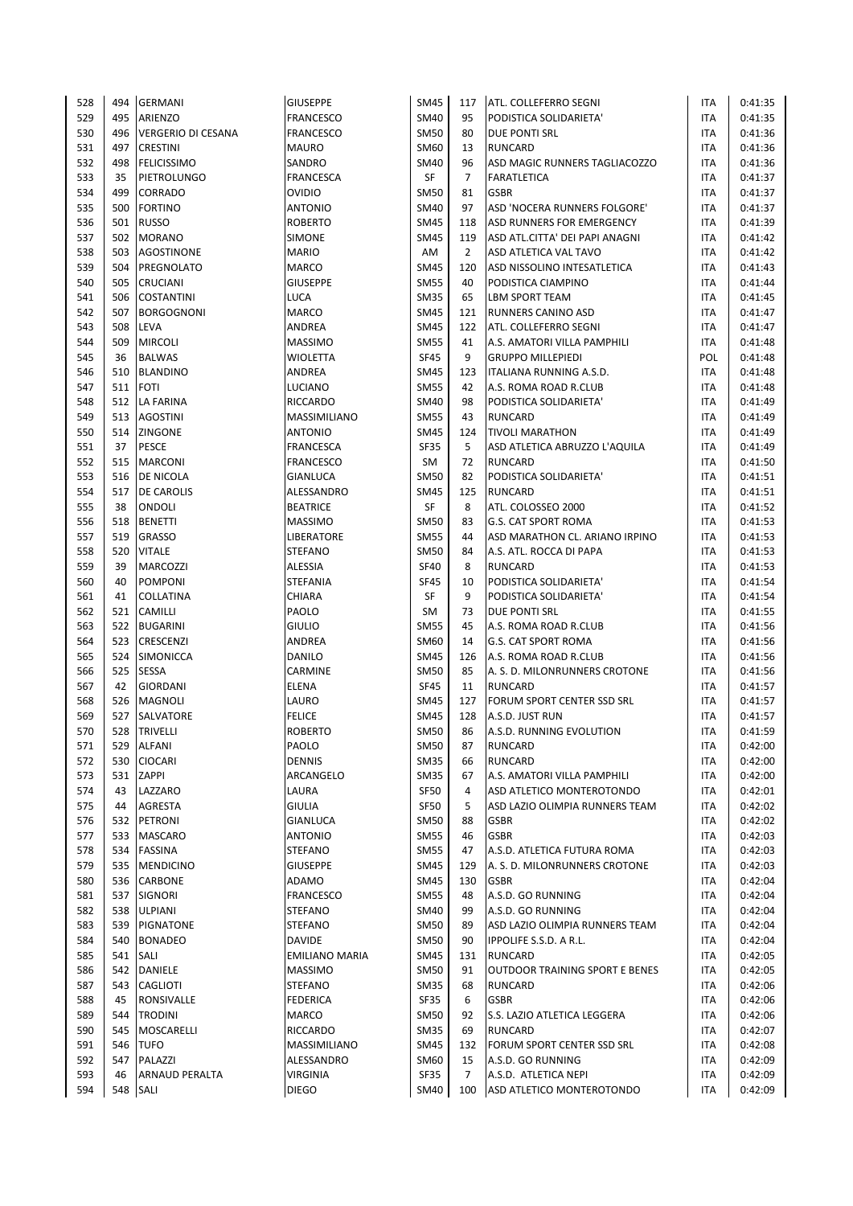| | | | | | | | | |
|---|---|---|---|---|---|---|---|---|
| 528 | 494 | GERMANI | GIUSEPPE | SM45 | 117 | ATL. COLLEFERRO SEGNI | ITA | 0:41:35 |
| 529 | 495 | ARIENZO | FRANCESCO | SM40 | 95 | PODISTICA SOLIDARIETA' | ITA | 0:41:35 |
| 530 | 496 | VERGERIO DI CESANA | FRANCESCO | SM50 | 80 | DUE PONTI SRL | ITA | 0:41:36 |
| 531 | 497 | CRESTINI | MAURO | SM60 | 13 | RUNCARD | ITA | 0:41:36 |
| 532 | 498 | FELICISSIMO | SANDRO | SM40 | 96 | ASD MAGIC RUNNERS TAGLIACOZZO | ITA | 0:41:36 |
| 533 | 35 | PIETROLUNGO | FRANCESCA | SF | 7 | FARATLETICA | ITA | 0:41:37 |
| 534 | 499 | CORRADO | OVIDIO | SM50 | 81 | GSBR | ITA | 0:41:37 |
| 535 | 500 | FORTINO | ANTONIO | SM40 | 97 | ASD 'NOCERA RUNNERS FOLGORE' | ITA | 0:41:37 |
| 536 | 501 | RUSSO | ROBERTO | SM45 | 118 | ASD RUNNERS FOR EMERGENCY | ITA | 0:41:39 |
| 537 | 502 | MORANO | SIMONE | SM45 | 119 | ASD ATL.CITTA' DEI PAPI ANAGNI | ITA | 0:41:42 |
| 538 | 503 | AGOSTINONE | MARIO | AM | 2 | ASD ATLETICA VAL TAVO | ITA | 0:41:42 |
| 539 | 504 | PREGNOLATO | MARCO | SM45 | 120 | ASD NISSOLINO INTESATLETICA | ITA | 0:41:43 |
| 540 | 505 | CRUCIANI | GIUSEPPE | SM55 | 40 | PODISTICA CIAMPINO | ITA | 0:41:44 |
| 541 | 506 | COSTANTINI | LUCA | SM35 | 65 | LBM SPORT TEAM | ITA | 0:41:45 |
| 542 | 507 | BORGOGNONI | MARCO | SM45 | 121 | RUNNERS CANINO ASD | ITA | 0:41:47 |
| 543 | 508 | LEVA | ANDREA | SM45 | 122 | ATL. COLLEFERRO SEGNI | ITA | 0:41:47 |
| 544 | 509 | MIRCOLI | MASSIMO | SM55 | 41 | A.S. AMATORI VILLA PAMPHILI | ITA | 0:41:48 |
| 545 | 36 | BALWAS | WIOLETTA | SF45 | 9 | GRUPPO MILLEPIEDI | POL | 0:41:48 |
| 546 | 510 | BLANDINO | ANDREA | SM45 | 123 | ITALIANA RUNNING A.S.D. | ITA | 0:41:48 |
| 547 | 511 | FOTI | LUCIANO | SM55 | 42 | A.S. ROMA ROAD R.CLUB | ITA | 0:41:48 |
| 548 | 512 | LA FARINA | RICCARDO | SM40 | 98 | PODISTICA SOLIDARIETA' | ITA | 0:41:49 |
| 549 | 513 | AGOSTINI | MASSIMILIANO | SM55 | 43 | RUNCARD | ITA | 0:41:49 |
| 550 | 514 | ZINGONE | ANTONIO | SM45 | 124 | TIVOLI MARATHON | ITA | 0:41:49 |
| 551 | 37 | PESCE | FRANCESCA | SF35 | 5 | ASD ATLETICA ABRUZZO L'AQUILA | ITA | 0:41:49 |
| 552 | 515 | MARCONI | FRANCESCO | SM | 72 | RUNCARD | ITA | 0:41:50 |
| 553 | 516 | DE NICOLA | GIANLUCA | SM50 | 82 | PODISTICA SOLIDARIETA' | ITA | 0:41:51 |
| 554 | 517 | DE CAROLIS | ALESSANDRO | SM45 | 125 | RUNCARD | ITA | 0:41:51 |
| 555 | 38 | ONDOLI | BEATRICE | SF | 8 | ATL. COLOSSEO 2000 | ITA | 0:41:52 |
| 556 | 518 | BENETTI | MASSIMO | SM50 | 83 | G.S. CAT SPORT ROMA | ITA | 0:41:53 |
| 557 | 519 | GRASSO | LIBERATORE | SM55 | 44 | ASD MARATHON CL. ARIANO IRPINO | ITA | 0:41:53 |
| 558 | 520 | VITALE | STEFANO | SM50 | 84 | A.S. ATL. ROCCA DI PAPA | ITA | 0:41:53 |
| 559 | 39 | MARCOZZI | ALESSIA | SF40 | 8 | RUNCARD | ITA | 0:41:53 |
| 560 | 40 | POMPONI | STEFANIA | SF45 | 10 | PODISTICA SOLIDARIETA' | ITA | 0:41:54 |
| 561 | 41 | COLLATINA | CHIARA | SF | 9 | PODISTICA SOLIDARIETA' | ITA | 0:41:54 |
| 562 | 521 | CAMILLI | PAOLO | SM | 73 | DUE PONTI SRL | ITA | 0:41:55 |
| 563 | 522 | BUGARINI | GIULIO | SM55 | 45 | A.S. ROMA ROAD R.CLUB | ITA | 0:41:56 |
| 564 | 523 | CRESCENZI | ANDREA | SM60 | 14 | G.S. CAT SPORT ROMA | ITA | 0:41:56 |
| 565 | 524 | SIMONICCA | DANILO | SM45 | 126 | A.S. ROMA ROAD R.CLUB | ITA | 0:41:56 |
| 566 | 525 | SESSA | CARMINE | SM50 | 85 | A. S. D. MILONRUNNERS CROTONE | ITA | 0:41:56 |
| 567 | 42 | GIORDANI | ELENA | SF45 | 11 | RUNCARD | ITA | 0:41:57 |
| 568 | 526 | MAGNOLI | LAURO | SM45 | 127 | FORUM SPORT CENTER SSD SRL | ITA | 0:41:57 |
| 569 | 527 | SALVATORE | FELICE | SM45 | 128 | A.S.D. JUST RUN | ITA | 0:41:57 |
| 570 | 528 | TRIVELLI | ROBERTO | SM50 | 86 | A.S.D. RUNNING EVOLUTION | ITA | 0:41:59 |
| 571 | 529 | ALFANI | PAOLO | SM50 | 87 | RUNCARD | ITA | 0:42:00 |
| 572 | 530 | CIOCARI | DENNIS | SM35 | 66 | RUNCARD | ITA | 0:42:00 |
| 573 | 531 | ZAPPI | ARCANGELO | SM35 | 67 | A.S. AMATORI VILLA PAMPHILI | ITA | 0:42:00 |
| 574 | 43 | LAZZARO | LAURA | SF50 | 4 | ASD ATLETICO MONTEROTONDO | ITA | 0:42:01 |
| 575 | 44 | AGRESTA | GIULIA | SF50 | 5 | ASD LAZIO OLIMPIA RUNNERS TEAM | ITA | 0:42:02 |
| 576 | 532 | PETRONI | GIANLUCA | SM50 | 88 | GSBR | ITA | 0:42:02 |
| 577 | 533 | MASCARO | ANTONIO | SM55 | 46 | GSBR | ITA | 0:42:03 |
| 578 | 534 | FASSINA | STEFANO | SM55 | 47 | A.S.D. ATLETICA FUTURA ROMA | ITA | 0:42:03 |
| 579 | 535 | MENDICINO | GIUSEPPE | SM45 | 129 | A. S. D. MILONRUNNERS CROTONE | ITA | 0:42:03 |
| 580 | 536 | CARBONE | ADAMO | SM45 | 130 | GSBR | ITA | 0:42:04 |
| 581 | 537 | SIGNORI | FRANCESCO | SM55 | 48 | A.S.D. GO RUNNING | ITA | 0:42:04 |
| 582 | 538 | ULPIANI | STEFANO | SM40 | 99 | A.S.D. GO RUNNING | ITA | 0:42:04 |
| 583 | 539 | PIGNATONE | STEFANO | SM50 | 89 | ASD LAZIO OLIMPIA RUNNERS TEAM | ITA | 0:42:04 |
| 584 | 540 | BONADEO | DAVIDE | SM50 | 90 | IPPOLIFE S.S.D. A R.L. | ITA | 0:42:04 |
| 585 | 541 | SALI | EMILIANO MARIA | SM45 | 131 | RUNCARD | ITA | 0:42:05 |
| 586 | 542 | DANIELE | MASSIMO | SM50 | 91 | OUTDOOR TRAINING SPORT E BENES | ITA | 0:42:05 |
| 587 | 543 | CAGLIOTI | STEFANO | SM35 | 68 | RUNCARD | ITA | 0:42:06 |
| 588 | 45 | RONSIVALLE | FEDERICA | SF35 | 6 | GSBR | ITA | 0:42:06 |
| 589 | 544 | TRODINI | MARCO | SM50 | 92 | S.S. LAZIO ATLETICA LEGGERA | ITA | 0:42:06 |
| 590 | 545 | MOSCARELLI | RICCARDO | SM35 | 69 | RUNCARD | ITA | 0:42:07 |
| 591 | 546 | TUFO | MASSIMILIANO | SM45 | 132 | FORUM SPORT CENTER SSD SRL | ITA | 0:42:08 |
| 592 | 547 | PALAZZI | ALESSANDRO | SM60 | 15 | A.S.D. GO RUNNING | ITA | 0:42:09 |
| 593 | 46 | ARNAUD PERALTA | VIRGINIA | SF35 | 7 | A.S.D. ATLETICA NEPI | ITA | 0:42:09 |
| 594 | 548 | SALI | DIEGO | SM40 | 100 | ASD ATLETICO MONTEROTONDO | ITA | 0:42:09 |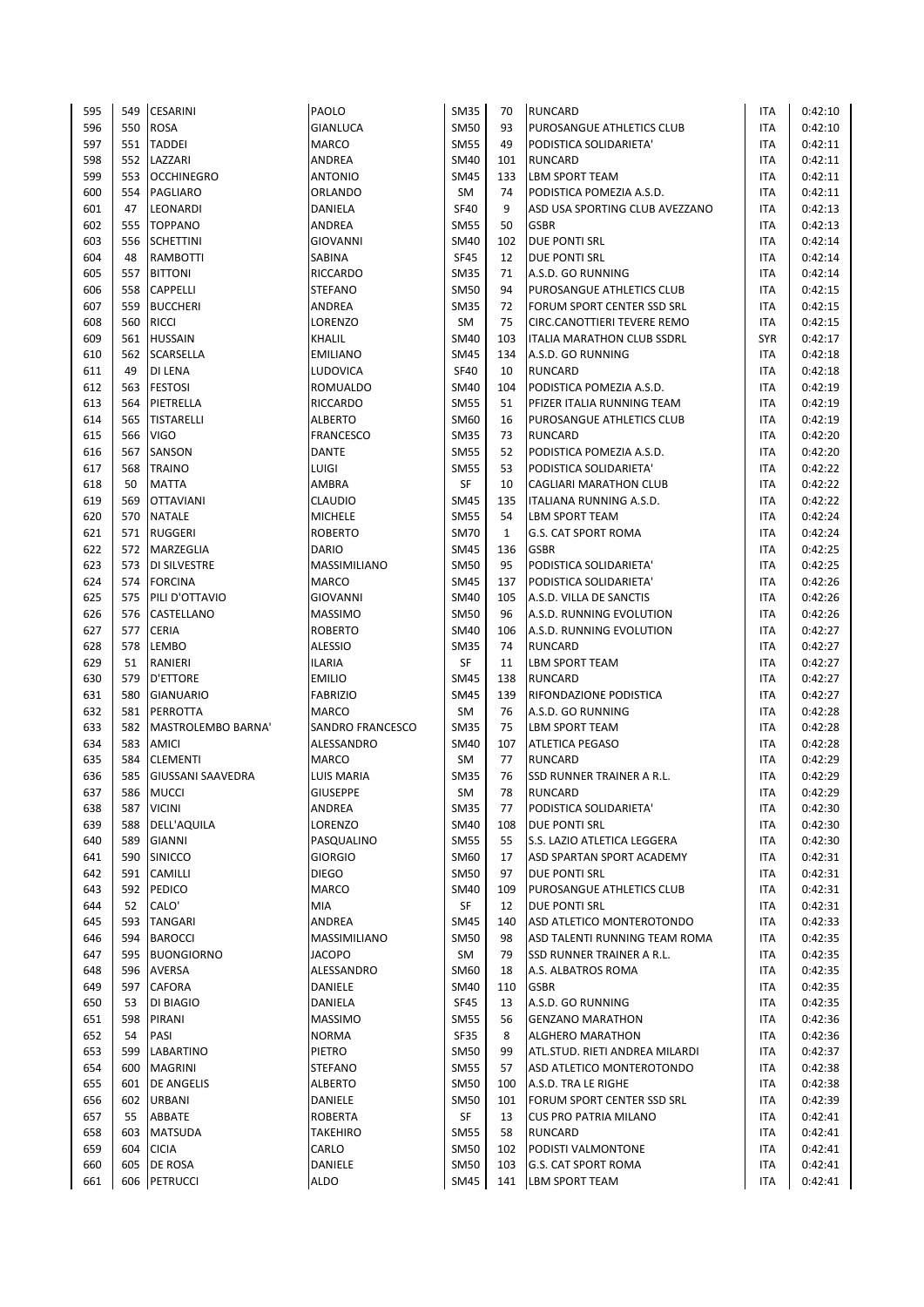| | | | | | | | | |
|---|---|---|---|---|---|---|---|---|
| 595 | 549 | CESARINI | PAOLO | SM35 | 70 | RUNCARD | ITA | 0:42:10 |
| 596 | 550 | ROSA | GIANLUCA | SM50 | 93 | PUROSANGUE ATHLETICS CLUB | ITA | 0:42:10 |
| 597 | 551 | TADDEI | MARCO | SM55 | 49 | PODISTICA SOLIDARIETA' | ITA | 0:42:11 |
| 598 | 552 | LAZZARI | ANDREA | SM40 | 101 | RUNCARD | ITA | 0:42:11 |
| 599 | 553 | OCCHINEGRO | ANTONIO | SM45 | 133 | LBM SPORT TEAM | ITA | 0:42:11 |
| 600 | 554 | PAGLIARO | ORLANDO | SM | 74 | PODISTICA POMEZIA A.S.D. | ITA | 0:42:11 |
| 601 | 47 | LEONARDI | DANIELA | SF40 | 9 | ASD USA SPORTING CLUB AVEZZANO | ITA | 0:42:13 |
| 602 | 555 | TOPPANO | ANDREA | SM55 | 50 | GSBR | ITA | 0:42:13 |
| 603 | 556 | SCHETTINI | GIOVANNI | SM40 | 102 | DUE PONTI SRL | ITA | 0:42:14 |
| 604 | 48 | RAMBOTTI | SABINA | SF45 | 12 | DUE PONTI SRL | ITA | 0:42:14 |
| 605 | 557 | BITTONI | RICCARDO | SM35 | 71 | A.S.D. GO RUNNING | ITA | 0:42:14 |
| 606 | 558 | CAPPELLI | STEFANO | SM50 | 94 | PUROSANGUE ATHLETICS CLUB | ITA | 0:42:15 |
| 607 | 559 | BUCCHERI | ANDREA | SM35 | 72 | FORUM SPORT CENTER SSD SRL | ITA | 0:42:15 |
| 608 | 560 | RICCI | LORENZO | SM | 75 | CIRC.CANOTTIERI TEVERE REMO | ITA | 0:42:15 |
| 609 | 561 | HUSSAIN | KHALIL | SM40 | 103 | ITALIA MARATHON CLUB SSDRL | SYR | 0:42:17 |
| 610 | 562 | SCARSELLA | EMILIANO | SM45 | 134 | A.S.D. GO RUNNING | ITA | 0:42:18 |
| 611 | 49 | DI LENA | LUDOVICA | SF40 | 10 | RUNCARD | ITA | 0:42:18 |
| 612 | 563 | FESTOSI | ROMUALDO | SM40 | 104 | PODISTICA POMEZIA A.S.D. | ITA | 0:42:19 |
| 613 | 564 | PIETRELLA | RICCARDO | SM55 | 51 | PFIZER ITALIA RUNNING TEAM | ITA | 0:42:19 |
| 614 | 565 | TISTARELLI | ALBERTO | SM60 | 16 | PUROSANGUE ATHLETICS CLUB | ITA | 0:42:19 |
| 615 | 566 | VIGO | FRANCESCO | SM35 | 73 | RUNCARD | ITA | 0:42:20 |
| 616 | 567 | SANSON | DANTE | SM55 | 52 | PODISTICA POMEZIA A.S.D. | ITA | 0:42:20 |
| 617 | 568 | TRAINO | LUIGI | SM55 | 53 | PODISTICA SOLIDARIETA' | ITA | 0:42:22 |
| 618 | 50 | MATTA | AMBRA | SF | 10 | CAGLIARI MARATHON CLUB | ITA | 0:42:22 |
| 619 | 569 | OTTAVIANI | CLAUDIO | SM45 | 135 | ITALIANA RUNNING A.S.D. | ITA | 0:42:22 |
| 620 | 570 | NATALE | MICHELE | SM55 | 54 | LBM SPORT TEAM | ITA | 0:42:24 |
| 621 | 571 | RUGGERI | ROBERTO | SM70 | 1 | G.S. CAT SPORT ROMA | ITA | 0:42:24 |
| 622 | 572 | MARZEGLIA | DARIO | SM45 | 136 | GSBR | ITA | 0:42:25 |
| 623 | 573 | DI SILVESTRE | MASSIMILIANO | SM50 | 95 | PODISTICA SOLIDARIETA' | ITA | 0:42:25 |
| 624 | 574 | FORCINA | MARCO | SM45 | 137 | PODISTICA SOLIDARIETA' | ITA | 0:42:26 |
| 625 | 575 | PILI D'OTTAVIO | GIOVANNI | SM40 | 105 | A.S.D. VILLA DE SANCTIS | ITA | 0:42:26 |
| 626 | 576 | CASTELLANO | MASSIMO | SM50 | 96 | A.S.D. RUNNING EVOLUTION | ITA | 0:42:26 |
| 627 | 577 | CERIA | ROBERTO | SM40 | 106 | A.S.D. RUNNING EVOLUTION | ITA | 0:42:27 |
| 628 | 578 | LEMBO | ALESSIO | SM35 | 74 | RUNCARD | ITA | 0:42:27 |
| 629 | 51 | RANIERI | ILARIA | SF | 11 | LBM SPORT TEAM | ITA | 0:42:27 |
| 630 | 579 | D'ETTORE | EMILIO | SM45 | 138 | RUNCARD | ITA | 0:42:27 |
| 631 | 580 | GIANUARIO | FABRIZIO | SM45 | 139 | RIFONDAZIONE PODISTICA | ITA | 0:42:27 |
| 632 | 581 | PERROTTA | MARCO | SM | 76 | A.S.D. GO RUNNING | ITA | 0:42:28 |
| 633 | 582 | MASTROLEMBO BARNA' | SANDRO FRANCESCO | SM35 | 75 | LBM SPORT TEAM | ITA | 0:42:28 |
| 634 | 583 | AMICI | ALESSANDRO | SM40 | 107 | ATLETICA PEGASO | ITA | 0:42:28 |
| 635 | 584 | CLEMENTI | MARCO | SM | 77 | RUNCARD | ITA | 0:42:29 |
| 636 | 585 | GIUSSANI SAAVEDRA | LUIS MARIA | SM35 | 76 | SSD RUNNER TRAINER A R.L. | ITA | 0:42:29 |
| 637 | 586 | MUCCI | GIUSEPPE | SM | 78 | RUNCARD | ITA | 0:42:29 |
| 638 | 587 | VICINI | ANDREA | SM35 | 77 | PODISTICA SOLIDARIETA' | ITA | 0:42:30 |
| 639 | 588 | DELL'AQUILA | LORENZO | SM40 | 108 | DUE PONTI SRL | ITA | 0:42:30 |
| 640 | 589 | GIANNI | PASQUALINO | SM55 | 55 | S.S. LAZIO ATLETICA LEGGERA | ITA | 0:42:30 |
| 641 | 590 | SINICCO | GIORGIO | SM60 | 17 | ASD SPARTAN SPORT ACADEMY | ITA | 0:42:31 |
| 642 | 591 | CAMILLI | DIEGO | SM50 | 97 | DUE PONTI SRL | ITA | 0:42:31 |
| 643 | 592 | PEDICO | MARCO | SM40 | 109 | PUROSANGUE ATHLETICS CLUB | ITA | 0:42:31 |
| 644 | 52 | CALO' | MIA | SF | 12 | DUE PONTI SRL | ITA | 0:42:31 |
| 645 | 593 | TANGARI | ANDREA | SM45 | 140 | ASD ATLETICO MONTEROTONDO | ITA | 0:42:33 |
| 646 | 594 | BAROCCI | MASSIMILIANO | SM50 | 98 | ASD TALENTI RUNNING TEAM ROMA | ITA | 0:42:35 |
| 647 | 595 | BUONGIORNO | JACOPO | SM | 79 | SSD RUNNER TRAINER A R.L. | ITA | 0:42:35 |
| 648 | 596 | AVERSA | ALESSANDRO | SM60 | 18 | A.S. ALBATROS ROMA | ITA | 0:42:35 |
| 649 | 597 | CAFORA | DANIELE | SM40 | 110 | GSBR | ITA | 0:42:35 |
| 650 | 53 | DI BIAGIO | DANIELA | SF45 | 13 | A.S.D. GO RUNNING | ITA | 0:42:35 |
| 651 | 598 | PIRANI | MASSIMO | SM55 | 56 | GENZANO MARATHON | ITA | 0:42:36 |
| 652 | 54 | PASI | NORMA | SF35 | 8 | ALGHERO MARATHON | ITA | 0:42:36 |
| 653 | 599 | LABARTINO | PIETRO | SM50 | 99 | ATL.STUD. RIETI ANDREA MILARDI | ITA | 0:42:37 |
| 654 | 600 | MAGRINI | STEFANO | SM55 | 57 | ASD ATLETICO MONTEROTONDO | ITA | 0:42:38 |
| 655 | 601 | DE ANGELIS | ALBERTO | SM50 | 100 | A.S.D. TRA LE RIGHE | ITA | 0:42:38 |
| 656 | 602 | URBANI | DANIELE | SM50 | 101 | FORUM SPORT CENTER SSD SRL | ITA | 0:42:39 |
| 657 | 55 | ABBATE | ROBERTA | SF | 13 | CUS PRO PATRIA MILANO | ITA | 0:42:41 |
| 658 | 603 | MATSUDA | TAKEHIRO | SM55 | 58 | RUNCARD | ITA | 0:42:41 |
| 659 | 604 | CICIA | CARLO | SM50 | 102 | PODISTI VALMONTONE | ITA | 0:42:41 |
| 660 | 605 | DE ROSA | DANIELE | SM50 | 103 | G.S. CAT SPORT ROMA | ITA | 0:42:41 |
| 661 | 606 | PETRUCCI | ALDO | SM45 | 141 | LBM SPORT TEAM | ITA | 0:42:41 |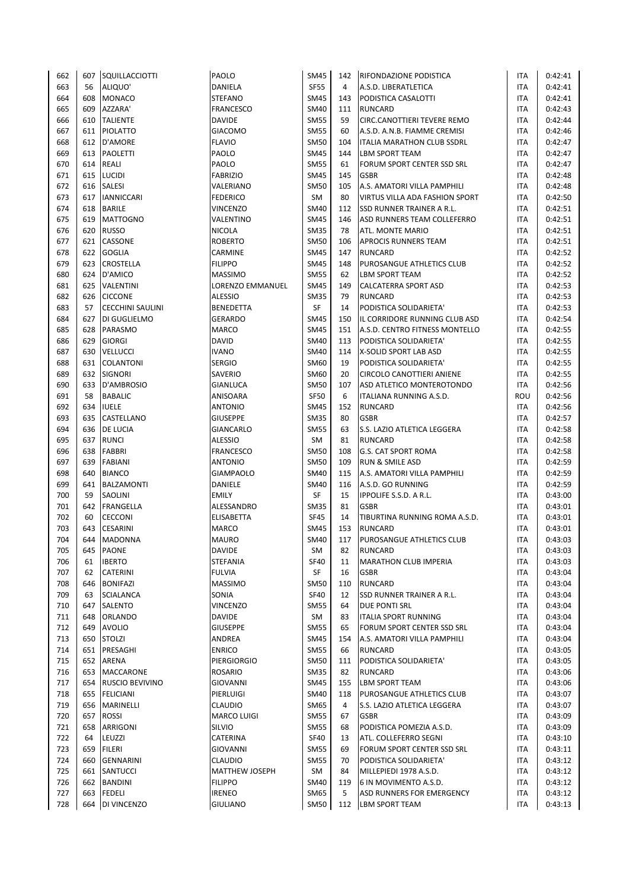| | | | | | | | | |
|---|---|---|---|---|---|---|---|---|
| 662 | 607 | SQUILLACCIOTTI | PAOLO | SM45 | 142 | RIFONDAZIONE PODISTICA | ITA | 0:42:41 |
| 663 | 56 | ALIQUO' | DANIELA | SF55 | 4 | A.S.D. LIBERATLETICA | ITA | 0:42:41 |
| 664 | 608 | MONACO | STEFANO | SM45 | 143 | PODISTICA CASALOTTI | ITA | 0:42:41 |
| 665 | 609 | AZZARA' | FRANCESCO | SM40 | 111 | RUNCARD | ITA | 0:42:43 |
| 666 | 610 | TALIENTE | DAVIDE | SM55 | 59 | CIRC.CANOTTIERI TEVERE REMO | ITA | 0:42:44 |
| 667 | 611 | PIOLATTO | GIACOMO | SM55 | 60 | A.S.D. A.N.B. FIAMME CREMISI | ITA | 0:42:46 |
| 668 | 612 | D'AMORE | FLAVIO | SM50 | 104 | ITALIA MARATHON CLUB SSDRL | ITA | 0:42:47 |
| 669 | 613 | PAOLETTI | PAOLO | SM45 | 144 | LBM SPORT TEAM | ITA | 0:42:47 |
| 670 | 614 | REALI | PAOLO | SM55 | 61 | FORUM SPORT CENTER SSD SRL | ITA | 0:42:47 |
| 671 | 615 | LUCIDI | FABRIZIO | SM45 | 145 | GSBR | ITA | 0:42:48 |
| 672 | 616 | SALESI | VALERIANO | SM50 | 105 | A.S. AMATORI VILLA PAMPHILI | ITA | 0:42:48 |
| 673 | 617 | IANNICCARI | FEDERICO | SM | 80 | VIRTUS VILLA ADA FASHION SPORT | ITA | 0:42:50 |
| 674 | 618 | BARILE | VINCENZO | SM40 | 112 | SSD RUNNER TRAINER A R.L. | ITA | 0:42:51 |
| 675 | 619 | MATTOGNO | VALENTINO | SM45 | 146 | ASD RUNNERS TEAM COLLEFERRO | ITA | 0:42:51 |
| 676 | 620 | RUSSO | NICOLA | SM35 | 78 | ATL. MONTE MARIO | ITA | 0:42:51 |
| 677 | 621 | CASSONE | ROBERTO | SM50 | 106 | APROCIS RUNNERS TEAM | ITA | 0:42:51 |
| 678 | 622 | GOGLIA | CARMINE | SM45 | 147 | RUNCARD | ITA | 0:42:52 |
| 679 | 623 | CROSTELLA | FILIPPO | SM45 | 148 | PUROSANGUE ATHLETICS CLUB | ITA | 0:42:52 |
| 680 | 624 | D'AMICO | MASSIMO | SM55 | 62 | LBM SPORT TEAM | ITA | 0:42:52 |
| 681 | 625 | VALENTINI | LORENZO EMMANUEL | SM45 | 149 | CALCATERRA SPORT ASD | ITA | 0:42:53 |
| 682 | 626 | CICCONE | ALESSIO | SM35 | 79 | RUNCARD | ITA | 0:42:53 |
| 683 | 57 | CECCHINI SAULINI | BENEDETTA | SF | 14 | PODISTICA SOLIDARIETA' | ITA | 0:42:53 |
| 684 | 627 | DI GUGLIELMO | GERARDO | SM45 | 150 | IL CORRIDORE RUNNING CLUB ASD | ITA | 0:42:54 |
| 685 | 628 | PARASMO | MARCO | SM45 | 151 | A.S.D. CENTRO FITNESS MONTELLO | ITA | 0:42:55 |
| 686 | 629 | GIORGI | DAVID | SM40 | 113 | PODISTICA SOLIDARIETA' | ITA | 0:42:55 |
| 687 | 630 | VELLUCCI | IVANO | SM40 | 114 | X-SOLID SPORT LAB ASD | ITA | 0:42:55 |
| 688 | 631 | COLANTONI | SERGIO | SM60 | 19 | PODISTICA SOLIDARIETA' | ITA | 0:42:55 |
| 689 | 632 | SIGNORI | SAVERIO | SM60 | 20 | CIRCOLO CANOTTIERI ANIENE | ITA | 0:42:55 |
| 690 | 633 | D'AMBROSIO | GIANLUCA | SM50 | 107 | ASD ATLETICO MONTEROTONDO | ITA | 0:42:56 |
| 691 | 58 | BABALIC | ANISOARA | SF50 | 6 | ITALIANA RUNNING A.S.D. | ROU | 0:42:56 |
| 692 | 634 | IUELE | ANTONIO | SM45 | 152 | RUNCARD | ITA | 0:42:56 |
| 693 | 635 | CASTELLANO | GIUSEPPE | SM35 | 80 | GSBR | ITA | 0:42:57 |
| 694 | 636 | DE LUCIA | GIANCARLO | SM55 | 63 | S.S. LAZIO ATLETICA LEGGERA | ITA | 0:42:58 |
| 695 | 637 | RUNCI | ALESSIO | SM | 81 | RUNCARD | ITA | 0:42:58 |
| 696 | 638 | FABBRI | FRANCESCO | SM50 | 108 | G.S. CAT SPORT ROMA | ITA | 0:42:58 |
| 697 | 639 | FABIANI | ANTONIO | SM50 | 109 | RUN & SMILE ASD | ITA | 0:42:59 |
| 698 | 640 | BIANCO | GIAMPAOLO | SM40 | 115 | A.S. AMATORI VILLA PAMPHILI | ITA | 0:42:59 |
| 699 | 641 | BALZAMONTI | DANIELE | SM40 | 116 | A.S.D. GO RUNNING | ITA | 0:42:59 |
| 700 | 59 | SAOLINI | EMILY | SF | 15 | IPPOLIFE S.S.D. A R.L. | ITA | 0:43:00 |
| 701 | 642 | FRANGELLA | ALESSANDRO | SM35 | 81 | GSBR | ITA | 0:43:01 |
| 702 | 60 | CECCONI | ELISABETTA | SF45 | 14 | TIBURTINA RUNNING ROMA A.S.D. | ITA | 0:43:01 |
| 703 | 643 | CESARINI | MARCO | SM45 | 153 | RUNCARD | ITA | 0:43:01 |
| 704 | 644 | MADONNA | MAURO | SM40 | 117 | PUROSANGUE ATHLETICS CLUB | ITA | 0:43:03 |
| 705 | 645 | PAONE | DAVIDE | SM | 82 | RUNCARD | ITA | 0:43:03 |
| 706 | 61 | IBERTO | STEFANIA | SF40 | 11 | MARATHON CLUB IMPERIA | ITA | 0:43:03 |
| 707 | 62 | CATERINI | FULVIA | SF | 16 | GSBR | ITA | 0:43:04 |
| 708 | 646 | BONIFAZI | MASSIMO | SM50 | 110 | RUNCARD | ITA | 0:43:04 |
| 709 | 63 | SCIALANCA | SONIA | SF40 | 12 | SSD RUNNER TRAINER A R.L. | ITA | 0:43:04 |
| 710 | 647 | SALENTO | VINCENZO | SM55 | 64 | DUE PONTI SRL | ITA | 0:43:04 |
| 711 | 648 | ORLANDO | DAVIDE | SM | 83 | ITALIA SPORT RUNNING | ITA | 0:43:04 |
| 712 | 649 | AVOLIO | GIUSEPPE | SM55 | 65 | FORUM SPORT CENTER SSD SRL | ITA | 0:43:04 |
| 713 | 650 | STOLZI | ANDREA | SM45 | 154 | A.S. AMATORI VILLA PAMPHILI | ITA | 0:43:04 |
| 714 | 651 | PRESAGHI | ENRICO | SM55 | 66 | RUNCARD | ITA | 0:43:05 |
| 715 | 652 | ARENA | PIERGIORGIO | SM50 | 111 | PODISTICA SOLIDARIETA' | ITA | 0:43:05 |
| 716 | 653 | MACCARONE | ROSARIO | SM35 | 82 | RUNCARD | ITA | 0:43:06 |
| 717 | 654 | RUSCIO BEVIVINO | GIOVANNI | SM45 | 155 | LBM SPORT TEAM | ITA | 0:43:06 |
| 718 | 655 | FELICIANI | PIERLUIGI | SM40 | 118 | PUROSANGUE ATHLETICS CLUB | ITA | 0:43:07 |
| 719 | 656 | MARINELLI | CLAUDIO | SM65 | 4 | S.S. LAZIO ATLETICA LEGGERA | ITA | 0:43:07 |
| 720 | 657 | ROSSI | MARCO LUIGI | SM55 | 67 | GSBR | ITA | 0:43:09 |
| 721 | 658 | ARRIGONI | SILVIO | SM55 | 68 | PODISTICA POMEZIA A.S.D. | ITA | 0:43:09 |
| 722 | 64 | LEUZZI | CATERINA | SF40 | 13 | ATL. COLLEFERRO SEGNI | ITA | 0:43:10 |
| 723 | 659 | FILERI | GIOVANNI | SM55 | 69 | FORUM SPORT CENTER SSD SRL | ITA | 0:43:11 |
| 724 | 660 | GENNARINI | CLAUDIO | SM55 | 70 | PODISTICA SOLIDARIETA' | ITA | 0:43:12 |
| 725 | 661 | SANTUCCI | MATTHEW JOSEPH | SM | 84 | MILLEPIEDI 1978 A.S.D. | ITA | 0:43:12 |
| 726 | 662 | BANDINI | FILIPPO | SM40 | 119 | 6 IN MOVIMENTO A.S.D. | ITA | 0:43:12 |
| 727 | 663 | FEDELI | IRENEO | SM65 | 5 | ASD RUNNERS FOR EMERGENCY | ITA | 0:43:12 |
| 728 | 664 | DI VINCENZO | GIULIANO | SM50 | 112 | LBM SPORT TEAM | ITA | 0:43:13 |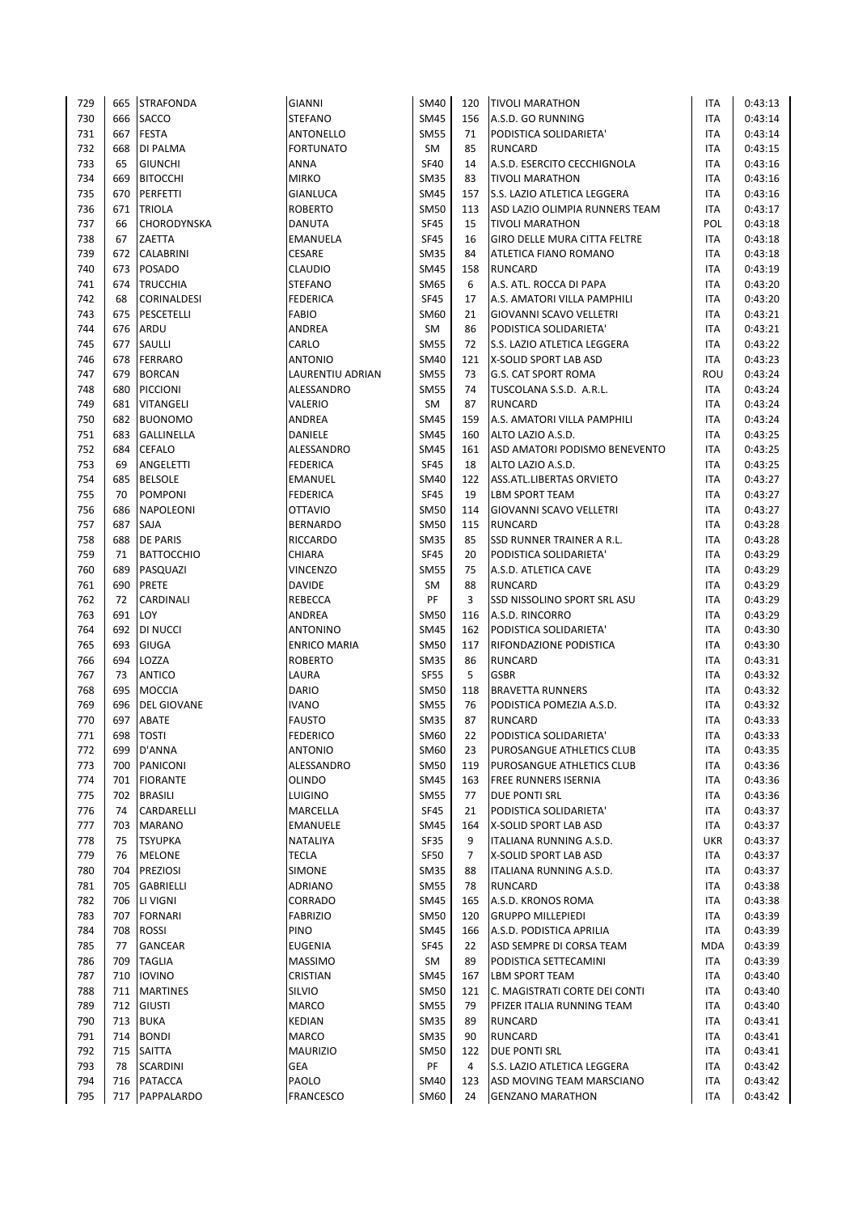| 729 | 665 | STRAFONDA | GIANNI | SM40 | 120 | TIVOLI MARATHON | ITA | 0:43:13 |
|---|---|---|---|---|---|---|---|---|
| 730 | 666 | SACCO | STEFANO | SM45 | 156 | A.S.D. GO RUNNING | ITA | 0:43:14 |
| 731 | 667 | FESTA | ANTONELLO | SM55 | 71 | PODISTICA SOLIDARIETA' | ITA | 0:43:14 |
| 732 | 668 | DI PALMA | FORTUNATO | SM | 85 | RUNCARD | ITA | 0:43:15 |
| 733 | 65 | GIUNCHI | ANNA | SF40 | 14 | A.S.D. ESERCITO CECCHIGNOLA | ITA | 0:43:16 |
| 734 | 669 | BITOCCHI | MIRKO | SM35 | 83 | TIVOLI MARATHON | ITA | 0:43:16 |
| 735 | 670 | PERFETTI | GIANLUCA | SM45 | 157 | S.S. LAZIO ATLETICA LEGGERA | ITA | 0:43:16 |
| 736 | 671 | TRIOLA | ROBERTO | SM50 | 113 | ASD LAZIO OLIMPIA RUNNERS TEAM | ITA | 0:43:17 |
| 737 | 66 | CHORODYNSKA | DANUTA | SF45 | 15 | TIVOLI MARATHON | POL | 0:43:18 |
| 738 | 67 | ZAETTA | EMANUELA | SF45 | 16 | GIRO DELLE MURA CITTA FELTRE | ITA | 0:43:18 |
| 739 | 672 | CALABRINI | CESARE | SM35 | 84 | ATLETICA FIANO ROMANO | ITA | 0:43:18 |
| 740 | 673 | POSADO | CLAUDIO | SM45 | 158 | RUNCARD | ITA | 0:43:19 |
| 741 | 674 | TRUCCHIA | STEFANO | SM65 | 6 | A.S. ATL. ROCCA DI PAPA | ITA | 0:43:20 |
| 742 | 68 | CORINALDESI | FEDERICA | SF45 | 17 | A.S. AMATORI VILLA PAMPHILI | ITA | 0:43:20 |
| 743 | 675 | PESCETELLI | FABIO | SM60 | 21 | GIOVANNI SCAVO VELLETRI | ITA | 0:43:21 |
| 744 | 676 | ARDU | ANDREA | SM | 86 | PODISTICA SOLIDARIETA' | ITA | 0:43:21 |
| 745 | 677 | SAULLI | CARLO | SM55 | 72 | S.S. LAZIO ATLETICA LEGGERA | ITA | 0:43:22 |
| 746 | 678 | FERRARO | ANTONIO | SM40 | 121 | X-SOLID SPORT LAB ASD | ITA | 0:43:23 |
| 747 | 679 | BORCAN | LAURENTIU ADRIAN | SM55 | 73 | G.S. CAT SPORT ROMA | ROU | 0:43:24 |
| 748 | 680 | PICCIONI | ALESSANDRO | SM55 | 74 | TUSCOLANA S.S.D. A.R.L. | ITA | 0:43:24 |
| 749 | 681 | VITANGELI | VALERIO | SM | 87 | RUNCARD | ITA | 0:43:24 |
| 750 | 682 | BUONOMO | ANDREA | SM45 | 159 | A.S. AMATORI VILLA PAMPHILI | ITA | 0:43:24 |
| 751 | 683 | GALLINELLA | DANIELE | SM45 | 160 | ALTO LAZIO A.S.D. | ITA | 0:43:25 |
| 752 | 684 | CEFALO | ALESSANDRO | SM45 | 161 | ASD AMATORI PODISMO BENEVENTO | ITA | 0:43:25 |
| 753 | 69 | ANGELETTI | FEDERICA | SF45 | 18 | ALTO LAZIO A.S.D. | ITA | 0:43:25 |
| 754 | 685 | BELSOLE | EMANUEL | SM40 | 122 | ASS.ATL.LIBERTAS ORVIETO | ITA | 0:43:27 |
| 755 | 70 | POMPONI | FEDERICA | SF45 | 19 | LBM SPORT TEAM | ITA | 0:43:27 |
| 756 | 686 | NAPOLEONI | OTTAVIO | SM50 | 114 | GIOVANNI SCAVO VELLETRI | ITA | 0:43:27 |
| 757 | 687 | SAJA | BERNARDO | SM50 | 115 | RUNCARD | ITA | 0:43:28 |
| 758 | 688 | DE PARIS | RICCARDO | SM35 | 85 | SSD RUNNER TRAINER A R.L. | ITA | 0:43:28 |
| 759 | 71 | BATTOCCHIO | CHIARA | SF45 | 20 | PODISTICA SOLIDARIETA' | ITA | 0:43:29 |
| 760 | 689 | PASQUAZI | VINCENZO | SM55 | 75 | A.S.D. ATLETICA CAVE | ITA | 0:43:29 |
| 761 | 690 | PRETE | DAVIDE | SM | 88 | RUNCARD | ITA | 0:43:29 |
| 762 | 72 | CARDINALI | REBECCA | PF | 3 | SSD NISSOLINO SPORT SRL ASU | ITA | 0:43:29 |
| 763 | 691 | LOY | ANDREA | SM50 | 116 | A.S.D. RINCORRO | ITA | 0:43:29 |
| 764 | 692 | DI NUCCI | ANTONINO | SM45 | 162 | PODISTICA SOLIDARIETA' | ITA | 0:43:30 |
| 765 | 693 | GIUGA | ENRICO MARIA | SM50 | 117 | RIFONDAZIONE PODISTICA | ITA | 0:43:30 |
| 766 | 694 | LOZZA | ROBERTO | SM35 | 86 | RUNCARD | ITA | 0:43:31 |
| 767 | 73 | ANTICO | LAURA | SF55 | 5 | GSBR | ITA | 0:43:32 |
| 768 | 695 | MOCCIA | DARIO | SM50 | 118 | BRAVETTA RUNNERS | ITA | 0:43:32 |
| 769 | 696 | DEL GIOVANE | IVANO | SM55 | 76 | PODISTICA POMEZIA A.S.D. | ITA | 0:43:32 |
| 770 | 697 | ABATE | FAUSTO | SM35 | 87 | RUNCARD | ITA | 0:43:33 |
| 771 | 698 | TOSTI | FEDERICO | SM60 | 22 | PODISTICA SOLIDARIETA' | ITA | 0:43:33 |
| 772 | 699 | D'ANNA | ANTONIO | SM60 | 23 | PUROSANGUE ATHLETICS CLUB | ITA | 0:43:35 |
| 773 | 700 | PANICONI | ALESSANDRO | SM50 | 119 | PUROSANGUE ATHLETICS CLUB | ITA | 0:43:36 |
| 774 | 701 | FIORANTE | OLINDO | SM45 | 163 | FREE RUNNERS ISERNIA | ITA | 0:43:36 |
| 775 | 702 | BRASILI | LUIGINO | SM55 | 77 | DUE PONTI SRL | ITA | 0:43:36 |
| 776 | 74 | CARDARELLI | MARCELLA | SF45 | 21 | PODISTICA SOLIDARIETA' | ITA | 0:43:37 |
| 777 | 703 | MARANO | EMANUELE | SM45 | 164 | X-SOLID SPORT LAB ASD | ITA | 0:43:37 |
| 778 | 75 | TSYUPKA | NATALIYA | SF35 | 9 | ITALIANA RUNNING A.S.D. | UKR | 0:43:37 |
| 779 | 76 | MELONE | TECLA | SF50 | 7 | X-SOLID SPORT LAB ASD | ITA | 0:43:37 |
| 780 | 704 | PREZIOSI | SIMONE | SM35 | 88 | ITALIANA RUNNING A.S.D. | ITA | 0:43:37 |
| 781 | 705 | GABRIELLI | ADRIANO | SM55 | 78 | RUNCARD | ITA | 0:43:38 |
| 782 | 706 | LI VIGNI | CORRADO | SM45 | 165 | A.S.D. KRONOS ROMA | ITA | 0:43:38 |
| 783 | 707 | FORNARI | FABRIZIO | SM50 | 120 | GRUPPO MILLEPIEDI | ITA | 0:43:39 |
| 784 | 708 | ROSSI | PINO | SM45 | 166 | A.S.D. PODISTICA APRILIA | ITA | 0:43:39 |
| 785 | 77 | GANCEAR | EUGENIA | SF45 | 22 | ASD SEMPRE DI CORSA TEAM | MDA | 0:43:39 |
| 786 | 709 | TAGLIA | MASSIMO | SM | 89 | PODISTICA SETTECAMINI | ITA | 0:43:39 |
| 787 | 710 | IOVINO | CRISTIAN | SM45 | 167 | LBM SPORT TEAM | ITA | 0:43:40 |
| 788 | 711 | MARTINES | SILVIO | SM50 | 121 | C. MAGISTRATI CORTE DEI CONTI | ITA | 0:43:40 |
| 789 | 712 | GIUSTI | MARCO | SM55 | 79 | PFIZER ITALIA RUNNING TEAM | ITA | 0:43:40 |
| 790 | 713 | BUKA | KEDIAN | SM35 | 89 | RUNCARD | ITA | 0:43:41 |
| 791 | 714 | BONDI | MARCO | SM35 | 90 | RUNCARD | ITA | 0:43:41 |
| 792 | 715 | SAITTA | MAURIZIO | SM50 | 122 | DUE PONTI SRL | ITA | 0:43:41 |
| 793 | 78 | SCARDINI | GEA | PF | 4 | S.S. LAZIO ATLETICA LEGGERA | ITA | 0:43:42 |
| 794 | 716 | PATACCA | PAOLO | SM40 | 123 | ASD MOVING TEAM MARSCIANO | ITA | 0:43:42 |
| 795 | 717 | PAPPALARDO | FRANCESCO | SM60 | 24 | GENZANO MARATHON | ITA | 0:43:42 |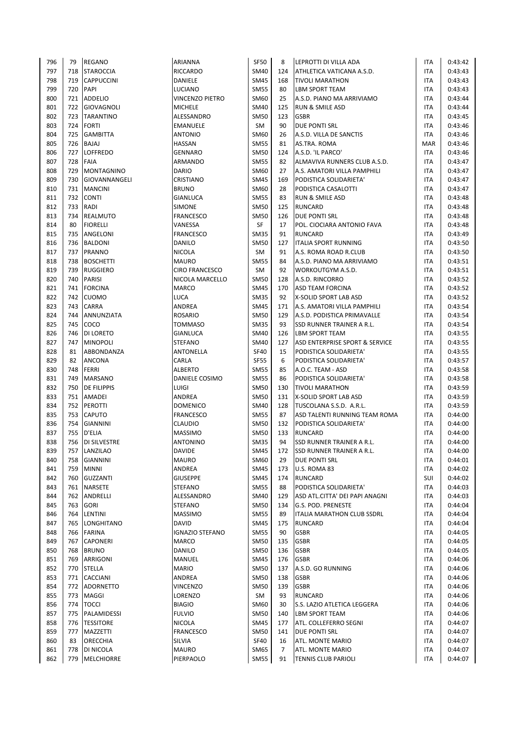| 796 | 79 | REGANO | ARIANNA | SF50 | 8 | LEPROTTI DI VILLA ADA | ITA | 0:43:42 |
|---|---|---|---|---|---|---|---|---|
| 797 | 718 | STAROCCIA | RICCARDO | SM40 | 124 | ATHLETICA VATICANA A.S.D. | ITA | 0:43:43 |
| 798 | 719 | CAPPUCCINI | DANIELE | SM45 | 168 | TIVOLI MARATHON | ITA | 0:43:43 |
| 799 | 720 | PAPI | LUCIANO | SM55 | 80 | LBM SPORT TEAM | ITA | 0:43:43 |
| 800 | 721 | ADDELIO | VINCENZO PIETRO | SM60 | 25 | A.S.D. PIANO MA ARRIVIAMO | ITA | 0:43:44 |
| 801 | 722 | GIOVAGNOLI | MICHELE | SM40 | 125 | RUN & SMILE ASD | ITA | 0:43:44 |
| 802 | 723 | TARANTINO | ALESSANDRO | SM50 | 123 | GSBR | ITA | 0:43:45 |
| 803 | 724 | FORTI | EMANUELE | SM | 90 | DUE PONTI SRL | ITA | 0:43:46 |
| 804 | 725 | GAMBITTA | ANTONIO | SM60 | 26 | A.S.D. VILLA DE SANCTIS | ITA | 0:43:46 |
| 805 | 726 | BAJAJ | HASSAN | SM55 | 81 | AS.TRA. ROMA | MAR | 0:43:46 |
| 806 | 727 | LOFFREDO | GENNARO | SM50 | 124 | A.S.D. 'IL PARCO' | ITA | 0:43:46 |
| 807 | 728 | FAIA | ARMANDO | SM55 | 82 | ALMAVIVA RUNNERS CLUB A.S.D. | ITA | 0:43:47 |
| 808 | 729 | MONTAGNINO | DARIO | SM60 | 27 | A.S. AMATORI VILLA PAMPHILI | ITA | 0:43:47 |
| 809 | 730 | GIOVANNANGELI | CRISTIANO | SM45 | 169 | PODISTICA SOLIDARIETA' | ITA | 0:43:47 |
| 810 | 731 | MANCINI | BRUNO | SM60 | 28 | PODISTICA CASALOTTI | ITA | 0:43:47 |
| 811 | 732 | CONTI | GIANLUCA | SM55 | 83 | RUN & SMILE ASD | ITA | 0:43:48 |
| 812 | 733 | RADI | SIMONE | SM50 | 125 | RUNCARD | ITA | 0:43:48 |
| 813 | 734 | REALMUTO | FRANCESCO | SM50 | 126 | DUE PONTI SRL | ITA | 0:43:48 |
| 814 | 80 | FIORELLI | VANESSA | SF | 17 | POL. CIOCIARA ANTONIO FAVA | ITA | 0:43:48 |
| 815 | 735 | ANGELONI | FRANCESCO | SM35 | 91 | RUNCARD | ITA | 0:43:49 |
| 816 | 736 | BALDONI | DANILO | SM50 | 127 | ITALIA SPORT RUNNING | ITA | 0:43:50 |
| 817 | 737 | PRANNO | NICOLA | SM | 91 | A.S. ROMA ROAD R.CLUB | ITA | 0:43:50 |
| 818 | 738 | BOSCHETTI | MAURO | SM55 | 84 | A.S.D. PIANO MA ARRIVIAMO | ITA | 0:43:51 |
| 819 | 739 | RUGGIERO | CIRO FRANCESCO | SM | 92 | WORKOUTGYM A.S.D. | ITA | 0:43:51 |
| 820 | 740 | PARISI | NICOLA MARCELLO | SM50 | 128 | A.S.D. RINCORRO | ITA | 0:43:52 |
| 821 | 741 | FORCINA | MARCO | SM45 | 170 | ASD TEAM FORCINA | ITA | 0:43:52 |
| 822 | 742 | CUOMO | LUCA | SM35 | 92 | X-SOLID SPORT LAB ASD | ITA | 0:43:52 |
| 823 | 743 | CARRA | ANDREA | SM45 | 171 | A.S. AMATORI VILLA PAMPHILI | ITA | 0:43:54 |
| 824 | 744 | ANNUNZIATA | ROSARIO | SM50 | 129 | A.S.D. PODISTICA PRIMAVALLE | ITA | 0:43:54 |
| 825 | 745 | COCO | TOMMASO | SM35 | 93 | SSD RUNNER TRAINER A R.L. | ITA | 0:43:54 |
| 826 | 746 | DI LORETO | GIANLUCA | SM40 | 126 | LBM SPORT TEAM | ITA | 0:43:55 |
| 827 | 747 | MINOPOLI | STEFANO | SM40 | 127 | ASD ENTERPRISE SPORT & SERVICE | ITA | 0:43:55 |
| 828 | 81 | ABBONDANZA | ANTONELLA | SF40 | 15 | PODISTICA SOLIDARIETA' | ITA | 0:43:55 |
| 829 | 82 | ANCONA | CARLA | SF55 | 6 | PODISTICA SOLIDARIETA' | ITA | 0:43:57 |
| 830 | 748 | FERRI | ALBERTO | SM55 | 85 | A.O.C. TEAM - ASD | ITA | 0:43:58 |
| 831 | 749 | MARSANO | DANIELE COSIMO | SM55 | 86 | PODISTICA SOLIDARIETA' | ITA | 0:43:58 |
| 832 | 750 | DE FILIPPIS | LUIGI | SM50 | 130 | TIVOLI MARATHON | ITA | 0:43:59 |
| 833 | 751 | AMADEI | ANDREA | SM50 | 131 | X-SOLID SPORT LAB ASD | ITA | 0:43:59 |
| 834 | 752 | PEROTTI | DOMENICO | SM40 | 128 | TUSCOLANA S.S.D. A.R.L. | ITA | 0:43:59 |
| 835 | 753 | CAPUTO | FRANCESCO | SM55 | 87 | ASD TALENTI RUNNING TEAM ROMA | ITA | 0:44:00 |
| 836 | 754 | GIANNINI | CLAUDIO | SM50 | 132 | PODISTICA SOLIDARIETA' | ITA | 0:44:00 |
| 837 | 755 | D'ELIA | MASSIMO | SM50 | 133 | RUNCARD | ITA | 0:44:00 |
| 838 | 756 | DI SILVESTRE | ANTONINO | SM35 | 94 | SSD RUNNER TRAINER A R.L. | ITA | 0:44:00 |
| 839 | 757 | LANZILAO | DAVIDE | SM45 | 172 | SSD RUNNER TRAINER A R.L. | ITA | 0:44:00 |
| 840 | 758 | GIANNINI | MAURO | SM60 | 29 | DUE PONTI SRL | ITA | 0:44:01 |
| 841 | 759 | MINNI | ANDREA | SM45 | 173 | U.S. ROMA 83 | ITA | 0:44:02 |
| 842 | 760 | GUZZANTI | GIUSEPPE | SM45 | 174 | RUNCARD | SUI | 0:44:02 |
| 843 | 761 | NARSETE | STEFANO | SM55 | 88 | PODISTICA SOLIDARIETA' | ITA | 0:44:03 |
| 844 | 762 | ANDRELLI | ALESSANDRO | SM40 | 129 | ASD ATL.CITTA' DEI PAPI ANAGNI | ITA | 0:44:03 |
| 845 | 763 | GORI | STEFANO | SM50 | 134 | G.S. POD. PRENESTE | ITA | 0:44:04 |
| 846 | 764 | LENTINI | MASSIMO | SM55 | 89 | ITALIA MARATHON CLUB SSDRL | ITA | 0:44:04 |
| 847 | 765 | LONGHITANO | DAVID | SM45 | 175 | RUNCARD | ITA | 0:44:04 |
| 848 | 766 | FARINA | IGNAZIO STEFANO | SM55 | 90 | GSBR | ITA | 0:44:05 |
| 849 | 767 | CAPONERI | MARCO | SM50 | 135 | GSBR | ITA | 0:44:05 |
| 850 | 768 | BRUNO | DANILO | SM50 | 136 | GSBR | ITA | 0:44:05 |
| 851 | 769 | ARRIGONI | MANUEL | SM45 | 176 | GSBR | ITA | 0:44:06 |
| 852 | 770 | STELLA | MARIO | SM50 | 137 | A.S.D. GO RUNNING | ITA | 0:44:06 |
| 853 | 771 | CACCIANI | ANDREA | SM50 | 138 | GSBR | ITA | 0:44:06 |
| 854 | 772 | ADORNETTO | VINCENZO | SM50 | 139 | GSBR | ITA | 0:44:06 |
| 855 | 773 | MAGGI | LORENZO | SM | 93 | RUNCARD | ITA | 0:44:06 |
| 856 | 774 | TOCCI | BIAGIO | SM60 | 30 | S.S. LAZIO ATLETICA LEGGERA | ITA | 0:44:06 |
| 857 | 775 | PALAMIDESSI | FULVIO | SM50 | 140 | LBM SPORT TEAM | ITA | 0:44:06 |
| 858 | 776 | TESSITORE | NICOLA | SM45 | 177 | ATL. COLLEFERRO SEGNI | ITA | 0:44:07 |
| 859 | 777 | MAZZETTI | FRANCESCO | SM50 | 141 | DUE PONTI SRL | ITA | 0:44:07 |
| 860 | 83 | ORECCHIA | SILVIA | SF40 | 16 | ATL. MONTE MARIO | ITA | 0:44:07 |
| 861 | 778 | DI NICOLA | MAURO | SM65 | 7 | ATL. MONTE MARIO | ITA | 0:44:07 |
| 862 | 779 | MELCHIORRE | PIERPAOLO | SM55 | 91 | TENNIS CLUB PARIOLI | ITA | 0:44:07 |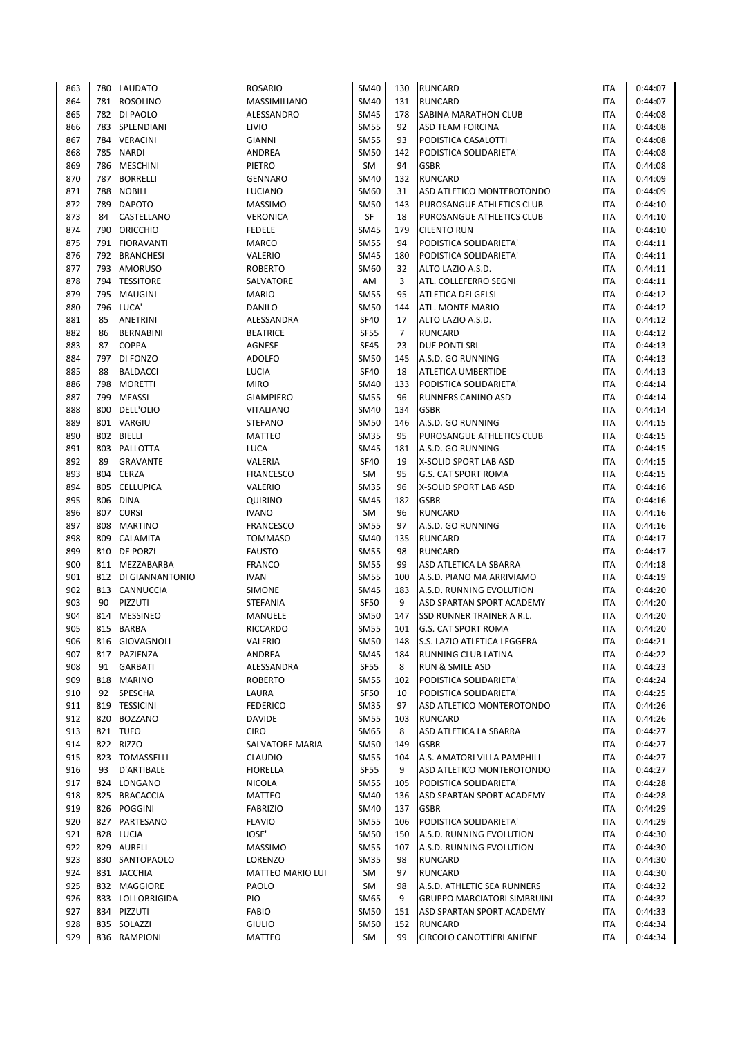| | | | | | | | | |
|---|---|---|---|---|---|---|---|---|
| 863 | 780 | LAUDATO | ROSARIO | SM40 | 130 | RUNCARD | ITA | 0:44:07 |
| 864 | 781 | ROSOLINO | MASSIMILIANO | SM40 | 131 | RUNCARD | ITA | 0:44:07 |
| 865 | 782 | DI PAOLO | ALESSANDRO | SM45 | 178 | SABINA MARATHON CLUB | ITA | 0:44:08 |
| 866 | 783 | SPLENDIANI | LIVIO | SM55 | 92 | ASD TEAM FORCINA | ITA | 0:44:08 |
| 867 | 784 | VERACINI | GIANNI | SM55 | 93 | PODISTICA CASALOTTI | ITA | 0:44:08 |
| 868 | 785 | NARDI | ANDREA | SM50 | 142 | PODISTICA SOLIDARIETA' | ITA | 0:44:08 |
| 869 | 786 | MESCHINI | PIETRO | SM | 94 | GSBR | ITA | 0:44:08 |
| 870 | 787 | BORRELLI | GENNARO | SM40 | 132 | RUNCARD | ITA | 0:44:09 |
| 871 | 788 | NOBILI | LUCIANO | SM60 | 31 | ASD ATLETICO MONTEROTONDO | ITA | 0:44:09 |
| 872 | 789 | DAPOTO | MASSIMO | SM50 | 143 | PUROSANGUE ATHLETICS CLUB | ITA | 0:44:10 |
| 873 | 84 | CASTELLANO | VERONICA | SF | 18 | PUROSANGUE ATHLETICS CLUB | ITA | 0:44:10 |
| 874 | 790 | ORICCHIO | FEDELE | SM45 | 179 | CILENTO RUN | ITA | 0:44:10 |
| 875 | 791 | FIORAVANTI | MARCO | SM55 | 94 | PODISTICA SOLIDARIETA' | ITA | 0:44:11 |
| 876 | 792 | BRANCHESI | VALERIO | SM45 | 180 | PODISTICA SOLIDARIETA' | ITA | 0:44:11 |
| 877 | 793 | AMORUSO | ROBERTO | SM60 | 32 | ALTO LAZIO A.S.D. | ITA | 0:44:11 |
| 878 | 794 | TESSITORE | SALVATORE | AM | 3 | ATL. COLLEFERRO SEGNI | ITA | 0:44:11 |
| 879 | 795 | MAUGINI | MARIO | SM55 | 95 | ATLETICA DEI GELSI | ITA | 0:44:12 |
| 880 | 796 | LUCA' | DANILO | SM50 | 144 | ATL. MONTE MARIO | ITA | 0:44:12 |
| 881 | 85 | ANETRINI | ALESSANDRA | SF40 | 17 | ALTO LAZIO A.S.D. | ITA | 0:44:12 |
| 882 | 86 | BERNABINI | BEATRICE | SF55 | 7 | RUNCARD | ITA | 0:44:12 |
| 883 | 87 | COPPA | AGNESE | SF45 | 23 | DUE PONTI SRL | ITA | 0:44:13 |
| 884 | 797 | DI FONZO | ADOLFO | SM50 | 145 | A.S.D. GO RUNNING | ITA | 0:44:13 |
| 885 | 88 | BALDACCI | LUCIA | SF40 | 18 | ATLETICA UMBERTIDE | ITA | 0:44:13 |
| 886 | 798 | MORETTI | MIRO | SM40 | 133 | PODISTICA SOLIDARIETA' | ITA | 0:44:14 |
| 887 | 799 | MEASSI | GIAMPIERO | SM55 | 96 | RUNNERS CANINO ASD | ITA | 0:44:14 |
| 888 | 800 | DELL'OLIO | VITALIANO | SM40 | 134 | GSBR | ITA | 0:44:14 |
| 889 | 801 | VARGIU | STEFANO | SM50 | 146 | A.S.D. GO RUNNING | ITA | 0:44:15 |
| 890 | 802 | BIELLI | MATTEO | SM35 | 95 | PUROSANGUE ATHLETICS CLUB | ITA | 0:44:15 |
| 891 | 803 | PALLOTTA | LUCA | SM45 | 181 | A.S.D. GO RUNNING | ITA | 0:44:15 |
| 892 | 89 | GRAVANTE | VALERIA | SF40 | 19 | X-SOLID SPORT LAB ASD | ITA | 0:44:15 |
| 893 | 804 | CERZA | FRANCESCO | SM | 95 | G.S. CAT SPORT ROMA | ITA | 0:44:15 |
| 894 | 805 | CELLUPICA | VALERIO | SM35 | 96 | X-SOLID SPORT LAB ASD | ITA | 0:44:16 |
| 895 | 806 | DINA | QUIRINO | SM45 | 182 | GSBR | ITA | 0:44:16 |
| 896 | 807 | CURSI | IVANO | SM | 96 | RUNCARD | ITA | 0:44:16 |
| 897 | 808 | MARTINO | FRANCESCO | SM55 | 97 | A.S.D. GO RUNNING | ITA | 0:44:16 |
| 898 | 809 | CALAMITA | TOMMASO | SM40 | 135 | RUNCARD | ITA | 0:44:17 |
| 899 | 810 | DE PORZI | FAUSTO | SM55 | 98 | RUNCARD | ITA | 0:44:17 |
| 900 | 811 | MEZZABARBA | FRANCO | SM55 | 99 | ASD ATLETICA LA SBARRA | ITA | 0:44:18 |
| 901 | 812 | DI GIANNANTONIO | IVAN | SM55 | 100 | A.S.D. PIANO MA ARRIVIAMO | ITA | 0:44:19 |
| 902 | 813 | CANNUCCIA | SIMONE | SM45 | 183 | A.S.D. RUNNING EVOLUTION | ITA | 0:44:20 |
| 903 | 90 | PIZZUTI | STEFANIA | SF50 | 9 | ASD SPARTAN SPORT ACADEMY | ITA | 0:44:20 |
| 904 | 814 | MESSINEO | MANUELE | SM50 | 147 | SSD RUNNER TRAINER A R.L. | ITA | 0:44:20 |
| 905 | 815 | BARBA | RICCARDO | SM55 | 101 | G.S. CAT SPORT ROMA | ITA | 0:44:20 |
| 906 | 816 | GIOVAGNOLI | VALERIO | SM50 | 148 | S.S. LAZIO ATLETICA LEGGERA | ITA | 0:44:21 |
| 907 | 817 | PAZIENZA | ANDREA | SM45 | 184 | RUNNING CLUB LATINA | ITA | 0:44:22 |
| 908 | 91 | GARBATI | ALESSANDRA | SF55 | 8 | RUN & SMILE ASD | ITA | 0:44:23 |
| 909 | 818 | MARINO | ROBERTO | SM55 | 102 | PODISTICA SOLIDARIETA' | ITA | 0:44:24 |
| 910 | 92 | SPESCHA | LAURA | SF50 | 10 | PODISTICA SOLIDARIETA' | ITA | 0:44:25 |
| 911 | 819 | TESSICINI | FEDERICO | SM35 | 97 | ASD ATLETICO MONTEROTONDO | ITA | 0:44:26 |
| 912 | 820 | BOZZANO | DAVIDE | SM55 | 103 | RUNCARD | ITA | 0:44:26 |
| 913 | 821 | TUFO | CIRO | SM65 | 8 | ASD ATLETICA LA SBARRA | ITA | 0:44:27 |
| 914 | 822 | RIZZO | SALVATORE MARIA | SM50 | 149 | GSBR | ITA | 0:44:27 |
| 915 | 823 | TOMASSELLI | CLAUDIO | SM55 | 104 | A.S. AMATORI VILLA PAMPHILI | ITA | 0:44:27 |
| 916 | 93 | D'ARTIBALE | FIORELLA | SF55 | 9 | ASD ATLETICO MONTEROTONDO | ITA | 0:44:27 |
| 917 | 824 | LONGANO | NICOLA | SM55 | 105 | PODISTICA SOLIDARIETA' | ITA | 0:44:28 |
| 918 | 825 | BRACACCIA | MATTEO | SM40 | 136 | ASD SPARTAN SPORT ACADEMY | ITA | 0:44:28 |
| 919 | 826 | POGGINI | FABRIZIO | SM40 | 137 | GSBR | ITA | 0:44:29 |
| 920 | 827 | PARTESANO | FLAVIO | SM55 | 106 | PODISTICA SOLIDARIETA' | ITA | 0:44:29 |
| 921 | 828 | LUCIA | IOSE' | SM50 | 150 | A.S.D. RUNNING EVOLUTION | ITA | 0:44:30 |
| 922 | 829 | AURELI | MASSIMO | SM55 | 107 | A.S.D. RUNNING EVOLUTION | ITA | 0:44:30 |
| 923 | 830 | SANTOPAOLO | LORENZO | SM35 | 98 | RUNCARD | ITA | 0:44:30 |
| 924 | 831 | JACCHIA | MATTEO MARIO LUI | SM | 97 | RUNCARD | ITA | 0:44:30 |
| 925 | 832 | MAGGIORE | PAOLO | SM | 98 | A.S.D. ATHLETIC SEA RUNNERS | ITA | 0:44:32 |
| 926 | 833 | LOLLOBRIGIDA | PIO | SM65 | 9 | GRUPPO MARCIATORI SIMBRUINI | ITA | 0:44:32 |
| 927 | 834 | PIZZUTI | FABIO | SM50 | 151 | ASD SPARTAN SPORT ACADEMY | ITA | 0:44:33 |
| 928 | 835 | SOLAZZI | GIULIO | SM50 | 152 | RUNCARD | ITA | 0:44:34 |
| 929 | 836 | RAMPIONI | MATTEO | SM | 99 | CIRCOLO CANOTTIERI ANIENE | ITA | 0:44:34 |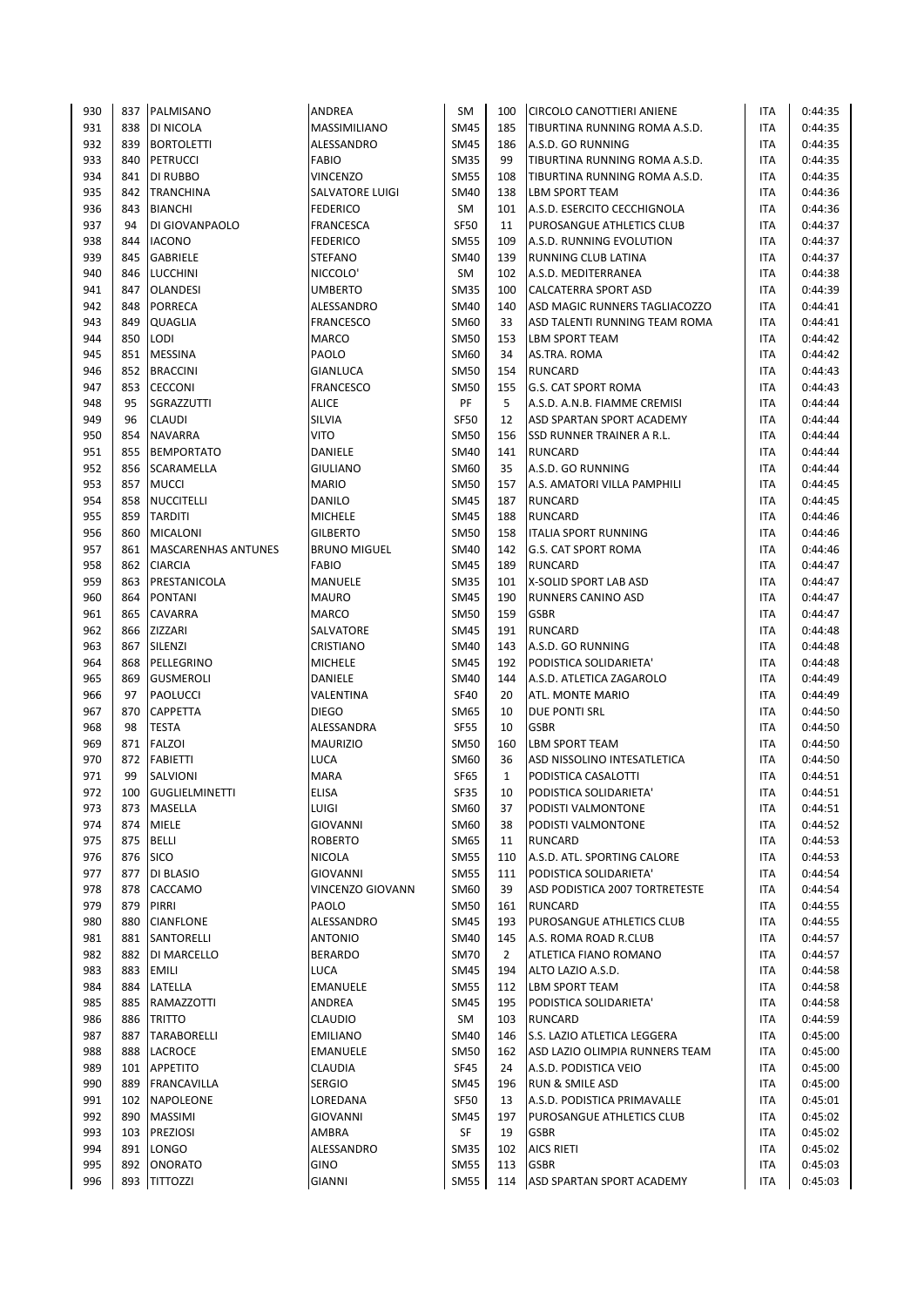| | | | | | | | | |
|---|---|---|---|---|---|---|---|---|
| 930 | 837 | PALMISANO | ANDREA | SM | 100 | CIRCOLO CANOTTIERI ANIENE | ITA | 0:44:35 |
| 931 | 838 | DI NICOLA | MASSIMILIANO | SM45 | 185 | TIBURTINA RUNNING ROMA A.S.D. | ITA | 0:44:35 |
| 932 | 839 | BORTOLETTI | ALESSANDRO | SM45 | 186 | A.S.D. GO RUNNING | ITA | 0:44:35 |
| 933 | 840 | PETRUCCI | FABIO | SM35 | 99 | TIBURTINA RUNNING ROMA A.S.D. | ITA | 0:44:35 |
| 934 | 841 | DI RUBBO | VINCENZO | SM55 | 108 | TIBURTINA RUNNING ROMA A.S.D. | ITA | 0:44:35 |
| 935 | 842 | TRANCHINA | SALVATORE LUIGI | SM40 | 138 | LBM SPORT TEAM | ITA | 0:44:36 |
| 936 | 843 | BIANCHI | FEDERICO | SM | 101 | A.S.D. ESERCITO CECCHIGNOLA | ITA | 0:44:36 |
| 937 | 94 | DI GIOVANPAOLO | FRANCESCA | SF50 | 11 | PUROSANGUE ATHLETICS CLUB | ITA | 0:44:37 |
| 938 | 844 | IACONO | FEDERICO | SM55 | 109 | A.S.D. RUNNING EVOLUTION | ITA | 0:44:37 |
| 939 | 845 | GABRIELE | STEFANO | SM40 | 139 | RUNNING CLUB LATINA | ITA | 0:44:37 |
| 940 | 846 | LUCCHINI | NICCOLO' | SM | 102 | A.S.D. MEDITERRANEA | ITA | 0:44:38 |
| 941 | 847 | OLANDESI | UMBERTO | SM35 | 100 | CALCATERRA SPORT ASD | ITA | 0:44:39 |
| 942 | 848 | PORRECA | ALESSANDRO | SM40 | 140 | ASD MAGIC RUNNERS TAGLIACOZZO | ITA | 0:44:41 |
| 943 | 849 | QUAGLIA | FRANCESCO | SM60 | 33 | ASD TALENTI RUNNING TEAM ROMA | ITA | 0:44:41 |
| 944 | 850 | LODI | MARCO | SM50 | 153 | LBM SPORT TEAM | ITA | 0:44:42 |
| 945 | 851 | MESSINA | PAOLO | SM60 | 34 | AS.TRA. ROMA | ITA | 0:44:42 |
| 946 | 852 | BRACCINI | GIANLUCA | SM50 | 154 | RUNCARD | ITA | 0:44:43 |
| 947 | 853 | CECCONI | FRANCESCO | SM50 | 155 | G.S. CAT SPORT ROMA | ITA | 0:44:43 |
| 948 | 95 | SGRAZZUTTI | ALICE | PF | 5 | A.S.D. A.N.B. FIAMME CREMISI | ITA | 0:44:44 |
| 949 | 96 | CLAUDI | SILVIA | SF50 | 12 | ASD SPARTAN SPORT ACADEMY | ITA | 0:44:44 |
| 950 | 854 | NAVARRA | VITO | SM50 | 156 | SSD RUNNER TRAINER A R.L. | ITA | 0:44:44 |
| 951 | 855 | BEMPORTATO | DANIELE | SM40 | 141 | RUNCARD | ITA | 0:44:44 |
| 952 | 856 | SCARAMELLA | GIULIANO | SM60 | 35 | A.S.D. GO RUNNING | ITA | 0:44:44 |
| 953 | 857 | MUCCI | MARIO | SM50 | 157 | A.S. AMATORI VILLA PAMPHILI | ITA | 0:44:45 |
| 954 | 858 | NUCCITELLI | DANILO | SM45 | 187 | RUNCARD | ITA | 0:44:45 |
| 955 | 859 | TARDITI | MICHELE | SM45 | 188 | RUNCARD | ITA | 0:44:46 |
| 956 | 860 | MICALONI | GILBERTO | SM50 | 158 | ITALIA SPORT RUNNING | ITA | 0:44:46 |
| 957 | 861 | MASCARENHAS ANTUNES | BRUNO MIGUEL | SM40 | 142 | G.S. CAT SPORT ROMA | ITA | 0:44:46 |
| 958 | 862 | CIARCIA | FABIO | SM45 | 189 | RUNCARD | ITA | 0:44:47 |
| 959 | 863 | PRESTANICOLA | MANUELE | SM35 | 101 | X-SOLID SPORT LAB ASD | ITA | 0:44:47 |
| 960 | 864 | PONTANI | MAURO | SM45 | 190 | RUNNERS CANINO ASD | ITA | 0:44:47 |
| 961 | 865 | CAVARRA | MARCO | SM50 | 159 | GSBR | ITA | 0:44:47 |
| 962 | 866 | ZIZZARI | SALVATORE | SM45 | 191 | RUNCARD | ITA | 0:44:48 |
| 963 | 867 | SILENZI | CRISTIANO | SM40 | 143 | A.S.D. GO RUNNING | ITA | 0:44:48 |
| 964 | 868 | PELLEGRINO | MICHELE | SM45 | 192 | PODISTICA SOLIDARIETA' | ITA | 0:44:48 |
| 965 | 869 | GUSMEROLI | DANIELE | SM40 | 144 | A.S.D. ATLETICA ZAGAROLO | ITA | 0:44:49 |
| 966 | 97 | PAOLUCCI | VALENTINA | SF40 | 20 | ATL. MONTE MARIO | ITA | 0:44:49 |
| 967 | 870 | CAPPETTA | DIEGO | SM65 | 10 | DUE PONTI SRL | ITA | 0:44:50 |
| 968 | 98 | TESTA | ALESSANDRA | SF55 | 10 | GSBR | ITA | 0:44:50 |
| 969 | 871 | FALZOI | MAURIZIO | SM50 | 160 | LBM SPORT TEAM | ITA | 0:44:50 |
| 970 | 872 | FABIETTI | LUCA | SM60 | 36 | ASD NISSOLINO INTESATLETICA | ITA | 0:44:50 |
| 971 | 99 | SALVIONI | MARA | SF65 | 1 | PODISTICA CASALOTTI | ITA | 0:44:51 |
| 972 | 100 | GUGLIELMINETTI | ELISA | SF35 | 10 | PODISTICA SOLIDARIETA' | ITA | 0:44:51 |
| 973 | 873 | MASELLA | LUIGI | SM60 | 37 | PODISTI VALMONTONE | ITA | 0:44:51 |
| 974 | 874 | MIELE | GIOVANNI | SM60 | 38 | PODISTI VALMONTONE | ITA | 0:44:52 |
| 975 | 875 | BELLI | ROBERTO | SM65 | 11 | RUNCARD | ITA | 0:44:53 |
| 976 | 876 | SICO | NICOLA | SM55 | 110 | A.S.D. ATL. SPORTING CALORE | ITA | 0:44:53 |
| 977 | 877 | DI BLASIO | GIOVANNI | SM55 | 111 | PODISTICA SOLIDARIETA' | ITA | 0:44:54 |
| 978 | 878 | CACCAMO | VINCENZO GIOVANN | SM60 | 39 | ASD PODISTICA 2007 TORTRETESTE | ITA | 0:44:54 |
| 979 | 879 | PIRRI | PAOLO | SM50 | 161 | RUNCARD | ITA | 0:44:55 |
| 980 | 880 | CIANFLONE | ALESSANDRO | SM45 | 193 | PUROSANGUE ATHLETICS CLUB | ITA | 0:44:55 |
| 981 | 881 | SANTORELLI | ANTONIO | SM40 | 145 | A.S. ROMA ROAD R.CLUB | ITA | 0:44:57 |
| 982 | 882 | DI MARCELLO | BERARDO | SM70 | 2 | ATLETICA FIANO ROMANO | ITA | 0:44:57 |
| 983 | 883 | EMILI | LUCA | SM45 | 194 | ALTO LAZIO A.S.D. | ITA | 0:44:58 |
| 984 | 884 | LATELLA | EMANUELE | SM55 | 112 | LBM SPORT TEAM | ITA | 0:44:58 |
| 985 | 885 | RAMAZZOTTI | ANDREA | SM45 | 195 | PODISTICA SOLIDARIETA' | ITA | 0:44:58 |
| 986 | 886 | TRITTO | CLAUDIO | SM | 103 | RUNCARD | ITA | 0:44:59 |
| 987 | 887 | TARABORELLI | EMILIANO | SM40 | 146 | S.S. LAZIO ATLETICA LEGGERA | ITA | 0:45:00 |
| 988 | 888 | LACROCE | EMANUELE | SM50 | 162 | ASD LAZIO OLIMPIA RUNNERS TEAM | ITA | 0:45:00 |
| 989 | 101 | APPETITO | CLAUDIA | SF45 | 24 | A.S.D. PODISTICA VEIO | ITA | 0:45:00 |
| 990 | 889 | FRANCAVILLA | SERGIO | SM45 | 196 | RUN & SMILE ASD | ITA | 0:45:00 |
| 991 | 102 | NAPOLEONE | LOREDANA | SF50 | 13 | A.S.D. PODISTICA PRIMAVALLE | ITA | 0:45:01 |
| 992 | 890 | MASSIMI | GIOVANNI | SM45 | 197 | PUROSANGUE ATHLETICS CLUB | ITA | 0:45:02 |
| 993 | 103 | PREZIOSI | AMBRA | SF | 19 | GSBR | ITA | 0:45:02 |
| 994 | 891 | LONGO | ALESSANDRO | SM35 | 102 | AICS RIETI | ITA | 0:45:02 |
| 995 | 892 | ONORATO | GINO | SM55 | 113 | GSBR | ITA | 0:45:03 |
| 996 | 893 | TITTOZZI | GIANNI | SM55 | 114 | ASD SPARTAN SPORT ACADEMY | ITA | 0:45:03 |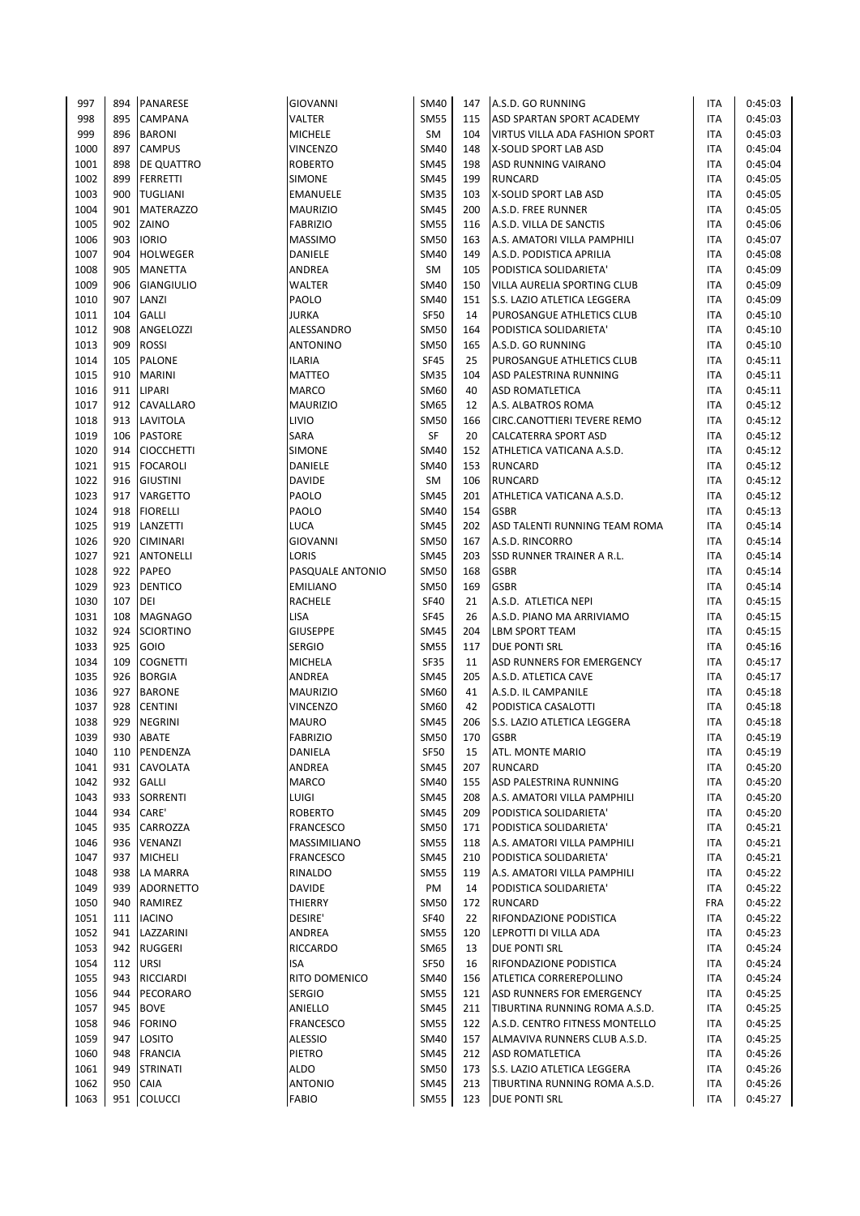| 997 | 894 | PANARESE | GIOVANNI | SM40 | 147 | A.S.D. GO RUNNING | ITA | 0:45:03 |
|---|---|---|---|---|---|---|---|---|
| 998 | 895 | CAMPANA | VALTER | SM55 | 115 | ASD SPARTAN SPORT ACADEMY | ITA | 0:45:03 |
| 999 | 896 | BARONI | MICHELE | SM | 104 | VIRTUS VILLA ADA FASHION SPORT | ITA | 0:45:03 |
| 1000 | 897 | CAMPUS | VINCENZO | SM40 | 148 | X-SOLID SPORT LAB ASD | ITA | 0:45:04 |
| 1001 | 898 | DE QUATTRO | ROBERTO | SM45 | 198 | ASD RUNNING VAIRANO | ITA | 0:45:04 |
| 1002 | 899 | FERRETTI | SIMONE | SM45 | 199 | RUNCARD | ITA | 0:45:05 |
| 1003 | 900 | TUGLIANI | EMANUELE | SM35 | 103 | X-SOLID SPORT LAB ASD | ITA | 0:45:05 |
| 1004 | 901 | MATERAZZO | MAURIZIO | SM45 | 200 | A.S.D. FREE RUNNER | ITA | 0:45:05 |
| 1005 | 902 | ZAINO | FABRIZIO | SM55 | 116 | A.S.D. VILLA DE SANCTIS | ITA | 0:45:06 |
| 1006 | 903 | IORIO | MASSIMO | SM50 | 163 | A.S. AMATORI VILLA PAMPHILI | ITA | 0:45:07 |
| 1007 | 904 | HOLWEGER | DANIELE | SM40 | 149 | A.S.D. PODISTICA APRILIA | ITA | 0:45:08 |
| 1008 | 905 | MANETTA | ANDREA | SM | 105 | PODISTICA SOLIDARIETA' | ITA | 0:45:09 |
| 1009 | 906 | GIANGIULIO | WALTER | SM40 | 150 | VILLA AURELIA SPORTING CLUB | ITA | 0:45:09 |
| 1010 | 907 | LANZI | PAOLO | SM40 | 151 | S.S. LAZIO ATLETICA LEGGERA | ITA | 0:45:09 |
| 1011 | 104 | GALLI | JURKA | SF50 | 14 | PUROSANGUE ATHLETICS CLUB | ITA | 0:45:10 |
| 1012 | 908 | ANGELOZZI | ALESSANDRO | SM50 | 164 | PODISTICA SOLIDARIETA' | ITA | 0:45:10 |
| 1013 | 909 | ROSSI | ANTONINO | SM50 | 165 | A.S.D. GO RUNNING | ITA | 0:45:10 |
| 1014 | 105 | PALONE | ILARIA | SF45 | 25 | PUROSANGUE ATHLETICS CLUB | ITA | 0:45:11 |
| 1015 | 910 | MARINI | MATTEO | SM35 | 104 | ASD PALESTRINA RUNNING | ITA | 0:45:11 |
| 1016 | 911 | LIPARI | MARCO | SM60 | 40 | ASD ROMATLETICA | ITA | 0:45:11 |
| 1017 | 912 | CAVALLARO | MAURIZIO | SM65 | 12 | A.S. ALBATROS ROMA | ITA | 0:45:12 |
| 1018 | 913 | LAVITOLA | LIVIO | SM50 | 166 | CIRC.CANOTTIERI TEVERE REMO | ITA | 0:45:12 |
| 1019 | 106 | PASTORE | SARA | SF | 20 | CALCATERRA SPORT ASD | ITA | 0:45:12 |
| 1020 | 914 | CIOCCHETTI | SIMONE | SM40 | 152 | ATHLETICA VATICANA A.S.D. | ITA | 0:45:12 |
| 1021 | 915 | FOCAROLI | DANIELE | SM40 | 153 | RUNCARD | ITA | 0:45:12 |
| 1022 | 916 | GIUSTINI | DAVIDE | SM | 106 | RUNCARD | ITA | 0:45:12 |
| 1023 | 917 | VARGETTO | PAOLO | SM45 | 201 | ATHLETICA VATICANA A.S.D. | ITA | 0:45:12 |
| 1024 | 918 | FIORELLI | PAOLO | SM40 | 154 | GSBR | ITA | 0:45:13 |
| 1025 | 919 | LANZETTI | LUCA | SM45 | 202 | ASD TALENTI RUNNING TEAM ROMA | ITA | 0:45:14 |
| 1026 | 920 | CIMINARI | GIOVANNI | SM50 | 167 | A.S.D. RINCORRO | ITA | 0:45:14 |
| 1027 | 921 | ANTONELLI | LORIS | SM45 | 203 | SSD RUNNER TRAINER A R.L. | ITA | 0:45:14 |
| 1028 | 922 | PAPEO | PASQUALE ANTONIO | SM50 | 168 | GSBR | ITA | 0:45:14 |
| 1029 | 923 | DENTICO | EMILIANO | SM50 | 169 | GSBR | ITA | 0:45:14 |
| 1030 | 107 | DEI | RACHELE | SF40 | 21 | A.S.D. ATLETICA NEPI | ITA | 0:45:15 |
| 1031 | 108 | MAGNAGO | LISA | SF45 | 26 | A.S.D. PIANO MA ARRIVIAMO | ITA | 0:45:15 |
| 1032 | 924 | SCIORTINO | GIUSEPPE | SM45 | 204 | LBM SPORT TEAM | ITA | 0:45:15 |
| 1033 | 925 | GOIO | SERGIO | SM55 | 117 | DUE PONTI SRL | ITA | 0:45:16 |
| 1034 | 109 | COGNETTI | MICHELA | SF35 | 11 | ASD RUNNERS FOR EMERGENCY | ITA | 0:45:17 |
| 1035 | 926 | BORGIA | ANDREA | SM45 | 205 | A.S.D. ATLETICA CAVE | ITA | 0:45:17 |
| 1036 | 927 | BARONE | MAURIZIO | SM60 | 41 | A.S.D. IL CAMPANILE | ITA | 0:45:18 |
| 1037 | 928 | CENTINI | VINCENZO | SM60 | 42 | PODISTICA CASALOTTI | ITA | 0:45:18 |
| 1038 | 929 | NEGRINI | MAURO | SM45 | 206 | S.S. LAZIO ATLETICA LEGGERA | ITA | 0:45:18 |
| 1039 | 930 | ABATE | FABRIZIO | SM50 | 170 | GSBR | ITA | 0:45:19 |
| 1040 | 110 | PENDENZA | DANIELA | SF50 | 15 | ATL. MONTE MARIO | ITA | 0:45:19 |
| 1041 | 931 | CAVOLATA | ANDREA | SM45 | 207 | RUNCARD | ITA | 0:45:20 |
| 1042 | 932 | GALLI | MARCO | SM40 | 155 | ASD PALESTRINA RUNNING | ITA | 0:45:20 |
| 1043 | 933 | SORRENTI | LUIGI | SM45 | 208 | A.S. AMATORI VILLA PAMPHILI | ITA | 0:45:20 |
| 1044 | 934 | CARE' | ROBERTO | SM45 | 209 | PODISTICA SOLIDARIETA' | ITA | 0:45:20 |
| 1045 | 935 | CARROZZA | FRANCESCO | SM50 | 171 | PODISTICA SOLIDARIETA' | ITA | 0:45:21 |
| 1046 | 936 | VENANZI | MASSIMILIANO | SM55 | 118 | A.S. AMATORI VILLA PAMPHILI | ITA | 0:45:21 |
| 1047 | 937 | MICHELI | FRANCESCO | SM45 | 210 | PODISTICA SOLIDARIETA' | ITA | 0:45:21 |
| 1048 | 938 | LA MARRA | RINALDO | SM55 | 119 | A.S. AMATORI VILLA PAMPHILI | ITA | 0:45:22 |
| 1049 | 939 | ADORNETTO | DAVIDE | PM | 14 | PODISTICA SOLIDARIETA' | ITA | 0:45:22 |
| 1050 | 940 | RAMIREZ | THIERRY | SM50 | 172 | RUNCARD | FRA | 0:45:22 |
| 1051 | 111 | IACINO | DESIRE' | SF40 | 22 | RIFONDAZIONE PODISTICA | ITA | 0:45:22 |
| 1052 | 941 | LAZZARINI | ANDREA | SM55 | 120 | LEPROTTI DI VILLA ADA | ITA | 0:45:23 |
| 1053 | 942 | RUGGERI | RICCARDO | SM65 | 13 | DUE PONTI SRL | ITA | 0:45:24 |
| 1054 | 112 | URSI | ISA | SF50 | 16 | RIFONDAZIONE PODISTICA | ITA | 0:45:24 |
| 1055 | 943 | RICCIARDI | RITO DOMENICO | SM40 | 156 | ATLETICA CORREREPOLLINO | ITA | 0:45:24 |
| 1056 | 944 | PECORARO | SERGIO | SM55 | 121 | ASD RUNNERS FOR EMERGENCY | ITA | 0:45:25 |
| 1057 | 945 | BOVE | ANIELLO | SM45 | 211 | TIBURTINA RUNNING ROMA A.S.D. | ITA | 0:45:25 |
| 1058 | 946 | FORINO | FRANCESCO | SM55 | 122 | A.S.D. CENTRO FITNESS MONTELLO | ITA | 0:45:25 |
| 1059 | 947 | LOSITO | ALESSIO | SM40 | 157 | ALMAVIVA RUNNERS CLUB A.S.D. | ITA | 0:45:25 |
| 1060 | 948 | FRANCIA | PIETRO | SM45 | 212 | ASD ROMATLETICA | ITA | 0:45:26 |
| 1061 | 949 | STRINATI | ALDO | SM50 | 173 | S.S. LAZIO ATLETICA LEGGERA | ITA | 0:45:26 |
| 1062 | 950 | CAIA | ANTONIO | SM45 | 213 | TIBURTINA RUNNING ROMA A.S.D. | ITA | 0:45:26 |
| 1063 | 951 | COLUCCI | FABIO | SM55 | 123 | DUE PONTI SRL | ITA | 0:45:27 |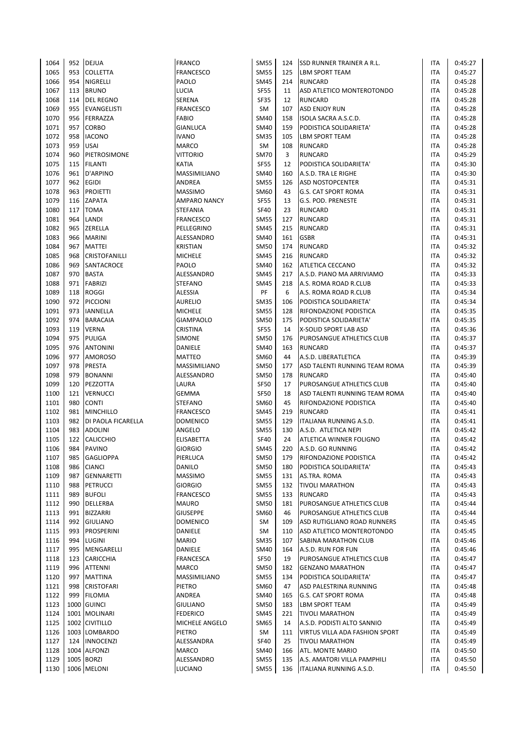| | | | | | | | | |
|---|---|---|---|---|---|---|---|---|
| 1064 | 952 | DEJUA | FRANCO | SM55 | 124 | SSD RUNNER TRAINER A R.L. | ITA | 0:45:27 |
| 1065 | 953 | COLLETTA | FRANCESCO | SM55 | 125 | LBM SPORT TEAM | ITA | 0:45:27 |
| 1066 | 954 | NIGRELLI | PAOLO | SM45 | 214 | RUNCARD | ITA | 0:45:28 |
| 1067 | 113 | BRUNO | LUCIA | SF55 | 11 | ASD ATLETICO MONTEROTONDO | ITA | 0:45:28 |
| 1068 | 114 | DEL REGNO | SERENA | SF35 | 12 | RUNCARD | ITA | 0:45:28 |
| 1069 | 955 | EVANGELISTI | FRANCESCO | SM | 107 | ASD ENJOY RUN | ITA | 0:45:28 |
| 1070 | 956 | FERRAZZA | FABIO | SM40 | 158 | ISOLA SACRA A.S.C.D. | ITA | 0:45:28 |
| 1071 | 957 | CORBO | GIANLUCA | SM40 | 159 | PODISTICA SOLIDARIETA' | ITA | 0:45:28 |
| 1072 | 958 | IACONO | IVANO | SM35 | 105 | LBM SPORT TEAM | ITA | 0:45:28 |
| 1073 | 959 | USAI | MARCO | SM | 108 | RUNCARD | ITA | 0:45:28 |
| 1074 | 960 | PIETROSIMONE | VITTORIO | SM70 | 3 | RUNCARD | ITA | 0:45:29 |
| 1075 | 115 | FILANTI | KATIA | SF55 | 12 | PODISTICA SOLIDARIETA' | ITA | 0:45:30 |
| 1076 | 961 | D'ARPINO | MASSIMILIANO | SM40 | 160 | A.S.D. TRA LE RIGHE | ITA | 0:45:30 |
| 1077 | 962 | EGIDI | ANDREA | SM55 | 126 | ASD NOSTOPCENTER | ITA | 0:45:31 |
| 1078 | 963 | PROIETTI | MASSIMO | SM60 | 43 | G.S. CAT SPORT ROMA | ITA | 0:45:31 |
| 1079 | 116 | ZAPATA | AMPARO NANCY | SF55 | 13 | G.S. POD. PRENESTE | ITA | 0:45:31 |
| 1080 | 117 | TOMA | STEFANIA | SF40 | 23 | RUNCARD | ITA | 0:45:31 |
| 1081 | 964 | LANDI | FRANCESCO | SM55 | 127 | RUNCARD | ITA | 0:45:31 |
| 1082 | 965 | ZERELLA | PELLEGRINO | SM45 | 215 | RUNCARD | ITA | 0:45:31 |
| 1083 | 966 | MARINI | ALESSANDRO | SM40 | 161 | GSBR | ITA | 0:45:31 |
| 1084 | 967 | MATTEI | KRISTIAN | SM50 | 174 | RUNCARD | ITA | 0:45:32 |
| 1085 | 968 | CRISTOFANILLI | MICHELE | SM45 | 216 | RUNCARD | ITA | 0:45:32 |
| 1086 | 969 | SANTACROCE | PAOLO | SM40 | 162 | ATLETICA CECCANO | ITA | 0:45:32 |
| 1087 | 970 | BASTA | ALESSANDRO | SM45 | 217 | A.S.D. PIANO MA ARRIVIAMO | ITA | 0:45:33 |
| 1088 | 971 | FABRIZI | STEFANO | SM45 | 218 | A.S. ROMA ROAD R.CLUB | ITA | 0:45:33 |
| 1089 | 118 | ROGGI | ALESSIA | PF | 6 | A.S. ROMA ROAD R.CLUB | ITA | 0:45:34 |
| 1090 | 972 | PICCIONI | AURELIO | SM35 | 106 | PODISTICA SOLIDARIETA' | ITA | 0:45:34 |
| 1091 | 973 | IANNELLA | MICHELE | SM55 | 128 | RIFONDAZIONE PODISTICA | ITA | 0:45:35 |
| 1092 | 974 | BARACAIA | GIAMPAOLO | SM50 | 175 | PODISTICA SOLIDARIETA' | ITA | 0:45:35 |
| 1093 | 119 | VERNA | CRISTINA | SF55 | 14 | X-SOLID SPORT LAB ASD | ITA | 0:45:36 |
| 1094 | 975 | PULIGA | SIMONE | SM50 | 176 | PUROSANGUE ATHLETICS CLUB | ITA | 0:45:37 |
| 1095 | 976 | ANTONINI | DANIELE | SM40 | 163 | RUNCARD | ITA | 0:45:37 |
| 1096 | 977 | AMOROSO | MATTEO | SM60 | 44 | A.S.D. LIBERATLETICA | ITA | 0:45:39 |
| 1097 | 978 | PRESTA | MASSIMILIANO | SM50 | 177 | ASD TALENTI RUNNING TEAM ROMA | ITA | 0:45:39 |
| 1098 | 979 | BONANNI | ALESSANDRO | SM50 | 178 | RUNCARD | ITA | 0:45:40 |
| 1099 | 120 | PEZZOTTA | LAURA | SF50 | 17 | PUROSANGUE ATHLETICS CLUB | ITA | 0:45:40 |
| 1100 | 121 | VERNUCCI | GEMMA | SF50 | 18 | ASD TALENTI RUNNING TEAM ROMA | ITA | 0:45:40 |
| 1101 | 980 | CONTI | STEFANO | SM60 | 45 | RIFONDAZIONE PODISTICA | ITA | 0:45:40 |
| 1102 | 981 | MINCHILLO | FRANCESCO | SM45 | 219 | RUNCARD | ITA | 0:45:41 |
| 1103 | 982 | DI PAOLA FICARELLA | DOMENICO | SM55 | 129 | ITALIANA RUNNING A.S.D. | ITA | 0:45:41 |
| 1104 | 983 | ADOLINI | ANGELO | SM55 | 130 | A.S.D. ATLETICA NEPI | ITA | 0:45:42 |
| 1105 | 122 | CALICCHIO | ELISABETTA | SF40 | 24 | ATLETICA WINNER FOLIGNO | ITA | 0:45:42 |
| 1106 | 984 | PAVINO | GIORGIO | SM45 | 220 | A.S.D. GO RUNNING | ITA | 0:45:42 |
| 1107 | 985 | GAGLIOPPA | PIERLUCA | SM50 | 179 | RIFONDAZIONE PODISTICA | ITA | 0:45:42 |
| 1108 | 986 | CIANCI | DANILO | SM50 | 180 | PODISTICA SOLIDARIETA' | ITA | 0:45:43 |
| 1109 | 987 | GENNARETTI | MASSIMO | SM55 | 131 | AS.TRA. ROMA | ITA | 0:45:43 |
| 1110 | 988 | PETRUCCI | GIORGIO | SM55 | 132 | TIVOLI MARATHON | ITA | 0:45:43 |
| 1111 | 989 | BUFOLI | FRANCESCO | SM55 | 133 | RUNCARD | ITA | 0:45:43 |
| 1112 | 990 | DELLERBA | MAURO | SM50 | 181 | PUROSANGUE ATHLETICS CLUB | ITA | 0:45:44 |
| 1113 | 991 | BIZZARRI | GIUSEPPE | SM60 | 46 | PUROSANGUE ATHLETICS CLUB | ITA | 0:45:44 |
| 1114 | 992 | GIULIANO | DOMENICO | SM | 109 | ASD RUTIGLIANO ROAD RUNNERS | ITA | 0:45:45 |
| 1115 | 993 | PROSPERINI | DANIELE | SM | 110 | ASD ATLETICO MONTEROTONDO | ITA | 0:45:45 |
| 1116 | 994 | LUGINI | MARIO | SM35 | 107 | SABINA MARATHON CLUB | ITA | 0:45:46 |
| 1117 | 995 | MENGARELLI | DANIELE | SM40 | 164 | A.S.D. RUN FOR FUN | ITA | 0:45:46 |
| 1118 | 123 | CARICCHIA | FRANCESCA | SF50 | 19 | PUROSANGUE ATHLETICS CLUB | ITA | 0:45:47 |
| 1119 | 996 | ATTENNI | MARCO | SM50 | 182 | GENZANO MARATHON | ITA | 0:45:47 |
| 1120 | 997 | MATTINA | MASSIMILIANO | SM55 | 134 | PODISTICA SOLIDARIETA' | ITA | 0:45:47 |
| 1121 | 998 | CRISTOFARI | PIETRO | SM60 | 47 | ASD PALESTRINA RUNNING | ITA | 0:45:48 |
| 1122 | 999 | FILOMIA | ANDREA | SM40 | 165 | G.S. CAT SPORT ROMA | ITA | 0:45:48 |
| 1123 | 1000 | GUINCI | GIULIANO | SM50 | 183 | LBM SPORT TEAM | ITA | 0:45:49 |
| 1124 | 1001 | MOLINARI | FEDERICO | SM45 | 221 | TIVOLI MARATHON | ITA | 0:45:49 |
| 1125 | 1002 | CIVITILLO | MICHELE ANGELO | SM65 | 14 | A.S.D. PODISTI ALTO SANNIO | ITA | 0:45:49 |
| 1126 | 1003 | LOMBARDO | PIETRO | SM | 111 | VIRTUS VILLA ADA FASHION SPORT | ITA | 0:45:49 |
| 1127 | 124 | INNOCENZI | ALESSANDRA | SF40 | 25 | TIVOLI MARATHON | ITA | 0:45:49 |
| 1128 | 1004 | ALFONZI | MARCO | SM40 | 166 | ATL. MONTE MARIO | ITA | 0:45:50 |
| 1129 | 1005 | BORZI | ALESSANDRO | SM55 | 135 | A.S. AMATORI VILLA PAMPHILI | ITA | 0:45:50 |
| 1130 | 1006 | MELONI | LUCIANO | SM55 | 136 | ITALIANA RUNNING A.S.D. | ITA | 0:45:50 |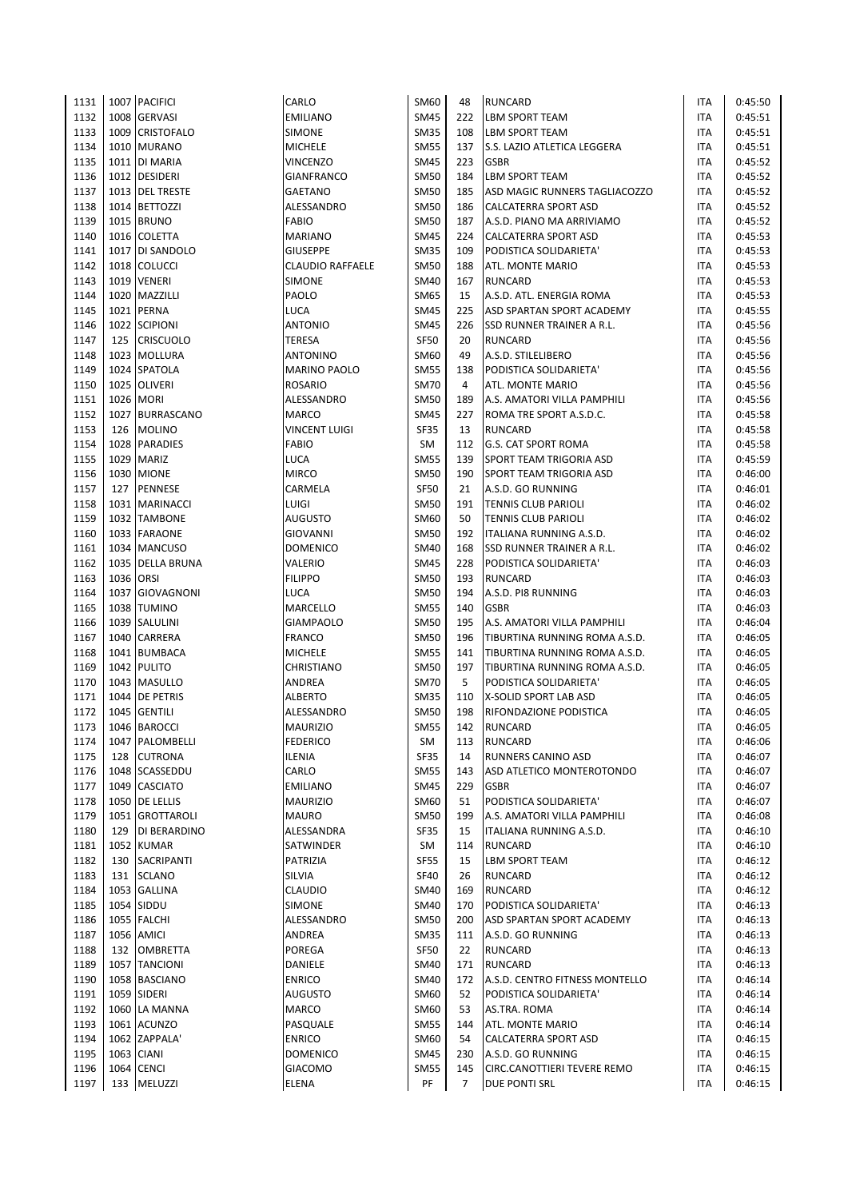| | | | | | | | | |
|---|---|---|---|---|---|---|---|---|
| 1131 | 1007 | PACIFICI | CARLO | SM60 | 48 | RUNCARD | ITA | 0:45:50 |
| 1132 | 1008 | GERVASI | EMILIANO | SM45 | 222 | LBM SPORT TEAM | ITA | 0:45:51 |
| 1133 | 1009 | CRISTOFALO | SIMONE | SM35 | 108 | LBM SPORT TEAM | ITA | 0:45:51 |
| 1134 | 1010 | MURANO | MICHELE | SM55 | 137 | S.S. LAZIO ATLETICA LEGGERA | ITA | 0:45:51 |
| 1135 | 1011 | DI MARIA | VINCENZO | SM45 | 223 | GSBR | ITA | 0:45:52 |
| 1136 | 1012 | DESIDERI | GIANFRANCO | SM50 | 184 | LBM SPORT TEAM | ITA | 0:45:52 |
| 1137 | 1013 | DEL TRESTE | GAETANO | SM50 | 185 | ASD MAGIC RUNNERS TAGLIACOZZO | ITA | 0:45:52 |
| 1138 | 1014 | BETTOZZI | ALESSANDRO | SM50 | 186 | CALCATERRA SPORT ASD | ITA | 0:45:52 |
| 1139 | 1015 | BRUNO | FABIO | SM50 | 187 | A.S.D. PIANO MA ARRIVIAMO | ITA | 0:45:52 |
| 1140 | 1016 | COLETTA | MARIANO | SM45 | 224 | CALCATERRA SPORT ASD | ITA | 0:45:53 |
| 1141 | 1017 | DI SANDOLO | GIUSEPPE | SM35 | 109 | PODISTICA SOLIDARIETA' | ITA | 0:45:53 |
| 1142 | 1018 | COLUCCI | CLAUDIO RAFFAELE | SM50 | 188 | ATL. MONTE MARIO | ITA | 0:45:53 |
| 1143 | 1019 | VENERI | SIMONE | SM40 | 167 | RUNCARD | ITA | 0:45:53 |
| 1144 | 1020 | MAZZILLI | PAOLO | SM65 | 15 | A.S.D. ATL. ENERGIA ROMA | ITA | 0:45:53 |
| 1145 | 1021 | PERNA | LUCA | SM45 | 225 | ASD SPARTAN SPORT ACADEMY | ITA | 0:45:55 |
| 1146 | 1022 | SCIPIONI | ANTONIO | SM45 | 226 | SSD RUNNER TRAINER A R.L. | ITA | 0:45:56 |
| 1147 | 125 | CRISCUOLO | TERESA | SF50 | 20 | RUNCARD | ITA | 0:45:56 |
| 1148 | 1023 | MOLLURA | ANTONINO | SM60 | 49 | A.S.D. STILELIBERO | ITA | 0:45:56 |
| 1149 | 1024 | SPATOLA | MARINO PAOLO | SM55 | 138 | PODISTICA SOLIDARIETA' | ITA | 0:45:56 |
| 1150 | 1025 | OLIVERI | ROSARIO | SM70 | 4 | ATL. MONTE MARIO | ITA | 0:45:56 |
| 1151 | 1026 | MORI | ALESSANDRO | SM50 | 189 | A.S. AMATORI VILLA PAMPHILI | ITA | 0:45:56 |
| 1152 | 1027 | BURRASCANO | MARCO | SM45 | 227 | ROMA TRE SPORT A.S.D.C. | ITA | 0:45:58 |
| 1153 | 126 | MOLINO | VINCENT LUIGI | SF35 | 13 | RUNCARD | ITA | 0:45:58 |
| 1154 | 1028 | PARADIES | FABIO | SM | 112 | G.S. CAT SPORT ROMA | ITA | 0:45:58 |
| 1155 | 1029 | MARIZ | LUCA | SM55 | 139 | SPORT TEAM TRIGORIA ASD | ITA | 0:45:59 |
| 1156 | 1030 | MIONE | MIRCO | SM50 | 190 | SPORT TEAM TRIGORIA ASD | ITA | 0:46:00 |
| 1157 | 127 | PENNESE | CARMELA | SF50 | 21 | A.S.D. GO RUNNING | ITA | 0:46:01 |
| 1158 | 1031 | MARINACCI | LUIGI | SM50 | 191 | TENNIS CLUB PARIOLI | ITA | 0:46:02 |
| 1159 | 1032 | TAMBONE | AUGUSTO | SM60 | 50 | TENNIS CLUB PARIOLI | ITA | 0:46:02 |
| 1160 | 1033 | FARAONE | GIOVANNI | SM50 | 192 | ITALIANA RUNNING A.S.D. | ITA | 0:46:02 |
| 1161 | 1034 | MANCUSO | DOMENICO | SM40 | 168 | SSD RUNNER TRAINER A R.L. | ITA | 0:46:02 |
| 1162 | 1035 | DELLA BRUNA | VALERIO | SM45 | 228 | PODISTICA SOLIDARIETA' | ITA | 0:46:03 |
| 1163 | 1036 | ORSI | FILIPPO | SM50 | 193 | RUNCARD | ITA | 0:46:03 |
| 1164 | 1037 | GIOVAGNONI | LUCA | SM50 | 194 | A.S.D. PI8 RUNNING | ITA | 0:46:03 |
| 1165 | 1038 | TUMINO | MARCELLO | SM55 | 140 | GSBR | ITA | 0:46:03 |
| 1166 | 1039 | SALULINI | GIAMPAOLO | SM50 | 195 | A.S. AMATORI VILLA PAMPHILI | ITA | 0:46:04 |
| 1167 | 1040 | CARRERA | FRANCO | SM50 | 196 | TIBURTINA RUNNING ROMA A.S.D. | ITA | 0:46:05 |
| 1168 | 1041 | BUMBACA | MICHELE | SM55 | 141 | TIBURTINA RUNNING ROMA A.S.D. | ITA | 0:46:05 |
| 1169 | 1042 | PULITO | CHRISTIANO | SM50 | 197 | TIBURTINA RUNNING ROMA A.S.D. | ITA | 0:46:05 |
| 1170 | 1043 | MASULLO | ANDREA | SM70 | 5 | PODISTICA SOLIDARIETA' | ITA | 0:46:05 |
| 1171 | 1044 | DE PETRIS | ALBERTO | SM35 | 110 | X-SOLID SPORT LAB ASD | ITA | 0:46:05 |
| 1172 | 1045 | GENTILI | ALESSANDRO | SM50 | 198 | RIFONDAZIONE PODISTICA | ITA | 0:46:05 |
| 1173 | 1046 | BAROCCI | MAURIZIO | SM55 | 142 | RUNCARD | ITA | 0:46:05 |
| 1174 | 1047 | PALOMBELLI | FEDERICO | SM | 113 | RUNCARD | ITA | 0:46:06 |
| 1175 | 128 | CUTRONA | ILENIA | SF35 | 14 | RUNNERS CANINO ASD | ITA | 0:46:07 |
| 1176 | 1048 | SCASSEDDU | CARLO | SM55 | 143 | ASD ATLETICO MONTEROTONDO | ITA | 0:46:07 |
| 1177 | 1049 | CASCIATO | EMILIANO | SM45 | 229 | GSBR | ITA | 0:46:07 |
| 1178 | 1050 | DE LELLIS | MAURIZIO | SM60 | 51 | PODISTICA SOLIDARIETA' | ITA | 0:46:07 |
| 1179 | 1051 | GROTTAROLI | MAURO | SM50 | 199 | A.S. AMATORI VILLA PAMPHILI | ITA | 0:46:08 |
| 1180 | 129 | DI BERARDINO | ALESSANDRA | SF35 | 15 | ITALIANA RUNNING A.S.D. | ITA | 0:46:10 |
| 1181 | 1052 | KUMAR | SATWINDER | SM | 114 | RUNCARD | ITA | 0:46:10 |
| 1182 | 130 | SACRIPANTI | PATRIZIA | SF55 | 15 | LBM SPORT TEAM | ITA | 0:46:12 |
| 1183 | 131 | SCLANO | SILVIA | SF40 | 26 | RUNCARD | ITA | 0:46:12 |
| 1184 | 1053 | GALLINA | CLAUDIO | SM40 | 169 | RUNCARD | ITA | 0:46:12 |
| 1185 | 1054 | SIDDU | SIMONE | SM40 | 170 | PODISTICA SOLIDARIETA' | ITA | 0:46:13 |
| 1186 | 1055 | FALCHI | ALESSANDRO | SM50 | 200 | ASD SPARTAN SPORT ACADEMY | ITA | 0:46:13 |
| 1187 | 1056 | AMICI | ANDREA | SM35 | 111 | A.S.D. GO RUNNING | ITA | 0:46:13 |
| 1188 | 132 | OMBRETTA | POREGA | SF50 | 22 | RUNCARD | ITA | 0:46:13 |
| 1189 | 1057 | TANCIONI | DANIELE | SM40 | 171 | RUNCARD | ITA | 0:46:13 |
| 1190 | 1058 | BASCIANO | ENRICO | SM40 | 172 | A.S.D. CENTRO FITNESS MONTELLO | ITA | 0:46:14 |
| 1191 | 1059 | SIDERI | AUGUSTO | SM60 | 52 | PODISTICA SOLIDARIETA' | ITA | 0:46:14 |
| 1192 | 1060 | LA MANNA | MARCO | SM60 | 53 | AS.TRA. ROMA | ITA | 0:46:14 |
| 1193 | 1061 | ACUNZO | PASQUALE | SM55 | 144 | ATL. MONTE MARIO | ITA | 0:46:14 |
| 1194 | 1062 | ZAPPALA' | ENRICO | SM60 | 54 | CALCATERRA SPORT ASD | ITA | 0:46:15 |
| 1195 | 1063 | CIANI | DOMENICO | SM45 | 230 | A.S.D. GO RUNNING | ITA | 0:46:15 |
| 1196 | 1064 | CENCI | GIACOMO | SM55 | 145 | CIRC.CANOTTIERI TEVERE REMO | ITA | 0:46:15 |
| 1197 | 133 | MELUZZI | ELENA | PF | 7 | DUE PONTI SRL | ITA | 0:46:15 |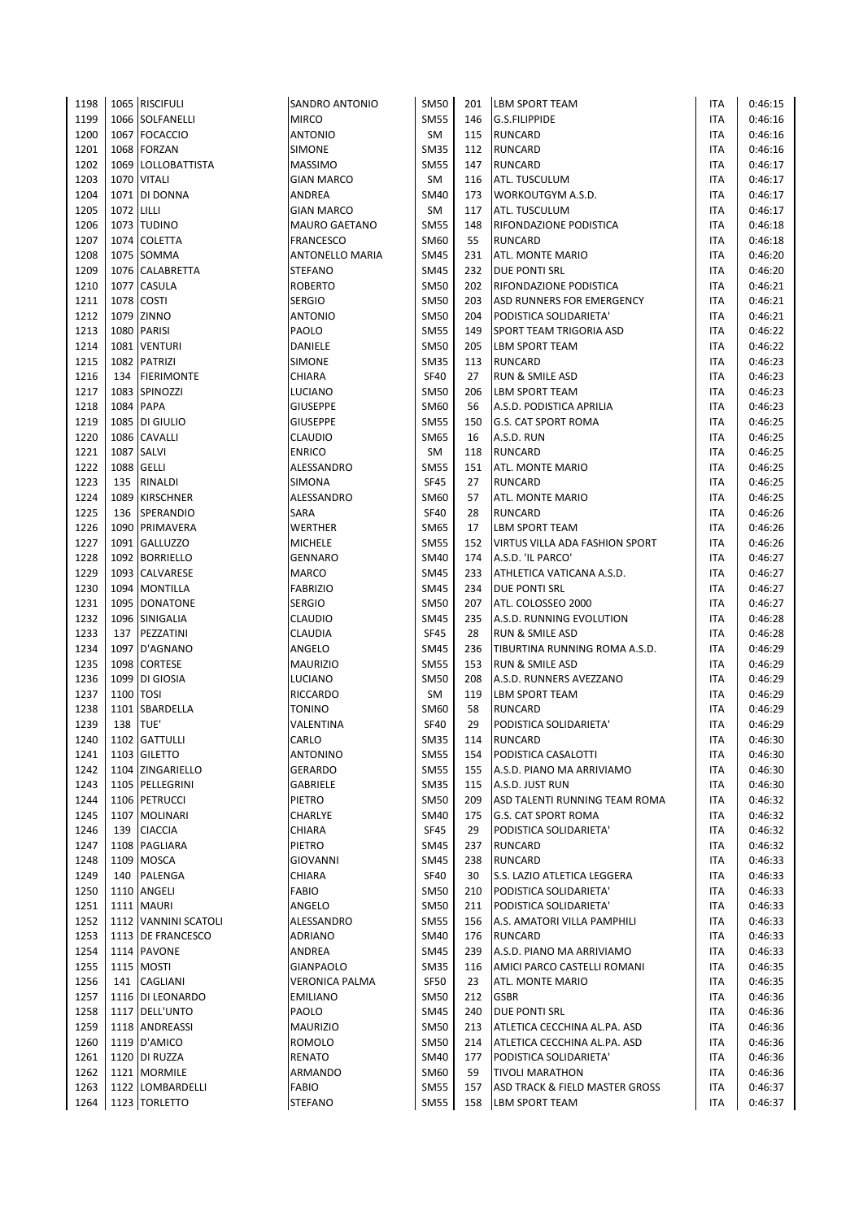| | | | | | | | | |
|---|---|---|---|---|---|---|---|---|
| 1198 | 1065 | RISCIFULI | SANDRO ANTONIO | SM50 | 201 | LBM SPORT TEAM | ITA | 0:46:15 |
| 1199 | 1066 | SOLFANELLI | MIRCO | SM55 | 146 | G.S.FILIPPIDE | ITA | 0:46:16 |
| 1200 | 1067 | FOCACCIO | ANTONIO | SM | 115 | RUNCARD | ITA | 0:46:16 |
| 1201 | 1068 | FORZAN | SIMONE | SM35 | 112 | RUNCARD | ITA | 0:46:16 |
| 1202 | 1069 | LOLLOBATTISTA | MASSIMO | SM55 | 147 | RUNCARD | ITA | 0:46:17 |
| 1203 | 1070 | VITALI | GIAN MARCO | SM | 116 | ATL. TUSCULUM | ITA | 0:46:17 |
| 1204 | 1071 | DI DONNA | ANDREA | SM40 | 173 | WORKOUTGYM A.S.D. | ITA | 0:46:17 |
| 1205 | 1072 | LILLI | GIAN MARCO | SM | 117 | ATL. TUSCULUM | ITA | 0:46:17 |
| 1206 | 1073 | TUDINO | MAURO GAETANO | SM55 | 148 | RIFONDAZIONE PODISTICA | ITA | 0:46:18 |
| 1207 | 1074 | COLETTA | FRANCESCO | SM60 | 55 | RUNCARD | ITA | 0:46:18 |
| 1208 | 1075 | SOMMA | ANTONELLO MARIA | SM45 | 231 | ATL. MONTE MARIO | ITA | 0:46:20 |
| 1209 | 1076 | CALABRETTA | STEFANO | SM45 | 232 | DUE PONTI SRL | ITA | 0:46:20 |
| 1210 | 1077 | CASULA | ROBERTO | SM50 | 202 | RIFONDAZIONE PODISTICA | ITA | 0:46:21 |
| 1211 | 1078 | COSTI | SERGIO | SM50 | 203 | ASD RUNNERS FOR EMERGENCY | ITA | 0:46:21 |
| 1212 | 1079 | ZINNO | ANTONIO | SM50 | 204 | PODISTICA SOLIDARIETA' | ITA | 0:46:21 |
| 1213 | 1080 | PARISI | PAOLO | SM55 | 149 | SPORT TEAM TRIGORIA ASD | ITA | 0:46:22 |
| 1214 | 1081 | VENTURI | DANIELE | SM50 | 205 | LBM SPORT TEAM | ITA | 0:46:22 |
| 1215 | 1082 | PATRIZI | SIMONE | SM35 | 113 | RUNCARD | ITA | 0:46:23 |
| 1216 | 134 | FIERIMONTE | CHIARA | SF40 | 27 | RUN & SMILE ASD | ITA | 0:46:23 |
| 1217 | 1083 | SPINOZZI | LUCIANO | SM50 | 206 | LBM SPORT TEAM | ITA | 0:46:23 |
| 1218 | 1084 | PAPA | GIUSEPPE | SM60 | 56 | A.S.D. PODISTICA APRILIA | ITA | 0:46:23 |
| 1219 | 1085 | DI GIULIO | GIUSEPPE | SM55 | 150 | G.S. CAT SPORT ROMA | ITA | 0:46:25 |
| 1220 | 1086 | CAVALLI | CLAUDIO | SM65 | 16 | A.S.D. RUN | ITA | 0:46:25 |
| 1221 | 1087 | SALVI | ENRICO | SM | 118 | RUNCARD | ITA | 0:46:25 |
| 1222 | 1088 | GELLI | ALESSANDRO | SM55 | 151 | ATL. MONTE MARIO | ITA | 0:46:25 |
| 1223 | 135 | RINALDI | SIMONA | SF45 | 27 | RUNCARD | ITA | 0:46:25 |
| 1224 | 1089 | KIRSCHNER | ALESSANDRO | SM60 | 57 | ATL. MONTE MARIO | ITA | 0:46:25 |
| 1225 | 136 | SPERANDIO | SARA | SF40 | 28 | RUNCARD | ITA | 0:46:26 |
| 1226 | 1090 | PRIMAVERA | WERTHER | SM65 | 17 | LBM SPORT TEAM | ITA | 0:46:26 |
| 1227 | 1091 | GALLUZZO | MICHELE | SM55 | 152 | VIRTUS VILLA ADA FASHION SPORT | ITA | 0:46:26 |
| 1228 | 1092 | BORRIELLO | GENNARO | SM40 | 174 | A.S.D. 'IL PARCO' | ITA | 0:46:27 |
| 1229 | 1093 | CALVARESE | MARCO | SM45 | 233 | ATHLETICA VATICANA A.S.D. | ITA | 0:46:27 |
| 1230 | 1094 | MONTILLA | FABRIZIO | SM45 | 234 | DUE PONTI SRL | ITA | 0:46:27 |
| 1231 | 1095 | DONATONE | SERGIO | SM50 | 207 | ATL. COLOSSEO 2000 | ITA | 0:46:27 |
| 1232 | 1096 | SINIGALIA | CLAUDIO | SM45 | 235 | A.S.D. RUNNING EVOLUTION | ITA | 0:46:28 |
| 1233 | 137 | PEZZATINI | CLAUDIA | SF45 | 28 | RUN & SMILE ASD | ITA | 0:46:28 |
| 1234 | 1097 | D'AGNANO | ANGELO | SM45 | 236 | TIBURTINA RUNNING ROMA A.S.D. | ITA | 0:46:29 |
| 1235 | 1098 | CORTESE | MAURIZIO | SM55 | 153 | RUN & SMILE ASD | ITA | 0:46:29 |
| 1236 | 1099 | DI GIOSIA | LUCIANO | SM50 | 208 | A.S.D. RUNNERS AVEZZANO | ITA | 0:46:29 |
| 1237 | 1100 | TOSI | RICCARDO | SM | 119 | LBM SPORT TEAM | ITA | 0:46:29 |
| 1238 | 1101 | SBARDELLA | TONINO | SM60 | 58 | RUNCARD | ITA | 0:46:29 |
| 1239 | 138 | TUE' | VALENTINA | SF40 | 29 | PODISTICA SOLIDARIETA' | ITA | 0:46:29 |
| 1240 | 1102 | GATTULLI | CARLO | SM35 | 114 | RUNCARD | ITA | 0:46:30 |
| 1241 | 1103 | GILETTO | ANTONINO | SM55 | 154 | PODISTICA CASALOTTI | ITA | 0:46:30 |
| 1242 | 1104 | ZINGARIELLO | GERARDO | SM55 | 155 | A.S.D. PIANO MA ARRIVIAMO | ITA | 0:46:30 |
| 1243 | 1105 | PELLEGRINI | GABRIELE | SM35 | 115 | A.S.D. JUST RUN | ITA | 0:46:30 |
| 1244 | 1106 | PETRUCCI | PIETRO | SM50 | 209 | ASD TALENTI RUNNING TEAM ROMA | ITA | 0:46:32 |
| 1245 | 1107 | MOLINARI | CHARLYE | SM40 | 175 | G.S. CAT SPORT ROMA | ITA | 0:46:32 |
| 1246 | 139 | CIACCIA | CHIARA | SF45 | 29 | PODISTICA SOLIDARIETA' | ITA | 0:46:32 |
| 1247 | 1108 | PAGLIARA | PIETRO | SM45 | 237 | RUNCARD | ITA | 0:46:32 |
| 1248 | 1109 | MOSCA | GIOVANNI | SM45 | 238 | RUNCARD | ITA | 0:46:33 |
| 1249 | 140 | PALENGA | CHIARA | SF40 | 30 | S.S. LAZIO ATLETICA LEGGERA | ITA | 0:46:33 |
| 1250 | 1110 | ANGELI | FABIO | SM50 | 210 | PODISTICA SOLIDARIETA' | ITA | 0:46:33 |
| 1251 | 1111 | MAURI | ANGELO | SM50 | 211 | PODISTICA SOLIDARIETA' | ITA | 0:46:33 |
| 1252 | 1112 | VANNINI SCATOLI | ALESSANDRO | SM55 | 156 | A.S. AMATORI VILLA PAMPHILI | ITA | 0:46:33 |
| 1253 | 1113 | DE FRANCESCO | ADRIANO | SM40 | 176 | RUNCARD | ITA | 0:46:33 |
| 1254 | 1114 | PAVONE | ANDREA | SM45 | 239 | A.S.D. PIANO MA ARRIVIAMO | ITA | 0:46:33 |
| 1255 | 1115 | MOSTI | GIANPAOLO | SM35 | 116 | AMICI PARCO CASTELLI ROMANI | ITA | 0:46:35 |
| 1256 | 141 | CAGLIANI | VERONICA PALMA | SF50 | 23 | ATL. MONTE MARIO | ITA | 0:46:35 |
| 1257 | 1116 | DI LEONARDO | EMILIANO | SM50 | 212 | GSBR | ITA | 0:46:36 |
| 1258 | 1117 | DELL'UNTO | PAOLO | SM45 | 240 | DUE PONTI SRL | ITA | 0:46:36 |
| 1259 | 1118 | ANDREASSI | MAURIZIO | SM50 | 213 | ATLETICA CECCHINA AL.PA. ASD | ITA | 0:46:36 |
| 1260 | 1119 | D'AMICO | ROMOLO | SM50 | 214 | ATLETICA CECCHINA AL.PA. ASD | ITA | 0:46:36 |
| 1261 | 1120 | DI RUZZA | RENATO | SM40 | 177 | PODISTICA SOLIDARIETA' | ITA | 0:46:36 |
| 1262 | 1121 | MORMILE | ARMANDO | SM60 | 59 | TIVOLI MARATHON | ITA | 0:46:36 |
| 1263 | 1122 | LOMBARDELLI | FABIO | SM55 | 157 | ASD TRACK & FIELD MASTER GROSS | ITA | 0:46:37 |
| 1264 | 1123 | TORLETTO | STEFANO | SM55 | 158 | LBM SPORT TEAM | ITA | 0:46:37 |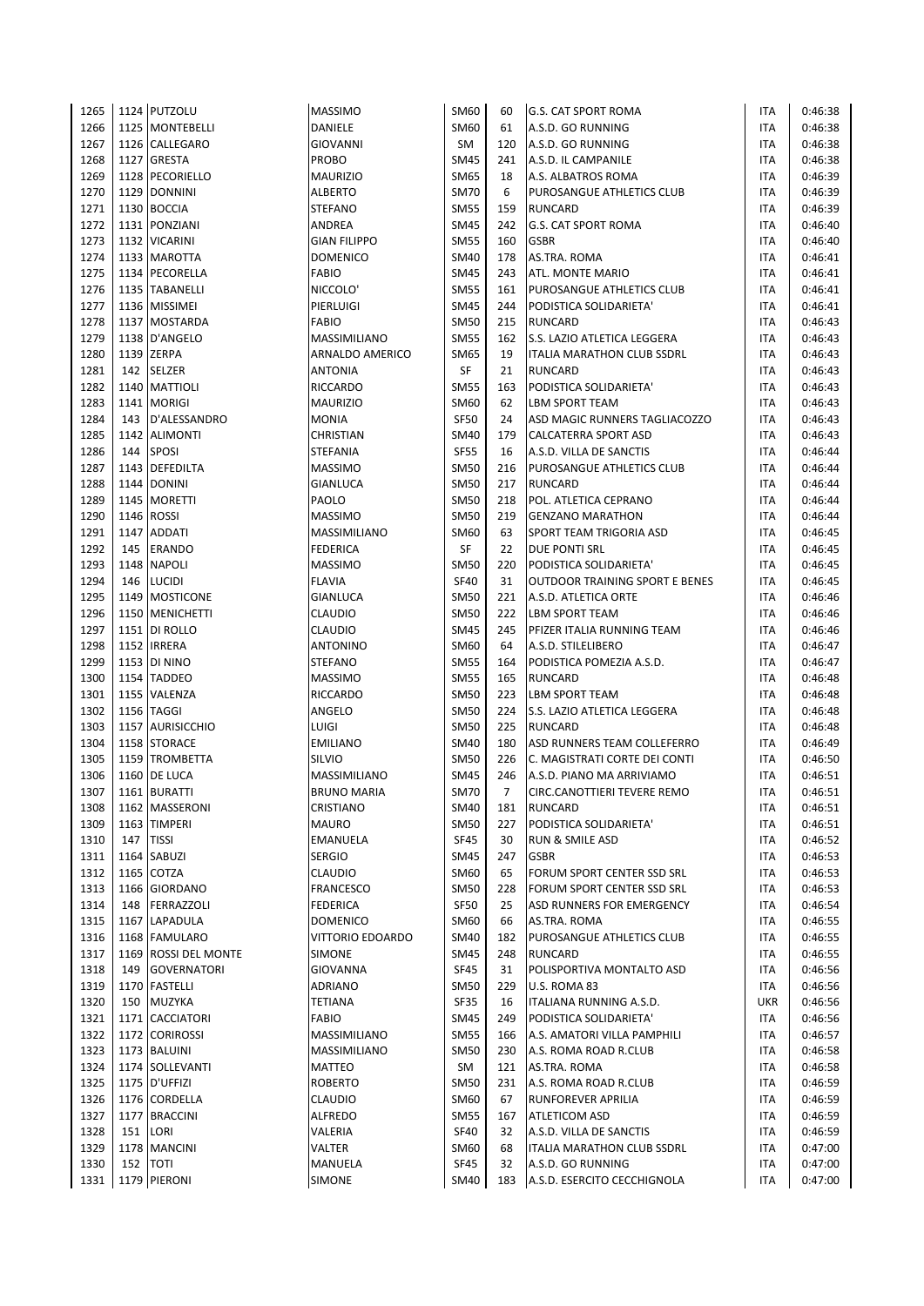| | | | | | | | | |
|---|---|---|---|---|---|---|---|---|
| 1265 | 1124 | PUTZOLU | MASSIMO | SM60 | 60 | G.S. CAT SPORT ROMA | ITA | 0:46:38 |
| 1266 | 1125 | MONTEBELLI | DANIELE | SM60 | 61 | A.S.D. GO RUNNING | ITA | 0:46:38 |
| 1267 | 1126 | CALLEGARO | GIOVANNI | SM | 120 | A.S.D. GO RUNNING | ITA | 0:46:38 |
| 1268 | 1127 | GRESTA | PROBO | SM45 | 241 | A.S.D. IL CAMPANILE | ITA | 0:46:38 |
| 1269 | 1128 | PECORIELLO | MAURIZIO | SM65 | 18 | A.S. ALBATROS ROMA | ITA | 0:46:39 |
| 1270 | 1129 | DONNINI | ALBERTO | SM70 | 6 | PUROSANGUE ATHLETICS CLUB | ITA | 0:46:39 |
| 1271 | 1130 | BOCCIA | STEFANO | SM55 | 159 | RUNCARD | ITA | 0:46:39 |
| 1272 | 1131 | PONZIANI | ANDREA | SM45 | 242 | G.S. CAT SPORT ROMA | ITA | 0:46:40 |
| 1273 | 1132 | VICARINI | GIAN FILIPPO | SM55 | 160 | GSBR | ITA | 0:46:40 |
| 1274 | 1133 | MAROTTA | DOMENICO | SM40 | 178 | AS.TRA. ROMA | ITA | 0:46:41 |
| 1275 | 1134 | PECORELLA | FABIO | SM45 | 243 | ATL. MONTE MARIO | ITA | 0:46:41 |
| 1276 | 1135 | TABANELLI | NICCOLO' | SM55 | 161 | PUROSANGUE ATHLETICS CLUB | ITA | 0:46:41 |
| 1277 | 1136 | MISSIMEI | PIERLUIGI | SM45 | 244 | PODISTICA SOLIDARIETA' | ITA | 0:46:41 |
| 1278 | 1137 | MOSTARDA | FABIO | SM50 | 215 | RUNCARD | ITA | 0:46:43 |
| 1279 | 1138 | D'ANGELO | MASSIMILIANO | SM55 | 162 | S.S. LAZIO ATLETICA LEGGERA | ITA | 0:46:43 |
| 1280 | 1139 | ZERPA | ARNALDO AMERICO | SM65 | 19 | ITALIA MARATHON CLUB SSDRL | ITA | 0:46:43 |
| 1281 | 142 | SELZER | ANTONIA | SF | 21 | RUNCARD | ITA | 0:46:43 |
| 1282 | 1140 | MATTIOLI | RICCARDO | SM55 | 163 | PODISTICA SOLIDARIETA' | ITA | 0:46:43 |
| 1283 | 1141 | MORIGI | MAURIZIO | SM60 | 62 | LBM SPORT TEAM | ITA | 0:46:43 |
| 1284 | 143 | D'ALESSANDRO | MONIA | SF50 | 24 | ASD MAGIC RUNNERS TAGLIACOZZO | ITA | 0:46:43 |
| 1285 | 1142 | ALIMONTI | CHRISTIAN | SM40 | 179 | CALCATERRA SPORT ASD | ITA | 0:46:43 |
| 1286 | 144 | SPOSI | STEFANIA | SF55 | 16 | A.S.D. VILLA DE SANCTIS | ITA | 0:46:44 |
| 1287 | 1143 | DEFEDILTA | MASSIMO | SM50 | 216 | PUROSANGUE ATHLETICS CLUB | ITA | 0:46:44 |
| 1288 | 1144 | DONINI | GIANLUCA | SM50 | 217 | RUNCARD | ITA | 0:46:44 |
| 1289 | 1145 | MORETTI | PAOLO | SM50 | 218 | POL. ATLETICA CEPRANO | ITA | 0:46:44 |
| 1290 | 1146 | ROSSI | MASSIMO | SM50 | 219 | GENZANO MARATHON | ITA | 0:46:44 |
| 1291 | 1147 | ADDATI | MASSIMILIANO | SM60 | 63 | SPORT TEAM TRIGORIA ASD | ITA | 0:46:45 |
| 1292 | 145 | ERANDO | FEDERICA | SF | 22 | DUE PONTI SRL | ITA | 0:46:45 |
| 1293 | 1148 | NAPOLI | MASSIMO | SM50 | 220 | PODISTICA SOLIDARIETA' | ITA | 0:46:45 |
| 1294 | 146 | LUCIDI | FLAVIA | SF40 | 31 | OUTDOOR TRAINING SPORT E BENES | ITA | 0:46:45 |
| 1295 | 1149 | MOSTICONE | GIANLUCA | SM50 | 221 | A.S.D. ATLETICA ORTE | ITA | 0:46:46 |
| 1296 | 1150 | MENICHETTI | CLAUDIO | SM50 | 222 | LBM SPORT TEAM | ITA | 0:46:46 |
| 1297 | 1151 | DI ROLLO | CLAUDIO | SM45 | 245 | PFIZER ITALIA RUNNING TEAM | ITA | 0:46:46 |
| 1298 | 1152 | IRRERA | ANTONINO | SM60 | 64 | A.S.D. STILELIBERO | ITA | 0:46:47 |
| 1299 | 1153 | DI NINO | STEFANO | SM55 | 164 | PODISTICA POMEZIA A.S.D. | ITA | 0:46:47 |
| 1300 | 1154 | TADDEO | MASSIMO | SM55 | 165 | RUNCARD | ITA | 0:46:48 |
| 1301 | 1155 | VALENZA | RICCARDO | SM50 | 223 | LBM SPORT TEAM | ITA | 0:46:48 |
| 1302 | 1156 | TAGGI | ANGELO | SM50 | 224 | S.S. LAZIO ATLETICA LEGGERA | ITA | 0:46:48 |
| 1303 | 1157 | AURISICCHIO | LUIGI | SM50 | 225 | RUNCARD | ITA | 0:46:48 |
| 1304 | 1158 | STORACE | EMILIANO | SM40 | 180 | ASD RUNNERS TEAM COLLEFERRO | ITA | 0:46:49 |
| 1305 | 1159 | TROMBETTA | SILVIO | SM50 | 226 | C. MAGISTRATI CORTE DEI CONTI | ITA | 0:46:50 |
| 1306 | 1160 | DE LUCA | MASSIMILIANO | SM45 | 246 | A.S.D. PIANO MA ARRIVIAMO | ITA | 0:46:51 |
| 1307 | 1161 | BURATTI | BRUNO MARIA | SM70 | 7 | CIRC.CANOTTIERI TEVERE REMO | ITA | 0:46:51 |
| 1308 | 1162 | MASSERONI | CRISTIANO | SM40 | 181 | RUNCARD | ITA | 0:46:51 |
| 1309 | 1163 | TIMPERI | MAURO | SM50 | 227 | PODISTICA SOLIDARIETA' | ITA | 0:46:51 |
| 1310 | 147 | TISSI | EMANUELA | SF45 | 30 | RUN & SMILE ASD | ITA | 0:46:52 |
| 1311 | 1164 | SABUZI | SERGIO | SM45 | 247 | GSBR | ITA | 0:46:53 |
| 1312 | 1165 | COTZA | CLAUDIO | SM60 | 65 | FORUM SPORT CENTER SSD SRL | ITA | 0:46:53 |
| 1313 | 1166 | GIORDANO | FRANCESCO | SM50 | 228 | FORUM SPORT CENTER SSD SRL | ITA | 0:46:53 |
| 1314 | 148 | FERRAZZOLI | FEDERICA | SF50 | 25 | ASD RUNNERS FOR EMERGENCY | ITA | 0:46:54 |
| 1315 | 1167 | LAPADULA | DOMENICO | SM60 | 66 | AS.TRA. ROMA | ITA | 0:46:55 |
| 1316 | 1168 | FAMULARO | VITTORIO EDOARDO | SM40 | 182 | PUROSANGUE ATHLETICS CLUB | ITA | 0:46:55 |
| 1317 | 1169 | ROSSI DEL MONTE | SIMONE | SM45 | 248 | RUNCARD | ITA | 0:46:55 |
| 1318 | 149 | GOVERNATORI | GIOVANNA | SF45 | 31 | POLISPORTIVA MONTALTO ASD | ITA | 0:46:56 |
| 1319 | 1170 | FASTELLI | ADRIANO | SM50 | 229 | U.S. ROMA 83 | ITA | 0:46:56 |
| 1320 | 150 | MUZYKA | TETIANA | SF35 | 16 | ITALIANA RUNNING A.S.D. | UKR | 0:46:56 |
| 1321 | 1171 | CACCIATORI | FABIO | SM45 | 249 | PODISTICA SOLIDARIETA' | ITA | 0:46:56 |
| 1322 | 1172 | CORIROSSI | MASSIMILIANO | SM55 | 166 | A.S. AMATORI VILLA PAMPHILI | ITA | 0:46:57 |
| 1323 | 1173 | BALUINI | MASSIMILIANO | SM50 | 230 | A.S. ROMA ROAD R.CLUB | ITA | 0:46:58 |
| 1324 | 1174 | SOLLEVANTI | MATTEO | SM | 121 | AS.TRA. ROMA | ITA | 0:46:58 |
| 1325 | 1175 | D'UFFIZI | ROBERTO | SM50 | 231 | A.S. ROMA ROAD R.CLUB | ITA | 0:46:59 |
| 1326 | 1176 | CORDELLA | CLAUDIO | SM60 | 67 | RUNFOREVER APRILIA | ITA | 0:46:59 |
| 1327 | 1177 | BRACCINI | ALFREDO | SM55 | 167 | ATLETICOM ASD | ITA | 0:46:59 |
| 1328 | 151 | LORI | VALERIA | SF40 | 32 | A.S.D. VILLA DE SANCTIS | ITA | 0:46:59 |
| 1329 | 1178 | MANCINI | VALTER | SM60 | 68 | ITALIA MARATHON CLUB SSDRL | ITA | 0:47:00 |
| 1330 | 152 | TOTI | MANUELA | SF45 | 32 | A.S.D. GO RUNNING | ITA | 0:47:00 |
| 1331 | 1179 | PIERONI | SIMONE | SM40 | 183 | A.S.D. ESERCITO CECCHIGNOLA | ITA | 0:47:00 |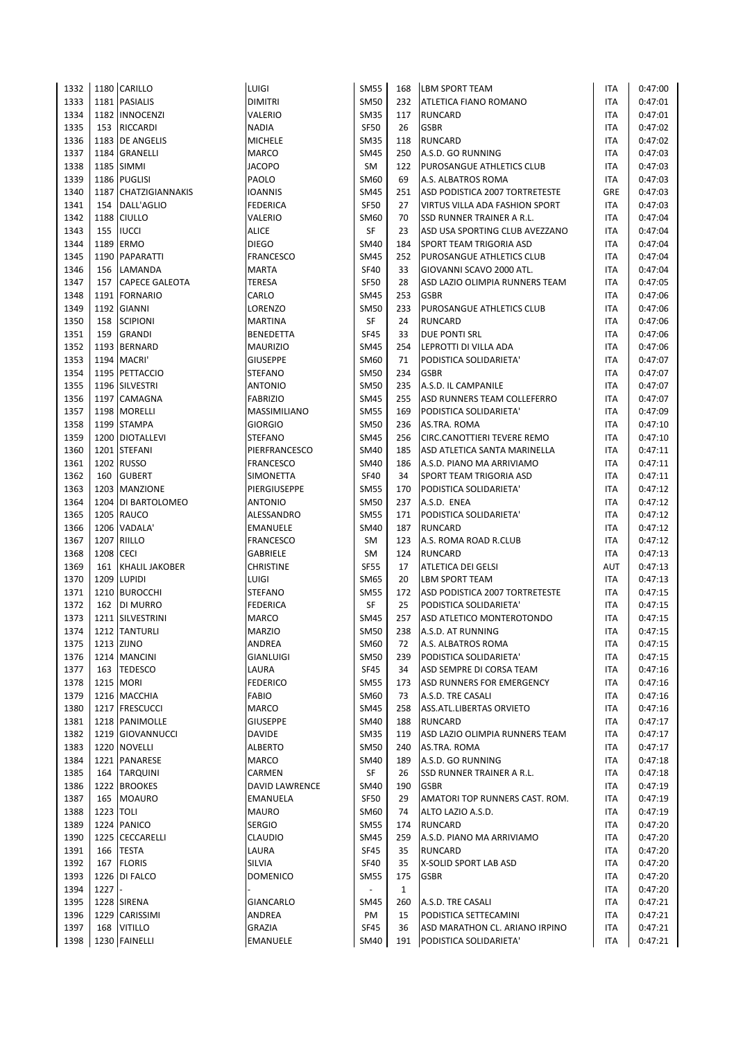| | | | | | | | | |
|---|---|---|---|---|---|---|---|---|
| 1332 | 1180 | CARILLO | LUIGI | SM55 | 168 | LBM SPORT TEAM | ITA | 0:47:00 |
| 1333 | 1181 | PASIALIS | DIMITRI | SM50 | 232 | ATLETICA FIANO ROMANO | ITA | 0:47:01 |
| 1334 | 1182 | INNOCENZI | VALERIO | SM35 | 117 | RUNCARD | ITA | 0:47:01 |
| 1335 | 153 | RICCARDI | NADIA | SF50 | 26 | GSBR | ITA | 0:47:02 |
| 1336 | 1183 | DE ANGELIS | MICHELE | SM35 | 118 | RUNCARD | ITA | 0:47:02 |
| 1337 | 1184 | GRANELLI | MARCO | SM45 | 250 | A.S.D. GO RUNNING | ITA | 0:47:03 |
| 1338 | 1185 | SIMMI | JACOPO | SM | 122 | PUROSANGUE ATHLETICS CLUB | ITA | 0:47:03 |
| 1339 | 1186 | PUGLISI | PAOLO | SM60 | 69 | A.S. ALBATROS ROMA | ITA | 0:47:03 |
| 1340 | 1187 | CHATZIGIANNAKIS | IOANNIS | SM45 | 251 | ASD PODISTICA 2007 TORTRETESTE | GRE | 0:47:03 |
| 1341 | 154 | DALL'AGLIO | FEDERICA | SF50 | 27 | VIRTUS VILLA ADA FASHION SPORT | ITA | 0:47:03 |
| 1342 | 1188 | CIULLO | VALERIO | SM60 | 70 | SSD RUNNER TRAINER A R.L. | ITA | 0:47:04 |
| 1343 | 155 | IUCCI | ALICE | SF | 23 | ASD USA SPORTING CLUB AVEZZANO | ITA | 0:47:04 |
| 1344 | 1189 | ERMO | DIEGO | SM40 | 184 | SPORT TEAM TRIGORIA ASD | ITA | 0:47:04 |
| 1345 | 1190 | PAPARATTI | FRANCESCO | SM45 | 252 | PUROSANGUE ATHLETICS CLUB | ITA | 0:47:04 |
| 1346 | 156 | LAMANDA | MARTA | SF40 | 33 | GIOVANNI SCAVO 2000 ATL. | ITA | 0:47:04 |
| 1347 | 157 | CAPECE GALEOTA | TERESA | SF50 | 28 | ASD LAZIO OLIMPIA RUNNERS TEAM | ITA | 0:47:05 |
| 1348 | 1191 | FORNARIO | CARLO | SM45 | 253 | GSBR | ITA | 0:47:06 |
| 1349 | 1192 | GIANNI | LORENZO | SM50 | 233 | PUROSANGUE ATHLETICS CLUB | ITA | 0:47:06 |
| 1350 | 158 | SCIPIONI | MARTINA | SF | 24 | RUNCARD | ITA | 0:47:06 |
| 1351 | 159 | GRANDI | BENEDETTA | SF45 | 33 | DUE PONTI SRL | ITA | 0:47:06 |
| 1352 | 1193 | BERNARD | MAURIZIO | SM45 | 254 | LEPROTTI DI VILLA ADA | ITA | 0:47:06 |
| 1353 | 1194 | MACRI' | GIUSEPPE | SM60 | 71 | PODISTICA SOLIDARIETA' | ITA | 0:47:07 |
| 1354 | 1195 | PETTACCIO | STEFANO | SM50 | 234 | GSBR | ITA | 0:47:07 |
| 1355 | 1196 | SILVESTRI | ANTONIO | SM50 | 235 | A.S.D. IL CAMPANILE | ITA | 0:47:07 |
| 1356 | 1197 | CAMAGNA | FABRIZIO | SM45 | 255 | ASD RUNNERS TEAM COLLEFERRO | ITA | 0:47:07 |
| 1357 | 1198 | MORELLI | MASSIMILIANO | SM55 | 169 | PODISTICA SOLIDARIETA' | ITA | 0:47:09 |
| 1358 | 1199 | STAMPA | GIORGIO | SM50 | 236 | AS.TRA. ROMA | ITA | 0:47:10 |
| 1359 | 1200 | DIOTALLEVI | STEFANO | SM45 | 256 | CIRC.CANOTTIERI TEVERE REMO | ITA | 0:47:10 |
| 1360 | 1201 | STEFANI | PIERFRANCESCO | SM40 | 185 | ASD ATLETICA SANTA MARINELLA | ITA | 0:47:11 |
| 1361 | 1202 | RUSSO | FRANCESCO | SM40 | 186 | A.S.D. PIANO MA ARRIVIAMO | ITA | 0:47:11 |
| 1362 | 160 | GUBERT | SIMONETTA | SF40 | 34 | SPORT TEAM TRIGORIA ASD | ITA | 0:47:11 |
| 1363 | 1203 | MANZIONE | PIERGIUSEPPE | SM55 | 170 | PODISTICA SOLIDARIETA' | ITA | 0:47:12 |
| 1364 | 1204 | DI BARTOLOMEO | ANTONIO | SM50 | 237 | A.S.D. ENEA | ITA | 0:47:12 |
| 1365 | 1205 | RAUCO | ALESSANDRO | SM55 | 171 | PODISTICA SOLIDARIETA' | ITA | 0:47:12 |
| 1366 | 1206 | VADALA' | EMANUELE | SM40 | 187 | RUNCARD | ITA | 0:47:12 |
| 1367 | 1207 | RIILLO | FRANCESCO | SM | 123 | A.S. ROMA ROAD R.CLUB | ITA | 0:47:12 |
| 1368 | 1208 | CECI | GABRIELE | SM | 124 | RUNCARD | ITA | 0:47:13 |
| 1369 | 161 | KHALIL JAKOBER | CHRISTINE | SF55 | 17 | ATLETICA DEI GELSI | AUT | 0:47:13 |
| 1370 | 1209 | LUPIDI | LUIGI | SM65 | 20 | LBM SPORT TEAM | ITA | 0:47:13 |
| 1371 | 1210 | BUROCCHI | STEFANO | SM55 | 172 | ASD PODISTICA 2007 TORTRETESTE | ITA | 0:47:15 |
| 1372 | 162 | DI MURRO | FEDERICA | SF | 25 | PODISTICA SOLIDARIETA' | ITA | 0:47:15 |
| 1373 | 1211 | SILVESTRINI | MARCO | SM45 | 257 | ASD ATLETICO MONTEROTONDO | ITA | 0:47:15 |
| 1374 | 1212 | TANTURLI | MARZIO | SM50 | 238 | A.S.D. AT RUNNING | ITA | 0:47:15 |
| 1375 | 1213 | ZIJNO | ANDREA | SM60 | 72 | A.S. ALBATROS ROMA | ITA | 0:47:15 |
| 1376 | 1214 | MANCINI | GIANLUIGI | SM50 | 239 | PODISTICA SOLIDARIETA' | ITA | 0:47:15 |
| 1377 | 163 | TEDESCO | LAURA | SF45 | 34 | ASD SEMPRE DI CORSA TEAM | ITA | 0:47:16 |
| 1378 | 1215 | MORI | FEDERICO | SM55 | 173 | ASD RUNNERS FOR EMERGENCY | ITA | 0:47:16 |
| 1379 | 1216 | MACCHIA | FABIO | SM60 | 73 | A.S.D. TRE CASALI | ITA | 0:47:16 |
| 1380 | 1217 | FRESCUCCI | MARCO | SM45 | 258 | ASS.ATL.LIBERTAS ORVIETO | ITA | 0:47:16 |
| 1381 | 1218 | PANIMOLLE | GIUSEPPE | SM40 | 188 | RUNCARD | ITA | 0:47:17 |
| 1382 | 1219 | GIOVANNUCCI | DAVIDE | SM35 | 119 | ASD LAZIO OLIMPIA RUNNERS TEAM | ITA | 0:47:17 |
| 1383 | 1220 | NOVELLI | ALBERTO | SM50 | 240 | AS.TRA. ROMA | ITA | 0:47:17 |
| 1384 | 1221 | PANARESE | MARCO | SM40 | 189 | A.S.D. GO RUNNING | ITA | 0:47:18 |
| 1385 | 164 | TARQUINI | CARMEN | SF | 26 | SSD RUNNER TRAINER A R.L. | ITA | 0:47:18 |
| 1386 | 1222 | BROOKES | DAVID LAWRENCE | SM40 | 190 | GSBR | ITA | 0:47:19 |
| 1387 | 165 | MOAURO | EMANUELA | SF50 | 29 | AMATORI TOP RUNNERS CAST. ROM. | ITA | 0:47:19 |
| 1388 | 1223 | TOLI | MAURO | SM60 | 74 | ALTO LAZIO A.S.D. | ITA | 0:47:19 |
| 1389 | 1224 | PANICO | SERGIO | SM55 | 174 | RUNCARD | ITA | 0:47:20 |
| 1390 | 1225 | CECCARELLI | CLAUDIO | SM45 | 259 | A.S.D. PIANO MA ARRIVIAMO | ITA | 0:47:20 |
| 1391 | 166 | TESTA | LAURA | SF45 | 35 | RUNCARD | ITA | 0:47:20 |
| 1392 | 167 | FLORIS | SILVIA | SF40 | 35 | X-SOLID SPORT LAB ASD | ITA | 0:47:20 |
| 1393 | 1226 | DI FALCO | DOMENICO | SM55 | 175 | GSBR | ITA | 0:47:20 |
| 1394 | 1227 | - | - | - | 1 | | ITA | 0:47:20 |
| 1395 | 1228 | SIRENA | GIANCARLO | SM45 | 260 | A.S.D. TRE CASALI | ITA | 0:47:21 |
| 1396 | 1229 | CARISSIMI | ANDREA | PM | 15 | PODISTICA SETTECAMINI | ITA | 0:47:21 |
| 1397 | 168 | VITILLO | GRAZIA | SF45 | 36 | ASD MARATHON CL. ARIANO IRPINO | ITA | 0:47:21 |
| 1398 | 1230 | FAINELLI | EMANUELE | SM40 | 191 | PODISTICA SOLIDARIETA' | ITA | 0:47:21 |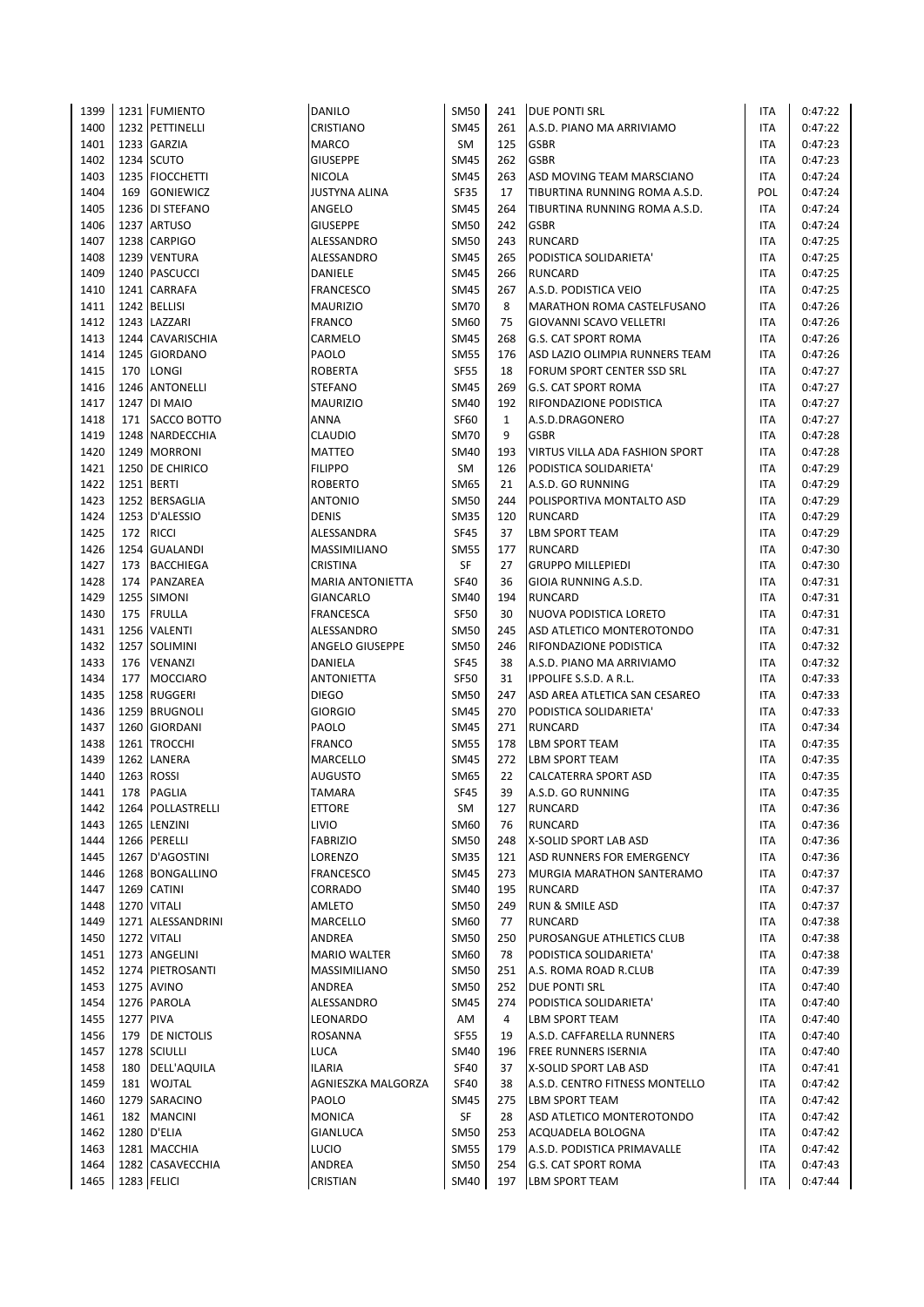| | | | | | | | | |
|---|---|---|---|---|---|---|---|---|
| 1399 | 1231 | FUMIENTO | DANILO | SM50 | 241 | DUE PONTI SRL | ITA | 0:47:22 |
| 1400 | 1232 | PETTINELLI | CRISTIANO | SM45 | 261 | A.S.D. PIANO MA ARRIVIAMO | ITA | 0:47:22 |
| 1401 | 1233 | GARZIA | MARCO | SM | 125 | GSBR | ITA | 0:47:23 |
| 1402 | 1234 | SCUTO | GIUSEPPE | SM45 | 262 | GSBR | ITA | 0:47:23 |
| 1403 | 1235 | FIOCCHETTI | NICOLA | SM45 | 263 | ASD MOVING TEAM MARSCIANO | ITA | 0:47:24 |
| 1404 | 169 | GONIEWICZ | JUSTYNA ALINA | SF35 | 17 | TIBURTINA RUNNING ROMA A.S.D. | POL | 0:47:24 |
| 1405 | 1236 | DI STEFANO | ANGELO | SM45 | 264 | TIBURTINA RUNNING ROMA A.S.D. | ITA | 0:47:24 |
| 1406 | 1237 | ARTUSO | GIUSEPPE | SM50 | 242 | GSBR | ITA | 0:47:24 |
| 1407 | 1238 | CARPIGO | ALESSANDRO | SM50 | 243 | RUNCARD | ITA | 0:47:25 |
| 1408 | 1239 | VENTURA | ALESSANDRO | SM45 | 265 | PODISTICA SOLIDARIETA' | ITA | 0:47:25 |
| 1409 | 1240 | PASCUCCI | DANIELE | SM45 | 266 | RUNCARD | ITA | 0:47:25 |
| 1410 | 1241 | CARRAFA | FRANCESCO | SM45 | 267 | A.S.D. PODISTICA VEIO | ITA | 0:47:25 |
| 1411 | 1242 | BELLISI | MAURIZIO | SM70 | 8 | MARATHON ROMA CASTELFUSANO | ITA | 0:47:26 |
| 1412 | 1243 | LAZZARI | FRANCO | SM60 | 75 | GIOVANNI SCAVO VELLETRI | ITA | 0:47:26 |
| 1413 | 1244 | CAVARISCHIA | CARMELO | SM45 | 268 | G.S. CAT SPORT ROMA | ITA | 0:47:26 |
| 1414 | 1245 | GIORDANO | PAOLO | SM55 | 176 | ASD LAZIO OLIMPIA RUNNERS TEAM | ITA | 0:47:26 |
| 1415 | 170 | LONGI | ROBERTA | SF55 | 18 | FORUM SPORT CENTER SSD SRL | ITA | 0:47:27 |
| 1416 | 1246 | ANTONELLI | STEFANO | SM45 | 269 | G.S. CAT SPORT ROMA | ITA | 0:47:27 |
| 1417 | 1247 | DI MAIO | MAURIZIO | SM40 | 192 | RIFONDAZIONE PODISTICA | ITA | 0:47:27 |
| 1418 | 171 | SACCO BOTTO | ANNA | SF60 | 1 | A.S.D.DRAGONERO | ITA | 0:47:27 |
| 1419 | 1248 | NARDECCHIA | CLAUDIO | SM70 | 9 | GSBR | ITA | 0:47:28 |
| 1420 | 1249 | MORRONI | MATTEO | SM40 | 193 | VIRTUS VILLA ADA FASHION SPORT | ITA | 0:47:28 |
| 1421 | 1250 | DE CHIRICO | FILIPPO | SM | 126 | PODISTICA SOLIDARIETA' | ITA | 0:47:29 |
| 1422 | 1251 | BERTI | ROBERTO | SM65 | 21 | A.S.D. GO RUNNING | ITA | 0:47:29 |
| 1423 | 1252 | BERSAGLIA | ANTONIO | SM50 | 244 | POLISPORTIVA MONTALTO ASD | ITA | 0:47:29 |
| 1424 | 1253 | D'ALESSIO | DENIS | SM35 | 120 | RUNCARD | ITA | 0:47:29 |
| 1425 | 172 | RICCI | ALESSANDRA | SF45 | 37 | LBM SPORT TEAM | ITA | 0:47:29 |
| 1426 | 1254 | GUALANDI | MASSIMILIANO | SM55 | 177 | RUNCARD | ITA | 0:47:30 |
| 1427 | 173 | BACCHIEGA | CRISTINA | SF | 27 | GRUPPO MILLEPIEDI | ITA | 0:47:30 |
| 1428 | 174 | PANZAREA | MARIA ANTONIETTA | SF40 | 36 | GIOIA RUNNING A.S.D. | ITA | 0:47:31 |
| 1429 | 1255 | SIMONI | GIANCARLO | SM40 | 194 | RUNCARD | ITA | 0:47:31 |
| 1430 | 175 | FRULLA | FRANCESCA | SF50 | 30 | NUOVA PODISTICA LORETO | ITA | 0:47:31 |
| 1431 | 1256 | VALENTI | ALESSANDRO | SM50 | 245 | ASD ATLETICO MONTEROTONDO | ITA | 0:47:31 |
| 1432 | 1257 | SOLIMINI | ANGELO GIUSEPPE | SM50 | 246 | RIFONDAZIONE PODISTICA | ITA | 0:47:32 |
| 1433 | 176 | VENANZI | DANIELA | SF45 | 38 | A.S.D. PIANO MA ARRIVIAMO | ITA | 0:47:32 |
| 1434 | 177 | MOCCIARO | ANTONIETTA | SF50 | 31 | IPPOLIFE S.S.D. A R.L. | ITA | 0:47:33 |
| 1435 | 1258 | RUGGERI | DIEGO | SM50 | 247 | ASD AREA ATLETICA SAN CESAREO | ITA | 0:47:33 |
| 1436 | 1259 | BRUGNOLI | GIORGIO | SM45 | 270 | PODISTICA SOLIDARIETA' | ITA | 0:47:33 |
| 1437 | 1260 | GIORDANI | PAOLO | SM45 | 271 | RUNCARD | ITA | 0:47:34 |
| 1438 | 1261 | TROCCHI | FRANCO | SM55 | 178 | LBM SPORT TEAM | ITA | 0:47:35 |
| 1439 | 1262 | LANERA | MARCELLO | SM45 | 272 | LBM SPORT TEAM | ITA | 0:47:35 |
| 1440 | 1263 | ROSSI | AUGUSTO | SM65 | 22 | CALCATERRA SPORT ASD | ITA | 0:47:35 |
| 1441 | 178 | PAGLIA | TAMARA | SF45 | 39 | A.S.D. GO RUNNING | ITA | 0:47:35 |
| 1442 | 1264 | POLLASTRELLI | ETTORE | SM | 127 | RUNCARD | ITA | 0:47:36 |
| 1443 | 1265 | LENZINI | LIVIO | SM60 | 76 | RUNCARD | ITA | 0:47:36 |
| 1444 | 1266 | PERELLI | FABRIZIO | SM50 | 248 | X-SOLID SPORT LAB ASD | ITA | 0:47:36 |
| 1445 | 1267 | D'AGOSTINI | LORENZO | SM35 | 121 | ASD RUNNERS FOR EMERGENCY | ITA | 0:47:36 |
| 1446 | 1268 | BONGALLINO | FRANCESCO | SM45 | 273 | MURGIA MARATHON SANTERAMO | ITA | 0:47:37 |
| 1447 | 1269 | CATINI | CORRADO | SM40 | 195 | RUNCARD | ITA | 0:47:37 |
| 1448 | 1270 | VITALI | AMLETO | SM50 | 249 | RUN & SMILE ASD | ITA | 0:47:37 |
| 1449 | 1271 | ALESSANDRINI | MARCELLO | SM60 | 77 | RUNCARD | ITA | 0:47:38 |
| 1450 | 1272 | VITALI | ANDREA | SM50 | 250 | PUROSANGUE ATHLETICS CLUB | ITA | 0:47:38 |
| 1451 | 1273 | ANGELINI | MARIO WALTER | SM60 | 78 | PODISTICA SOLIDARIETA' | ITA | 0:47:38 |
| 1452 | 1274 | PIETROSANTI | MASSIMILIANO | SM50 | 251 | A.S. ROMA ROAD R.CLUB | ITA | 0:47:39 |
| 1453 | 1275 | AVINO | ANDREA | SM50 | 252 | DUE PONTI SRL | ITA | 0:47:40 |
| 1454 | 1276 | PAROLA | ALESSANDRO | SM45 | 274 | PODISTICA SOLIDARIETA' | ITA | 0:47:40 |
| 1455 | 1277 | PIVA | LEONARDO | AM | 4 | LBM SPORT TEAM | ITA | 0:47:40 |
| 1456 | 179 | DE NICTOLIS | ROSANNA | SF55 | 19 | A.S.D. CAFFARELLA RUNNERS | ITA | 0:47:40 |
| 1457 | 1278 | SCIULLI | LUCA | SM40 | 196 | FREE RUNNERS ISERNIA | ITA | 0:47:40 |
| 1458 | 180 | DELL'AQUILA | ILARIA | SF40 | 37 | X-SOLID SPORT LAB ASD | ITA | 0:47:41 |
| 1459 | 181 | WOJTAL | AGNIESZKA MALGORZA | SF40 | 38 | A.S.D. CENTRO FITNESS MONTELLO | ITA | 0:47:42 |
| 1460 | 1279 | SARACINO | PAOLO | SM45 | 275 | LBM SPORT TEAM | ITA | 0:47:42 |
| 1461 | 182 | MANCINI | MONICA | SF | 28 | ASD ATLETICO MONTEROTONDO | ITA | 0:47:42 |
| 1462 | 1280 | D'ELIA | GIANLUCA | SM50 | 253 | ACQUADELA BOLOGNA | ITA | 0:47:42 |
| 1463 | 1281 | MACCHIA | LUCIO | SM55 | 179 | A.S.D. PODISTICA PRIMAVALLE | ITA | 0:47:42 |
| 1464 | 1282 | CASAVECCHIA | ANDREA | SM50 | 254 | G.S. CAT SPORT ROMA | ITA | 0:47:43 |
| 1465 | 1283 | FELICI | CRISTIAN | SM40 | 197 | LBM SPORT TEAM | ITA | 0:47:44 |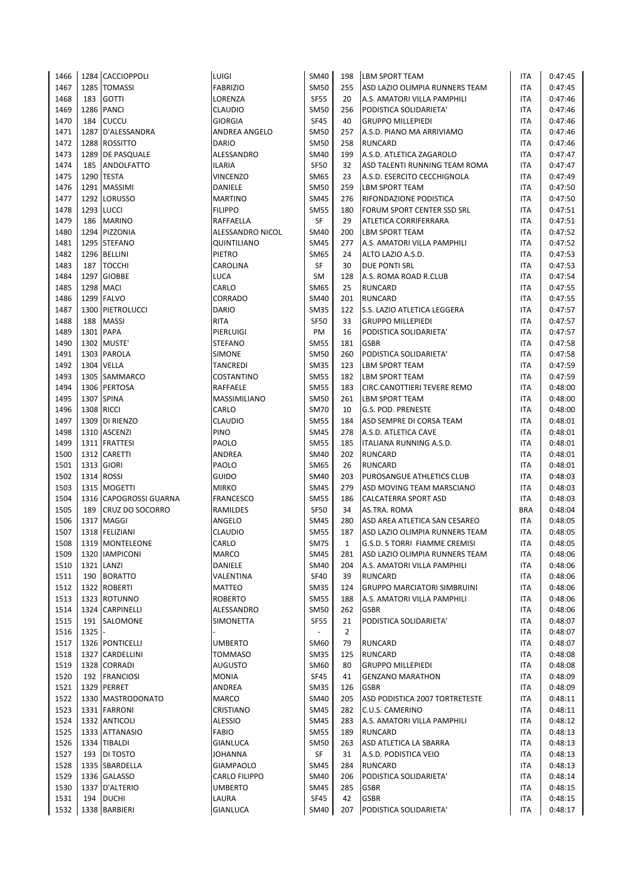| | | | | | | | | |
|---|---|---|---|---|---|---|---|---|
| 1466 | 1284 | CACCIOPPOLI | LUIGI | SM40 | 198 | LBM SPORT TEAM | ITA | 0:47:45 |
| 1467 | 1285 | TOMASSI | FABRIZIO | SM50 | 255 | ASD LAZIO OLIMPIA RUNNERS TEAM | ITA | 0:47:45 |
| 1468 | 183 | GOTTI | LORENZA | SF55 | 20 | A.S. AMATORI VILLA PAMPHILI | ITA | 0:47:46 |
| 1469 | 1286 | PANCI | CLAUDIO | SM50 | 256 | PODISTICA SOLIDARIETA' | ITA | 0:47:46 |
| 1470 | 184 | CUCCU | GIORGIA | SF45 | 40 | GRUPPO MILLEPIEDI | ITA | 0:47:46 |
| 1471 | 1287 | D'ALESSANDRA | ANDREA ANGELO | SM50 | 257 | A.S.D. PIANO MA ARRIVIAMO | ITA | 0:47:46 |
| 1472 | 1288 | ROSSITTO | DARIO | SM50 | 258 | RUNCARD | ITA | 0:47:46 |
| 1473 | 1289 | DE PASQUALE | ALESSANDRO | SM40 | 199 | A.S.D. ATLETICA ZAGAROLO | ITA | 0:47:47 |
| 1474 | 185 | ANDOLFATTO | ILARIA | SF50 | 32 | ASD TALENTI RUNNING TEAM ROMA | ITA | 0:47:47 |
| 1475 | 1290 | TESTA | VINCENZO | SM65 | 23 | A.S.D. ESERCITO CECCHIGNOLA | ITA | 0:47:49 |
| 1476 | 1291 | MASSIMI | DANIELE | SM50 | 259 | LBM SPORT TEAM | ITA | 0:47:50 |
| 1477 | 1292 | LORUSSO | MARTINO | SM45 | 276 | RIFONDAZIONE PODISTICA | ITA | 0:47:50 |
| 1478 | 1293 | LUCCI | FILIPPO | SM55 | 180 | FORUM SPORT CENTER SSD SRL | ITA | 0:47:51 |
| 1479 | 186 | MARINO | RAFFAELLA | SF | 29 | ATLETICA CORRIFERRARA | ITA | 0:47:51 |
| 1480 | 1294 | PIZZONIA | ALESSANDRO NICOL | SM40 | 200 | LBM SPORT TEAM | ITA | 0:47:52 |
| 1481 | 1295 | STEFANO | QUINTILIANO | SM45 | 277 | A.S. AMATORI VILLA PAMPHILI | ITA | 0:47:52 |
| 1482 | 1296 | BELLINI | PIETRO | SM65 | 24 | ALTO LAZIO A.S.D. | ITA | 0:47:53 |
| 1483 | 187 | TOCCHI | CAROLINA | SF | 30 | DUE PONTI SRL | ITA | 0:47:53 |
| 1484 | 1297 | GIOBBE | LUCA | SM | 128 | A.S. ROMA ROAD R.CLUB | ITA | 0:47:54 |
| 1485 | 1298 | MACI | CARLO | SM65 | 25 | RUNCARD | ITA | 0:47:55 |
| 1486 | 1299 | FALVO | CORRADO | SM40 | 201 | RUNCARD | ITA | 0:47:55 |
| 1487 | 1300 | PIETROLUCCI | DARIO | SM35 | 122 | S.S. LAZIO ATLETICA LEGGERA | ITA | 0:47:57 |
| 1488 | 188 | MASSI | RITA | SF50 | 33 | GRUPPO MILLEPIEDI | ITA | 0:47:57 |
| 1489 | 1301 | PAPA | PIERLUIGI | PM | 16 | PODISTICA SOLIDARIETA' | ITA | 0:47:57 |
| 1490 | 1302 | MUSTE' | STEFANO | SM55 | 181 | GSBR | ITA | 0:47:58 |
| 1491 | 1303 | PAROLA | SIMONE | SM50 | 260 | PODISTICA SOLIDARIETA' | ITA | 0:47:58 |
| 1492 | 1304 | VELLA | TANCREDI | SM35 | 123 | LBM SPORT TEAM | ITA | 0:47:59 |
| 1493 | 1305 | SAMMARCO | COSTANTINO | SM55 | 182 | LBM SPORT TEAM | ITA | 0:47:59 |
| 1494 | 1306 | PERTOSA | RAFFAELE | SM55 | 183 | CIRC.CANOTTIERI TEVERE REMO | ITA | 0:48:00 |
| 1495 | 1307 | SPINA | MASSIMILIANO | SM50 | 261 | LBM SPORT TEAM | ITA | 0:48:00 |
| 1496 | 1308 | RICCI | CARLO | SM70 | 10 | G.S. POD. PRENESTE | ITA | 0:48:00 |
| 1497 | 1309 | DI RIENZO | CLAUDIO | SM55 | 184 | ASD SEMPRE DI CORSA TEAM | ITA | 0:48:01 |
| 1498 | 1310 | ASCENZI | PINO | SM45 | 278 | A.S.D. ATLETICA CAVE | ITA | 0:48:01 |
| 1499 | 1311 | FRATTESI | PAOLO | SM55 | 185 | ITALIANA RUNNING A.S.D. | ITA | 0:48:01 |
| 1500 | 1312 | CARETTI | ANDREA | SM40 | 202 | RUNCARD | ITA | 0:48:01 |
| 1501 | 1313 | GIORI | PAOLO | SM65 | 26 | RUNCARD | ITA | 0:48:01 |
| 1502 | 1314 | ROSSI | GUIDO | SM40 | 203 | PUROSANGUE ATHLETICS CLUB | ITA | 0:48:03 |
| 1503 | 1315 | MOGETTI | MIRKO | SM45 | 279 | ASD MOVING TEAM MARSCIANO | ITA | 0:48:03 |
| 1504 | 1316 | CAPOGROSSI GUARNA | FRANCESCO | SM55 | 186 | CALCATERRA SPORT ASD | ITA | 0:48:03 |
| 1505 | 189 | CRUZ DO SOCORRO | RAMILDES | SF50 | 34 | AS.TRA. ROMA | BRA | 0:48:04 |
| 1506 | 1317 | MAGGI | ANGELO | SM45 | 280 | ASD AREA ATLETICA SAN CESAREO | ITA | 0:48:05 |
| 1507 | 1318 | FELIZIANI | CLAUDIO | SM55 | 187 | ASD LAZIO OLIMPIA RUNNERS TEAM | ITA | 0:48:05 |
| 1508 | 1319 | MONTELEONE | CARLO | SM75 | 1 | G.S.D. 5 TORRI FIAMME CREMISI | ITA | 0:48:05 |
| 1509 | 1320 | IAMPICONI | MARCO | SM45 | 281 | ASD LAZIO OLIMPIA RUNNERS TEAM | ITA | 0:48:06 |
| 1510 | 1321 | LANZI | DANIELE | SM40 | 204 | A.S. AMATORI VILLA PAMPHILI | ITA | 0:48:06 |
| 1511 | 190 | BORATTO | VALENTINA | SF40 | 39 | RUNCARD | ITA | 0:48:06 |
| 1512 | 1322 | ROBERTI | MATTEO | SM35 | 124 | GRUPPO MARCIATORI SIMBRUINI | ITA | 0:48:06 |
| 1513 | 1323 | ROTUNNO | ROBERTO | SM55 | 188 | A.S. AMATORI VILLA PAMPHILI | ITA | 0:48:06 |
| 1514 | 1324 | CARPINELLI | ALESSANDRO | SM50 | 262 | GSBR | ITA | 0:48:06 |
| 1515 | 191 | SALOMONE | SIMONETTA | SF55 | 21 | PODISTICA SOLIDARIETA' | ITA | 0:48:07 |
| 1516 | 1325 | - | - | - | 2 | | ITA | 0:48:07 |
| 1517 | 1326 | PONTICELLI | UMBERTO | SM60 | 79 | RUNCARD | ITA | 0:48:07 |
| 1518 | 1327 | CARDELLINI | TOMMASO | SM35 | 125 | RUNCARD | ITA | 0:48:08 |
| 1519 | 1328 | CORRADI | AUGUSTO | SM60 | 80 | GRUPPO MILLEPIEDI | ITA | 0:48:08 |
| 1520 | 192 | FRANCIOSI | MONIA | SF45 | 41 | GENZANO MARATHON | ITA | 0:48:09 |
| 1521 | 1329 | PERRET | ANDREA | SM35 | 126 | GSBR | ITA | 0:48:09 |
| 1522 | 1330 | MASTRODONATO | MARCO | SM40 | 205 | ASD PODISTICA 2007 TORTRETESTE | ITA | 0:48:11 |
| 1523 | 1331 | FARRONI | CRISTIANO | SM45 | 282 | C.U.S. CAMERINO | ITA | 0:48:11 |
| 1524 | 1332 | ANTICOLI | ALESSIO | SM45 | 283 | A.S. AMATORI VILLA PAMPHILI | ITA | 0:48:12 |
| 1525 | 1333 | ATTANASIO | FABIO | SM55 | 189 | RUNCARD | ITA | 0:48:13 |
| 1526 | 1334 | TIBALDI | GIANLUCA | SM50 | 263 | ASD ATLETICA LA SBARRA | ITA | 0:48:13 |
| 1527 | 193 | DI TOSTO | JOHANNA | SF | 31 | A.S.D. PODISTICA VEIO | ITA | 0:48:13 |
| 1528 | 1335 | SBARDELLA | GIAMPAOLO | SM45 | 284 | RUNCARD | ITA | 0:48:13 |
| 1529 | 1336 | GALASSO | CARLO FILIPPO | SM40 | 206 | PODISTICA SOLIDARIETA' | ITA | 0:48:14 |
| 1530 | 1337 | D'ALTERIO | UMBERTO | SM45 | 285 | GSBR | ITA | 0:48:15 |
| 1531 | 194 | DUCHI | LAURA | SF45 | 42 | GSBR | ITA | 0:48:15 |
| 1532 | 1338 | BARBIERI | GIANLUCA | SM40 | 207 | PODISTICA SOLIDARIETA' | ITA | 0:48:17 |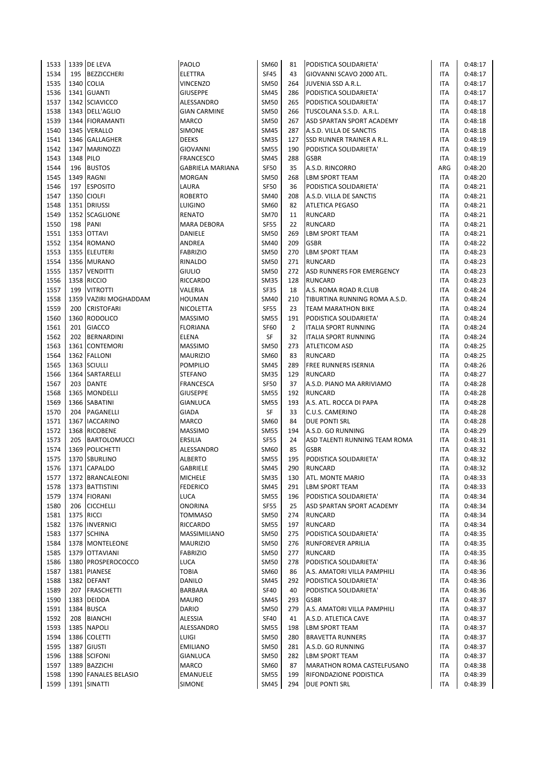| 1533 | 1339 | DE LEVA | PAOLO | SM60 | 81 | PODISTICA SOLIDARIETA' | ITA | 0:48:17 |
|---|---|---|---|---|---|---|---|---|
| 1534 | 195 | BEZZICCHERI | ELETTRA | SF45 | 43 | GIOVANNI SCAVO 2000 ATL. | ITA | 0:48:17 |
| 1535 | 1340 | COLIA | VINCENZO | SM50 | 264 | JUVENIA SSD A.R.L. | ITA | 0:48:17 |
| 1536 | 1341 | GUANTI | GIUSEPPE | SM45 | 286 | PODISTICA SOLIDARIETA' | ITA | 0:48:17 |
| 1537 | 1342 | SCIAVICCO | ALESSANDRO | SM50 | 265 | PODISTICA SOLIDARIETA' | ITA | 0:48:17 |
| 1538 | 1343 | DELL'AGLIO | GIAN CARMINE | SM50 | 266 | TUSCOLANA S.S.D. A.R.L. | ITA | 0:48:18 |
| 1539 | 1344 | FIORAMANTI | MARCO | SM50 | 267 | ASD SPARTAN SPORT ACADEMY | ITA | 0:48:18 |
| 1540 | 1345 | VERALLO | SIMONE | SM45 | 287 | A.S.D. VILLA DE SANCTIS | ITA | 0:48:18 |
| 1541 | 1346 | GALLAGHER | DEEKS | SM35 | 127 | SSD RUNNER TRAINER A R.L. | ITA | 0:48:19 |
| 1542 | 1347 | MARINOZZI | GIOVANNI | SM55 | 190 | PODISTICA SOLIDARIETA' | ITA | 0:48:19 |
| 1543 | 1348 | PILO | FRANCESCO | SM45 | 288 | GSBR | ITA | 0:48:19 |
| 1544 | 196 | BUSTOS | GABRIELA MARIANA | SF50 | 35 | A.S.D. RINCORRO | ARG | 0:48:20 |
| 1545 | 1349 | RAGNI | MORGAN | SM50 | 268 | LBM SPORT TEAM | ITA | 0:48:20 |
| 1546 | 197 | ESPOSITO | LAURA | SF50 | 36 | PODISTICA SOLIDARIETA' | ITA | 0:48:21 |
| 1547 | 1350 | CIOLFI | ROBERTO | SM40 | 208 | A.S.D. VILLA DE SANCTIS | ITA | 0:48:21 |
| 1548 | 1351 | DRIUSSI | LUIGINO | SM60 | 82 | ATLETICA PEGASO | ITA | 0:48:21 |
| 1549 | 1352 | SCAGLIONE | RENATO | SM70 | 11 | RUNCARD | ITA | 0:48:21 |
| 1550 | 198 | PANI | MARA DEBORA | SF55 | 22 | RUNCARD | ITA | 0:48:21 |
| 1551 | 1353 | OTTAVI | DANIELE | SM50 | 269 | LBM SPORT TEAM | ITA | 0:48:21 |
| 1552 | 1354 | ROMANO | ANDREA | SM40 | 209 | GSBR | ITA | 0:48:22 |
| 1553 | 1355 | ELEUTERI | FABRIZIO | SM50 | 270 | LBM SPORT TEAM | ITA | 0:48:23 |
| 1554 | 1356 | MURANO | RINALDO | SM50 | 271 | RUNCARD | ITA | 0:48:23 |
| 1555 | 1357 | VENDITTI | GIULIO | SM50 | 272 | ASD RUNNERS FOR EMERGENCY | ITA | 0:48:23 |
| 1556 | 1358 | RICCIO | RICCARDO | SM35 | 128 | RUNCARD | ITA | 0:48:23 |
| 1557 | 199 | VITROTTI | VALERIA | SF35 | 18 | A.S. ROMA ROAD R.CLUB | ITA | 0:48:24 |
| 1558 | 1359 | VAZIRI MOGHADDAM | HOUMAN | SM40 | 210 | TIBURTINA RUNNING ROMA A.S.D. | ITA | 0:48:24 |
| 1559 | 200 | CRISTOFARI | NICOLETTA | SF55 | 23 | TEAM MARATHON BIKE | ITA | 0:48:24 |
| 1560 | 1360 | RODOLICO | MASSIMO | SM55 | 191 | PODISTICA SOLIDARIETA' | ITA | 0:48:24 |
| 1561 | 201 | GIACCO | FLORIANA | SF60 | 2 | ITALIA SPORT RUNNING | ITA | 0:48:24 |
| 1562 | 202 | BERNARDINI | ELENA | SF | 32 | ITALIA SPORT RUNNING | ITA | 0:48:24 |
| 1563 | 1361 | CONTEMORI | MASSIMO | SM50 | 273 | ATLETICOM ASD | ITA | 0:48:25 |
| 1564 | 1362 | FALLONI | MAURIZIO | SM60 | 83 | RUNCARD | ITA | 0:48:25 |
| 1565 | 1363 | SCIULLI | POMPILIO | SM45 | 289 | FREE RUNNERS ISERNIA | ITA | 0:48:26 |
| 1566 | 1364 | SARTARELLI | STEFANO | SM35 | 129 | RUNCARD | ITA | 0:48:27 |
| 1567 | 203 | DANTE | FRANCESCA | SF50 | 37 | A.S.D. PIANO MA ARRIVIAMO | ITA | 0:48:28 |
| 1568 | 1365 | MONDELLI | GIUSEPPE | SM55 | 192 | RUNCARD | ITA | 0:48:28 |
| 1569 | 1366 | SABATINI | GIANLUCA | SM55 | 193 | A.S. ATL. ROCCA DI PAPA | ITA | 0:48:28 |
| 1570 | 204 | PAGANELLI | GIADA | SF | 33 | C.U.S. CAMERINO | ITA | 0:48:28 |
| 1571 | 1367 | IACCARINO | MARCO | SM60 | 84 | DUE PONTI SRL | ITA | 0:48:28 |
| 1572 | 1368 | RICOBENE | MASSIMO | SM55 | 194 | A.S.D. GO RUNNING | ITA | 0:48:29 |
| 1573 | 205 | BARTOLOMUCCI | ERSILIA | SF55 | 24 | ASD TALENTI RUNNING TEAM ROMA | ITA | 0:48:31 |
| 1574 | 1369 | POLICHETTI | ALESSANDRO | SM60 | 85 | GSBR | ITA | 0:48:32 |
| 1575 | 1370 | SBURLINO | ALBERTO | SM55 | 195 | PODISTICA SOLIDARIETA' | ITA | 0:48:32 |
| 1576 | 1371 | CAPALDO | GABRIELE | SM45 | 290 | RUNCARD | ITA | 0:48:32 |
| 1577 | 1372 | BRANCALEONI | MICHELE | SM35 | 130 | ATL. MONTE MARIO | ITA | 0:48:33 |
| 1578 | 1373 | BATTISTINI | FEDERICO | SM45 | 291 | LBM SPORT TEAM | ITA | 0:48:33 |
| 1579 | 1374 | FIORANI | LUCA | SM55 | 196 | PODISTICA SOLIDARIETA' | ITA | 0:48:34 |
| 1580 | 206 | CICCHELLI | ONORINA | SF55 | 25 | ASD SPARTAN SPORT ACADEMY | ITA | 0:48:34 |
| 1581 | 1375 | RICCI | TOMMASO | SM50 | 274 | RUNCARD | ITA | 0:48:34 |
| 1582 | 1376 | INVERNICI | RICCARDO | SM55 | 197 | RUNCARD | ITA | 0:48:34 |
| 1583 | 1377 | SCHINA | MASSIMILIANO | SM50 | 275 | PODISTICA SOLIDARIETA' | ITA | 0:48:35 |
| 1584 | 1378 | MONTELEONE | MAURIZIO | SM50 | 276 | RUNFOREVER APRILIA | ITA | 0:48:35 |
| 1585 | 1379 | OTTAVIANI | FABRIZIO | SM50 | 277 | RUNCARD | ITA | 0:48:35 |
| 1586 | 1380 | PROSPEROCOCCO | LUCA | SM50 | 278 | PODISTICA SOLIDARIETA' | ITA | 0:48:36 |
| 1587 | 1381 | PIANESE | TOBIA | SM60 | 86 | A.S. AMATORI VILLA PAMPHILI | ITA | 0:48:36 |
| 1588 | 1382 | DEFANT | DANILO | SM45 | 292 | PODISTICA SOLIDARIETA' | ITA | 0:48:36 |
| 1589 | 207 | FRASCHETTI | BARBARA | SF40 | 40 | PODISTICA SOLIDARIETA' | ITA | 0:48:36 |
| 1590 | 1383 | DEIDDA | MAURO | SM45 | 293 | GSBR | ITA | 0:48:37 |
| 1591 | 1384 | BUSCA | DARIO | SM50 | 279 | A.S. AMATORI VILLA PAMPHILI | ITA | 0:48:37 |
| 1592 | 208 | BIANCHI | ALESSIA | SF40 | 41 | A.S.D. ATLETICA CAVE | ITA | 0:48:37 |
| 1593 | 1385 | NAPOLI | ALESSANDRO | SM55 | 198 | LBM SPORT TEAM | ITA | 0:48:37 |
| 1594 | 1386 | COLETTI | LUIGI | SM50 | 280 | BRAVETTA RUNNERS | ITA | 0:48:37 |
| 1595 | 1387 | GIUSTI | EMILIANO | SM50 | 281 | A.S.D. GO RUNNING | ITA | 0:48:37 |
| 1596 | 1388 | SCIFONI | GIANLUCA | SM50 | 282 | LBM SPORT TEAM | ITA | 0:48:37 |
| 1597 | 1389 | BAZZICHI | MARCO | SM60 | 87 | MARATHON ROMA CASTELFUSANO | ITA | 0:48:38 |
| 1598 | 1390 | FANALES BELASIO | EMANUELE | SM55 | 199 | RIFONDAZIONE PODISTICA | ITA | 0:48:39 |
| 1599 | 1391 | SINATTI | SIMONE | SM45 | 294 | DUE PONTI SRL | ITA | 0:48:39 |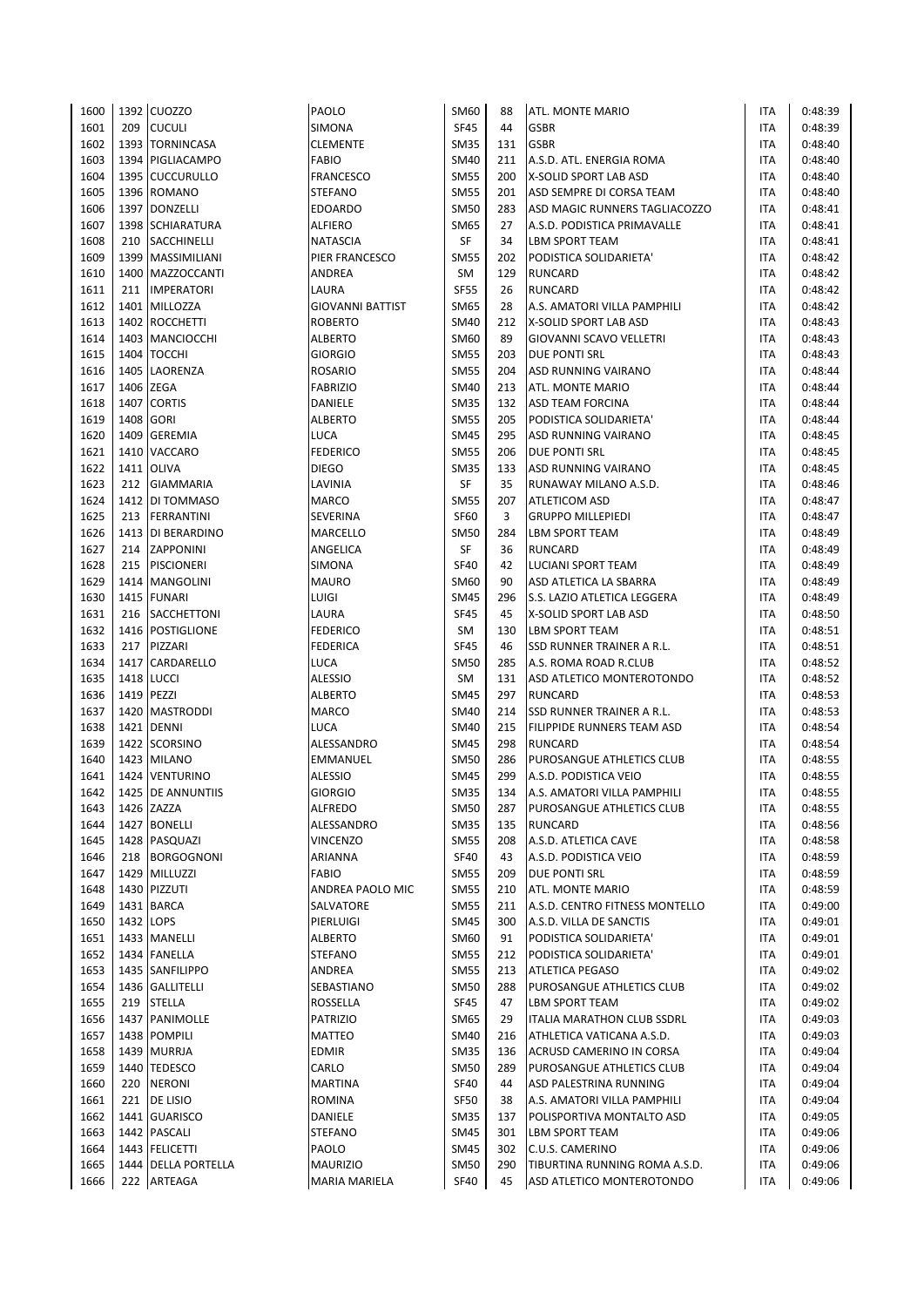| 1600 | 1392 | CUOZZO | PAOLO | SM60 | 88 | ATL. MONTE MARIO | ITA | 0:48:39 |
|---|---|---|---|---|---|---|---|---|
| 1601 | 209 | CUCULI | SIMONA | SF45 | 44 | GSBR | ITA | 0:48:39 |
| 1602 | 1393 | TORNINCASA | CLEMENTE | SM35 | 131 | GSBR | ITA | 0:48:40 |
| 1603 | 1394 | PIGLIACAMPO | FABIO | SM40 | 211 | A.S.D. ATL. ENERGIA ROMA | ITA | 0:48:40 |
| 1604 | 1395 | CUCCURULLO | FRANCESCO | SM55 | 200 | X-SOLID SPORT LAB ASD | ITA | 0:48:40 |
| 1605 | 1396 | ROMANO | STEFANO | SM55 | 201 | ASD SEMPRE DI CORSA TEAM | ITA | 0:48:40 |
| 1606 | 1397 | DONZELLI | EDOARDO | SM50 | 283 | ASD MAGIC RUNNERS TAGLIACOZZO | ITA | 0:48:41 |
| 1607 | 1398 | SCHIARATURA | ALFIERO | SM65 | 27 | A.S.D. PODISTICA PRIMAVALLE | ITA | 0:48:41 |
| 1608 | 210 | SACCHINELLI | NATASCIA | SF | 34 | LBM SPORT TEAM | ITA | 0:48:41 |
| 1609 | 1399 | MASSIMILIANI | PIER FRANCESCO | SM55 | 202 | PODISTICA SOLIDARIETA' | ITA | 0:48:42 |
| 1610 | 1400 | MAZZOCCANTI | ANDREA | SM | 129 | RUNCARD | ITA | 0:48:42 |
| 1611 | 211 | IMPERATORI | LAURA | SF55 | 26 | RUNCARD | ITA | 0:48:42 |
| 1612 | 1401 | MILLOZZA | GIOVANNI BATTIST | SM65 | 28 | A.S. AMATORI VILLA PAMPHILI | ITA | 0:48:42 |
| 1613 | 1402 | ROCCHETTI | ROBERTO | SM40 | 212 | X-SOLID SPORT LAB ASD | ITA | 0:48:43 |
| 1614 | 1403 | MANCIOCCHI | ALBERTO | SM60 | 89 | GIOVANNI SCAVO VELLETRI | ITA | 0:48:43 |
| 1615 | 1404 | TOCCHI | GIORGIO | SM55 | 203 | DUE PONTI SRL | ITA | 0:48:43 |
| 1616 | 1405 | LAORENZA | ROSARIO | SM55 | 204 | ASD RUNNING VAIRANO | ITA | 0:48:44 |
| 1617 | 1406 | ZEGA | FABRIZIO | SM40 | 213 | ATL. MONTE MARIO | ITA | 0:48:44 |
| 1618 | 1407 | CORTIS | DANIELE | SM35 | 132 | ASD TEAM FORCINA | ITA | 0:48:44 |
| 1619 | 1408 | GORI | ALBERTO | SM55 | 205 | PODISTICA SOLIDARIETA' | ITA | 0:48:44 |
| 1620 | 1409 | GEREMIA | LUCA | SM45 | 295 | ASD RUNNING VAIRANO | ITA | 0:48:45 |
| 1621 | 1410 | VACCARO | FEDERICO | SM55 | 206 | DUE PONTI SRL | ITA | 0:48:45 |
| 1622 | 1411 | OLIVA | DIEGO | SM35 | 133 | ASD RUNNING VAIRANO | ITA | 0:48:45 |
| 1623 | 212 | GIAMMARIA | LAVINIA | SF | 35 | RUNAWAY MILANO A.S.D. | ITA | 0:48:46 |
| 1624 | 1412 | DI TOMMASO | MARCO | SM55 | 207 | ATLETICOM ASD | ITA | 0:48:47 |
| 1625 | 213 | FERRANTINI | SEVERINA | SF60 | 3 | GRUPPO MILLEPIEDI | ITA | 0:48:47 |
| 1626 | 1413 | DI BERARDINO | MARCELLO | SM50 | 284 | LBM SPORT TEAM | ITA | 0:48:49 |
| 1627 | 214 | ZAPPONINI | ANGELICA | SF | 36 | RUNCARD | ITA | 0:48:49 |
| 1628 | 215 | PISCIONERI | SIMONA | SF40 | 42 | LUCIANI SPORT TEAM | ITA | 0:48:49 |
| 1629 | 1414 | MANGOLINI | MAURO | SM60 | 90 | ASD ATLETICA LA SBARRA | ITA | 0:48:49 |
| 1630 | 1415 | FUNARI | LUIGI | SM45 | 296 | S.S. LAZIO ATLETICA LEGGERA | ITA | 0:48:49 |
| 1631 | 216 | SACCHETTONI | LAURA | SF45 | 45 | X-SOLID SPORT LAB ASD | ITA | 0:48:50 |
| 1632 | 1416 | POSTIGLIONE | FEDERICO | SM | 130 | LBM SPORT TEAM | ITA | 0:48:51 |
| 1633 | 217 | PIZZARI | FEDERICA | SF45 | 46 | SSD RUNNER TRAINER A R.L. | ITA | 0:48:51 |
| 1634 | 1417 | CARDARELLO | LUCA | SM50 | 285 | A.S. ROMA ROAD R.CLUB | ITA | 0:48:52 |
| 1635 | 1418 | LUCCI | ALESSIO | SM | 131 | ASD ATLETICO MONTEROTONDO | ITA | 0:48:52 |
| 1636 | 1419 | PEZZI | ALBERTO | SM45 | 297 | RUNCARD | ITA | 0:48:53 |
| 1637 | 1420 | MASTRODDI | MARCO | SM40 | 214 | SSD RUNNER TRAINER A R.L. | ITA | 0:48:53 |
| 1638 | 1421 | DENNI | LUCA | SM40 | 215 | FILIPPIDE RUNNERS TEAM ASD | ITA | 0:48:54 |
| 1639 | 1422 | SCORSINO | ALESSANDRO | SM45 | 298 | RUNCARD | ITA | 0:48:54 |
| 1640 | 1423 | MILANO | EMMANUEL | SM50 | 286 | PUROSANGUE ATHLETICS CLUB | ITA | 0:48:55 |
| 1641 | 1424 | VENTURINO | ALESSIO | SM45 | 299 | A.S.D. PODISTICA VEIO | ITA | 0:48:55 |
| 1642 | 1425 | DE ANNUNTIIS | GIORGIO | SM35 | 134 | A.S. AMATORI VILLA PAMPHILI | ITA | 0:48:55 |
| 1643 | 1426 | ZAZZA | ALFREDO | SM50 | 287 | PUROSANGUE ATHLETICS CLUB | ITA | 0:48:55 |
| 1644 | 1427 | BONELLI | ALESSANDRO | SM35 | 135 | RUNCARD | ITA | 0:48:56 |
| 1645 | 1428 | PASQUAZI | VINCENZO | SM55 | 208 | A.S.D. ATLETICA CAVE | ITA | 0:48:58 |
| 1646 | 218 | BORGOGNONI | ARIANNA | SF40 | 43 | A.S.D. PODISTICA VEIO | ITA | 0:48:59 |
| 1647 | 1429 | MILLUZZI | FABIO | SM55 | 209 | DUE PONTI SRL | ITA | 0:48:59 |
| 1648 | 1430 | PIZZUTI | ANDREA PAOLO MIC | SM55 | 210 | ATL. MONTE MARIO | ITA | 0:48:59 |
| 1649 | 1431 | BARCA | SALVATORE | SM55 | 211 | A.S.D. CENTRO FITNESS MONTELLO | ITA | 0:49:00 |
| 1650 | 1432 | LOPS | PIERLUIGI | SM45 | 300 | A.S.D. VILLA DE SANCTIS | ITA | 0:49:01 |
| 1651 | 1433 | MANELLI | ALBERTO | SM60 | 91 | PODISTICA SOLIDARIETA' | ITA | 0:49:01 |
| 1652 | 1434 | FANELLA | STEFANO | SM55 | 212 | PODISTICA SOLIDARIETA' | ITA | 0:49:01 |
| 1653 | 1435 | SANFILIPPO | ANDREA | SM55 | 213 | ATLETICA PEGASO | ITA | 0:49:02 |
| 1654 | 1436 | GALLITELLI | SEBASTIANO | SM50 | 288 | PUROSANGUE ATHLETICS CLUB | ITA | 0:49:02 |
| 1655 | 219 | STELLA | ROSSELLA | SF45 | 47 | LBM SPORT TEAM | ITA | 0:49:02 |
| 1656 | 1437 | PANIMOLLE | PATRIZIO | SM65 | 29 | ITALIA MARATHON CLUB SSDRL | ITA | 0:49:03 |
| 1657 | 1438 | POMPILI | MATTEO | SM40 | 216 | ATHLETICA VATICANA A.S.D. | ITA | 0:49:03 |
| 1658 | 1439 | MURRJA | EDMIR | SM35 | 136 | ACRUSD CAMERINO IN CORSA | ITA | 0:49:04 |
| 1659 | 1440 | TEDESCO | CARLO | SM50 | 289 | PUROSANGUE ATHLETICS CLUB | ITA | 0:49:04 |
| 1660 | 220 | NERONI | MARTINA | SF40 | 44 | ASD PALESTRINA RUNNING | ITA | 0:49:04 |
| 1661 | 221 | DE LISIO | ROMINA | SF50 | 38 | A.S. AMATORI VILLA PAMPHILI | ITA | 0:49:04 |
| 1662 | 1441 | GUARISCO | DANIELE | SM35 | 137 | POLISPORTIVA MONTALTO ASD | ITA | 0:49:05 |
| 1663 | 1442 | PASCALI | STEFANO | SM45 | 301 | LBM SPORT TEAM | ITA | 0:49:06 |
| 1664 | 1443 | FELICETTI | PAOLO | SM45 | 302 | C.U.S. CAMERINO | ITA | 0:49:06 |
| 1665 | 1444 | DELLA PORTELLA | MAURIZIO | SM50 | 290 | TIBURTINA RUNNING ROMA A.S.D. | ITA | 0:49:06 |
| 1666 | 222 | ARTEAGA | MARIA MARIELA | SF40 | 45 | ASD ATLETICO MONTEROTONDO | ITA | 0:49:06 |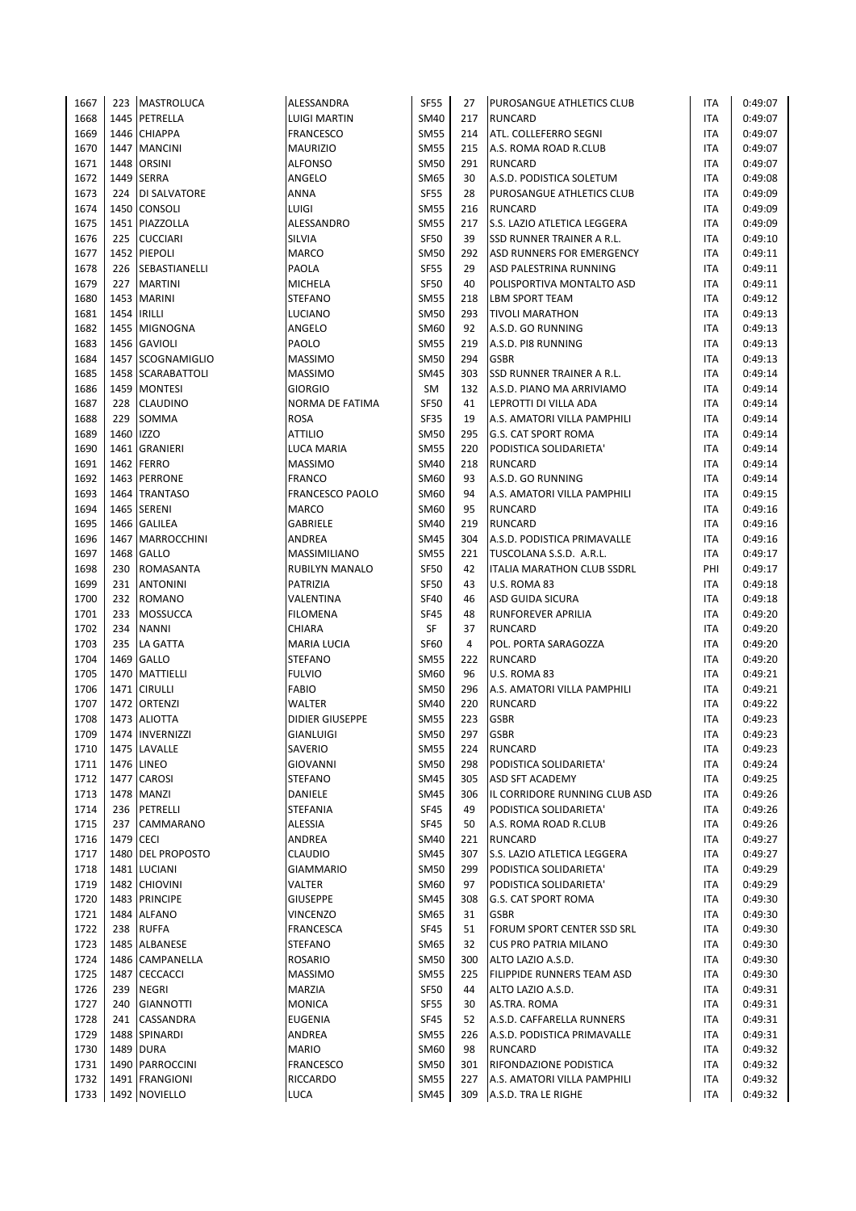| | | | | | | | | |
|---|---|---|---|---|---|---|---|---|
| 1667 | 223 | MASTROLUCA | ALESSANDRA | SF55 | 27 | PUROSANGUE ATHLETICS CLUB | ITA | 0:49:07 |
| 1668 | 1445 | PETRELLA | LUIGI MARTIN | SM40 | 217 | RUNCARD | ITA | 0:49:07 |
| 1669 | 1446 | CHIAPPA | FRANCESCO | SM55 | 214 | ATL. COLLEFERRO SEGNI | ITA | 0:49:07 |
| 1670 | 1447 | MANCINI | MAURIZIO | SM55 | 215 | A.S. ROMA ROAD R.CLUB | ITA | 0:49:07 |
| 1671 | 1448 | ORSINI | ALFONSO | SM50 | 291 | RUNCARD | ITA | 0:49:07 |
| 1672 | 1449 | SERRA | ANGELO | SM65 | 30 | A.S.D. PODISTICA SOLETUM | ITA | 0:49:08 |
| 1673 | 224 | DI SALVATORE | ANNA | SF55 | 28 | PUROSANGUE ATHLETICS CLUB | ITA | 0:49:09 |
| 1674 | 1450 | CONSOLI | LUIGI | SM55 | 216 | RUNCARD | ITA | 0:49:09 |
| 1675 | 1451 | PIAZZOLLA | ALESSANDRO | SM55 | 217 | S.S. LAZIO ATLETICA LEGGERA | ITA | 0:49:09 |
| 1676 | 225 | CUCCIARI | SILVIA | SF50 | 39 | SSD RUNNER TRAINER A R.L. | ITA | 0:49:10 |
| 1677 | 1452 | PIEPOLI | MARCO | SM50 | 292 | ASD RUNNERS FOR EMERGENCY | ITA | 0:49:11 |
| 1678 | 226 | SEBASTIANELLI | PAOLA | SF55 | 29 | ASD PALESTRINA RUNNING | ITA | 0:49:11 |
| 1679 | 227 | MARTINI | MICHELA | SF50 | 40 | POLISPORTIVA MONTALTO ASD | ITA | 0:49:11 |
| 1680 | 1453 | MARINI | STEFANO | SM55 | 218 | LBM SPORT TEAM | ITA | 0:49:12 |
| 1681 | 1454 | IRILLI | LUCIANO | SM50 | 293 | TIVOLI MARATHON | ITA | 0:49:13 |
| 1682 | 1455 | MIGNOGNA | ANGELO | SM60 | 92 | A.S.D. GO RUNNING | ITA | 0:49:13 |
| 1683 | 1456 | GAVIOLI | PAOLO | SM55 | 219 | A.S.D. PI8 RUNNING | ITA | 0:49:13 |
| 1684 | 1457 | SCOGNAMIGLIO | MASSIMO | SM50 | 294 | GSBR | ITA | 0:49:13 |
| 1685 | 1458 | SCARABATTOLI | MASSIMO | SM45 | 303 | SSD RUNNER TRAINER A R.L. | ITA | 0:49:14 |
| 1686 | 1459 | MONTESI | GIORGIO | SM | 132 | A.S.D. PIANO MA ARRIVIAMO | ITA | 0:49:14 |
| 1687 | 228 | CLAUDINO | NORMA DE FATIMA | SF50 | 41 | LEPROTTI DI VILLA ADA | ITA | 0:49:14 |
| 1688 | 229 | SOMMA | ROSA | SF35 | 19 | A.S. AMATORI VILLA PAMPHILI | ITA | 0:49:14 |
| 1689 | 1460 | IZZO | ATTILIO | SM50 | 295 | G.S. CAT SPORT ROMA | ITA | 0:49:14 |
| 1690 | 1461 | GRANIERI | LUCA MARIA | SM55 | 220 | PODISTICA SOLIDARIETA' | ITA | 0:49:14 |
| 1691 | 1462 | FERRO | MASSIMO | SM40 | 218 | RUNCARD | ITA | 0:49:14 |
| 1692 | 1463 | PERRONE | FRANCO | SM60 | 93 | A.S.D. GO RUNNING | ITA | 0:49:14 |
| 1693 | 1464 | TRANTASO | FRANCESCO PAOLO | SM60 | 94 | A.S. AMATORI VILLA PAMPHILI | ITA | 0:49:15 |
| 1694 | 1465 | SERENI | MARCO | SM60 | 95 | RUNCARD | ITA | 0:49:16 |
| 1695 | 1466 | GALILEA | GABRIELE | SM40 | 219 | RUNCARD | ITA | 0:49:16 |
| 1696 | 1467 | MARROCCHINI | ANDREA | SM45 | 304 | A.S.D. PODISTICA PRIMAVALLE | ITA | 0:49:16 |
| 1697 | 1468 | GALLO | MASSIMILIANO | SM55 | 221 | TUSCOLANA S.S.D. A.R.L. | ITA | 0:49:17 |
| 1698 | 230 | ROMASANTA | RUBILYN MANALO | SF50 | 42 | ITALIA MARATHON CLUB SSDRL | PHI | 0:49:17 |
| 1699 | 231 | ANTONINI | PATRIZIA | SF50 | 43 | U.S. ROMA 83 | ITA | 0:49:18 |
| 1700 | 232 | ROMANO | VALENTINA | SF40 | 46 | ASD GUIDA SICURA | ITA | 0:49:18 |
| 1701 | 233 | MOSSUCCA | FILOMENA | SF45 | 48 | RUNFOREVER APRILIA | ITA | 0:49:20 |
| 1702 | 234 | NANNI | CHIARA | SF | 37 | RUNCARD | ITA | 0:49:20 |
| 1703 | 235 | LA GATTA | MARIA LUCIA | SF60 | 4 | POL. PORTA SARAGOZZA | ITA | 0:49:20 |
| 1704 | 1469 | GALLO | STEFANO | SM55 | 222 | RUNCARD | ITA | 0:49:20 |
| 1705 | 1470 | MATTIELLI | FULVIO | SM60 | 96 | U.S. ROMA 83 | ITA | 0:49:21 |
| 1706 | 1471 | CIRULLI | FABIO | SM50 | 296 | A.S. AMATORI VILLA PAMPHILI | ITA | 0:49:21 |
| 1707 | 1472 | ORTENZI | WALTER | SM40 | 220 | RUNCARD | ITA | 0:49:22 |
| 1708 | 1473 | ALIOTTA | DIDIER GIUSEPPE | SM55 | 223 | GSBR | ITA | 0:49:23 |
| 1709 | 1474 | INVERNIZZI | GIANLUIGI | SM50 | 297 | GSBR | ITA | 0:49:23 |
| 1710 | 1475 | LAVALLE | SAVERIO | SM55 | 224 | RUNCARD | ITA | 0:49:23 |
| 1711 | 1476 | LINEO | GIOVANNI | SM50 | 298 | PODISTICA SOLIDARIETA' | ITA | 0:49:24 |
| 1712 | 1477 | CAROSI | STEFANO | SM45 | 305 | ASD SFT ACADEMY | ITA | 0:49:25 |
| 1713 | 1478 | MANZI | DANIELE | SM45 | 306 | IL CORRIDORE RUNNING CLUB ASD | ITA | 0:49:26 |
| 1714 | 236 | PETRELLI | STEFANIA | SF45 | 49 | PODISTICA SOLIDARIETA' | ITA | 0:49:26 |
| 1715 | 237 | CAMMARANO | ALESSIA | SF45 | 50 | A.S. ROMA ROAD R.CLUB | ITA | 0:49:26 |
| 1716 | 1479 | CECI | ANDREA | SM40 | 221 | RUNCARD | ITA | 0:49:27 |
| 1717 | 1480 | DEL PROPOSTO | CLAUDIO | SM45 | 307 | S.S. LAZIO ATLETICA LEGGERA | ITA | 0:49:27 |
| 1718 | 1481 | LUCIANI | GIAMMARIO | SM50 | 299 | PODISTICA SOLIDARIETA' | ITA | 0:49:29 |
| 1719 | 1482 | CHIOVINI | VALTER | SM60 | 97 | PODISTICA SOLIDARIETA' | ITA | 0:49:29 |
| 1720 | 1483 | PRINCIPE | GIUSEPPE | SM45 | 308 | G.S. CAT SPORT ROMA | ITA | 0:49:30 |
| 1721 | 1484 | ALFANO | VINCENZO | SM65 | 31 | GSBR | ITA | 0:49:30 |
| 1722 | 238 | RUFFA | FRANCESCA | SF45 | 51 | FORUM SPORT CENTER SSD SRL | ITA | 0:49:30 |
| 1723 | 1485 | ALBANESE | STEFANO | SM65 | 32 | CUS PRO PATRIA MILANO | ITA | 0:49:30 |
| 1724 | 1486 | CAMPANELLA | ROSARIO | SM50 | 300 | ALTO LAZIO A.S.D. | ITA | 0:49:30 |
| 1725 | 1487 | CECCACCI | MASSIMO | SM55 | 225 | FILIPPIDE RUNNERS TEAM ASD | ITA | 0:49:30 |
| 1726 | 239 | NEGRI | MARZIA | SF50 | 44 | ALTO LAZIO A.S.D. | ITA | 0:49:31 |
| 1727 | 240 | GIANNOTTI | MONICA | SF55 | 30 | AS.TRA. ROMA | ITA | 0:49:31 |
| 1728 | 241 | CASSANDRA | EUGENIA | SF45 | 52 | A.S.D. CAFFARELLA RUNNERS | ITA | 0:49:31 |
| 1729 | 1488 | SPINARDI | ANDREA | SM55 | 226 | A.S.D. PODISTICA PRIMAVALLE | ITA | 0:49:31 |
| 1730 | 1489 | DURA | MARIO | SM60 | 98 | RUNCARD | ITA | 0:49:32 |
| 1731 | 1490 | PARROCCINI | FRANCESCO | SM50 | 301 | RIFONDAZIONE PODISTICA | ITA | 0:49:32 |
| 1732 | 1491 | FRANGIONI | RICCARDO | SM55 | 227 | A.S. AMATORI VILLA PAMPHILI | ITA | 0:49:32 |
| 1733 | 1492 | NOVIELLO | LUCA | SM45 | 309 | A.S.D. TRA LE RIGHE | ITA | 0:49:32 |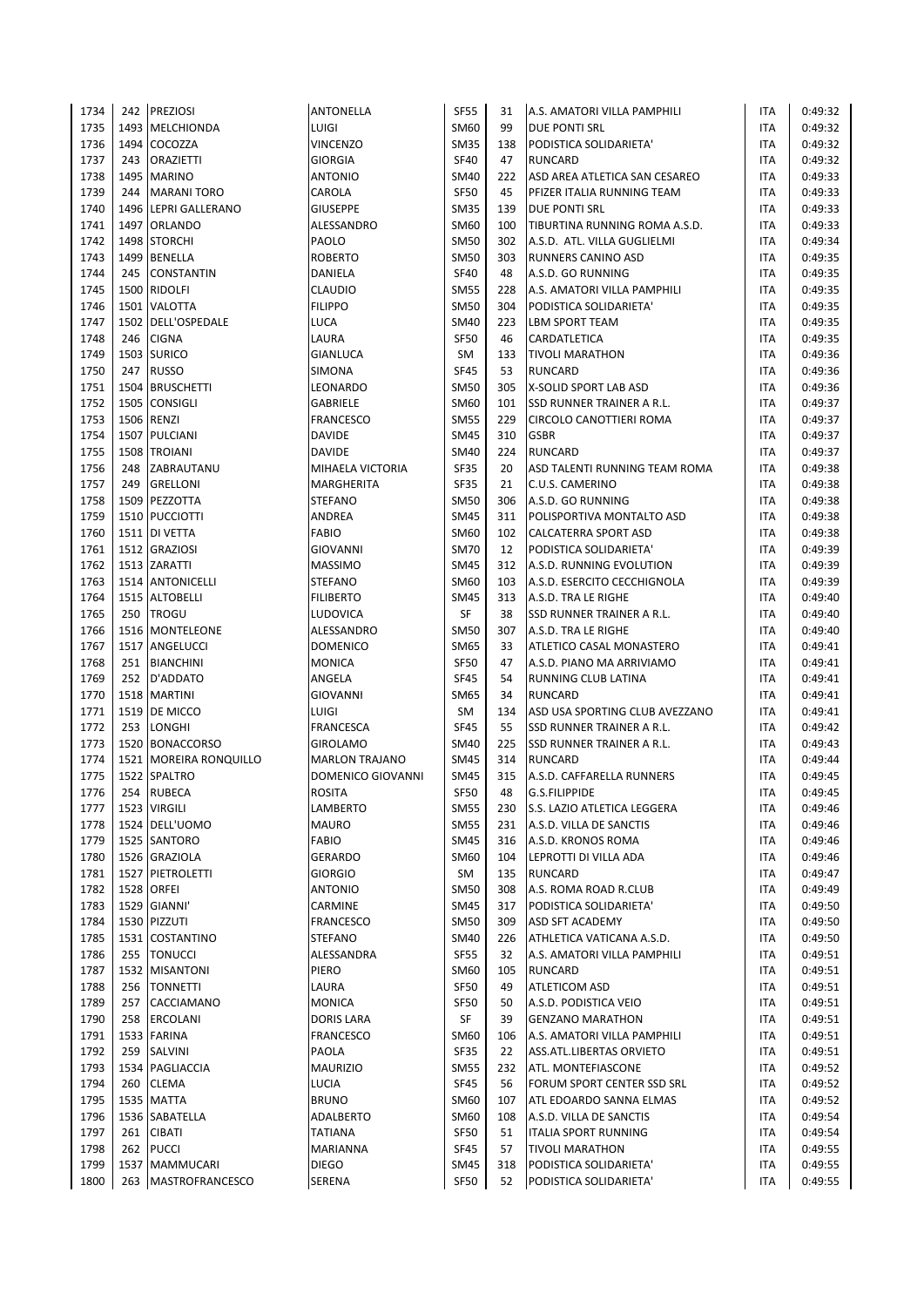| | | | | | | | | |
|---|---|---|---|---|---|---|---|---|
| 1734 | 242 | PREZIOSI | ANTONELLA | SF55 | 31 | A.S. AMATORI VILLA PAMPHILI | ITA | 0:49:32 |
| 1735 | 1493 | MELCHIONDA | LUIGI | SM60 | 99 | DUE PONTI SRL | ITA | 0:49:32 |
| 1736 | 1494 | COCOZZA | VINCENZO | SM35 | 138 | PODISTICA SOLIDARIETA' | ITA | 0:49:32 |
| 1737 | 243 | ORAZIETTI | GIORGIA | SF40 | 47 | RUNCARD | ITA | 0:49:32 |
| 1738 | 1495 | MARINO | ANTONIO | SM40 | 222 | ASD AREA ATLETICA SAN CESAREO | ITA | 0:49:33 |
| 1739 | 244 | MARANI TORO | CAROLA | SF50 | 45 | PFIZER ITALIA RUNNING TEAM | ITA | 0:49:33 |
| 1740 | 1496 | LEPRI GALLERANO | GIUSEPPE | SM35 | 139 | DUE PONTI SRL | ITA | 0:49:33 |
| 1741 | 1497 | ORLANDO | ALESSANDRO | SM60 | 100 | TIBURTINA RUNNING ROMA A.S.D. | ITA | 0:49:33 |
| 1742 | 1498 | STORCHI | PAOLO | SM50 | 302 | A.S.D. ATL. VILLA GUGLIELMI | ITA | 0:49:34 |
| 1743 | 1499 | BENELLA | ROBERTO | SM50 | 303 | RUNNERS CANINO ASD | ITA | 0:49:35 |
| 1744 | 245 | CONSTANTIN | DANIELA | SF40 | 48 | A.S.D. GO RUNNING | ITA | 0:49:35 |
| 1745 | 1500 | RIDOLFI | CLAUDIO | SM55 | 228 | A.S. AMATORI VILLA PAMPHILI | ITA | 0:49:35 |
| 1746 | 1501 | VALOTTA | FILIPPO | SM50 | 304 | PODISTICA SOLIDARIETA' | ITA | 0:49:35 |
| 1747 | 1502 | DELL'OSPEDALE | LUCA | SM40 | 223 | LBM SPORT TEAM | ITA | 0:49:35 |
| 1748 | 246 | CIGNA | LAURA | SF50 | 46 | CARDATLETICA | ITA | 0:49:35 |
| 1749 | 1503 | SURICO | GIANLUCA | SM | 133 | TIVOLI MARATHON | ITA | 0:49:36 |
| 1750 | 247 | RUSSO | SIMONA | SF45 | 53 | RUNCARD | ITA | 0:49:36 |
| 1751 | 1504 | BRUSCHETTI | LEONARDO | SM50 | 305 | X-SOLID SPORT LAB ASD | ITA | 0:49:36 |
| 1752 | 1505 | CONSIGLI | GABRIELE | SM60 | 101 | SSD RUNNER TRAINER A R.L. | ITA | 0:49:37 |
| 1753 | 1506 | RENZI | FRANCESCO | SM55 | 229 | CIRCOLO CANOTTIERI ROMA | ITA | 0:49:37 |
| 1754 | 1507 | PULCIANI | DAVIDE | SM45 | 310 | GSBR | ITA | 0:49:37 |
| 1755 | 1508 | TROIANI | DAVIDE | SM40 | 224 | RUNCARD | ITA | 0:49:37 |
| 1756 | 248 | ZABRAUTANU | MIHAELA VICTORIA | SF35 | 20 | ASD TALENTI RUNNING TEAM ROMA | ITA | 0:49:38 |
| 1757 | 249 | GRELLONI | MARGHERITA | SF35 | 21 | C.U.S. CAMERINO | ITA | 0:49:38 |
| 1758 | 1509 | PEZZOTTA | STEFANO | SM50 | 306 | A.S.D. GO RUNNING | ITA | 0:49:38 |
| 1759 | 1510 | PUCCIOTTI | ANDREA | SM45 | 311 | POLISPORTIVA MONTALTO ASD | ITA | 0:49:38 |
| 1760 | 1511 | DI VETTA | FABIO | SM60 | 102 | CALCATERRA SPORT ASD | ITA | 0:49:38 |
| 1761 | 1512 | GRAZIOSI | GIOVANNI | SM70 | 12 | PODISTICA SOLIDARIETA' | ITA | 0:49:39 |
| 1762 | 1513 | ZARATTI | MASSIMO | SM45 | 312 | A.S.D. RUNNING EVOLUTION | ITA | 0:49:39 |
| 1763 | 1514 | ANTONICELLI | STEFANO | SM60 | 103 | A.S.D. ESERCITO CECCHIGNOLA | ITA | 0:49:39 |
| 1764 | 1515 | ALTOBELLI | FILIBERTO | SM45 | 313 | A.S.D. TRA LE RIGHE | ITA | 0:49:40 |
| 1765 | 250 | TROGU | LUDOVICA | SF | 38 | SSD RUNNER TRAINER A R.L. | ITA | 0:49:40 |
| 1766 | 1516 | MONTELEONE | ALESSANDRO | SM50 | 307 | A.S.D. TRA LE RIGHE | ITA | 0:49:40 |
| 1767 | 1517 | ANGELUCCI | DOMENICO | SM65 | 33 | ATLETICO CASAL MONASTERO | ITA | 0:49:41 |
| 1768 | 251 | BIANCHINI | MONICA | SF50 | 47 | A.S.D. PIANO MA ARRIVIAMO | ITA | 0:49:41 |
| 1769 | 252 | D'ADDATO | ANGELA | SF45 | 54 | RUNNING CLUB LATINA | ITA | 0:49:41 |
| 1770 | 1518 | MARTINI | GIOVANNI | SM65 | 34 | RUNCARD | ITA | 0:49:41 |
| 1771 | 1519 | DE MICCO | LUIGI | SM | 134 | ASD USA SPORTING CLUB AVEZZANO | ITA | 0:49:41 |
| 1772 | 253 | LONGHI | FRANCESCA | SF45 | 55 | SSD RUNNER TRAINER A R.L. | ITA | 0:49:42 |
| 1773 | 1520 | BONACCORSO | GIROLAMO | SM40 | 225 | SSD RUNNER TRAINER A R.L. | ITA | 0:49:43 |
| 1774 | 1521 | MOREIRA RONQUILLO | MARLON TRAJANO | SM45 | 314 | RUNCARD | ITA | 0:49:44 |
| 1775 | 1522 | SPALTRO | DOMENICO GIOVANNI | SM45 | 315 | A.S.D. CAFFARELLA RUNNERS | ITA | 0:49:45 |
| 1776 | 254 | RUBECA | ROSITA | SF50 | 48 | G.S.FILIPPIDE | ITA | 0:49:45 |
| 1777 | 1523 | VIRGILI | LAMBERTO | SM55 | 230 | S.S. LAZIO ATLETICA LEGGERA | ITA | 0:49:46 |
| 1778 | 1524 | DELL'UOMO | MAURO | SM55 | 231 | A.S.D. VILLA DE SANCTIS | ITA | 0:49:46 |
| 1779 | 1525 | SANTORO | FABIO | SM45 | 316 | A.S.D. KRONOS ROMA | ITA | 0:49:46 |
| 1780 | 1526 | GRAZIOLA | GERARDO | SM60 | 104 | LEPROTTI DI VILLA ADA | ITA | 0:49:46 |
| 1781 | 1527 | PIETROLETTI | GIORGIO | SM | 135 | RUNCARD | ITA | 0:49:47 |
| 1782 | 1528 | ORFEI | ANTONIO | SM50 | 308 | A.S. ROMA ROAD R.CLUB | ITA | 0:49:49 |
| 1783 | 1529 | GIANNI' | CARMINE | SM45 | 317 | PODISTICA SOLIDARIETA' | ITA | 0:49:50 |
| 1784 | 1530 | PIZZUTI | FRANCESCO | SM50 | 309 | ASD SFT ACADEMY | ITA | 0:49:50 |
| 1785 | 1531 | COSTANTINO | STEFANO | SM40 | 226 | ATHLETICA VATICANA A.S.D. | ITA | 0:49:50 |
| 1786 | 255 | TONUCCI | ALESSANDRA | SF55 | 32 | A.S. AMATORI VILLA PAMPHILI | ITA | 0:49:51 |
| 1787 | 1532 | MISANTONI | PIERO | SM60 | 105 | RUNCARD | ITA | 0:49:51 |
| 1788 | 256 | TONNETTI | LAURA | SF50 | 49 | ATLETICOM ASD | ITA | 0:49:51 |
| 1789 | 257 | CACCIAMANO | MONICA | SF50 | 50 | A.S.D. PODISTICA VEIO | ITA | 0:49:51 |
| 1790 | 258 | ERCOLANI | DORIS LARA | SF | 39 | GENZANO MARATHON | ITA | 0:49:51 |
| 1791 | 1533 | FARINA | FRANCESCO | SM60 | 106 | A.S. AMATORI VILLA PAMPHILI | ITA | 0:49:51 |
| 1792 | 259 | SALVINI | PAOLA | SF35 | 22 | ASS.ATL.LIBERTAS ORVIETO | ITA | 0:49:51 |
| 1793 | 1534 | PAGLIACCIA | MAURIZIO | SM55 | 232 | ATL. MONTEFIASCONE | ITA | 0:49:52 |
| 1794 | 260 | CLEMA | LUCIA | SF45 | 56 | FORUM SPORT CENTER SSD SRL | ITA | 0:49:52 |
| 1795 | 1535 | MATTA | BRUNO | SM60 | 107 | ATL EDOARDO SANNA ELMAS | ITA | 0:49:52 |
| 1796 | 1536 | SABATELLA | ADALBERTO | SM60 | 108 | A.S.D. VILLA DE SANCTIS | ITA | 0:49:54 |
| 1797 | 261 | CIBATI | TATIANA | SF50 | 51 | ITALIA SPORT RUNNING | ITA | 0:49:54 |
| 1798 | 262 | PUCCI | MARIANNA | SF45 | 57 | TIVOLI MARATHON | ITA | 0:49:55 |
| 1799 | 1537 | MAMMUCARI | DIEGO | SM45 | 318 | PODISTICA SOLIDARIETA' | ITA | 0:49:55 |
| 1800 | 263 | MASTROFRANCESCO | SERENA | SF50 | 52 | PODISTICA SOLIDARIETA' | ITA | 0:49:55 |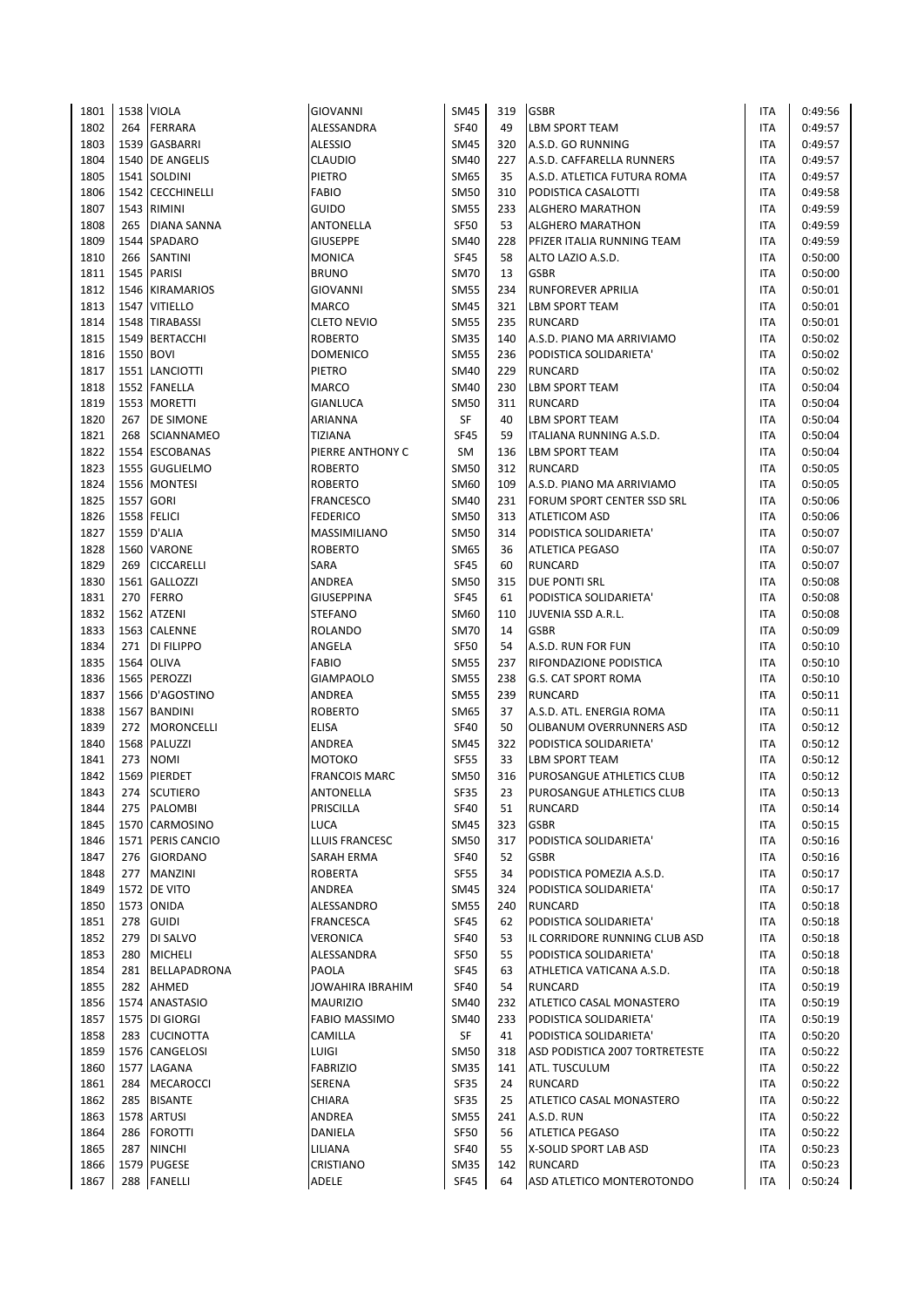| | | | | | | | | |
|---|---|---|---|---|---|---|---|---|
| 1801 | 1538 | VIOLA | GIOVANNI | SM45 | 319 | GSBR | ITA | 0:49:56 |
| 1802 | 264 | FERRARA | ALESSANDRA | SF40 | 49 | LBM SPORT TEAM | ITA | 0:49:57 |
| 1803 | 1539 | GASBARRI | ALESSIO | SM45 | 320 | A.S.D. GO RUNNING | ITA | 0:49:57 |
| 1804 | 1540 | DE ANGELIS | CLAUDIO | SM40 | 227 | A.S.D. CAFFARELLA RUNNERS | ITA | 0:49:57 |
| 1805 | 1541 | SOLDINI | PIETRO | SM65 | 35 | A.S.D. ATLETICA FUTURA ROMA | ITA | 0:49:57 |
| 1806 | 1542 | CECCHINELLI | FABIO | SM50 | 310 | PODISTICA CASALOTTI | ITA | 0:49:58 |
| 1807 | 1543 | RIMINI | GUIDO | SM55 | 233 | ALGHERO MARATHON | ITA | 0:49:59 |
| 1808 | 265 | DIANA SANNA | ANTONELLA | SF50 | 53 | ALGHERO MARATHON | ITA | 0:49:59 |
| 1809 | 1544 | SPADARO | GIUSEPPE | SM40 | 228 | PFIZER ITALIA RUNNING TEAM | ITA | 0:49:59 |
| 1810 | 266 | SANTINI | MONICA | SF45 | 58 | ALTO LAZIO A.S.D. | ITA | 0:50:00 |
| 1811 | 1545 | PARISI | BRUNO | SM70 | 13 | GSBR | ITA | 0:50:00 |
| 1812 | 1546 | KIRAMARIOS | GIOVANNI | SM55 | 234 | RUNFOREVER APRILIA | ITA | 0:50:01 |
| 1813 | 1547 | VITIELLO | MARCO | SM45 | 321 | LBM SPORT TEAM | ITA | 0:50:01 |
| 1814 | 1548 | TIRABASSI | CLETO NEVIO | SM55 | 235 | RUNCARD | ITA | 0:50:01 |
| 1815 | 1549 | BERTACCHI | ROBERTO | SM35 | 140 | A.S.D. PIANO MA ARRIVIAMO | ITA | 0:50:02 |
| 1816 | 1550 | BOVI | DOMENICO | SM55 | 236 | PODISTICA SOLIDARIETA' | ITA | 0:50:02 |
| 1817 | 1551 | LANCIOTTI | PIETRO | SM40 | 229 | RUNCARD | ITA | 0:50:02 |
| 1818 | 1552 | FANELLA | MARCO | SM40 | 230 | LBM SPORT TEAM | ITA | 0:50:04 |
| 1819 | 1553 | MORETTI | GIANLUCA | SM50 | 311 | RUNCARD | ITA | 0:50:04 |
| 1820 | 267 | DE SIMONE | ARIANNA | SF | 40 | LBM SPORT TEAM | ITA | 0:50:04 |
| 1821 | 268 | SCIANNAMEO | TIZIANA | SF45 | 59 | ITALIANA RUNNING A.S.D. | ITA | 0:50:04 |
| 1822 | 1554 | ESCOBANAS | PIERRE ANTHONY C | SM | 136 | LBM SPORT TEAM | ITA | 0:50:04 |
| 1823 | 1555 | GUGLIELMO | ROBERTO | SM50 | 312 | RUNCARD | ITA | 0:50:05 |
| 1824 | 1556 | MONTESI | ROBERTO | SM60 | 109 | A.S.D. PIANO MA ARRIVIAMO | ITA | 0:50:05 |
| 1825 | 1557 | GORI | FRANCESCO | SM40 | 231 | FORUM SPORT CENTER SSD SRL | ITA | 0:50:06 |
| 1826 | 1558 | FELICI | FEDERICO | SM50 | 313 | ATLETICOM ASD | ITA | 0:50:06 |
| 1827 | 1559 | D'ALIA | MASSIMILIANO | SM50 | 314 | PODISTICA SOLIDARIETA' | ITA | 0:50:07 |
| 1828 | 1560 | VARONE | ROBERTO | SM65 | 36 | ATLETICA PEGASO | ITA | 0:50:07 |
| 1829 | 269 | CICCARELLI | SARA | SF45 | 60 | RUNCARD | ITA | 0:50:07 |
| 1830 | 1561 | GALLOZZI | ANDREA | SM50 | 315 | DUE PONTI SRL | ITA | 0:50:08 |
| 1831 | 270 | FERRO | GIUSEPPINA | SF45 | 61 | PODISTICA SOLIDARIETA' | ITA | 0:50:08 |
| 1832 | 1562 | ATZENI | STEFANO | SM60 | 110 | JUVENIA SSD A.R.L. | ITA | 0:50:08 |
| 1833 | 1563 | CALENNE | ROLANDO | SM70 | 14 | GSBR | ITA | 0:50:09 |
| 1834 | 271 | DI FILIPPO | ANGELA | SF50 | 54 | A.S.D. RUN FOR FUN | ITA | 0:50:10 |
| 1835 | 1564 | OLIVA | FABIO | SM55 | 237 | RIFONDAZIONE PODISTICA | ITA | 0:50:10 |
| 1836 | 1565 | PEROZZI | GIAMPAOLO | SM55 | 238 | G.S. CAT SPORT ROMA | ITA | 0:50:10 |
| 1837 | 1566 | D'AGOSTINO | ANDREA | SM55 | 239 | RUNCARD | ITA | 0:50:11 |
| 1838 | 1567 | BANDINI | ROBERTO | SM65 | 37 | A.S.D. ATL. ENERGIA ROMA | ITA | 0:50:11 |
| 1839 | 272 | MORONCELLI | ELISA | SF40 | 50 | OLIBANUM OVERRUNNERS ASD | ITA | 0:50:12 |
| 1840 | 1568 | PALUZZI | ANDREA | SM45 | 322 | PODISTICA SOLIDARIETA' | ITA | 0:50:12 |
| 1841 | 273 | NOMI | MOTOKO | SF55 | 33 | LBM SPORT TEAM | ITA | 0:50:12 |
| 1842 | 1569 | PIERDET | FRANCOIS MARC | SM50 | 316 | PUROSANGUE ATHLETICS CLUB | ITA | 0:50:12 |
| 1843 | 274 | SCUTIERO | ANTONELLA | SF35 | 23 | PUROSANGUE ATHLETICS CLUB | ITA | 0:50:13 |
| 1844 | 275 | PALOMBI | PRISCILLA | SF40 | 51 | RUNCARD | ITA | 0:50:14 |
| 1845 | 1570 | CARMOSINO | LUCA | SM45 | 323 | GSBR | ITA | 0:50:15 |
| 1846 | 1571 | PERIS CANCIO | LLUIS FRANCESC | SM50 | 317 | PODISTICA SOLIDARIETA' | ITA | 0:50:16 |
| 1847 | 276 | GIORDANO | SARAH ERMA | SF40 | 52 | GSBR | ITA | 0:50:16 |
| 1848 | 277 | MANZINI | ROBERTA | SF55 | 34 | PODISTICA POMEZIA A.S.D. | ITA | 0:50:17 |
| 1849 | 1572 | DE VITO | ANDREA | SM45 | 324 | PODISTICA SOLIDARIETA' | ITA | 0:50:17 |
| 1850 | 1573 | ONIDA | ALESSANDRO | SM55 | 240 | RUNCARD | ITA | 0:50:18 |
| 1851 | 278 | GUIDI | FRANCESCA | SF45 | 62 | PODISTICA SOLIDARIETA' | ITA | 0:50:18 |
| 1852 | 279 | DI SALVO | VERONICA | SF40 | 53 | IL CORRIDORE RUNNING CLUB ASD | ITA | 0:50:18 |
| 1853 | 280 | MICHELI | ALESSANDRA | SF50 | 55 | PODISTICA SOLIDARIETA' | ITA | 0:50:18 |
| 1854 | 281 | BELLAPADRONA | PAOLA | SF45 | 63 | ATHLETICA VATICANA A.S.D. | ITA | 0:50:18 |
| 1855 | 282 | AHMED | JOWAHIRA IBRAHIM | SF40 | 54 | RUNCARD | ITA | 0:50:19 |
| 1856 | 1574 | ANASTASIO | MAURIZIO | SM40 | 232 | ATLETICO CASAL MONASTERO | ITA | 0:50:19 |
| 1857 | 1575 | DI GIORGI | FABIO MASSIMO | SM40 | 233 | PODISTICA SOLIDARIETA' | ITA | 0:50:19 |
| 1858 | 283 | CUCINOTTA | CAMILLA | SF | 41 | PODISTICA SOLIDARIETA' | ITA | 0:50:20 |
| 1859 | 1576 | CANGELOSI | LUIGI | SM50 | 318 | ASD PODISTICA 2007 TORTRETESTE | ITA | 0:50:22 |
| 1860 | 1577 | LAGANA | FABRIZIO | SM35 | 141 | ATL. TUSCULUM | ITA | 0:50:22 |
| 1861 | 284 | MECAROCCI | SERENA | SF35 | 24 | RUNCARD | ITA | 0:50:22 |
| 1862 | 285 | BISANTE | CHIARA | SF35 | 25 | ATLETICO CASAL MONASTERO | ITA | 0:50:22 |
| 1863 | 1578 | ARTUSI | ANDREA | SM55 | 241 | A.S.D. RUN | ITA | 0:50:22 |
| 1864 | 286 | FOROTTI | DANIELA | SF50 | 56 | ATLETICA PEGASO | ITA | 0:50:22 |
| 1865 | 287 | NINCHI | LILIANA | SF40 | 55 | X-SOLID SPORT LAB ASD | ITA | 0:50:23 |
| 1866 | 1579 | PUGESE | CRISTIANO | SM35 | 142 | RUNCARD | ITA | 0:50:23 |
| 1867 | 288 | FANELLI | ADELE | SF45 | 64 | ASD ATLETICO MONTEROTONDO | ITA | 0:50:24 |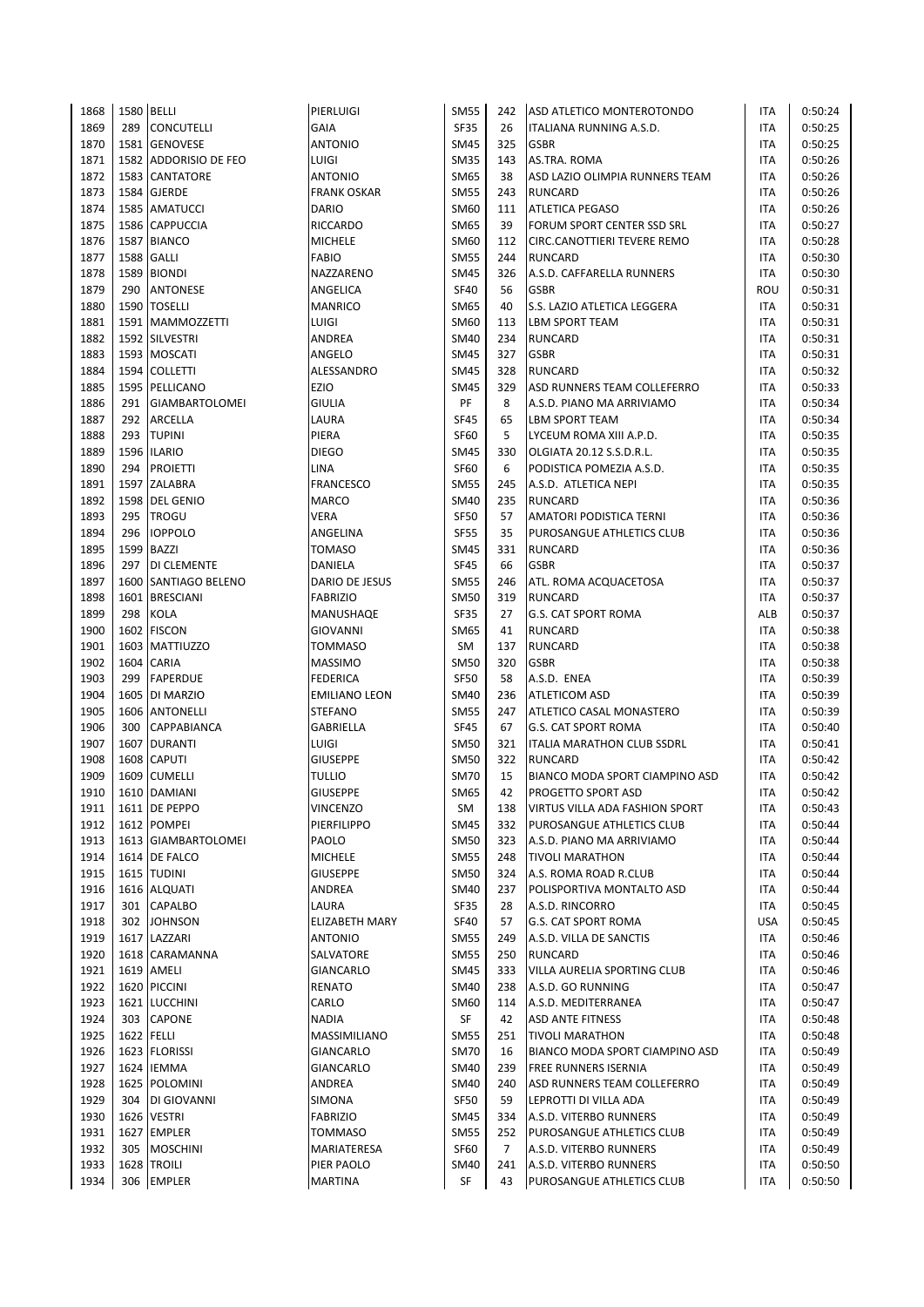| | | | | | | | | |
|---|---|---|---|---|---|---|---|---|
| 1868 | 1580 | BELLI | PIERLUIGI | SM55 | 242 | ASD ATLETICO MONTEROTONDO | ITA | 0:50:24 |
| 1869 | 289 | CONCUTELLI | GAIA | SF35 | 26 | ITALIANA RUNNING A.S.D. | ITA | 0:50:25 |
| 1870 | 1581 | GENOVESE | ANTONIO | SM45 | 325 | GSBR | ITA | 0:50:25 |
| 1871 | 1582 | ADDORISIO DE FEO | LUIGI | SM35 | 143 | AS.TRA. ROMA | ITA | 0:50:26 |
| 1872 | 1583 | CANTATORE | ANTONIO | SM65 | 38 | ASD LAZIO OLIMPIA RUNNERS TEAM | ITA | 0:50:26 |
| 1873 | 1584 | GJERDE | FRANK OSKAR | SM55 | 243 | RUNCARD | ITA | 0:50:26 |
| 1874 | 1585 | AMATUCCI | DARIO | SM60 | 111 | ATLETICA PEGASO | ITA | 0:50:26 |
| 1875 | 1586 | CAPPUCCIA | RICCARDO | SM65 | 39 | FORUM SPORT CENTER SSD SRL | ITA | 0:50:27 |
| 1876 | 1587 | BIANCO | MICHELE | SM60 | 112 | CIRC.CANOTTIERI TEVERE REMO | ITA | 0:50:28 |
| 1877 | 1588 | GALLI | FABIO | SM55 | 244 | RUNCARD | ITA | 0:50:30 |
| 1878 | 1589 | BIONDI | NAZZARENO | SM45 | 326 | A.S.D. CAFFARELLA RUNNERS | ITA | 0:50:30 |
| 1879 | 290 | ANTONESE | ANGELICA | SF40 | 56 | GSBR | ROU | 0:50:31 |
| 1880 | 1590 | TOSELLI | MANRICO | SM65 | 40 | S.S. LAZIO ATLETICA LEGGERA | ITA | 0:50:31 |
| 1881 | 1591 | MAMMOZZETTI | LUIGI | SM60 | 113 | LBM SPORT TEAM | ITA | 0:50:31 |
| 1882 | 1592 | SILVESTRI | ANDREA | SM40 | 234 | RUNCARD | ITA | 0:50:31 |
| 1883 | 1593 | MOSCATI | ANGELO | SM45 | 327 | GSBR | ITA | 0:50:31 |
| 1884 | 1594 | COLLETTI | ALESSANDRO | SM45 | 328 | RUNCARD | ITA | 0:50:32 |
| 1885 | 1595 | PELLICANO | EZIO | SM45 | 329 | ASD RUNNERS TEAM COLLEFERRO | ITA | 0:50:33 |
| 1886 | 291 | GIAMBARTOLOMEI | GIULIA | PF | 8 | A.S.D. PIANO MA ARRIVIAMO | ITA | 0:50:34 |
| 1887 | 292 | ARCELLA | LAURA | SF45 | 65 | LBM SPORT TEAM | ITA | 0:50:34 |
| 1888 | 293 | TUPINI | PIERA | SF60 | 5 | LYCEUM ROMA XIII A.P.D. | ITA | 0:50:35 |
| 1889 | 1596 | ILARIO | DIEGO | SM45 | 330 | OLGIATA 20.12 S.S.D.R.L. | ITA | 0:50:35 |
| 1890 | 294 | PROIETTI | LINA | SF60 | 6 | PODISTICA POMEZIA A.S.D. | ITA | 0:50:35 |
| 1891 | 1597 | ZALABRA | FRANCESCO | SM55 | 245 | A.S.D. ATLETICA NEPI | ITA | 0:50:35 |
| 1892 | 1598 | DEL GENIO | MARCO | SM40 | 235 | RUNCARD | ITA | 0:50:36 |
| 1893 | 295 | TROGU | VERA | SF50 | 57 | AMATORI PODISTICA TERNI | ITA | 0:50:36 |
| 1894 | 296 | IOPPOLO | ANGELINA | SF55 | 35 | PUROSANGUE ATHLETICS CLUB | ITA | 0:50:36 |
| 1895 | 1599 | BAZZI | TOMASO | SM45 | 331 | RUNCARD | ITA | 0:50:36 |
| 1896 | 297 | DI CLEMENTE | DANIELA | SF45 | 66 | GSBR | ITA | 0:50:37 |
| 1897 | 1600 | SANTIAGO BELENO | DARIO DE JESUS | SM55 | 246 | ATL. ROMA ACQUACETOSA | ITA | 0:50:37 |
| 1898 | 1601 | BRESCIANI | FABRIZIO | SM50 | 319 | RUNCARD | ITA | 0:50:37 |
| 1899 | 298 | KOLA | MANUSHAQE | SF35 | 27 | G.S. CAT SPORT ROMA | ALB | 0:50:37 |
| 1900 | 1602 | FISCON | GIOVANNI | SM65 | 41 | RUNCARD | ITA | 0:50:38 |
| 1901 | 1603 | MATTIUZZO | TOMMASO | SM | 137 | RUNCARD | ITA | 0:50:38 |
| 1902 | 1604 | CARIA | MASSIMO | SM50 | 320 | GSBR | ITA | 0:50:38 |
| 1903 | 299 | FAPERDUE | FEDERICA | SF50 | 58 | A.S.D. ENEA | ITA | 0:50:39 |
| 1904 | 1605 | DI MARZIO | EMILIANO LEON | SM40 | 236 | ATLETICOM ASD | ITA | 0:50:39 |
| 1905 | 1606 | ANTONELLI | STEFANO | SM55 | 247 | ATLETICO CASAL MONASTERO | ITA | 0:50:39 |
| 1906 | 300 | CAPPABIANCA | GABRIELLA | SF45 | 67 | G.S. CAT SPORT ROMA | ITA | 0:50:40 |
| 1907 | 1607 | DURANTI | LUIGI | SM50 | 321 | ITALIA MARATHON CLUB SSDRL | ITA | 0:50:41 |
| 1908 | 1608 | CAPUTI | GIUSEPPE | SM50 | 322 | RUNCARD | ITA | 0:50:42 |
| 1909 | 1609 | CUMELLI | TULLIO | SM70 | 15 | BIANCO MODA SPORT CIAMPINO ASD | ITA | 0:50:42 |
| 1910 | 1610 | DAMIANI | GIUSEPPE | SM65 | 42 | PROGETTO SPORT ASD | ITA | 0:50:42 |
| 1911 | 1611 | DE PEPPO | VINCENZO | SM | 138 | VIRTUS VILLA ADA FASHION SPORT | ITA | 0:50:43 |
| 1912 | 1612 | POMPEI | PIERFILIPPO | SM45 | 332 | PUROSANGUE ATHLETICS CLUB | ITA | 0:50:44 |
| 1913 | 1613 | GIAMBARTOLOMEI | PAOLO | SM50 | 323 | A.S.D. PIANO MA ARRIVIAMO | ITA | 0:50:44 |
| 1914 | 1614 | DE FALCO | MICHELE | SM55 | 248 | TIVOLI MARATHON | ITA | 0:50:44 |
| 1915 | 1615 | TUDINI | GIUSEPPE | SM50 | 324 | A.S. ROMA ROAD R.CLUB | ITA | 0:50:44 |
| 1916 | 1616 | ALQUATI | ANDREA | SM40 | 237 | POLISPORTIVA MONTALTO ASD | ITA | 0:50:44 |
| 1917 | 301 | CAPALBO | LAURA | SF35 | 28 | A.S.D. RINCORRO | ITA | 0:50:45 |
| 1918 | 302 | JOHNSON | ELIZABETH MARY | SF40 | 57 | G.S. CAT SPORT ROMA | USA | 0:50:45 |
| 1919 | 1617 | LAZZARI | ANTONIO | SM55 | 249 | A.S.D. VILLA DE SANCTIS | ITA | 0:50:46 |
| 1920 | 1618 | CARAMANNA | SALVATORE | SM55 | 250 | RUNCARD | ITA | 0:50:46 |
| 1921 | 1619 | AMELI | GIANCARLO | SM45 | 333 | VILLA AURELIA SPORTING CLUB | ITA | 0:50:46 |
| 1922 | 1620 | PICCINI | RENATO | SM40 | 238 | A.S.D. GO RUNNING | ITA | 0:50:47 |
| 1923 | 1621 | LUCCHINI | CARLO | SM60 | 114 | A.S.D. MEDITERRANEA | ITA | 0:50:47 |
| 1924 | 303 | CAPONE | NADIA | SF | 42 | ASD ANTE FITNESS | ITA | 0:50:48 |
| 1925 | 1622 | FELLI | MASSIMILIANO | SM55 | 251 | TIVOLI MARATHON | ITA | 0:50:48 |
| 1926 | 1623 | FLORISSI | GIANCARLO | SM70 | 16 | BIANCO MODA SPORT CIAMPINO ASD | ITA | 0:50:49 |
| 1927 | 1624 | IEMMA | GIANCARLO | SM40 | 239 | FREE RUNNERS ISERNIA | ITA | 0:50:49 |
| 1928 | 1625 | POLOMINI | ANDREA | SM40 | 240 | ASD RUNNERS TEAM COLLEFERRO | ITA | 0:50:49 |
| 1929 | 304 | DI GIOVANNI | SIMONA | SF50 | 59 | LEPROTTI DI VILLA ADA | ITA | 0:50:49 |
| 1930 | 1626 | VESTRI | FABRIZIO | SM45 | 334 | A.S.D. VITERBO RUNNERS | ITA | 0:50:49 |
| 1931 | 1627 | EMPLER | TOMMASO | SM55 | 252 | PUROSANGUE ATHLETICS CLUB | ITA | 0:50:49 |
| 1932 | 305 | MOSCHINI | MARIATERESA | SF60 | 7 | A.S.D. VITERBO RUNNERS | ITA | 0:50:49 |
| 1933 | 1628 | TROILI | PIER PAOLO | SM40 | 241 | A.S.D. VITERBO RUNNERS | ITA | 0:50:50 |
| 1934 | 306 | EMPLER | MARTINA | SF | 43 | PUROSANGUE ATHLETICS CLUB | ITA | 0:50:50 |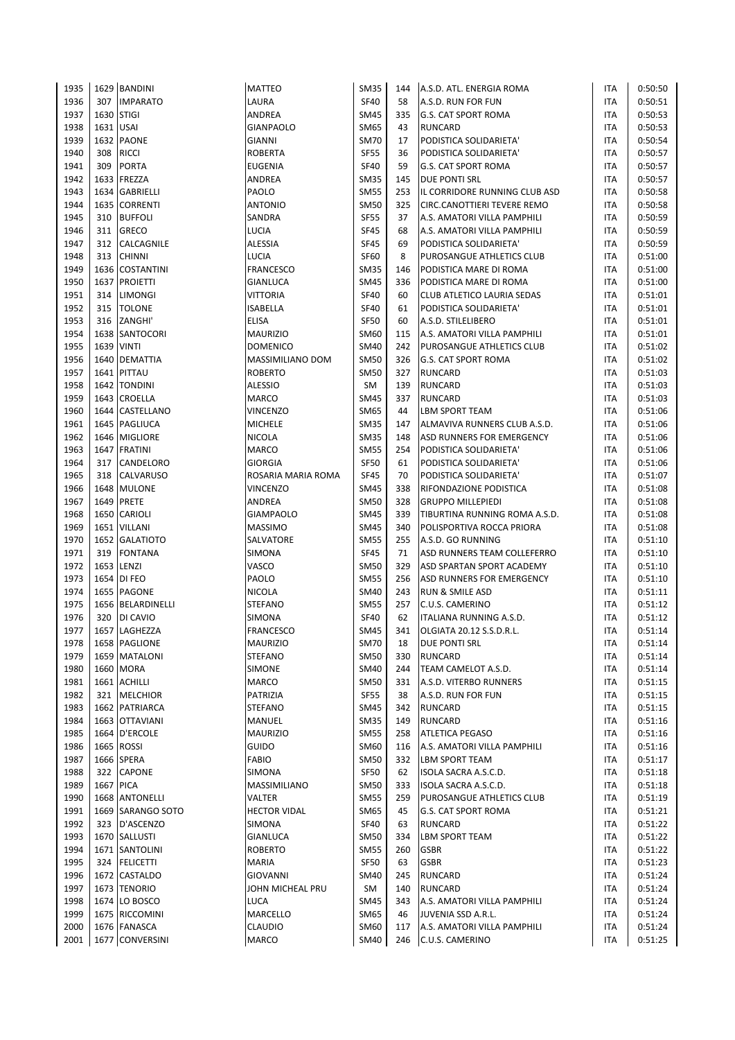| | | | | | | | | |
|---|---|---|---|---|---|---|---|---|
| 1935 | 1629 | BANDINI | MATTEO | SM35 | 144 | A.S.D. ATL. ENERGIA ROMA | ITA | 0:50:50 |
| 1936 | 307 | IMPARATO | LAURA | SF40 | 58 | A.S.D. RUN FOR FUN | ITA | 0:50:51 |
| 1937 | 1630 | STIGI | ANDREA | SM45 | 335 | G.S. CAT SPORT ROMA | ITA | 0:50:53 |
| 1938 | 1631 | USAI | GIANPAOLO | SM65 | 43 | RUNCARD | ITA | 0:50:53 |
| 1939 | 1632 | PAONE | GIANNI | SM70 | 17 | PODISTICA SOLIDARIETA' | ITA | 0:50:54 |
| 1940 | 308 | RICCI | ROBERTA | SF55 | 36 | PODISTICA SOLIDARIETA' | ITA | 0:50:57 |
| 1941 | 309 | PORTA | EUGENIA | SF40 | 59 | G.S. CAT SPORT ROMA | ITA | 0:50:57 |
| 1942 | 1633 | FREZZA | ANDREA | SM35 | 145 | DUE PONTI SRL | ITA | 0:50:57 |
| 1943 | 1634 | GABRIELLI | PAOLO | SM55 | 253 | IL CORRIDORE RUNNING CLUB ASD | ITA | 0:50:58 |
| 1944 | 1635 | CORRENTI | ANTONIO | SM50 | 325 | CIRC.CANOTTIERI TEVERE REMO | ITA | 0:50:58 |
| 1945 | 310 | BUFFOLI | SANDRA | SF55 | 37 | A.S. AMATORI VILLA PAMPHILI | ITA | 0:50:59 |
| 1946 | 311 | GRECO | LUCIA | SF45 | 68 | A.S. AMATORI VILLA PAMPHILI | ITA | 0:50:59 |
| 1947 | 312 | CALCAGNILE | ALESSIA | SF45 | 69 | PODISTICA SOLIDARIETA' | ITA | 0:50:59 |
| 1948 | 313 | CHINNI | LUCIA | SF60 | 8 | PUROSANGUE ATHLETICS CLUB | ITA | 0:51:00 |
| 1949 | 1636 | COSTANTINI | FRANCESCO | SM35 | 146 | PODISTICA MARE DI ROMA | ITA | 0:51:00 |
| 1950 | 1637 | PROIETTI | GIANLUCA | SM45 | 336 | PODISTICA MARE DI ROMA | ITA | 0:51:00 |
| 1951 | 314 | LIMONGI | VITTORIA | SF40 | 60 | CLUB ATLETICO LAURIA SEDAS | ITA | 0:51:01 |
| 1952 | 315 | TOLONE | ISABELLA | SF40 | 61 | PODISTICA SOLIDARIETA' | ITA | 0:51:01 |
| 1953 | 316 | ZANGHI' | ELISA | SF50 | 60 | A.S.D. STILELIBERO | ITA | 0:51:01 |
| 1954 | 1638 | SANTOCORI | MAURIZIO | SM60 | 115 | A.S. AMATORI VILLA PAMPHILI | ITA | 0:51:01 |
| 1955 | 1639 | VINTI | DOMENICO | SM40 | 242 | PUROSANGUE ATHLETICS CLUB | ITA | 0:51:02 |
| 1956 | 1640 | DEMATTIA | MASSIMILIANO DOM | SM50 | 326 | G.S. CAT SPORT ROMA | ITA | 0:51:02 |
| 1957 | 1641 | PITTAU | ROBERTO | SM50 | 327 | RUNCARD | ITA | 0:51:03 |
| 1958 | 1642 | TONDINI | ALESSIO | SM | 139 | RUNCARD | ITA | 0:51:03 |
| 1959 | 1643 | CROELLA | MARCO | SM45 | 337 | RUNCARD | ITA | 0:51:03 |
| 1960 | 1644 | CASTELLANO | VINCENZO | SM65 | 44 | LBM SPORT TEAM | ITA | 0:51:06 |
| 1961 | 1645 | PAGLIUCA | MICHELE | SM35 | 147 | ALMAVIVA RUNNERS CLUB A.S.D. | ITA | 0:51:06 |
| 1962 | 1646 | MIGLIORE | NICOLA | SM35 | 148 | ASD RUNNERS FOR EMERGENCY | ITA | 0:51:06 |
| 1963 | 1647 | FRATINI | MARCO | SM55 | 254 | PODISTICA SOLIDARIETA' | ITA | 0:51:06 |
| 1964 | 317 | CANDELORO | GIORGIA | SF50 | 61 | PODISTICA SOLIDARIETA' | ITA | 0:51:06 |
| 1965 | 318 | CALVARUSO | ROSARIA MARIA ROMA | SF45 | 70 | PODISTICA SOLIDARIETA' | ITA | 0:51:07 |
| 1966 | 1648 | MULONE | VINCENZO | SM45 | 338 | RIFONDAZIONE PODISTICA | ITA | 0:51:08 |
| 1967 | 1649 | PRETE | ANDREA | SM50 | 328 | GRUPPO MILLEPIEDI | ITA | 0:51:08 |
| 1968 | 1650 | CARIOLI | GIAMPAOLO | SM45 | 339 | TIBURTINA RUNNING ROMA A.S.D. | ITA | 0:51:08 |
| 1969 | 1651 | VILLANI | MASSIMO | SM45 | 340 | POLISPORTIVA ROCCA PRIORA | ITA | 0:51:08 |
| 1970 | 1652 | GALATIOTO | SALVATORE | SM55 | 255 | A.S.D. GO RUNNING | ITA | 0:51:10 |
| 1971 | 319 | FONTANA | SIMONA | SF45 | 71 | ASD RUNNERS TEAM COLLEFERRO | ITA | 0:51:10 |
| 1972 | 1653 | LENZI | VASCO | SM50 | 329 | ASD SPARTAN SPORT ACADEMY | ITA | 0:51:10 |
| 1973 | 1654 | DI FEO | PAOLO | SM55 | 256 | ASD RUNNERS FOR EMERGENCY | ITA | 0:51:10 |
| 1974 | 1655 | PAGONE | NICOLA | SM40 | 243 | RUN & SMILE ASD | ITA | 0:51:11 |
| 1975 | 1656 | BELARDINELLI | STEFANO | SM55 | 257 | C.U.S. CAMERINO | ITA | 0:51:12 |
| 1976 | 320 | DI CAVIO | SIMONA | SF40 | 62 | ITALIANA RUNNING A.S.D. | ITA | 0:51:12 |
| 1977 | 1657 | LAGHEZZA | FRANCESCO | SM45 | 341 | OLGIATA 20.12 S.S.D.R.L. | ITA | 0:51:14 |
| 1978 | 1658 | PAGLIONE | MAURIZIO | SM70 | 18 | DUE PONTI SRL | ITA | 0:51:14 |
| 1979 | 1659 | MATALONI | STEFANO | SM50 | 330 | RUNCARD | ITA | 0:51:14 |
| 1980 | 1660 | MORA | SIMONE | SM40 | 244 | TEAM CAMELOT A.S.D. | ITA | 0:51:14 |
| 1981 | 1661 | ACHILLI | MARCO | SM50 | 331 | A.S.D. VITERBO RUNNERS | ITA | 0:51:15 |
| 1982 | 321 | MELCHIOR | PATRIZIA | SF55 | 38 | A.S.D. RUN FOR FUN | ITA | 0:51:15 |
| 1983 | 1662 | PATRIARCA | STEFANO | SM45 | 342 | RUNCARD | ITA | 0:51:15 |
| 1984 | 1663 | OTTAVIANI | MANUEL | SM35 | 149 | RUNCARD | ITA | 0:51:16 |
| 1985 | 1664 | D'ERCOLE | MAURIZIO | SM55 | 258 | ATLETICA PEGASO | ITA | 0:51:16 |
| 1986 | 1665 | ROSSI | GUIDO | SM60 | 116 | A.S. AMATORI VILLA PAMPHILI | ITA | 0:51:16 |
| 1987 | 1666 | SPERA | FABIO | SM50 | 332 | LBM SPORT TEAM | ITA | 0:51:17 |
| 1988 | 322 | CAPONE | SIMONA | SF50 | 62 | ISOLA SACRA A.S.C.D. | ITA | 0:51:18 |
| 1989 | 1667 | PICA | MASSIMILIANO | SM50 | 333 | ISOLA SACRA A.S.C.D. | ITA | 0:51:18 |
| 1990 | 1668 | ANTONELLI | VALTER | SM55 | 259 | PUROSANGUE ATHLETICS CLUB | ITA | 0:51:19 |
| 1991 | 1669 | SARANGO SOTO | HECTOR VIDAL | SM65 | 45 | G.S. CAT SPORT ROMA | ITA | 0:51:21 |
| 1992 | 323 | D'ASCENZO | SIMONA | SF40 | 63 | RUNCARD | ITA | 0:51:22 |
| 1993 | 1670 | SALLUSTI | GIANLUCA | SM50 | 334 | LBM SPORT TEAM | ITA | 0:51:22 |
| 1994 | 1671 | SANTOLINI | ROBERTO | SM55 | 260 | GSBR | ITA | 0:51:22 |
| 1995 | 324 | FELICETTI | MARIA | SF50 | 63 | GSBR | ITA | 0:51:23 |
| 1996 | 1672 | CASTALDO | GIOVANNI | SM40 | 245 | RUNCARD | ITA | 0:51:24 |
| 1997 | 1673 | TENORIO | JOHN MICHEAL PRU | SM | 140 | RUNCARD | ITA | 0:51:24 |
| 1998 | 1674 | LO BOSCO | LUCA | SM45 | 343 | A.S. AMATORI VILLA PAMPHILI | ITA | 0:51:24 |
| 1999 | 1675 | RICCOMINI | MARCELLO | SM65 | 46 | JUVENIA SSD A.R.L. | ITA | 0:51:24 |
| 2000 | 1676 | FANASCA | CLAUDIO | SM60 | 117 | A.S. AMATORI VILLA PAMPHILI | ITA | 0:51:24 |
| 2001 | 1677 | CONVERSINI | MARCO | SM40 | 246 | C.U.S. CAMERINO | ITA | 0:51:25 |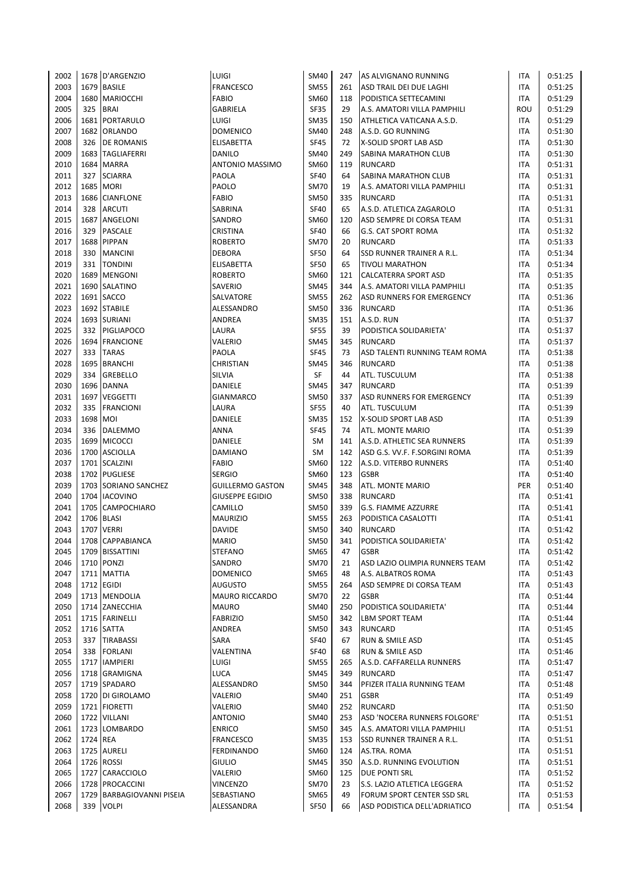| | | | | | | | | |
|---|---|---|---|---|---|---|---|---|
| 2002 | 1678 | D'ARGENZIO | LUIGI | SM40 | 247 | AS ALVIGNANO RUNNING | ITA | 0:51:25 |
| 2003 | 1679 | BASILE | FRANCESCO | SM55 | 261 | ASD TRAIL DEI DUE LAGHI | ITA | 0:51:25 |
| 2004 | 1680 | MARIOCCHI | FABIO | SM60 | 118 | PODISTICA SETTECAMINI | ITA | 0:51:29 |
| 2005 | 325 | BRAI | GABRIELA | SF35 | 29 | A.S. AMATORI VILLA PAMPHILI | ROU | 0:51:29 |
| 2006 | 1681 | PORTARULO | LUIGI | SM35 | 150 | ATHLETICA VATICANA A.S.D. | ITA | 0:51:29 |
| 2007 | 1682 | ORLANDO | DOMENICO | SM40 | 248 | A.S.D. GO RUNNING | ITA | 0:51:30 |
| 2008 | 326 | DE ROMANIS | ELISABETTA | SF45 | 72 | X-SOLID SPORT LAB ASD | ITA | 0:51:30 |
| 2009 | 1683 | TAGLIAFERRI | DANILO | SM40 | 249 | SABINA MARATHON CLUB | ITA | 0:51:30 |
| 2010 | 1684 | MARRA | ANTONIO MASSIMO | SM60 | 119 | RUNCARD | ITA | 0:51:31 |
| 2011 | 327 | SCIARRA | PAOLA | SF40 | 64 | SABINA MARATHON CLUB | ITA | 0:51:31 |
| 2012 | 1685 | MORI | PAOLO | SM70 | 19 | A.S. AMATORI VILLA PAMPHILI | ITA | 0:51:31 |
| 2013 | 1686 | CIANFLONE | FABIO | SM50 | 335 | RUNCARD | ITA | 0:51:31 |
| 2014 | 328 | ARCUTI | SABRINA | SF40 | 65 | A.S.D. ATLETICA ZAGAROLO | ITA | 0:51:31 |
| 2015 | 1687 | ANGELONI | SANDRO | SM60 | 120 | ASD SEMPRE DI CORSA TEAM | ITA | 0:51:31 |
| 2016 | 329 | PASCALE | CRISTINA | SF40 | 66 | G.S. CAT SPORT ROMA | ITA | 0:51:32 |
| 2017 | 1688 | PIPPAN | ROBERTO | SM70 | 20 | RUNCARD | ITA | 0:51:33 |
| 2018 | 330 | MANCINI | DEBORA | SF50 | 64 | SSD RUNNER TRAINER A R.L. | ITA | 0:51:34 |
| 2019 | 331 | TONDINI | ELISABETTA | SF50 | 65 | TIVOLI MARATHON | ITA | 0:51:34 |
| 2020 | 1689 | MENGONI | ROBERTO | SM60 | 121 | CALCATERRA SPORT ASD | ITA | 0:51:35 |
| 2021 | 1690 | SALATINO | SAVERIO | SM45 | 344 | A.S. AMATORI VILLA PAMPHILI | ITA | 0:51:35 |
| 2022 | 1691 | SACCO | SALVATORE | SM55 | 262 | ASD RUNNERS FOR EMERGENCY | ITA | 0:51:36 |
| 2023 | 1692 | STABILE | ALESSANDRO | SM50 | 336 | RUNCARD | ITA | 0:51:36 |
| 2024 | 1693 | SURIANI | ANDREA | SM35 | 151 | A.S.D. RUN | ITA | 0:51:37 |
| 2025 | 332 | PIGLIAPOCO | LAURA | SF55 | 39 | PODISTICA SOLIDARIETA' | ITA | 0:51:37 |
| 2026 | 1694 | FRANCIONE | VALERIO | SM45 | 345 | RUNCARD | ITA | 0:51:37 |
| 2027 | 333 | TARAS | PAOLA | SF45 | 73 | ASD TALENTI RUNNING TEAM ROMA | ITA | 0:51:38 |
| 2028 | 1695 | BRANCHI | CHRISTIAN | SM45 | 346 | RUNCARD | ITA | 0:51:38 |
| 2029 | 334 | GREBELLO | SILVIA | SF | 44 | ATL. TUSCULUM | ITA | 0:51:38 |
| 2030 | 1696 | DANNA | DANIELE | SM45 | 347 | RUNCARD | ITA | 0:51:39 |
| 2031 | 1697 | VEGGETTI | GIANMARCO | SM50 | 337 | ASD RUNNERS FOR EMERGENCY | ITA | 0:51:39 |
| 2032 | 335 | FRANCIONI | LAURA | SF55 | 40 | ATL. TUSCULUM | ITA | 0:51:39 |
| 2033 | 1698 | MOI | DANIELE | SM35 | 152 | X-SOLID SPORT LAB ASD | ITA | 0:51:39 |
| 2034 | 336 | DALEMMO | ANNA | SF45 | 74 | ATL. MONTE MARIO | ITA | 0:51:39 |
| 2035 | 1699 | MICOCCI | DANIELE | SM | 141 | A.S.D. ATHLETIC SEA RUNNERS | ITA | 0:51:39 |
| 2036 | 1700 | ASCIOLLA | DAMIANO | SM | 142 | ASD G.S. VV.F. F.SORGINI ROMA | ITA | 0:51:39 |
| 2037 | 1701 | SCALZINI | FABIO | SM60 | 122 | A.S.D. VITERBO RUNNERS | ITA | 0:51:40 |
| 2038 | 1702 | PUGLIESE | SERGIO | SM60 | 123 | GSBR | ITA | 0:51:40 |
| 2039 | 1703 | SORIANO SANCHEZ | GUILLERMO GASTON | SM45 | 348 | ATL. MONTE MARIO | PER | 0:51:40 |
| 2040 | 1704 | IACOVINO | GIUSEPPE EGIDIO | SM50 | 338 | RUNCARD | ITA | 0:51:41 |
| 2041 | 1705 | CAMPOCHIARO | CAMILLO | SM50 | 339 | G.S. FIAMME AZZURRE | ITA | 0:51:41 |
| 2042 | 1706 | BLASI | MAURIZIO | SM55 | 263 | PODISTICA CASALOTTI | ITA | 0:51:41 |
| 2043 | 1707 | VERRI | DAVIDE | SM50 | 340 | RUNCARD | ITA | 0:51:42 |
| 2044 | 1708 | CAPPABIANCA | MARIO | SM50 | 341 | PODISTICA SOLIDARIETA' | ITA | 0:51:42 |
| 2045 | 1709 | BISSATTINI | STEFANO | SM65 | 47 | GSBR | ITA | 0:51:42 |
| 2046 | 1710 | PONZI | SANDRO | SM70 | 21 | ASD LAZIO OLIMPIA RUNNERS TEAM | ITA | 0:51:42 |
| 2047 | 1711 | MATTIA | DOMENICO | SM65 | 48 | A.S. ALBATROS ROMA | ITA | 0:51:43 |
| 2048 | 1712 | EGIDI | AUGUSTO | SM55 | 264 | ASD SEMPRE DI CORSA TEAM | ITA | 0:51:43 |
| 2049 | 1713 | MENDOLIA | MAURO RICCARDO | SM70 | 22 | GSBR | ITA | 0:51:44 |
| 2050 | 1714 | ZANECCHIA | MAURO | SM40 | 250 | PODISTICA SOLIDARIETA' | ITA | 0:51:44 |
| 2051 | 1715 | FARINELLI | FABRIZIO | SM50 | 342 | LBM SPORT TEAM | ITA | 0:51:44 |
| 2052 | 1716 | SATTA | ANDREA | SM50 | 343 | RUNCARD | ITA | 0:51:45 |
| 2053 | 337 | TIRABASSI | SARA | SF40 | 67 | RUN & SMILE ASD | ITA | 0:51:45 |
| 2054 | 338 | FORLANI | VALENTINA | SF40 | 68 | RUN & SMILE ASD | ITA | 0:51:46 |
| 2055 | 1717 | IAMPIERI | LUIGI | SM55 | 265 | A.S.D. CAFFARELLA RUNNERS | ITA | 0:51:47 |
| 2056 | 1718 | GRAMIGNA | LUCA | SM45 | 349 | RUNCARD | ITA | 0:51:47 |
| 2057 | 1719 | SPADARO | ALESSANDRO | SM50 | 344 | PFIZER ITALIA RUNNING TEAM | ITA | 0:51:48 |
| 2058 | 1720 | DI GIROLAMO | VALERIO | SM40 | 251 | GSBR | ITA | 0:51:49 |
| 2059 | 1721 | FIORETTI | VALERIO | SM40 | 252 | RUNCARD | ITA | 0:51:50 |
| 2060 | 1722 | VILLANI | ANTONIO | SM40 | 253 | ASD 'NOCERA RUNNERS FOLGORE' | ITA | 0:51:51 |
| 2061 | 1723 | LOMBARDO | ENRICO | SM50 | 345 | A.S. AMATORI VILLA PAMPHILI | ITA | 0:51:51 |
| 2062 | 1724 | REA | FRANCESCO | SM35 | 153 | SSD RUNNER TRAINER A R.L. | ITA | 0:51:51 |
| 2063 | 1725 | AURELI | FERDINANDO | SM60 | 124 | AS.TRA. ROMA | ITA | 0:51:51 |
| 2064 | 1726 | ROSSI | GIULIO | SM45 | 350 | A.S.D. RUNNING EVOLUTION | ITA | 0:51:51 |
| 2065 | 1727 | CARACCIOLO | VALERIO | SM60 | 125 | DUE PONTI SRL | ITA | 0:51:52 |
| 2066 | 1728 | PROCACCINI | VINCENZO | SM70 | 23 | S.S. LAZIO ATLETICA LEGGERA | ITA | 0:51:52 |
| 2067 | 1729 | BARBAGIOVANNI PISEIA | SEBASTIANO | SM65 | 49 | FORUM SPORT CENTER SSD SRL | ITA | 0:51:53 |
| 2068 | 339 | VOLPI | ALESSANDRA | SF50 | 66 | ASD PODISTICA DELL'ADRIATICO | ITA | 0:51:54 |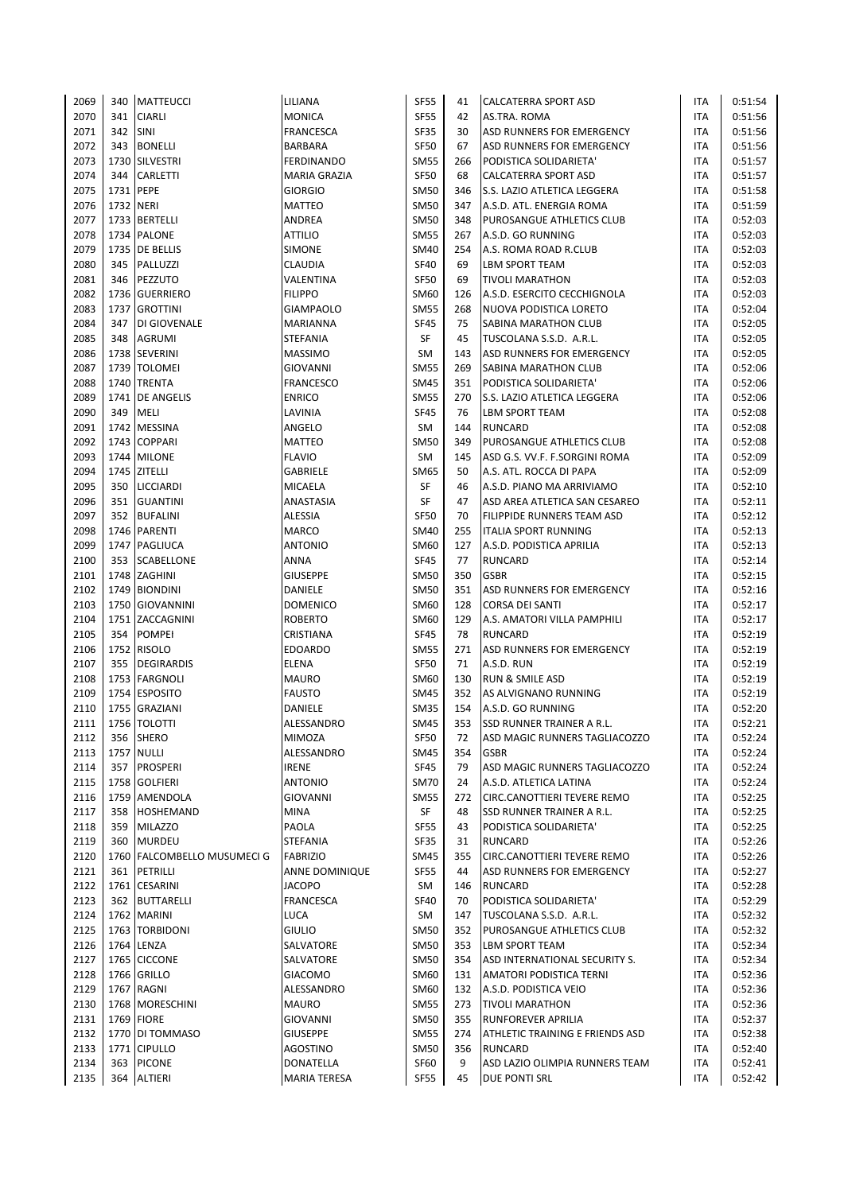| | | | | | | | | |
|---|---|---|---|---|---|---|---|---|
| 2069 | 340 | MATTEUCCI | LILIANA | SF55 | 41 | CALCATERRA SPORT ASD | ITA | 0:51:54 |
| 2070 | 341 | CIARLI | MONICA | SF55 | 42 | AS.TRA. ROMA | ITA | 0:51:56 |
| 2071 | 342 | SINI | FRANCESCA | SF35 | 30 | ASD RUNNERS FOR EMERGENCY | ITA | 0:51:56 |
| 2072 | 343 | BONELLI | BARBARA | SF50 | 67 | ASD RUNNERS FOR EMERGENCY | ITA | 0:51:56 |
| 2073 | 1730 | SILVESTRI | FERDINANDO | SM55 | 266 | PODISTICA SOLIDARIETA' | ITA | 0:51:57 |
| 2074 | 344 | CARLETTI | MARIA GRAZIA | SF50 | 68 | CALCATERRA SPORT ASD | ITA | 0:51:57 |
| 2075 | 1731 | PEPE | GIORGIO | SM50 | 346 | S.S. LAZIO ATLETICA LEGGERA | ITA | 0:51:58 |
| 2076 | 1732 | NERI | MATTEO | SM50 | 347 | A.S.D. ATL. ENERGIA ROMA | ITA | 0:51:59 |
| 2077 | 1733 | BERTELLI | ANDREA | SM50 | 348 | PUROSANGUE ATHLETICS CLUB | ITA | 0:52:03 |
| 2078 | 1734 | PALONE | ATTILIO | SM55 | 267 | A.S.D. GO RUNNING | ITA | 0:52:03 |
| 2079 | 1735 | DE BELLIS | SIMONE | SM40 | 254 | A.S. ROMA ROAD R.CLUB | ITA | 0:52:03 |
| 2080 | 345 | PALLUZZI | CLAUDIA | SF40 | 69 | LBM SPORT TEAM | ITA | 0:52:03 |
| 2081 | 346 | PEZZUTO | VALENTINA | SF50 | 69 | TIVOLI MARATHON | ITA | 0:52:03 |
| 2082 | 1736 | GUERRIERO | FILIPPO | SM60 | 126 | A.S.D. ESERCITO CECCHIGNOLA | ITA | 0:52:03 |
| 2083 | 1737 | GROTTINI | GIAMPAOLO | SM55 | 268 | NUOVA PODISTICA LORETO | ITA | 0:52:04 |
| 2084 | 347 | DI GIOVENALE | MARIANNA | SF45 | 75 | SABINA MARATHON CLUB | ITA | 0:52:05 |
| 2085 | 348 | AGRUMI | STEFANIA | SF | 45 | TUSCOLANA S.S.D. A.R.L. | ITA | 0:52:05 |
| 2086 | 1738 | SEVERINI | MASSIMO | SM | 143 | ASD RUNNERS FOR EMERGENCY | ITA | 0:52:05 |
| 2087 | 1739 | TOLOMEI | GIOVANNI | SM55 | 269 | SABINA MARATHON CLUB | ITA | 0:52:06 |
| 2088 | 1740 | TRENTA | FRANCESCO | SM45 | 351 | PODISTICA SOLIDARIETA' | ITA | 0:52:06 |
| 2089 | 1741 | DE ANGELIS | ENRICO | SM55 | 270 | S.S. LAZIO ATLETICA LEGGERA | ITA | 0:52:06 |
| 2090 | 349 | MELI | LAVINIA | SF45 | 76 | LBM SPORT TEAM | ITA | 0:52:08 |
| 2091 | 1742 | MESSINA | ANGELO | SM | 144 | RUNCARD | ITA | 0:52:08 |
| 2092 | 1743 | COPPARI | MATTEO | SM50 | 349 | PUROSANGUE ATHLETICS CLUB | ITA | 0:52:08 |
| 2093 | 1744 | MILONE | FLAVIO | SM | 145 | ASD G.S. VV.F. F.SORGINI ROMA | ITA | 0:52:09 |
| 2094 | 1745 | ZITELLI | GABRIELE | SM65 | 50 | A.S. ATL. ROCCA DI PAPA | ITA | 0:52:09 |
| 2095 | 350 | LICCIARDI | MICAELA | SF | 46 | A.S.D. PIANO MA ARRIVIAMO | ITA | 0:52:10 |
| 2096 | 351 | GUANTINI | ANASTASIA | SF | 47 | ASD AREA ATLETICA SAN CESAREO | ITA | 0:52:11 |
| 2097 | 352 | BUFALINI | ALESSIA | SF50 | 70 | FILIPPIDE RUNNERS TEAM ASD | ITA | 0:52:12 |
| 2098 | 1746 | PARENTI | MARCO | SM40 | 255 | ITALIA SPORT RUNNING | ITA | 0:52:13 |
| 2099 | 1747 | PAGLIUCA | ANTONIO | SM60 | 127 | A.S.D. PODISTICA APRILIA | ITA | 0:52:13 |
| 2100 | 353 | SCABELLONE | ANNA | SF45 | 77 | RUNCARD | ITA | 0:52:14 |
| 2101 | 1748 | ZAGHINI | GIUSEPPE | SM50 | 350 | GSBR | ITA | 0:52:15 |
| 2102 | 1749 | BIONDINI | DANIELE | SM50 | 351 | ASD RUNNERS FOR EMERGENCY | ITA | 0:52:16 |
| 2103 | 1750 | GIOVANNINI | DOMENICO | SM60 | 128 | CORSA DEI SANTI | ITA | 0:52:17 |
| 2104 | 1751 | ZACCAGNINI | ROBERTO | SM60 | 129 | A.S. AMATORI VILLA PAMPHILI | ITA | 0:52:17 |
| 2105 | 354 | POMPEI | CRISTIANA | SF45 | 78 | RUNCARD | ITA | 0:52:19 |
| 2106 | 1752 | RISOLO | EDOARDO | SM55 | 271 | ASD RUNNERS FOR EMERGENCY | ITA | 0:52:19 |
| 2107 | 355 | DEGIRARDIS | ELENA | SF50 | 71 | A.S.D. RUN | ITA | 0:52:19 |
| 2108 | 1753 | FARGNOLI | MAURO | SM60 | 130 | RUN & SMILE ASD | ITA | 0:52:19 |
| 2109 | 1754 | ESPOSITO | FAUSTO | SM45 | 352 | AS ALVIGNANO RUNNING | ITA | 0:52:19 |
| 2110 | 1755 | GRAZIANI | DANIELE | SM35 | 154 | A.S.D. GO RUNNING | ITA | 0:52:20 |
| 2111 | 1756 | TOLOTTI | ALESSANDRO | SM45 | 353 | SSD RUNNER TRAINER A R.L. | ITA | 0:52:21 |
| 2112 | 356 | SHERO | MIMOZA | SF50 | 72 | ASD MAGIC RUNNERS TAGLIACOZZO | ITA | 0:52:24 |
| 2113 | 1757 | NULLI | ALESSANDRO | SM45 | 354 | GSBR | ITA | 0:52:24 |
| 2114 | 357 | PROSPERI | IRENE | SF45 | 79 | ASD MAGIC RUNNERS TAGLIACOZZO | ITA | 0:52:24 |
| 2115 | 1758 | GOLFIERI | ANTONIO | SM70 | 24 | A.S.D. ATLETICA LATINA | ITA | 0:52:24 |
| 2116 | 1759 | AMENDOLA | GIOVANNI | SM55 | 272 | CIRC.CANOTTIERI TEVERE REMO | ITA | 0:52:25 |
| 2117 | 358 | HOSHEMAND | MINA | SF | 48 | SSD RUNNER TRAINER A R.L. | ITA | 0:52:25 |
| 2118 | 359 | MILAZZO | PAOLA | SF55 | 43 | PODISTICA SOLIDARIETA' | ITA | 0:52:25 |
| 2119 | 360 | MURDEU | STEFANIA | SF35 | 31 | RUNCARD | ITA | 0:52:26 |
| 2120 | 1760 | FALCOMBELLO MUSUMECI G | FABRIZIO | SM45 | 355 | CIRC.CANOTTIERI TEVERE REMO | ITA | 0:52:26 |
| 2121 | 361 | PETRILLI | ANNE DOMINIQUE | SF55 | 44 | ASD RUNNERS FOR EMERGENCY | ITA | 0:52:27 |
| 2122 | 1761 | CESARINI | JACOPO | SM | 146 | RUNCARD | ITA | 0:52:28 |
| 2123 | 362 | BUTTARELLI | FRANCESCA | SF40 | 70 | PODISTICA SOLIDARIETA' | ITA | 0:52:29 |
| 2124 | 1762 | MARINI | LUCA | SM | 147 | TUSCOLANA S.S.D. A.R.L. | ITA | 0:52:32 |
| 2125 | 1763 | TORBIDONI | GIULIO | SM50 | 352 | PUROSANGUE ATHLETICS CLUB | ITA | 0:52:32 |
| 2126 | 1764 | LENZA | SALVATORE | SM50 | 353 | LBM SPORT TEAM | ITA | 0:52:34 |
| 2127 | 1765 | CICCONE | SALVATORE | SM50 | 354 | ASD INTERNATIONAL SECURITY S. | ITA | 0:52:34 |
| 2128 | 1766 | GRILLO | GIACOMO | SM60 | 131 | AMATORI PODISTICA TERNI | ITA | 0:52:36 |
| 2129 | 1767 | RAGNI | ALESSANDRO | SM60 | 132 | A.S.D. PODISTICA VEIO | ITA | 0:52:36 |
| 2130 | 1768 | MORESCHINI | MAURO | SM55 | 273 | TIVOLI MARATHON | ITA | 0:52:36 |
| 2131 | 1769 | FIORE | GIOVANNI | SM50 | 355 | RUNFOREVER APRILIA | ITA | 0:52:37 |
| 2132 | 1770 | DI TOMMASO | GIUSEPPE | SM55 | 274 | ATHLETIC TRAINING E FRIENDS ASD | ITA | 0:52:38 |
| 2133 | 1771 | CIPULLO | AGOSTINO | SM50 | 356 | RUNCARD | ITA | 0:52:40 |
| 2134 | 363 | PICONE | DONATELLA | SF60 | 9 | ASD LAZIO OLIMPIA RUNNERS TEAM | ITA | 0:52:41 |
| 2135 | 364 | ALTIERI | MARIA TERESA | SF55 | 45 | DUE PONTI SRL | ITA | 0:52:42 |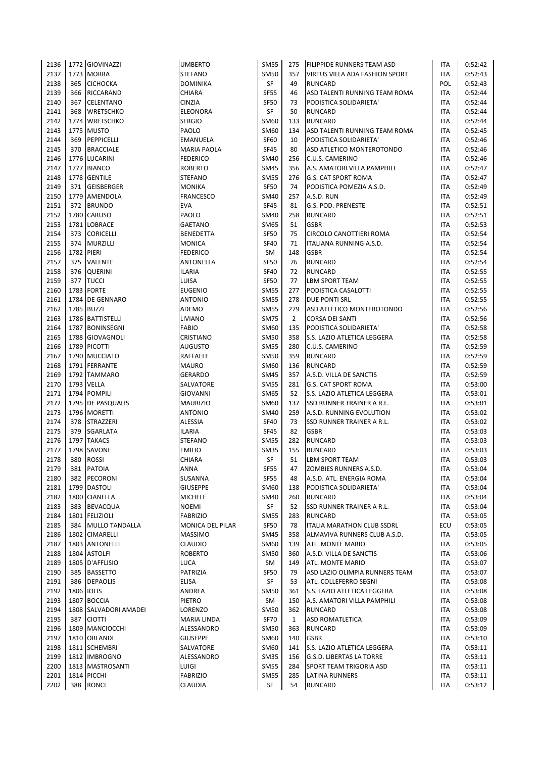| | | | | | | | | |
|---|---|---|---|---|---|---|---|---|
| 2136 | 1772 | GIOVINAZZI | UMBERTO | SM55 | 275 | FILIPPIDE RUNNERS TEAM ASD | ITA | 0:52:42 |
| 2137 | 1773 | MORRA | STEFANO | SM50 | 357 | VIRTUS VILLA ADA FASHION SPORT | ITA | 0:52:43 |
| 2138 | 365 | CICHOCKA | DOMINIKA | SF | 49 | RUNCARD | POL | 0:52:43 |
| 2139 | 366 | RICCARAND | CHIARA | SF55 | 46 | ASD TALENTI RUNNING TEAM ROMA | ITA | 0:52:44 |
| 2140 | 367 | CELENTANO | CINZIA | SF50 | 73 | PODISTICA SOLIDARIETA' | ITA | 0:52:44 |
| 2141 | 368 | WRETSCHKO | ELEONORA | SF | 50 | RUNCARD | ITA | 0:52:44 |
| 2142 | 1774 | WRETSCHKO | SERGIO | SM60 | 133 | RUNCARD | ITA | 0:52:44 |
| 2143 | 1775 | MUSTO | PAOLO | SM60 | 134 | ASD TALENTI RUNNING TEAM ROMA | ITA | 0:52:45 |
| 2144 | 369 | PEPPICELLI | EMANUELA | SF60 | 10 | PODISTICA SOLIDARIETA' | ITA | 0:52:46 |
| 2145 | 370 | BRACCIALE | MARIA PAOLA | SF45 | 80 | ASD ATLETICO MONTEROTONDO | ITA | 0:52:46 |
| 2146 | 1776 | LUCARINI | FEDERICO | SM40 | 256 | C.U.S. CAMERINO | ITA | 0:52:46 |
| 2147 | 1777 | BIANCO | ROBERTO | SM45 | 356 | A.S. AMATORI VILLA PAMPHILI | ITA | 0:52:47 |
| 2148 | 1778 | GENTILE | STEFANO | SM55 | 276 | G.S. CAT SPORT ROMA | ITA | 0:52:47 |
| 2149 | 371 | GEISBERGER | MONIKA | SF50 | 74 | PODISTICA POMEZIA A.S.D. | ITA | 0:52:49 |
| 2150 | 1779 | AMENDOLA | FRANCESCO | SM40 | 257 | A.S.D. RUN | ITA | 0:52:49 |
| 2151 | 372 | BRUNDO | EVA | SF45 | 81 | G.S. POD. PRENESTE | ITA | 0:52:51 |
| 2152 | 1780 | CARUSO | PAOLO | SM40 | 258 | RUNCARD | ITA | 0:52:51 |
| 2153 | 1781 | LOBRACE | GAETANO | SM65 | 51 | GSBR | ITA | 0:52:53 |
| 2154 | 373 | CORICELLI | BENEDETTA | SF50 | 75 | CIRCOLO CANOTTIERI ROMA | ITA | 0:52:54 |
| 2155 | 374 | MURZILLI | MONICA | SF40 | 71 | ITALIANA RUNNING A.S.D. | ITA | 0:52:54 |
| 2156 | 1782 | PIERI | FEDERICO | SM | 148 | GSBR | ITA | 0:52:54 |
| 2157 | 375 | VALENTE | ANTONELLA | SF50 | 76 | RUNCARD | ITA | 0:52:54 |
| 2158 | 376 | QUERINI | ILARIA | SF40 | 72 | RUNCARD | ITA | 0:52:55 |
| 2159 | 377 | TUCCI | LUISA | SF50 | 77 | LBM SPORT TEAM | ITA | 0:52:55 |
| 2160 | 1783 | FORTE | EUGENIO | SM55 | 277 | PODISTICA CASALOTTI | ITA | 0:52:55 |
| 2161 | 1784 | DE GENNARO | ANTONIO | SM55 | 278 | DUE PONTI SRL | ITA | 0:52:55 |
| 2162 | 1785 | BUZZI | ADEMO | SM55 | 279 | ASD ATLETICO MONTEROTONDO | ITA | 0:52:56 |
| 2163 | 1786 | BATTISTELLI | LIVIANO | SM75 | 2 | CORSA DEI SANTI | ITA | 0:52:56 |
| 2164 | 1787 | BONINSEGNI | FABIO | SM60 | 135 | PODISTICA SOLIDARIETA' | ITA | 0:52:58 |
| 2165 | 1788 | GIOVAGNOLI | CRISTIANO | SM50 | 358 | S.S. LAZIO ATLETICA LEGGERA | ITA | 0:52:58 |
| 2166 | 1789 | PICOTTI | AUGUSTO | SM55 | 280 | C.U.S. CAMERINO | ITA | 0:52:59 |
| 2167 | 1790 | MUCCIATO | RAFFAELE | SM50 | 359 | RUNCARD | ITA | 0:52:59 |
| 2168 | 1791 | FERRANTE | MAURO | SM60 | 136 | RUNCARD | ITA | 0:52:59 |
| 2169 | 1792 | TAMMARO | GERARDO | SM45 | 357 | A.S.D. VILLA DE SANCTIS | ITA | 0:52:59 |
| 2170 | 1793 | VELLA | SALVATORE | SM55 | 281 | G.S. CAT SPORT ROMA | ITA | 0:53:00 |
| 2171 | 1794 | POMPILI | GIOVANNI | SM65 | 52 | S.S. LAZIO ATLETICA LEGGERA | ITA | 0:53:01 |
| 2172 | 1795 | DE PASQUALIS | MAURIZIO | SM60 | 137 | SSD RUNNER TRAINER A R.L. | ITA | 0:53:01 |
| 2173 | 1796 | MORETTI | ANTONIO | SM40 | 259 | A.S.D. RUNNING EVOLUTION | ITA | 0:53:02 |
| 2174 | 378 | STRAZZERI | ALESSIA | SF40 | 73 | SSD RUNNER TRAINER A R.L. | ITA | 0:53:02 |
| 2175 | 379 | SGARLATA | ILARIA | SF45 | 82 | GSBR | ITA | 0:53:03 |
| 2176 | 1797 | TAKACS | STEFANO | SM55 | 282 | RUNCARD | ITA | 0:53:03 |
| 2177 | 1798 | SAVONE | EMILIO | SM35 | 155 | RUNCARD | ITA | 0:53:03 |
| 2178 | 380 | ROSSI | CHIARA | SF | 51 | LBM SPORT TEAM | ITA | 0:53:03 |
| 2179 | 381 | PATOIA | ANNA | SF55 | 47 | ZOMBIES RUNNERS A.S.D. | ITA | 0:53:04 |
| 2180 | 382 | PECORONI | SUSANNA | SF55 | 48 | A.S.D. ATL. ENERGIA ROMA | ITA | 0:53:04 |
| 2181 | 1799 | DASTOLI | GIUSEPPE | SM60 | 138 | PODISTICA SOLIDARIETA' | ITA | 0:53:04 |
| 2182 | 1800 | CIANELLA | MICHELE | SM40 | 260 | RUNCARD | ITA | 0:53:04 |
| 2183 | 383 | BEVACQUA | NOEMI | SF | 52 | SSD RUNNER TRAINER A R.L. | ITA | 0:53:04 |
| 2184 | 1801 | FELIZIOLI | FABRIZIO | SM55 | 283 | RUNCARD | ITA | 0:53:05 |
| 2185 | 384 | MULLO TANDALLA | MONICA DEL PILAR | SF50 | 78 | ITALIA MARATHON CLUB SSDRL | ECU | 0:53:05 |
| 2186 | 1802 | CIMARELLI | MASSIMO | SM45 | 358 | ALMAVIVA RUNNERS CLUB A.S.D. | ITA | 0:53:05 |
| 2187 | 1803 | ANTONELLI | CLAUDIO | SM60 | 139 | ATL. MONTE MARIO | ITA | 0:53:05 |
| 2188 | 1804 | ASTOLFI | ROBERTO | SM50 | 360 | A.S.D. VILLA DE SANCTIS | ITA | 0:53:06 |
| 2189 | 1805 | D'AFFLISIO | LUCA | SM | 149 | ATL. MONTE MARIO | ITA | 0:53:07 |
| 2190 | 385 | BASSETTO | PATRIZIA | SF50 | 79 | ASD LAZIO OLIMPIA RUNNERS TEAM | ITA | 0:53:07 |
| 2191 | 386 | DEPAOLIS | ELISA | SF | 53 | ATL. COLLEFERRO SEGNI | ITA | 0:53:08 |
| 2192 | 1806 | IOLIS | ANDREA | SM50 | 361 | S.S. LAZIO ATLETICA LEGGERA | ITA | 0:53:08 |
| 2193 | 1807 | BOCCIA | PIETRO | SM | 150 | A.S. AMATORI VILLA PAMPHILI | ITA | 0:53:08 |
| 2194 | 1808 | SALVADORI AMADEI | LORENZO | SM50 | 362 | RUNCARD | ITA | 0:53:08 |
| 2195 | 387 | CIOTTI | MARIA LINDA | SF70 | 1 | ASD ROMATLETICA | ITA | 0:53:09 |
| 2196 | 1809 | MANCIOCCHI | ALESSANDRO | SM50 | 363 | RUNCARD | ITA | 0:53:09 |
| 2197 | 1810 | ORLANDI | GIUSEPPE | SM60 | 140 | GSBR | ITA | 0:53:10 |
| 2198 | 1811 | SCHEMBRI | SALVATORE | SM60 | 141 | S.S. LAZIO ATLETICA LEGGERA | ITA | 0:53:11 |
| 2199 | 1812 | IMBROGNO | ALESSANDRO | SM35 | 156 | G.S.D. LIBERTAS LA TORRE | ITA | 0:53:11 |
| 2200 | 1813 | MASTROSANTI | LUIGI | SM55 | 284 | SPORT TEAM TRIGORIA ASD | ITA | 0:53:11 |
| 2201 | 1814 | PICCHI | FABRIZIO | SM55 | 285 | LATINA RUNNERS | ITA | 0:53:11 |
| 2202 | 388 | RONCI | CLAUDIA | SF | 54 | RUNCARD | ITA | 0:53:12 |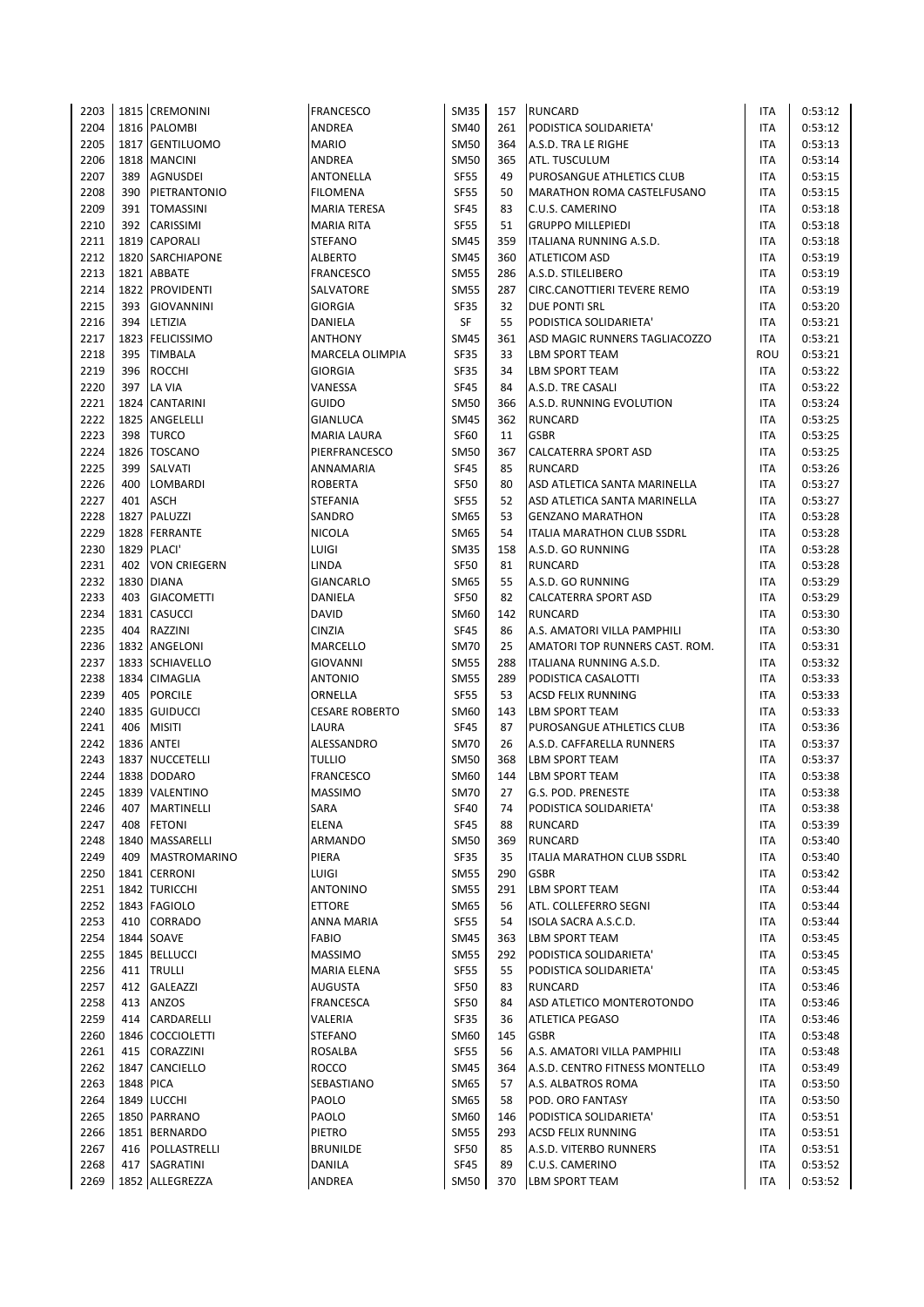| | | | | | | | | |
|---|---|---|---|---|---|---|---|---|
| 2203 | 1815 | CREMONINI | FRANCESCO | SM35 | 157 | RUNCARD | ITA | 0:53:12 |
| 2204 | 1816 | PALOMBI | ANDREA | SM40 | 261 | PODISTICA SOLIDARIETA' | ITA | 0:53:12 |
| 2205 | 1817 | GENTILUOMO | MARIO | SM50 | 364 | A.S.D. TRA LE RIGHE | ITA | 0:53:13 |
| 2206 | 1818 | MANCINI | ANDREA | SM50 | 365 | ATL. TUSCULUM | ITA | 0:53:14 |
| 2207 | 389 | AGNUSDEI | ANTONELLA | SF55 | 49 | PUROSANGUE ATHLETICS CLUB | ITA | 0:53:15 |
| 2208 | 390 | PIETRANTONIO | FILOMENA | SF55 | 50 | MARATHON ROMA CASTELFUSANO | ITA | 0:53:15 |
| 2209 | 391 | TOMASSINI | MARIA TERESA | SF45 | 83 | C.U.S. CAMERINO | ITA | 0:53:18 |
| 2210 | 392 | CARISSIMI | MARIA RITA | SF55 | 51 | GRUPPO MILLEPIEDI | ITA | 0:53:18 |
| 2211 | 1819 | CAPORALI | STEFANO | SM45 | 359 | ITALIANA RUNNING A.S.D. | ITA | 0:53:18 |
| 2212 | 1820 | SARCHIAPONE | ALBERTO | SM45 | 360 | ATLETICOM ASD | ITA | 0:53:19 |
| 2213 | 1821 | ABBATE | FRANCESCO | SM55 | 286 | A.S.D. STILELIBERO | ITA | 0:53:19 |
| 2214 | 1822 | PROVIDENTI | SALVATORE | SM55 | 287 | CIRC.CANOTTIERI TEVERE REMO | ITA | 0:53:19 |
| 2215 | 393 | GIOVANNINI | GIORGIA | SF35 | 32 | DUE PONTI SRL | ITA | 0:53:20 |
| 2216 | 394 | LETIZIA | DANIELA | SF | 55 | PODISTICA SOLIDARIETA' | ITA | 0:53:21 |
| 2217 | 1823 | FELICISSIMO | ANTHONY | SM45 | 361 | ASD MAGIC RUNNERS TAGLIACOZZO | ITA | 0:53:21 |
| 2218 | 395 | TIMBALA | MARCELA OLIMPIA | SF35 | 33 | LBM SPORT TEAM | ROU | 0:53:21 |
| 2219 | 396 | ROCCHI | GIORGIA | SF35 | 34 | LBM SPORT TEAM | ITA | 0:53:22 |
| 2220 | 397 | LA VIA | VANESSA | SF45 | 84 | A.S.D. TRE CASALI | ITA | 0:53:22 |
| 2221 | 1824 | CANTARINI | GUIDO | SM50 | 366 | A.S.D. RUNNING EVOLUTION | ITA | 0:53:24 |
| 2222 | 1825 | ANGELELLI | GIANLUCA | SM45 | 362 | RUNCARD | ITA | 0:53:25 |
| 2223 | 398 | TURCO | MARIA LAURA | SF60 | 11 | GSBR | ITA | 0:53:25 |
| 2224 | 1826 | TOSCANO | PIERFRANCESCO | SM50 | 367 | CALCATERRA SPORT ASD | ITA | 0:53:25 |
| 2225 | 399 | SALVATI | ANNAMARIA | SF45 | 85 | RUNCARD | ITA | 0:53:26 |
| 2226 | 400 | LOMBARDI | ROBERTA | SF50 | 80 | ASD ATLETICA SANTA MARINELLA | ITA | 0:53:27 |
| 2227 | 401 | ASCH | STEFANIA | SF55 | 52 | ASD ATLETICA SANTA MARINELLA | ITA | 0:53:27 |
| 2228 | 1827 | PALUZZI | SANDRO | SM65 | 53 | GENZANO MARATHON | ITA | 0:53:28 |
| 2229 | 1828 | FERRANTE | NICOLA | SM65 | 54 | ITALIA MARATHON CLUB SSDRL | ITA | 0:53:28 |
| 2230 | 1829 | PLACI' | LUIGI | SM35 | 158 | A.S.D. GO RUNNING | ITA | 0:53:28 |
| 2231 | 402 | VON CRIEGERN | LINDA | SF50 | 81 | RUNCARD | ITA | 0:53:28 |
| 2232 | 1830 | DIANA | GIANCARLO | SM65 | 55 | A.S.D. GO RUNNING | ITA | 0:53:29 |
| 2233 | 403 | GIACOMETTI | DANIELA | SF50 | 82 | CALCATERRA SPORT ASD | ITA | 0:53:29 |
| 2234 | 1831 | CASUCCI | DAVID | SM60 | 142 | RUNCARD | ITA | 0:53:30 |
| 2235 | 404 | RAZZINI | CINZIA | SF45 | 86 | A.S. AMATORI VILLA PAMPHILI | ITA | 0:53:30 |
| 2236 | 1832 | ANGELONI | MARCELLO | SM70 | 25 | AMATORI TOP RUNNERS CAST. ROM. | ITA | 0:53:31 |
| 2237 | 1833 | SCHIAVELLO | GIOVANNI | SM55 | 288 | ITALIANA RUNNING A.S.D. | ITA | 0:53:32 |
| 2238 | 1834 | CIMAGLIA | ANTONIO | SM55 | 289 | PODISTICA CASALOTTI | ITA | 0:53:33 |
| 2239 | 405 | PORCILE | ORNELLA | SF55 | 53 | ACSD FELIX RUNNING | ITA | 0:53:33 |
| 2240 | 1835 | GUIDUCCI | CESARE ROBERTO | SM60 | 143 | LBM SPORT TEAM | ITA | 0:53:33 |
| 2241 | 406 | MISITI | LAURA | SF45 | 87 | PUROSANGUE ATHLETICS CLUB | ITA | 0:53:36 |
| 2242 | 1836 | ANTEI | ALESSANDRO | SM70 | 26 | A.S.D. CAFFARELLA RUNNERS | ITA | 0:53:37 |
| 2243 | 1837 | NUCCETELLI | TULLIO | SM50 | 368 | LBM SPORT TEAM | ITA | 0:53:37 |
| 2244 | 1838 | DODARO | FRANCESCO | SM60 | 144 | LBM SPORT TEAM | ITA | 0:53:38 |
| 2245 | 1839 | VALENTINO | MASSIMO | SM70 | 27 | G.S. POD. PRENESTE | ITA | 0:53:38 |
| 2246 | 407 | MARTINELLI | SARA | SF40 | 74 | PODISTICA SOLIDARIETA' | ITA | 0:53:38 |
| 2247 | 408 | FETONI | ELENA | SF45 | 88 | RUNCARD | ITA | 0:53:39 |
| 2248 | 1840 | MASSARELLI | ARMANDO | SM50 | 369 | RUNCARD | ITA | 0:53:40 |
| 2249 | 409 | MASTROMARINO | PIERA | SF35 | 35 | ITALIA MARATHON CLUB SSDRL | ITA | 0:53:40 |
| 2250 | 1841 | CERRONI | LUIGI | SM55 | 290 | GSBR | ITA | 0:53:42 |
| 2251 | 1842 | TURICCHI | ANTONINO | SM55 | 291 | LBM SPORT TEAM | ITA | 0:53:44 |
| 2252 | 1843 | FAGIOLO | ETTORE | SM65 | 56 | ATL. COLLEFERRO SEGNI | ITA | 0:53:44 |
| 2253 | 410 | CORRADO | ANNA MARIA | SF55 | 54 | ISOLA SACRA A.S.C.D. | ITA | 0:53:44 |
| 2254 | 1844 | SOAVE | FABIO | SM45 | 363 | LBM SPORT TEAM | ITA | 0:53:45 |
| 2255 | 1845 | BELLUCCI | MASSIMO | SM55 | 292 | PODISTICA SOLIDARIETA' | ITA | 0:53:45 |
| 2256 | 411 | TRULLI | MARIA ELENA | SF55 | 55 | PODISTICA SOLIDARIETA' | ITA | 0:53:45 |
| 2257 | 412 | GALEAZZI | AUGUSTA | SF50 | 83 | RUNCARD | ITA | 0:53:46 |
| 2258 | 413 | ANZOS | FRANCESCA | SF50 | 84 | ASD ATLETICO MONTEROTONDO | ITA | 0:53:46 |
| 2259 | 414 | CARDARELLI | VALERIA | SF35 | 36 | ATLETICA PEGASO | ITA | 0:53:46 |
| 2260 | 1846 | COCCIOLETTI | STEFANO | SM60 | 145 | GSBR | ITA | 0:53:48 |
| 2261 | 415 | CORAZZINI | ROSALBA | SF55 | 56 | A.S. AMATORI VILLA PAMPHILI | ITA | 0:53:48 |
| 2262 | 1847 | CANCIELLO | ROCCO | SM45 | 364 | A.S.D. CENTRO FITNESS MONTELLO | ITA | 0:53:49 |
| 2263 | 1848 | PICA | SEBASTIANO | SM65 | 57 | A.S. ALBATROS ROMA | ITA | 0:53:50 |
| 2264 | 1849 | LUCCHI | PAOLO | SM65 | 58 | POD. ORO FANTASY | ITA | 0:53:50 |
| 2265 | 1850 | PARRANO | PAOLO | SM60 | 146 | PODISTICA SOLIDARIETA' | ITA | 0:53:51 |
| 2266 | 1851 | BERNARDO | PIETRO | SM55 | 293 | ACSD FELIX RUNNING | ITA | 0:53:51 |
| 2267 | 416 | POLLASTRELLI | BRUNILDE | SF50 | 85 | A.S.D. VITERBO RUNNERS | ITA | 0:53:51 |
| 2268 | 417 | SAGRATINI | DANILA | SF45 | 89 | C.U.S. CAMERINO | ITA | 0:53:52 |
| 2269 | 1852 | ALLEGREZZA | ANDREA | SM50 | 370 | LBM SPORT TEAM | ITA | 0:53:52 |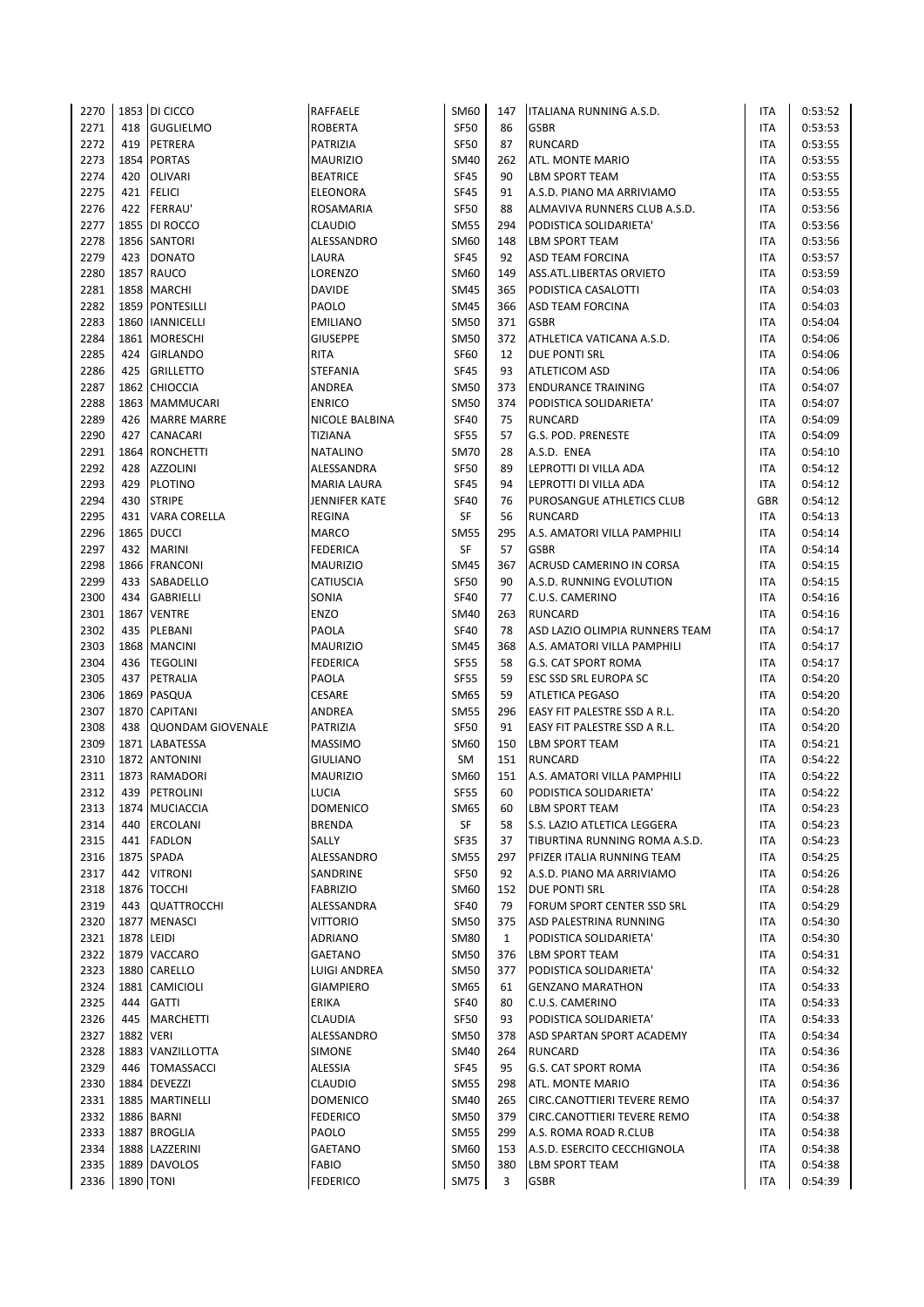| | | | | | | | | |
|---|---|---|---|---|---|---|---|---|
| 2270 | 1853 | DI CICCO | RAFFAELE | SM60 | 147 | ITALIANA RUNNING A.S.D. | ITA | 0:53:52 |
| 2271 | 418 | GUGLIELMO | ROBERTA | SF50 | 86 | GSBR | ITA | 0:53:53 |
| 2272 | 419 | PETRERA | PATRIZIA | SF50 | 87 | RUNCARD | ITA | 0:53:55 |
| 2273 | 1854 | PORTAS | MAURIZIO | SM40 | 262 | ATL. MONTE MARIO | ITA | 0:53:55 |
| 2274 | 420 | OLIVARI | BEATRICE | SF45 | 90 | LBM SPORT TEAM | ITA | 0:53:55 |
| 2275 | 421 | FELICI | ELEONORA | SF45 | 91 | A.S.D. PIANO MA ARRIVIAMO | ITA | 0:53:55 |
| 2276 | 422 | FERRAU' | ROSAMARIA | SF50 | 88 | ALMAVIVA RUNNERS CLUB A.S.D. | ITA | 0:53:56 |
| 2277 | 1855 | DI ROCCO | CLAUDIO | SM55 | 294 | PODISTICA SOLIDARIETA' | ITA | 0:53:56 |
| 2278 | 1856 | SANTORI | ALESSANDRO | SM60 | 148 | LBM SPORT TEAM | ITA | 0:53:56 |
| 2279 | 423 | DONATO | LAURA | SF45 | 92 | ASD TEAM FORCINA | ITA | 0:53:57 |
| 2280 | 1857 | RAUCO | LORENZO | SM60 | 149 | ASS.ATL.LIBERTAS ORVIETO | ITA | 0:53:59 |
| 2281 | 1858 | MARCHI | DAVIDE | SM45 | 365 | PODISTICA CASALOTTI | ITA | 0:54:03 |
| 2282 | 1859 | PONTESILLI | PAOLO | SM45 | 366 | ASD TEAM FORCINA | ITA | 0:54:03 |
| 2283 | 1860 | IANNICELLI | EMILIANO | SM50 | 371 | GSBR | ITA | 0:54:04 |
| 2284 | 1861 | MORESCHI | GIUSEPPE | SM50 | 372 | ATHLETICA VATICANA A.S.D. | ITA | 0:54:06 |
| 2285 | 424 | GIRLANDO | RITA | SF60 | 12 | DUE PONTI SRL | ITA | 0:54:06 |
| 2286 | 425 | GRILLETTO | STEFANIA | SF45 | 93 | ATLETICOM ASD | ITA | 0:54:06 |
| 2287 | 1862 | CHIOCCIA | ANDREA | SM50 | 373 | ENDURANCE TRAINING | ITA | 0:54:07 |
| 2288 | 1863 | MAMMUCARI | ENRICO | SM50 | 374 | PODISTICA SOLIDARIETA' | ITA | 0:54:07 |
| 2289 | 426 | MARRE MARRE | NICOLE BALBINA | SF40 | 75 | RUNCARD | ITA | 0:54:09 |
| 2290 | 427 | CANACARI | TIZIANA | SF55 | 57 | G.S. POD. PRENESTE | ITA | 0:54:09 |
| 2291 | 1864 | RONCHETTI | NATALINO | SM70 | 28 | A.S.D. ENEA | ITA | 0:54:10 |
| 2292 | 428 | AZZOLINI | ALESSANDRA | SF50 | 89 | LEPROTTI DI VILLA ADA | ITA | 0:54:12 |
| 2293 | 429 | PLOTINO | MARIA LAURA | SF45 | 94 | LEPROTTI DI VILLA ADA | ITA | 0:54:12 |
| 2294 | 430 | STRIPE | JENNIFER KATE | SF40 | 76 | PUROSANGUE ATHLETICS CLUB | GBR | 0:54:12 |
| 2295 | 431 | VARA CORELLA | REGINA | SF | 56 | RUNCARD | ITA | 0:54:13 |
| 2296 | 1865 | DUCCI | MARCO | SM55 | 295 | A.S. AMATORI VILLA PAMPHILI | ITA | 0:54:14 |
| 2297 | 432 | MARINI | FEDERICA | SF | 57 | GSBR | ITA | 0:54:14 |
| 2298 | 1866 | FRANCONI | MAURIZIO | SM45 | 367 | ACRUSD CAMERINO IN CORSA | ITA | 0:54:15 |
| 2299 | 433 | SABADELLO | CATIUSCIA | SF50 | 90 | A.S.D. RUNNING EVOLUTION | ITA | 0:54:15 |
| 2300 | 434 | GABRIELLI | SONIA | SF40 | 77 | C.U.S. CAMERINO | ITA | 0:54:16 |
| 2301 | 1867 | VENTRE | ENZO | SM40 | 263 | RUNCARD | ITA | 0:54:16 |
| 2302 | 435 | PLEBANI | PAOLA | SF40 | 78 | ASD LAZIO OLIMPIA RUNNERS TEAM | ITA | 0:54:17 |
| 2303 | 1868 | MANCINI | MAURIZIO | SM45 | 368 | A.S. AMATORI VILLA PAMPHILI | ITA | 0:54:17 |
| 2304 | 436 | TEGOLINI | FEDERICA | SF55 | 58 | G.S. CAT SPORT ROMA | ITA | 0:54:17 |
| 2305 | 437 | PETRALIA | PAOLA | SF55 | 59 | ESC SSD SRL EUROPA SC | ITA | 0:54:20 |
| 2306 | 1869 | PASQUA | CESARE | SM65 | 59 | ATLETICA PEGASO | ITA | 0:54:20 |
| 2307 | 1870 | CAPITANI | ANDREA | SM55 | 296 | EASY FIT PALESTRE SSD A R.L. | ITA | 0:54:20 |
| 2308 | 438 | QUONDAM GIOVENALE | PATRIZIA | SF50 | 91 | EASY FIT PALESTRE SSD A R.L. | ITA | 0:54:20 |
| 2309 | 1871 | LABATESSA | MASSIMO | SM60 | 150 | LBM SPORT TEAM | ITA | 0:54:21 |
| 2310 | 1872 | ANTONINI | GIULIANO | SM | 151 | RUNCARD | ITA | 0:54:22 |
| 2311 | 1873 | RAMADORI | MAURIZIO | SM60 | 151 | A.S. AMATORI VILLA PAMPHILI | ITA | 0:54:22 |
| 2312 | 439 | PETROLINI | LUCIA | SF55 | 60 | PODISTICA SOLIDARIETA' | ITA | 0:54:22 |
| 2313 | 1874 | MUCIACCIA | DOMENICO | SM65 | 60 | LBM SPORT TEAM | ITA | 0:54:23 |
| 2314 | 440 | ERCOLANI | BRENDA | SF | 58 | S.S. LAZIO ATLETICA LEGGERA | ITA | 0:54:23 |
| 2315 | 441 | FADLON | SALLY | SF35 | 37 | TIBURTINA RUNNING ROMA A.S.D. | ITA | 0:54:23 |
| 2316 | 1875 | SPADA | ALESSANDRO | SM55 | 297 | PFIZER ITALIA RUNNING TEAM | ITA | 0:54:25 |
| 2317 | 442 | VITRONI | SANDRINE | SF50 | 92 | A.S.D. PIANO MA ARRIVIAMO | ITA | 0:54:26 |
| 2318 | 1876 | TOCCHI | FABRIZIO | SM60 | 152 | DUE PONTI SRL | ITA | 0:54:28 |
| 2319 | 443 | QUATTROCCHI | ALESSANDRA | SF40 | 79 | FORUM SPORT CENTER SSD SRL | ITA | 0:54:29 |
| 2320 | 1877 | MENASCI | VITTORIO | SM50 | 375 | ASD PALESTRINA RUNNING | ITA | 0:54:30 |
| 2321 | 1878 | LEIDI | ADRIANO | SM80 | 1 | PODISTICA SOLIDARIETA' | ITA | 0:54:30 |
| 2322 | 1879 | VACCARO | GAETANO | SM50 | 376 | LBM SPORT TEAM | ITA | 0:54:31 |
| 2323 | 1880 | CARELLO | LUIGI ANDREA | SM50 | 377 | PODISTICA SOLIDARIETA' | ITA | 0:54:32 |
| 2324 | 1881 | CAMICIOLI | GIAMPIERO | SM65 | 61 | GENZANO MARATHON | ITA | 0:54:33 |
| 2325 | 444 | GATTI | ERIKA | SF40 | 80 | C.U.S. CAMERINO | ITA | 0:54:33 |
| 2326 | 445 | MARCHETTI | CLAUDIA | SF50 | 93 | PODISTICA SOLIDARIETA' | ITA | 0:54:33 |
| 2327 | 1882 | VERI | ALESSANDRO | SM50 | 378 | ASD SPARTAN SPORT ACADEMY | ITA | 0:54:34 |
| 2328 | 1883 | VANZILLOTTA | SIMONE | SM40 | 264 | RUNCARD | ITA | 0:54:36 |
| 2329 | 446 | TOMASSACCI | ALESSIA | SF45 | 95 | G.S. CAT SPORT ROMA | ITA | 0:54:36 |
| 2330 | 1884 | DEVEZZI | CLAUDIO | SM55 | 298 | ATL. MONTE MARIO | ITA | 0:54:36 |
| 2331 | 1885 | MARTINELLI | DOMENICO | SM40 | 265 | CIRC.CANOTTIERI TEVERE REMO | ITA | 0:54:37 |
| 2332 | 1886 | BARNI | FEDERICO | SM50 | 379 | CIRC.CANOTTIERI TEVERE REMO | ITA | 0:54:38 |
| 2333 | 1887 | BROGLIA | PAOLO | SM55 | 299 | A.S. ROMA ROAD R.CLUB | ITA | 0:54:38 |
| 2334 | 1888 | LAZZERINI | GAETANO | SM60 | 153 | A.S.D. ESERCITO CECCHIGNOLA | ITA | 0:54:38 |
| 2335 | 1889 | DAVOLOS | FABIO | SM50 | 380 | LBM SPORT TEAM | ITA | 0:54:38 |
| 2336 | 1890 | TONI | FEDERICO | SM75 | 3 | GSBR | ITA | 0:54:39 |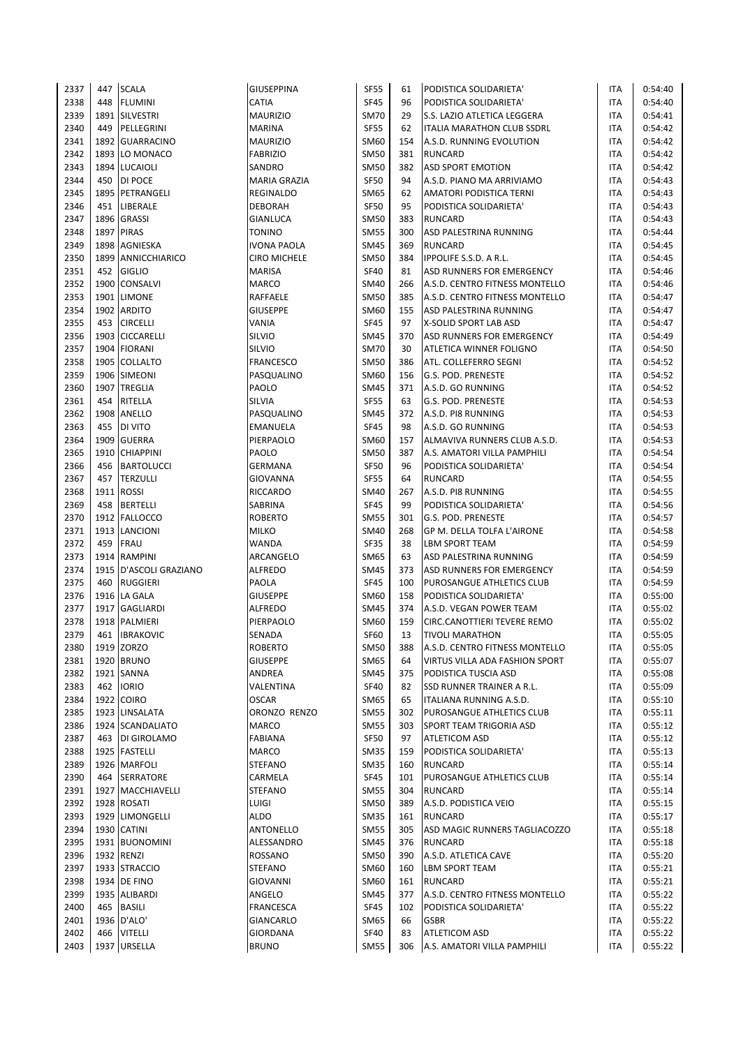| | | | | | | | | |
|---|---|---|---|---|---|---|---|---|
| 2337 | 447 | SCALA | GIUSEPPINA | SF55 | 61 | PODISTICA SOLIDARIETA' | ITA | 0:54:40 |
| 2338 | 448 | FLUMINI | CATIA | SF45 | 96 | PODISTICA SOLIDARIETA' | ITA | 0:54:40 |
| 2339 | 1891 | SILVESTRI | MAURIZIO | SM70 | 29 | S.S. LAZIO ATLETICA LEGGERA | ITA | 0:54:41 |
| 2340 | 449 | PELLEGRINI | MARINA | SF55 | 62 | ITALIA MARATHON CLUB SSDRL | ITA | 0:54:42 |
| 2341 | 1892 | GUARRACINO | MAURIZIO | SM60 | 154 | A.S.D. RUNNING EVOLUTION | ITA | 0:54:42 |
| 2342 | 1893 | LO MONACO | FABRIZIO | SM50 | 381 | RUNCARD | ITA | 0:54:42 |
| 2343 | 1894 | LUCAIOLI | SANDRO | SM50 | 382 | ASD SPORT EMOTION | ITA | 0:54:42 |
| 2344 | 450 | DI POCE | MARIA GRAZIA | SF50 | 94 | A.S.D. PIANO MA ARRIVIAMO | ITA | 0:54:43 |
| 2345 | 1895 | PETRANGELI | REGINALDO | SM65 | 62 | AMATORI PODISTICA TERNI | ITA | 0:54:43 |
| 2346 | 451 | LIBERALE | DEBORAH | SF50 | 95 | PODISTICA SOLIDARIETA' | ITA | 0:54:43 |
| 2347 | 1896 | GRASSI | GIANLUCA | SM50 | 383 | RUNCARD | ITA | 0:54:43 |
| 2348 | 1897 | PIRAS | TONINO | SM55 | 300 | ASD PALESTRINA RUNNING | ITA | 0:54:44 |
| 2349 | 1898 | AGNIESKA | IVONA PAOLA | SM45 | 369 | RUNCARD | ITA | 0:54:45 |
| 2350 | 1899 | ANNICCHIARICO | CIRO MICHELE | SM50 | 384 | IPPOLIFE S.S.D. A R.L. | ITA | 0:54:45 |
| 2351 | 452 | GIGLIO | MARISA | SF40 | 81 | ASD RUNNERS FOR EMERGENCY | ITA | 0:54:46 |
| 2352 | 1900 | CONSALVI | MARCO | SM40 | 266 | A.S.D. CENTRO FITNESS MONTELLO | ITA | 0:54:46 |
| 2353 | 1901 | LIMONE | RAFFAELE | SM50 | 385 | A.S.D. CENTRO FITNESS MONTELLO | ITA | 0:54:47 |
| 2354 | 1902 | ARDITO | GIUSEPPE | SM60 | 155 | ASD PALESTRINA RUNNING | ITA | 0:54:47 |
| 2355 | 453 | CIRCELLI | VANIA | SF45 | 97 | X-SOLID SPORT LAB ASD | ITA | 0:54:47 |
| 2356 | 1903 | CICCARELLI | SILVIO | SM45 | 370 | ASD RUNNERS FOR EMERGENCY | ITA | 0:54:49 |
| 2357 | 1904 | FIORANI | SILVIO | SM70 | 30 | ATLETICA WINNER FOLIGNO | ITA | 0:54:50 |
| 2358 | 1905 | COLLALTO | FRANCESCO | SM50 | 386 | ATL. COLLEFERRO SEGNI | ITA | 0:54:52 |
| 2359 | 1906 | SIMEONI | PASQUALINO | SM60 | 156 | G.S. POD. PRENESTE | ITA | 0:54:52 |
| 2360 | 1907 | TREGLIA | PAOLO | SM45 | 371 | A.S.D. GO RUNNING | ITA | 0:54:52 |
| 2361 | 454 | RITELLA | SILVIA | SF55 | 63 | G.S. POD. PRENESTE | ITA | 0:54:53 |
| 2362 | 1908 | ANELLO | PASQUALINO | SM45 | 372 | A.S.D. PI8 RUNNING | ITA | 0:54:53 |
| 2363 | 455 | DI VITO | EMANUELA | SF45 | 98 | A.S.D. GO RUNNING | ITA | 0:54:53 |
| 2364 | 1909 | GUERRA | PIERPAOLO | SM60 | 157 | ALMAVIVA RUNNERS CLUB A.S.D. | ITA | 0:54:53 |
| 2365 | 1910 | CHIAPPINI | PAOLO | SM50 | 387 | A.S. AMATORI VILLA PAMPHILI | ITA | 0:54:54 |
| 2366 | 456 | BARTOLUCCI | GERMANA | SF50 | 96 | PODISTICA SOLIDARIETA' | ITA | 0:54:54 |
| 2367 | 457 | TERZULLI | GIOVANNA | SF55 | 64 | RUNCARD | ITA | 0:54:55 |
| 2368 | 1911 | ROSSI | RICCARDO | SM40 | 267 | A.S.D. PI8 RUNNING | ITA | 0:54:55 |
| 2369 | 458 | BERTELLI | SABRINA | SF45 | 99 | PODISTICA SOLIDARIETA' | ITA | 0:54:56 |
| 2370 | 1912 | FALLOCCO | ROBERTO | SM55 | 301 | G.S. POD. PRENESTE | ITA | 0:54:57 |
| 2371 | 1913 | LANCIONI | MILKO | SM40 | 268 | GP M. DELLA TOLFA L'AIRONE | ITA | 0:54:58 |
| 2372 | 459 | FRAU | WANDA | SF35 | 38 | LBM SPORT TEAM | ITA | 0:54:59 |
| 2373 | 1914 | RAMPINI | ARCANGELO | SM65 | 63 | ASD PALESTRINA RUNNING | ITA | 0:54:59 |
| 2374 | 1915 | D'ASCOLI GRAZIANO | ALFREDO | SM45 | 373 | ASD RUNNERS FOR EMERGENCY | ITA | 0:54:59 |
| 2375 | 460 | RUGGIERI | PAOLA | SF45 | 100 | PUROSANGUE ATHLETICS CLUB | ITA | 0:54:59 |
| 2376 | 1916 | LA GALA | GIUSEPPE | SM60 | 158 | PODISTICA SOLIDARIETA' | ITA | 0:55:00 |
| 2377 | 1917 | GAGLIARDI | ALFREDO | SM45 | 374 | A.S.D. VEGAN POWER TEAM | ITA | 0:55:02 |
| 2378 | 1918 | PALMIERI | PIERPAOLO | SM60 | 159 | CIRC.CANOTTIERI TEVERE REMO | ITA | 0:55:02 |
| 2379 | 461 | IBRAKOVIC | SENADA | SF60 | 13 | TIVOLI MARATHON | ITA | 0:55:05 |
| 2380 | 1919 | ZORZO | ROBERTO | SM50 | 388 | A.S.D. CENTRO FITNESS MONTELLO | ITA | 0:55:05 |
| 2381 | 1920 | BRUNO | GIUSEPPE | SM65 | 64 | VIRTUS VILLA ADA FASHION SPORT | ITA | 0:55:07 |
| 2382 | 1921 | SANNA | ANDREA | SM45 | 375 | PODISTICA TUSCIA ASD | ITA | 0:55:08 |
| 2383 | 462 | IORIO | VALENTINA | SF40 | 82 | SSD RUNNER TRAINER A R.L. | ITA | 0:55:09 |
| 2384 | 1922 | COIRO | OSCAR | SM65 | 65 | ITALIANA RUNNING A.S.D. | ITA | 0:55:10 |
| 2385 | 1923 | LINSALATA | ORONZO RENZO | SM55 | 302 | PUROSANGUE ATHLETICS CLUB | ITA | 0:55:11 |
| 2386 | 1924 | SCANDALIATO | MARCO | SM55 | 303 | SPORT TEAM TRIGORIA ASD | ITA | 0:55:12 |
| 2387 | 463 | DI GIROLAMO | FABIANA | SF50 | 97 | ATLETICOM ASD | ITA | 0:55:12 |
| 2388 | 1925 | FASTELLI | MARCO | SM35 | 159 | PODISTICA SOLIDARIETA' | ITA | 0:55:13 |
| 2389 | 1926 | MARFOLI | STEFANO | SM35 | 160 | RUNCARD | ITA | 0:55:14 |
| 2390 | 464 | SERRATORE | CARMELA | SF45 | 101 | PUROSANGUE ATHLETICS CLUB | ITA | 0:55:14 |
| 2391 | 1927 | MACCHIAVELLI | STEFANO | SM55 | 304 | RUNCARD | ITA | 0:55:14 |
| 2392 | 1928 | ROSATI | LUIGI | SM50 | 389 | A.S.D. PODISTICA VEIO | ITA | 0:55:15 |
| 2393 | 1929 | LIMONGELLI | ALDO | SM35 | 161 | RUNCARD | ITA | 0:55:17 |
| 2394 | 1930 | CATINI | ANTONELLO | SM55 | 305 | ASD MAGIC RUNNERS TAGLIACOZZO | ITA | 0:55:18 |
| 2395 | 1931 | BUONOMINI | ALESSANDRO | SM45 | 376 | RUNCARD | ITA | 0:55:18 |
| 2396 | 1932 | RENZI | ROSSANO | SM50 | 390 | A.S.D. ATLETICA CAVE | ITA | 0:55:20 |
| 2397 | 1933 | STRACCIO | STEFANO | SM60 | 160 | LBM SPORT TEAM | ITA | 0:55:21 |
| 2398 | 1934 | DE FINO | GIOVANNI | SM60 | 161 | RUNCARD | ITA | 0:55:21 |
| 2399 | 1935 | ALIBARDI | ANGELO | SM45 | 377 | A.S.D. CENTRO FITNESS MONTELLO | ITA | 0:55:22 |
| 2400 | 465 | BASILI | FRANCESCA | SF45 | 102 | PODISTICA SOLIDARIETA' | ITA | 0:55:22 |
| 2401 | 1936 | D'ALO' | GIANCARLO | SM65 | 66 | GSBR | ITA | 0:55:22 |
| 2402 | 466 | VITELLI | GIORDANA | SF40 | 83 | ATLETICOM ASD | ITA | 0:55:22 |
| 2403 | 1937 | URSELLA | BRUNO | SM55 | 306 | A.S. AMATORI VILLA PAMPHILI | ITA | 0:55:22 |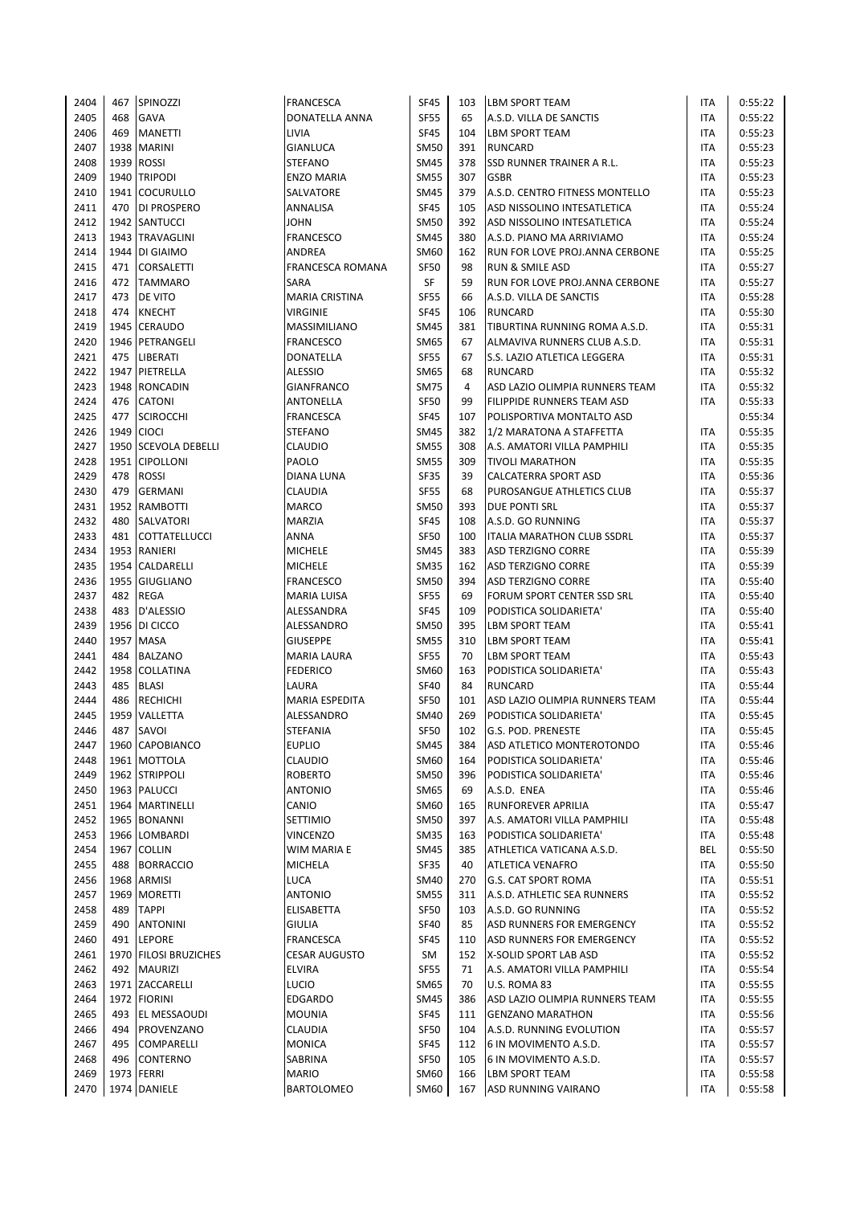| 2404 | 467 | SPINOZZI | FRANCESCA | SF45 | 103 | LBM SPORT TEAM | ITA | 0:55:22 |
|---|---|---|---|---|---|---|---|---|
| 2405 | 468 | GAVA | DONATELLA ANNA | SF55 | 65 | A.S.D. VILLA DE SANCTIS | ITA | 0:55:22 |
| 2406 | 469 | MANETTI | LIVIA | SF45 | 104 | LBM SPORT TEAM | ITA | 0:55:23 |
| 2407 | 1938 | MARINI | GIANLUCA | SM50 | 391 | RUNCARD | ITA | 0:55:23 |
| 2408 | 1939 | ROSSI | STEFANO | SM45 | 378 | SSD RUNNER TRAINER A R.L. | ITA | 0:55:23 |
| 2409 | 1940 | TRIPODI | ENZO MARIA | SM55 | 307 | GSBR | ITA | 0:55:23 |
| 2410 | 1941 | COCURULLO | SALVATORE | SM45 | 379 | A.S.D. CENTRO FITNESS MONTELLO | ITA | 0:55:23 |
| 2411 | 470 | DI PROSPERO | ANNALISA | SF45 | 105 | ASD NISSOLINO INTESATLETICA | ITA | 0:55:24 |
| 2412 | 1942 | SANTUCCI | JOHN | SM50 | 392 | ASD NISSOLINO INTESATLETICA | ITA | 0:55:24 |
| 2413 | 1943 | TRAVAGLINI | FRANCESCO | SM45 | 380 | A.S.D. PIANO MA ARRIVIAMO | ITA | 0:55:24 |
| 2414 | 1944 | DI GIAIMO | ANDREA | SM60 | 162 | RUN FOR LOVE PROJ.ANNA CERBONE | ITA | 0:55:25 |
| 2415 | 471 | CORSALETTI | FRANCESCA ROMANA | SF50 | 98 | RUN & SMILE ASD | ITA | 0:55:27 |
| 2416 | 472 | TAMMARO | SARA | SF | 59 | RUN FOR LOVE PROJ.ANNA CERBONE | ITA | 0:55:27 |
| 2417 | 473 | DE VITO | MARIA CRISTINA | SF55 | 66 | A.S.D. VILLA DE SANCTIS | ITA | 0:55:28 |
| 2418 | 474 | KNECHT | VIRGINIE | SF45 | 106 | RUNCARD | ITA | 0:55:30 |
| 2419 | 1945 | CERAUDO | MASSIMILIANO | SM45 | 381 | TIBURTINA RUNNING ROMA A.S.D. | ITA | 0:55:31 |
| 2420 | 1946 | PETRANGELI | FRANCESCO | SM65 | 67 | ALMAVIVA RUNNERS CLUB A.S.D. | ITA | 0:55:31 |
| 2421 | 475 | LIBERATI | DONATELLA | SF55 | 67 | S.S. LAZIO ATLETICA LEGGERA | ITA | 0:55:31 |
| 2422 | 1947 | PIETRELLA | ALESSIO | SM65 | 68 | RUNCARD | ITA | 0:55:32 |
| 2423 | 1948 | RONCADIN | GIANFRANCO | SM75 | 4 | ASD LAZIO OLIMPIA RUNNERS TEAM | ITA | 0:55:32 |
| 2424 | 476 | CATONI | ANTONELLA | SF50 | 99 | FILIPPIDE RUNNERS TEAM ASD | ITA | 0:55:33 |
| 2425 | 477 | SCIROCCHI | FRANCESCA | SF45 | 107 | POLISPORTIVA MONTALTO ASD | | 0:55:34 |
| 2426 | 1949 | CIOCI | STEFANO | SM45 | 382 | 1/2 MARATONA A STAFFETTA | ITA | 0:55:35 |
| 2427 | 1950 | SCEVOLA DEBELLI | CLAUDIO | SM55 | 308 | A.S. AMATORI VILLA PAMPHILI | ITA | 0:55:35 |
| 2428 | 1951 | CIPOLLONI | PAOLO | SM55 | 309 | TIVOLI MARATHON | ITA | 0:55:35 |
| 2429 | 478 | ROSSI | DIANA LUNA | SF35 | 39 | CALCATERRA SPORT ASD | ITA | 0:55:36 |
| 2430 | 479 | GERMANI | CLAUDIA | SF55 | 68 | PUROSANGUE ATHLETICS CLUB | ITA | 0:55:37 |
| 2431 | 1952 | RAMBOTTI | MARCO | SM50 | 393 | DUE PONTI SRL | ITA | 0:55:37 |
| 2432 | 480 | SALVATORI | MARZIA | SF45 | 108 | A.S.D. GO RUNNING | ITA | 0:55:37 |
| 2433 | 481 | COTTATELLUCCI | ANNA | SF50 | 100 | ITALIA MARATHON CLUB SSDRL | ITA | 0:55:37 |
| 2434 | 1953 | RANIERI | MICHELE | SM45 | 383 | ASD TERZIGNO CORRE | ITA | 0:55:39 |
| 2435 | 1954 | CALDARELLI | MICHELE | SM35 | 162 | ASD TERZIGNO CORRE | ITA | 0:55:39 |
| 2436 | 1955 | GIUGLIANO | FRANCESCO | SM50 | 394 | ASD TERZIGNO CORRE | ITA | 0:55:40 |
| 2437 | 482 | REGA | MARIA LUISA | SF55 | 69 | FORUM SPORT CENTER SSD SRL | ITA | 0:55:40 |
| 2438 | 483 | D'ALESSIO | ALESSANDRA | SF45 | 109 | PODISTICA SOLIDARIETA' | ITA | 0:55:40 |
| 2439 | 1956 | DI CICCO | ALESSANDRO | SM50 | 395 | LBM SPORT TEAM | ITA | 0:55:41 |
| 2440 | 1957 | MASA | GIUSEPPE | SM55 | 310 | LBM SPORT TEAM | ITA | 0:55:41 |
| 2441 | 484 | BALZANO | MARIA LAURA | SF55 | 70 | LBM SPORT TEAM | ITA | 0:55:43 |
| 2442 | 1958 | COLLATINA | FEDERICO | SM60 | 163 | PODISTICA SOLIDARIETA' | ITA | 0:55:43 |
| 2443 | 485 | BLASI | LAURA | SF40 | 84 | RUNCARD | ITA | 0:55:44 |
| 2444 | 486 | RECHICHI | MARIA ESPEDITA | SF50 | 101 | ASD LAZIO OLIMPIA RUNNERS TEAM | ITA | 0:55:44 |
| 2445 | 1959 | VALLETTA | ALESSANDRO | SM40 | 269 | PODISTICA SOLIDARIETA' | ITA | 0:55:45 |
| 2446 | 487 | SAVOI | STEFANIA | SF50 | 102 | G.S. POD. PRENESTE | ITA | 0:55:45 |
| 2447 | 1960 | CAPOBIANCO | EUPLIO | SM45 | 384 | ASD ATLETICO MONTEROTONDO | ITA | 0:55:46 |
| 2448 | 1961 | MOTTOLA | CLAUDIO | SM60 | 164 | PODISTICA SOLIDARIETA' | ITA | 0:55:46 |
| 2449 | 1962 | STRIPPOLI | ROBERTO | SM50 | 396 | PODISTICA SOLIDARIETA' | ITA | 0:55:46 |
| 2450 | 1963 | PALUCCI | ANTONIO | SM65 | 69 | A.S.D. ENEA | ITA | 0:55:46 |
| 2451 | 1964 | MARTINELLI | CANIO | SM60 | 165 | RUNFOREVER APRILIA | ITA | 0:55:47 |
| 2452 | 1965 | BONANNI | SETTIMIO | SM50 | 397 | A.S. AMATORI VILLA PAMPHILI | ITA | 0:55:48 |
| 2453 | 1966 | LOMBARDI | VINCENZO | SM35 | 163 | PODISTICA SOLIDARIETA' | ITA | 0:55:48 |
| 2454 | 1967 | COLLIN | WIM MARIA E | SM45 | 385 | ATHLETICA VATICANA A.S.D. | BEL | 0:55:50 |
| 2455 | 488 | BORRACCIO | MICHELA | SF35 | 40 | ATLETICA VENAFRO | ITA | 0:55:50 |
| 2456 | 1968 | ARMISI | LUCA | SM40 | 270 | G.S. CAT SPORT ROMA | ITA | 0:55:51 |
| 2457 | 1969 | MORETTI | ANTONIO | SM55 | 311 | A.S.D. ATHLETIC SEA RUNNERS | ITA | 0:55:52 |
| 2458 | 489 | TAPPI | ELISABETTA | SF50 | 103 | A.S.D. GO RUNNING | ITA | 0:55:52 |
| 2459 | 490 | ANTONINI | GIULIA | SF40 | 85 | ASD RUNNERS FOR EMERGENCY | ITA | 0:55:52 |
| 2460 | 491 | LEPORE | FRANCESCA | SF45 | 110 | ASD RUNNERS FOR EMERGENCY | ITA | 0:55:52 |
| 2461 | 1970 | FILOSI BRUZICHES | CESAR AUGUSTO | SM | 152 | X-SOLID SPORT LAB ASD | ITA | 0:55:52 |
| 2462 | 492 | MAURIZI | ELVIRA | SF55 | 71 | A.S. AMATORI VILLA PAMPHILI | ITA | 0:55:54 |
| 2463 | 1971 | ZACCARELLI | LUCIO | SM65 | 70 | U.S. ROMA 83 | ITA | 0:55:55 |
| 2464 | 1972 | FIORINI | EDGARDO | SM45 | 386 | ASD LAZIO OLIMPIA RUNNERS TEAM | ITA | 0:55:55 |
| 2465 | 493 | EL MESSAOUDI | MOUNIA | SF45 | 111 | GENZANO MARATHON | ITA | 0:55:56 |
| 2466 | 494 | PROVENZANO | CLAUDIA | SF50 | 104 | A.S.D. RUNNING EVOLUTION | ITA | 0:55:57 |
| 2467 | 495 | COMPARELLI | MONICA | SF45 | 112 | 6 IN MOVIMENTO A.S.D. | ITA | 0:55:57 |
| 2468 | 496 | CONTERNO | SABRINA | SF50 | 105 | 6 IN MOVIMENTO A.S.D. | ITA | 0:55:57 |
| 2469 | 1973 | FERRI | MARIO | SM60 | 166 | LBM SPORT TEAM | ITA | 0:55:58 |
| 2470 | 1974 | DANIELE | BARTOLOMEO | SM60 | 167 | ASD RUNNING VAIRANO | ITA | 0:55:58 |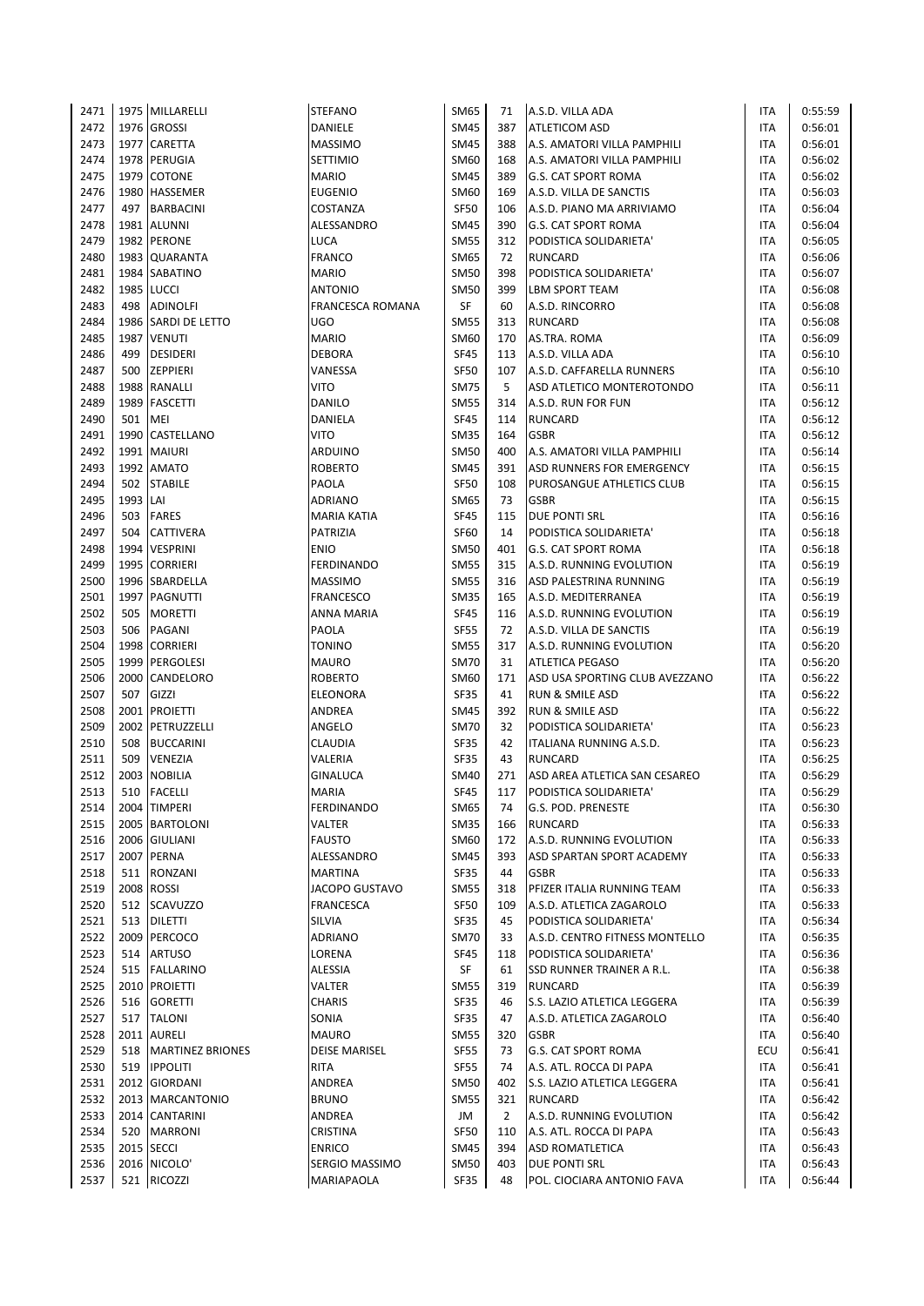| | | | | | | | | |
|---|---|---|---|---|---|---|---|---|
| 2471 | 1975 | MILLARELLI | STEFANO | SM65 | 71 | A.S.D. VILLA ADA | ITA | 0:55:59 |
| 2472 | 1976 | GROSSI | DANIELE | SM45 | 387 | ATLETICOM ASD | ITA | 0:56:01 |
| 2473 | 1977 | CARETTA | MASSIMO | SM45 | 388 | A.S. AMATORI VILLA PAMPHILI | ITA | 0:56:01 |
| 2474 | 1978 | PERUGIA | SETTIMIO | SM60 | 168 | A.S. AMATORI VILLA PAMPHILI | ITA | 0:56:02 |
| 2475 | 1979 | COTONE | MARIO | SM45 | 389 | G.S. CAT SPORT ROMA | ITA | 0:56:02 |
| 2476 | 1980 | HASSEMER | EUGENIO | SM60 | 169 | A.S.D. VILLA DE SANCTIS | ITA | 0:56:03 |
| 2477 | 497 | BARBACINI | COSTANZA | SF50 | 106 | A.S.D. PIANO MA ARRIVIAMO | ITA | 0:56:04 |
| 2478 | 1981 | ALUNNI | ALESSANDRO | SM45 | 390 | G.S. CAT SPORT ROMA | ITA | 0:56:04 |
| 2479 | 1982 | PERONE | LUCA | SM55 | 312 | PODISTICA SOLIDARIETA' | ITA | 0:56:05 |
| 2480 | 1983 | QUARANTA | FRANCO | SM65 | 72 | RUNCARD | ITA | 0:56:06 |
| 2481 | 1984 | SABATINO | MARIO | SM50 | 398 | PODISTICA SOLIDARIETA' | ITA | 0:56:07 |
| 2482 | 1985 | LUCCI | ANTONIO | SM50 | 399 | LBM SPORT TEAM | ITA | 0:56:08 |
| 2483 | 498 | ADINOLFI | FRANCESCA ROMANA | SF | 60 | A.S.D. RINCORRO | ITA | 0:56:08 |
| 2484 | 1986 | SARDI DE LETTO | UGO | SM55 | 313 | RUNCARD | ITA | 0:56:08 |
| 2485 | 1987 | VENUTI | MARIO | SM60 | 170 | AS.TRA. ROMA | ITA | 0:56:09 |
| 2486 | 499 | DESIDERI | DEBORA | SF45 | 113 | A.S.D. VILLA ADA | ITA | 0:56:10 |
| 2487 | 500 | ZEPPIERI | VANESSA | SF50 | 107 | A.S.D. CAFFARELLA RUNNERS | ITA | 0:56:10 |
| 2488 | 1988 | RANALLI | VITO | SM75 | 5 | ASD ATLETICO MONTEROTONDO | ITA | 0:56:11 |
| 2489 | 1989 | FASCETTI | DANILO | SM55 | 314 | A.S.D. RUN FOR FUN | ITA | 0:56:12 |
| 2490 | 501 | MEI | DANIELA | SF45 | 114 | RUNCARD | ITA | 0:56:12 |
| 2491 | 1990 | CASTELLANO | VITO | SM35 | 164 | GSBR | ITA | 0:56:12 |
| 2492 | 1991 | MAIURI | ARDUINO | SM50 | 400 | A.S. AMATORI VILLA PAMPHILI | ITA | 0:56:14 |
| 2493 | 1992 | AMATO | ROBERTO | SM45 | 391 | ASD RUNNERS FOR EMERGENCY | ITA | 0:56:15 |
| 2494 | 502 | STABILE | PAOLA | SF50 | 108 | PUROSANGUE ATHLETICS CLUB | ITA | 0:56:15 |
| 2495 | 1993 | LAI | ADRIANO | SM65 | 73 | GSBR | ITA | 0:56:15 |
| 2496 | 503 | FARES | MARIA KATIA | SF45 | 115 | DUE PONTI SRL | ITA | 0:56:16 |
| 2497 | 504 | CATTIVERA | PATRIZIA | SF60 | 14 | PODISTICA SOLIDARIETA' | ITA | 0:56:18 |
| 2498 | 1994 | VESPRINI | ENIO | SM50 | 401 | G.S. CAT SPORT ROMA | ITA | 0:56:18 |
| 2499 | 1995 | CORRIERI | FERDINANDO | SM55 | 315 | A.S.D. RUNNING EVOLUTION | ITA | 0:56:19 |
| 2500 | 1996 | SBARDELLA | MASSIMO | SM55 | 316 | ASD PALESTRINA RUNNING | ITA | 0:56:19 |
| 2501 | 1997 | PAGNUTTI | FRANCESCO | SM35 | 165 | A.S.D. MEDITERRANEA | ITA | 0:56:19 |
| 2502 | 505 | MORETTI | ANNA MARIA | SF45 | 116 | A.S.D. RUNNING EVOLUTION | ITA | 0:56:19 |
| 2503 | 506 | PAGANI | PAOLA | SF55 | 72 | A.S.D. VILLA DE SANCTIS | ITA | 0:56:19 |
| 2504 | 1998 | CORRIERI | TONINO | SM55 | 317 | A.S.D. RUNNING EVOLUTION | ITA | 0:56:20 |
| 2505 | 1999 | PERGOLESI | MAURO | SM70 | 31 | ATLETICA PEGASO | ITA | 0:56:20 |
| 2506 | 2000 | CANDELORO | ROBERTO | SM60 | 171 | ASD USA SPORTING CLUB AVEZZANO | ITA | 0:56:22 |
| 2507 | 507 | GIZZI | ELEONORA | SF35 | 41 | RUN & SMILE ASD | ITA | 0:56:22 |
| 2508 | 2001 | PROIETTI | ANDREA | SM45 | 392 | RUN & SMILE ASD | ITA | 0:56:22 |
| 2509 | 2002 | PETRUZZELLI | ANGELO | SM70 | 32 | PODISTICA SOLIDARIETA' | ITA | 0:56:23 |
| 2510 | 508 | BUCCARINI | CLAUDIA | SF35 | 42 | ITALIANA RUNNING A.S.D. | ITA | 0:56:23 |
| 2511 | 509 | VENEZIA | VALERIA | SF35 | 43 | RUNCARD | ITA | 0:56:25 |
| 2512 | 2003 | NOBILIA | GINALUCA | SM40 | 271 | ASD AREA ATLETICA SAN CESAREO | ITA | 0:56:29 |
| 2513 | 510 | FACELLI | MARIA | SF45 | 117 | PODISTICA SOLIDARIETA' | ITA | 0:56:29 |
| 2514 | 2004 | TIMPERI | FERDINANDO | SM65 | 74 | G.S. POD. PRENESTE | ITA | 0:56:30 |
| 2515 | 2005 | BARTOLONI | VALTER | SM35 | 166 | RUNCARD | ITA | 0:56:33 |
| 2516 | 2006 | GIULIANI | FAUSTO | SM60 | 172 | A.S.D. RUNNING EVOLUTION | ITA | 0:56:33 |
| 2517 | 2007 | PERNA | ALESSANDRO | SM45 | 393 | ASD SPARTAN SPORT ACADEMY | ITA | 0:56:33 |
| 2518 | 511 | RONZANI | MARTINA | SF35 | 44 | GSBR | ITA | 0:56:33 |
| 2519 | 2008 | ROSSI | JACOPO GUSTAVO | SM55 | 318 | PFIZER ITALIA RUNNING TEAM | ITA | 0:56:33 |
| 2520 | 512 | SCAVUZZO | FRANCESCA | SF50 | 109 | A.S.D. ATLETICA ZAGAROLO | ITA | 0:56:33 |
| 2521 | 513 | DILETTI | SILVIA | SF35 | 45 | PODISTICA SOLIDARIETA' | ITA | 0:56:34 |
| 2522 | 2009 | PERCOCO | ADRIANO | SM70 | 33 | A.S.D. CENTRO FITNESS MONTELLO | ITA | 0:56:35 |
| 2523 | 514 | ARTUSO | LORENA | SF45 | 118 | PODISTICA SOLIDARIETA' | ITA | 0:56:36 |
| 2524 | 515 | FALLARINO | ALESSIA | SF | 61 | SSD RUNNER TRAINER A R.L. | ITA | 0:56:38 |
| 2525 | 2010 | PROIETTI | VALTER | SM55 | 319 | RUNCARD | ITA | 0:56:39 |
| 2526 | 516 | GORETTI | CHARIS | SF35 | 46 | S.S. LAZIO ATLETICA LEGGERA | ITA | 0:56:39 |
| 2527 | 517 | TALONI | SONIA | SF35 | 47 | A.S.D. ATLETICA ZAGAROLO | ITA | 0:56:40 |
| 2528 | 2011 | AURELI | MAURO | SM55 | 320 | GSBR | ITA | 0:56:40 |
| 2529 | 518 | MARTINEZ BRIONES | DEISE MARISEL | SF55 | 73 | G.S. CAT SPORT ROMA | ECU | 0:56:41 |
| 2530 | 519 | IPPOLITI | RITA | SF55 | 74 | A.S. ATL. ROCCA DI PAPA | ITA | 0:56:41 |
| 2531 | 2012 | GIORDANI | ANDREA | SM50 | 402 | S.S. LAZIO ATLETICA LEGGERA | ITA | 0:56:41 |
| 2532 | 2013 | MARCANTONIO | BRUNO | SM55 | 321 | RUNCARD | ITA | 0:56:42 |
| 2533 | 2014 | CANTARINI | ANDREA | JM | 2 | A.S.D. RUNNING EVOLUTION | ITA | 0:56:42 |
| 2534 | 520 | MARRONI | CRISTINA | SF50 | 110 | A.S. ATL. ROCCA DI PAPA | ITA | 0:56:43 |
| 2535 | 2015 | SECCI | ENRICO | SM45 | 394 | ASD ROMATLETICA | ITA | 0:56:43 |
| 2536 | 2016 | NICOLO' | SERGIO MASSIMO | SM50 | 403 | DUE PONTI SRL | ITA | 0:56:43 |
| 2537 | 521 | RICOZZI | MARIAPAOLA | SF35 | 48 | POL. CIOCIARA ANTONIO FAVA | ITA | 0:56:44 |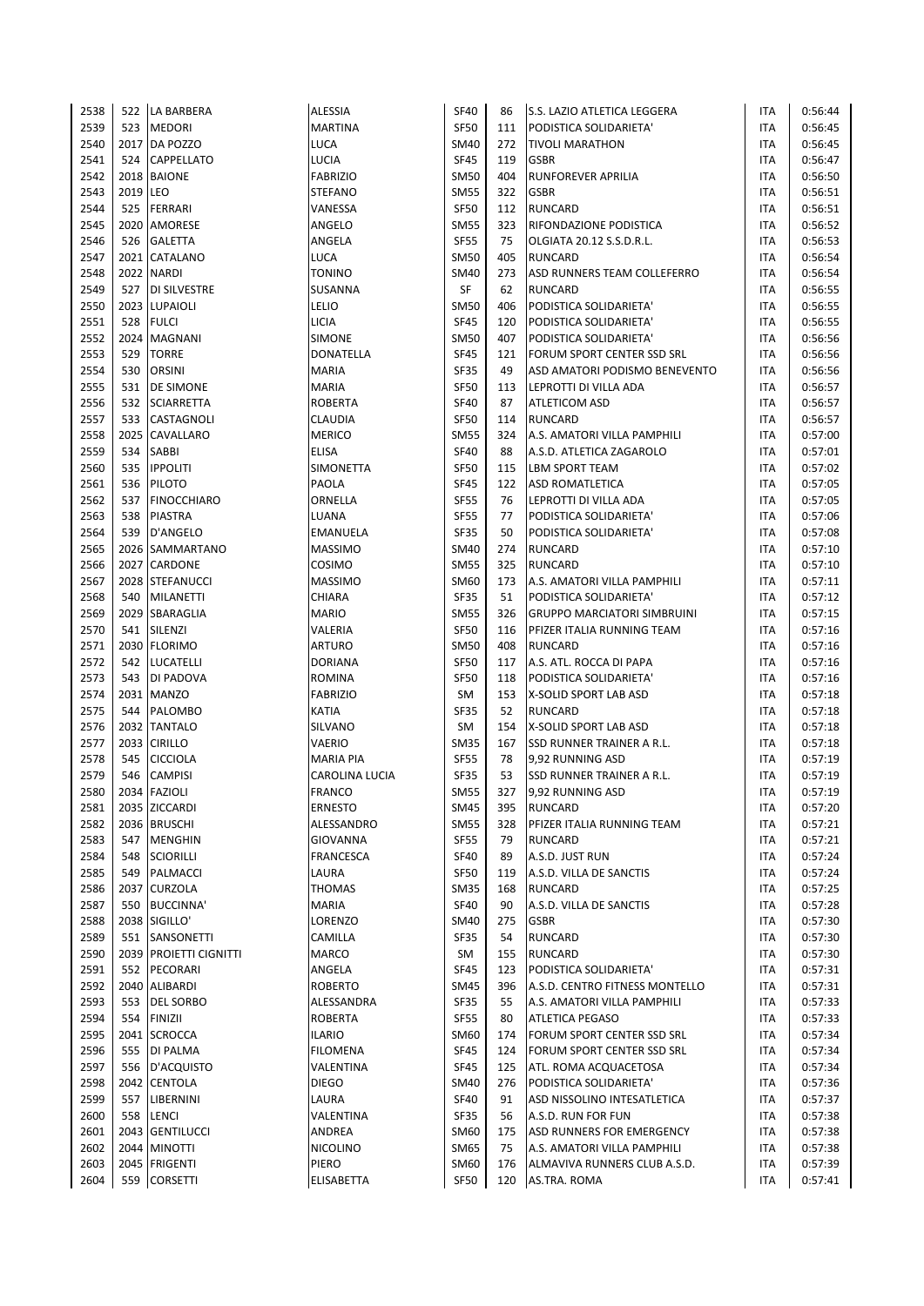| | | | | | | | | |
|---|---|---|---|---|---|---|---|---|
| 2538 | 522 | LA BARBERA | ALESSIA | SF40 | 86 | S.S. LAZIO ATLETICA LEGGERA | ITA | 0:56:44 |
| 2539 | 523 | MEDORI | MARTINA | SF50 | 111 | PODISTICA SOLIDARIETA' | ITA | 0:56:45 |
| 2540 | 2017 | DA POZZO | LUCA | SM40 | 272 | TIVOLI MARATHON | ITA | 0:56:45 |
| 2541 | 524 | CAPPELLATO | LUCIA | SF45 | 119 | GSBR | ITA | 0:56:47 |
| 2542 | 2018 | BAIONE | FABRIZIO | SM50 | 404 | RUNFOREVER APRILIA | ITA | 0:56:50 |
| 2543 | 2019 | LEO | STEFANO | SM55 | 322 | GSBR | ITA | 0:56:51 |
| 2544 | 525 | FERRARI | VANESSA | SF50 | 112 | RUNCARD | ITA | 0:56:51 |
| 2545 | 2020 | AMORESE | ANGELO | SM55 | 323 | RIFONDAZIONE PODISTICA | ITA | 0:56:52 |
| 2546 | 526 | GALETTA | ANGELA | SF55 | 75 | OLGIATA 20.12 S.S.D.R.L. | ITA | 0:56:53 |
| 2547 | 2021 | CATALANO | LUCA | SM50 | 405 | RUNCARD | ITA | 0:56:54 |
| 2548 | 2022 | NARDI | TONINO | SM40 | 273 | ASD RUNNERS TEAM COLLEFERRO | ITA | 0:56:54 |
| 2549 | 527 | DI SILVESTRE | SUSANNA | SF | 62 | RUNCARD | ITA | 0:56:55 |
| 2550 | 2023 | LUPAIOLI | LELIO | SM50 | 406 | PODISTICA SOLIDARIETA' | ITA | 0:56:55 |
| 2551 | 528 | FULCI | LICIA | SF45 | 120 | PODISTICA SOLIDARIETA' | ITA | 0:56:55 |
| 2552 | 2024 | MAGNANI | SIMONE | SM50 | 407 | PODISTICA SOLIDARIETA' | ITA | 0:56:56 |
| 2553 | 529 | TORRE | DONATELLA | SF45 | 121 | FORUM SPORT CENTER SSD SRL | ITA | 0:56:56 |
| 2554 | 530 | ORSINI | MARIA | SF35 | 49 | ASD AMATORI PODISMO BENEVENTO | ITA | 0:56:56 |
| 2555 | 531 | DE SIMONE | MARIA | SF50 | 113 | LEPROTTI DI VILLA ADA | ITA | 0:56:57 |
| 2556 | 532 | SCIARRETTA | ROBERTA | SF40 | 87 | ATLETICOM ASD | ITA | 0:56:57 |
| 2557 | 533 | CASTAGNOLI | CLAUDIA | SF50 | 114 | RUNCARD | ITA | 0:56:57 |
| 2558 | 2025 | CAVALLARO | MERICO | SM55 | 324 | A.S. AMATORI VILLA PAMPHILI | ITA | 0:57:00 |
| 2559 | 534 | SABBI | ELISA | SF40 | 88 | A.S.D. ATLETICA ZAGAROLO | ITA | 0:57:01 |
| 2560 | 535 | IPPOLITI | SIMONETTA | SF50 | 115 | LBM SPORT TEAM | ITA | 0:57:02 |
| 2561 | 536 | PILOTO | PAOLA | SF45 | 122 | ASD ROMATLETICA | ITA | 0:57:05 |
| 2562 | 537 | FINOCCHIARO | ORNELLA | SF55 | 76 | LEPROTTI DI VILLA ADA | ITA | 0:57:05 |
| 2563 | 538 | PIASTRA | LUANA | SF55 | 77 | PODISTICA SOLIDARIETA' | ITA | 0:57:06 |
| 2564 | 539 | D'ANGELO | EMANUELA | SF35 | 50 | PODISTICA SOLIDARIETA' | ITA | 0:57:08 |
| 2565 | 2026 | SAMMARTANO | MASSIMO | SM40 | 274 | RUNCARD | ITA | 0:57:10 |
| 2566 | 2027 | CARDONE | COSIMO | SM55 | 325 | RUNCARD | ITA | 0:57:10 |
| 2567 | 2028 | STEFANUCCI | MASSIMO | SM60 | 173 | A.S. AMATORI VILLA PAMPHILI | ITA | 0:57:11 |
| 2568 | 540 | MILANETTI | CHIARA | SF35 | 51 | PODISTICA SOLIDARIETA' | ITA | 0:57:12 |
| 2569 | 2029 | SBARAGLIA | MARIO | SM55 | 326 | GRUPPO MARCIATORI SIMBRUINI | ITA | 0:57:15 |
| 2570 | 541 | SILENZI | VALERIA | SF50 | 116 | PFIZER ITALIA RUNNING TEAM | ITA | 0:57:16 |
| 2571 | 2030 | FLORIMO | ARTURO | SM50 | 408 | RUNCARD | ITA | 0:57:16 |
| 2572 | 542 | LUCATELLI | DORIANA | SF50 | 117 | A.S. ATL. ROCCA DI PAPA | ITA | 0:57:16 |
| 2573 | 543 | DI PADOVA | ROMINA | SF50 | 118 | PODISTICA SOLIDARIETA' | ITA | 0:57:16 |
| 2574 | 2031 | MANZO | FABRIZIO | SM | 153 | X-SOLID SPORT LAB ASD | ITA | 0:57:18 |
| 2575 | 544 | PALOMBO | KATIA | SF35 | 52 | RUNCARD | ITA | 0:57:18 |
| 2576 | 2032 | TANTALO | SILVANO | SM | 154 | X-SOLID SPORT LAB ASD | ITA | 0:57:18 |
| 2577 | 2033 | CIRILLO | VAERIO | SM35 | 167 | SSD RUNNER TRAINER A R.L. | ITA | 0:57:18 |
| 2578 | 545 | CICCIOLA | MARIA PIA | SF55 | 78 | 9,92 RUNNING ASD | ITA | 0:57:19 |
| 2579 | 546 | CAMPISI | CAROLINA LUCIA | SF35 | 53 | SSD RUNNER TRAINER A R.L. | ITA | 0:57:19 |
| 2580 | 2034 | FAZIOLI | FRANCO | SM55 | 327 | 9,92 RUNNING ASD | ITA | 0:57:19 |
| 2581 | 2035 | ZICCARDI | ERNESTO | SM45 | 395 | RUNCARD | ITA | 0:57:20 |
| 2582 | 2036 | BRUSCHI | ALESSANDRO | SM55 | 328 | PFIZER ITALIA RUNNING TEAM | ITA | 0:57:21 |
| 2583 | 547 | MENGHIN | GIOVANNA | SF55 | 79 | RUNCARD | ITA | 0:57:21 |
| 2584 | 548 | SCIORILLI | FRANCESCA | SF40 | 89 | A.S.D. JUST RUN | ITA | 0:57:24 |
| 2585 | 549 | PALMACCI | LAURA | SF50 | 119 | A.S.D. VILLA DE SANCTIS | ITA | 0:57:24 |
| 2586 | 2037 | CURZOLA | THOMAS | SM35 | 168 | RUNCARD | ITA | 0:57:25 |
| 2587 | 550 | BUCCINNA' | MARIA | SF40 | 90 | A.S.D. VILLA DE SANCTIS | ITA | 0:57:28 |
| 2588 | 2038 | SIGILLO' | LORENZO | SM40 | 275 | GSBR | ITA | 0:57:30 |
| 2589 | 551 | SANSONETTI | CAMILLA | SF35 | 54 | RUNCARD | ITA | 0:57:30 |
| 2590 | 2039 | PROIETTI CIGNITTI | MARCO | SM | 155 | RUNCARD | ITA | 0:57:30 |
| 2591 | 552 | PECORARI | ANGELA | SF45 | 123 | PODISTICA SOLIDARIETA' | ITA | 0:57:31 |
| 2592 | 2040 | ALIBARDI | ROBERTO | SM45 | 396 | A.S.D. CENTRO FITNESS MONTELLO | ITA | 0:57:31 |
| 2593 | 553 | DEL SORBO | ALESSANDRA | SF35 | 55 | A.S. AMATORI VILLA PAMPHILI | ITA | 0:57:33 |
| 2594 | 554 | FINIZII | ROBERTA | SF55 | 80 | ATLETICA PEGASO | ITA | 0:57:33 |
| 2595 | 2041 | SCROCCA | ILARIO | SM60 | 174 | FORUM SPORT CENTER SSD SRL | ITA | 0:57:34 |
| 2596 | 555 | DI PALMA | FILOMENA | SF45 | 124 | FORUM SPORT CENTER SSD SRL | ITA | 0:57:34 |
| 2597 | 556 | D'ACQUISTO | VALENTINA | SF45 | 125 | ATL. ROMA ACQUACETOSA | ITA | 0:57:34 |
| 2598 | 2042 | CENTOLA | DIEGO | SM40 | 276 | PODISTICA SOLIDARIETA' | ITA | 0:57:36 |
| 2599 | 557 | LIBERNINI | LAURA | SF40 | 91 | ASD NISSOLINO INTESATLETICA | ITA | 0:57:37 |
| 2600 | 558 | LENCI | VALENTINA | SF35 | 56 | A.S.D. RUN FOR FUN | ITA | 0:57:38 |
| 2601 | 2043 | GENTILUCCI | ANDREA | SM60 | 175 | ASD RUNNERS FOR EMERGENCY | ITA | 0:57:38 |
| 2602 | 2044 | MINOTTI | NICOLINO | SM65 | 75 | A.S. AMATORI VILLA PAMPHILI | ITA | 0:57:38 |
| 2603 | 2045 | FRIGENTI | PIERO | SM60 | 176 | ALMAVIVA RUNNERS CLUB A.S.D. | ITA | 0:57:39 |
| 2604 | 559 | CORSETTI | ELISABETTA | SF50 | 120 | AS.TRA. ROMA | ITA | 0:57:41 |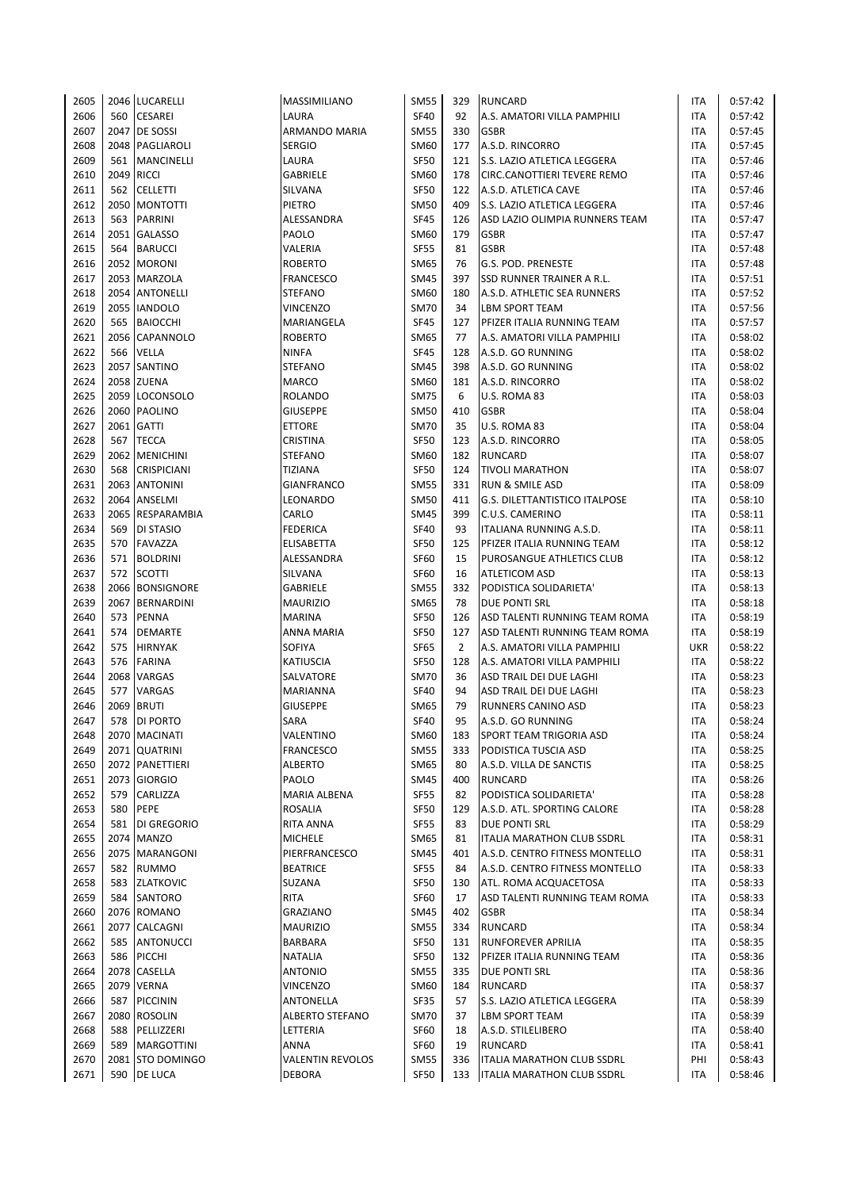| | | | | | | | | |
|---|---|---|---|---|---|---|---|---|
| 2605 | 2046 | LUCARELLI | MASSIMILIANO | SM55 | 329 | RUNCARD | ITA | 0:57:42 |
| 2606 | 560 | CESAREI | LAURA | SF40 | 92 | A.S. AMATORI VILLA PAMPHILI | ITA | 0:57:42 |
| 2607 | 2047 | DE SOSSI | ARMANDO MARIA | SM55 | 330 | GSBR | ITA | 0:57:45 |
| 2608 | 2048 | PAGLIAROLI | SERGIO | SM60 | 177 | A.S.D. RINCORRO | ITA | 0:57:45 |
| 2609 | 561 | MANCINELLI | LAURA | SF50 | 121 | S.S. LAZIO ATLETICA LEGGERA | ITA | 0:57:46 |
| 2610 | 2049 | RICCI | GABRIELE | SM60 | 178 | CIRC.CANOTTIERI TEVERE REMO | ITA | 0:57:46 |
| 2611 | 562 | CELLETTI | SILVANA | SF50 | 122 | A.S.D. ATLETICA CAVE | ITA | 0:57:46 |
| 2612 | 2050 | MONTOTTI | PIETRO | SM50 | 409 | S.S. LAZIO ATLETICA LEGGERA | ITA | 0:57:46 |
| 2613 | 563 | PARRINI | ALESSANDRA | SF45 | 126 | ASD LAZIO OLIMPIA RUNNERS TEAM | ITA | 0:57:47 |
| 2614 | 2051 | GALASSO | PAOLO | SM60 | 179 | GSBR | ITA | 0:57:47 |
| 2615 | 564 | BARUCCI | VALERIA | SF55 | 81 | GSBR | ITA | 0:57:48 |
| 2616 | 2052 | MORONI | ROBERTO | SM65 | 76 | G.S. POD. PRENESTE | ITA | 0:57:48 |
| 2617 | 2053 | MARZOLA | FRANCESCO | SM45 | 397 | SSD RUNNER TRAINER A R.L. | ITA | 0:57:51 |
| 2618 | 2054 | ANTONELLI | STEFANO | SM60 | 180 | A.S.D. ATHLETIC SEA RUNNERS | ITA | 0:57:52 |
| 2619 | 2055 | IANDOLO | VINCENZO | SM70 | 34 | LBM SPORT TEAM | ITA | 0:57:56 |
| 2620 | 565 | BAIOCCHI | MARIANGELA | SF45 | 127 | PFIZER ITALIA RUNNING TEAM | ITA | 0:57:57 |
| 2621 | 2056 | CAPANNOLO | ROBERTO | SM65 | 77 | A.S. AMATORI VILLA PAMPHILI | ITA | 0:58:02 |
| 2622 | 566 | VELLA | NINFA | SF45 | 128 | A.S.D. GO RUNNING | ITA | 0:58:02 |
| 2623 | 2057 | SANTINO | STEFANO | SM45 | 398 | A.S.D. GO RUNNING | ITA | 0:58:02 |
| 2624 | 2058 | ZUENA | MARCO | SM60 | 181 | A.S.D. RINCORRO | ITA | 0:58:02 |
| 2625 | 2059 | LOCONSOLO | ROLANDO | SM75 | 6 | U.S. ROMA 83 | ITA | 0:58:03 |
| 2626 | 2060 | PAOLINO | GIUSEPPE | SM50 | 410 | GSBR | ITA | 0:58:04 |
| 2627 | 2061 | GATTI | ETTORE | SM70 | 35 | U.S. ROMA 83 | ITA | 0:58:04 |
| 2628 | 567 | TECCA | CRISTINA | SF50 | 123 | A.S.D. RINCORRO | ITA | 0:58:05 |
| 2629 | 2062 | MENICHINI | STEFANO | SM60 | 182 | RUNCARD | ITA | 0:58:07 |
| 2630 | 568 | CRISPICIANI | TIZIANA | SF50 | 124 | TIVOLI MARATHON | ITA | 0:58:07 |
| 2631 | 2063 | ANTONINI | GIANFRANCO | SM55 | 331 | RUN & SMILE ASD | ITA | 0:58:09 |
| 2632 | 2064 | ANSELMI | LEONARDO | SM50 | 411 | G.S. DILETTANTISTICO ITALPOSE | ITA | 0:58:10 |
| 2633 | 2065 | RESPARAMBIA | CARLO | SM45 | 399 | C.U.S. CAMERINO | ITA | 0:58:11 |
| 2634 | 569 | DI STASIO | FEDERICA | SF40 | 93 | ITALIANA RUNNING A.S.D. | ITA | 0:58:11 |
| 2635 | 570 | FAVAZZA | ELISABETTA | SF50 | 125 | PFIZER ITALIA RUNNING TEAM | ITA | 0:58:12 |
| 2636 | 571 | BOLDRINI | ALESSANDRA | SF60 | 15 | PUROSANGUE ATHLETICS CLUB | ITA | 0:58:12 |
| 2637 | 572 | SCOTTI | SILVANA | SF60 | 16 | ATLETICOM ASD | ITA | 0:58:13 |
| 2638 | 2066 | BONSIGNORE | GABRIELE | SM55 | 332 | PODISTICA SOLIDARIETA' | ITA | 0:58:13 |
| 2639 | 2067 | BERNARDINI | MAURIZIO | SM65 | 78 | DUE PONTI SRL | ITA | 0:58:18 |
| 2640 | 573 | PENNA | MARINA | SF50 | 126 | ASD TALENTI RUNNING TEAM ROMA | ITA | 0:58:19 |
| 2641 | 574 | DEMARTE | ANNA MARIA | SF50 | 127 | ASD TALENTI RUNNING TEAM ROMA | ITA | 0:58:19 |
| 2642 | 575 | HIRNYAK | SOFIYA | SF65 | 2 | A.S. AMATORI VILLA PAMPHILI | UKR | 0:58:22 |
| 2643 | 576 | FARINA | KATIUSCIA | SF50 | 128 | A.S. AMATORI VILLA PAMPHILI | ITA | 0:58:22 |
| 2644 | 2068 | VARGAS | SALVATORE | SM70 | 36 | ASD TRAIL DEI DUE LAGHI | ITA | 0:58:23 |
| 2645 | 577 | VARGAS | MARIANNA | SF40 | 94 | ASD TRAIL DEI DUE LAGHI | ITA | 0:58:23 |
| 2646 | 2069 | BRUTI | GIUSEPPE | SM65 | 79 | RUNNERS CANINO ASD | ITA | 0:58:23 |
| 2647 | 578 | DI PORTO | SARA | SF40 | 95 | A.S.D. GO RUNNING | ITA | 0:58:24 |
| 2648 | 2070 | MACINATI | VALENTINO | SM60 | 183 | SPORT TEAM TRIGORIA ASD | ITA | 0:58:24 |
| 2649 | 2071 | QUATRINI | FRANCESCO | SM55 | 333 | PODISTICA TUSCIA ASD | ITA | 0:58:25 |
| 2650 | 2072 | PANETTIERI | ALBERTO | SM65 | 80 | A.S.D. VILLA DE SANCTIS | ITA | 0:58:25 |
| 2651 | 2073 | GIORGIO | PAOLO | SM45 | 400 | RUNCARD | ITA | 0:58:26 |
| 2652 | 579 | CARLIZZA | MARIA ALBENA | SF55 | 82 | PODISTICA SOLIDARIETA' | ITA | 0:58:28 |
| 2653 | 580 | PEPE | ROSALIA | SF50 | 129 | A.S.D. ATL. SPORTING CALORE | ITA | 0:58:28 |
| 2654 | 581 | DI GREGORIO | RITA ANNA | SF55 | 83 | DUE PONTI SRL | ITA | 0:58:29 |
| 2655 | 2074 | MANZO | MICHELE | SM65 | 81 | ITALIA MARATHON CLUB SSDRL | ITA | 0:58:31 |
| 2656 | 2075 | MARANGONI | PIERFRANCESCO | SM45 | 401 | A.S.D. CENTRO FITNESS MONTELLO | ITA | 0:58:31 |
| 2657 | 582 | RUMMO | BEATRICE | SF55 | 84 | A.S.D. CENTRO FITNESS MONTELLO | ITA | 0:58:33 |
| 2658 | 583 | ZLATKOVIC | SUZANA | SF50 | 130 | ATL. ROMA ACQUACETOSA | ITA | 0:58:33 |
| 2659 | 584 | SANTORO | RITA | SF60 | 17 | ASD TALENTI RUNNING TEAM ROMA | ITA | 0:58:33 |
| 2660 | 2076 | ROMANO | GRAZIANO | SM45 | 402 | GSBR | ITA | 0:58:34 |
| 2661 | 2077 | CALCAGNI | MAURIZIO | SM55 | 334 | RUNCARD | ITA | 0:58:34 |
| 2662 | 585 | ANTONUCCI | BARBARA | SF50 | 131 | RUNFOREVER APRILIA | ITA | 0:58:35 |
| 2663 | 586 | PICCHI | NATALIA | SF50 | 132 | PFIZER ITALIA RUNNING TEAM | ITA | 0:58:36 |
| 2664 | 2078 | CASELLA | ANTONIO | SM55 | 335 | DUE PONTI SRL | ITA | 0:58:36 |
| 2665 | 2079 | VERNA | VINCENZO | SM60 | 184 | RUNCARD | ITA | 0:58:37 |
| 2666 | 587 | PICCININ | ANTONELLA | SF35 | 57 | S.S. LAZIO ATLETICA LEGGERA | ITA | 0:58:39 |
| 2667 | 2080 | ROSOLIN | ALBERTO STEFANO | SM70 | 37 | LBM SPORT TEAM | ITA | 0:58:39 |
| 2668 | 588 | PELLIZZERI | LETTERIA | SF60 | 18 | A.S.D. STILELIBERO | ITA | 0:58:40 |
| 2669 | 589 | MARGOTTINI | ANNA | SF60 | 19 | RUNCARD | ITA | 0:58:41 |
| 2670 | 2081 | STO DOMINGO | VALENTIN REVOLOS | SM55 | 336 | ITALIA MARATHON CLUB SSDRL | PHI | 0:58:43 |
| 2671 | 590 | DE LUCA | DEBORA | SF50 | 133 | ITALIA MARATHON CLUB SSDRL | ITA | 0:58:46 |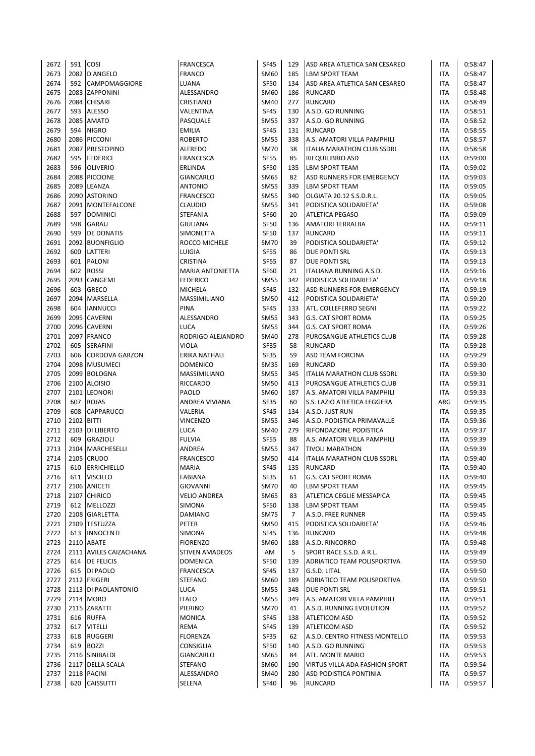| | | | | | | | | |
|---|---|---|---|---|---|---|---|---|
| 2672 | 591 | COSI | FRANCESCA | SF45 | 129 | ASD AREA ATLETICA SAN CESAREO | ITA | 0:58:47 |
| 2673 | 2082 | D'ANGELO | FRANCO | SM60 | 185 | LBM SPORT TEAM | ITA | 0:58:47 |
| 2674 | 592 | CAMPOMAGGIORE | LUANA | SF50 | 134 | ASD AREA ATLETICA SAN CESAREO | ITA | 0:58:47 |
| 2675 | 2083 | ZAPPONINI | ALESSANDRO | SM60 | 186 | RUNCARD | ITA | 0:58:48 |
| 2676 | 2084 | CHISARI | CRISTIANO | SM40 | 277 | RUNCARD | ITA | 0:58:49 |
| 2677 | 593 | ALESSO | VALENTINA | SF45 | 130 | A.S.D. GO RUNNING | ITA | 0:58:51 |
| 2678 | 2085 | AMATO | PASQUALE | SM55 | 337 | A.S.D. GO RUNNING | ITA | 0:58:52 |
| 2679 | 594 | NIGRO | EMILIA | SF45 | 131 | RUNCARD | ITA | 0:58:55 |
| 2680 | 2086 | PICCONI | ROBERTO | SM55 | 338 | A.S. AMATORI VILLA PAMPHILI | ITA | 0:58:57 |
| 2681 | 2087 | PRESTOPINO | ALFREDO | SM70 | 38 | ITALIA MARATHON CLUB SSDRL | ITA | 0:58:58 |
| 2682 | 595 | FEDERICI | FRANCESCA | SF55 | 85 | RIEQUILIBRIO ASD | ITA | 0:59:00 |
| 2683 | 596 | OLIVERIO | ERLINDA | SF50 | 135 | LBM SPORT TEAM | ITA | 0:59:02 |
| 2684 | 2088 | PICCIONE | GIANCARLO | SM65 | 82 | ASD RUNNERS FOR EMERGENCY | ITA | 0:59:03 |
| 2685 | 2089 | LEANZA | ANTONIO | SM55 | 339 | LBM SPORT TEAM | ITA | 0:59:05 |
| 2686 | 2090 | ASTORINO | FRANCESCO | SM55 | 340 | OLGIATA 20.12 S.S.D.R.L. | ITA | 0:59:05 |
| 2687 | 2091 | MONTEFALCONE | CLAUDIO | SM55 | 341 | PODISTICA SOLIDARIETA' | ITA | 0:59:08 |
| 2688 | 597 | DOMINICI | STEFANIA | SF60 | 20 | ATLETICA PEGASO | ITA | 0:59:09 |
| 2689 | 598 | GARAU | GIULIANA | SF50 | 136 | AMATORI TERRALBA | ITA | 0:59:11 |
| 2690 | 599 | DE DONATIS | SIMONETTA | SF50 | 137 | RUNCARD | ITA | 0:59:11 |
| 2691 | 2092 | BUONFIGLIO | ROCCO MICHELE | SM70 | 39 | PODISTICA SOLIDARIETA' | ITA | 0:59:12 |
| 2692 | 600 | LATTERI | LUIGIA | SF55 | 86 | DUE PONTI SRL | ITA | 0:59:13 |
| 2693 | 601 | PALONI | CRISTINA | SF55 | 87 | DUE PONTI SRL | ITA | 0:59:13 |
| 2694 | 602 | ROSSI | MARIA ANTONIETTA | SF60 | 21 | ITALIANA RUNNING A.S.D. | ITA | 0:59:16 |
| 2695 | 2093 | CANGEMI | FEDERICO | SM55 | 342 | PODISTICA SOLIDARIETA' | ITA | 0:59:18 |
| 2696 | 603 | GRECO | MICHELA | SF45 | 132 | ASD RUNNERS FOR EMERGENCY | ITA | 0:59:19 |
| 2697 | 2094 | MARSELLA | MASSIMILIANO | SM50 | 412 | PODISTICA SOLIDARIETA' | ITA | 0:59:20 |
| 2698 | 604 | IANNUCCI | PINA | SF45 | 133 | ATL. COLLEFERRO SEGNI | ITA | 0:59:22 |
| 2699 | 2095 | CAVERNI | ALESSANDRO | SM55 | 343 | G.S. CAT SPORT ROMA | ITA | 0:59:25 |
| 2700 | 2096 | CAVERNI | LUCA | SM55 | 344 | G.S. CAT SPORT ROMA | ITA | 0:59:26 |
| 2701 | 2097 | FRANCO | RODRIGO ALEJANDRO | SM40 | 278 | PUROSANGUE ATHLETICS CLUB | ITA | 0:59:28 |
| 2702 | 605 | SERAFINI | VIOLA | SF35 | 58 | RUNCARD | ITA | 0:59:28 |
| 2703 | 606 | CORDOVA GARZON | ERIKA NATHALI | SF35 | 59 | ASD TEAM FORCINA | ITA | 0:59:29 |
| 2704 | 2098 | MUSUMECI | DOMENICO | SM35 | 169 | RUNCARD | ITA | 0:59:30 |
| 2705 | 2099 | BOLOGNA | MASSIMILIANO | SM55 | 345 | ITALIA MARATHON CLUB SSDRL | ITA | 0:59:30 |
| 2706 | 2100 | ALOISIO | RICCARDO | SM50 | 413 | PUROSANGUE ATHLETICS CLUB | ITA | 0:59:31 |
| 2707 | 2101 | LEONORI | PAOLO | SM60 | 187 | A.S. AMATORI VILLA PAMPHILI | ITA | 0:59:33 |
| 2708 | 607 | ROJAS | ANDREA VIVIANA | SF35 | 60 | S.S. LAZIO ATLETICA LEGGERA | ARG | 0:59:35 |
| 2709 | 608 | CAPPARUCCI | VALERIA | SF45 | 134 | A.S.D. JUST RUN | ITA | 0:59:35 |
| 2710 | 2102 | BITTI | VINCENZO | SM55 | 346 | A.S.D. PODISTICA PRIMAVALLE | ITA | 0:59:36 |
| 2711 | 2103 | DI LIBERTO | LUCA | SM40 | 279 | RIFONDAZIONE PODISTICA | ITA | 0:59:37 |
| 2712 | 609 | GRAZIOLI | FULVIA | SF55 | 88 | A.S. AMATORI VILLA PAMPHILI | ITA | 0:59:39 |
| 2713 | 2104 | MARCHESELLI | ANDREA | SM55 | 347 | TIVOLI MARATHON | ITA | 0:59:39 |
| 2714 | 2105 | CRUDO | FRANCESCO | SM50 | 414 | ITALIA MARATHON CLUB SSDRL | ITA | 0:59:40 |
| 2715 | 610 | ERRICHIELLO | MARIA | SF45 | 135 | RUNCARD | ITA | 0:59:40 |
| 2716 | 611 | VISCILLO | FABIANA | SF35 | 61 | G.S. CAT SPORT ROMA | ITA | 0:59:40 |
| 2717 | 2106 | ANICETI | GIOVANNI | SM70 | 40 | LBM SPORT TEAM | ITA | 0:59:45 |
| 2718 | 2107 | CHIRICO | VELIO ANDREA | SM65 | 83 | ATLETICA CEGLIE MESSAPICA | ITA | 0:59:45 |
| 2719 | 612 | MELLOZZI | SIMONA | SF50 | 138 | LBM SPORT TEAM | ITA | 0:59:45 |
| 2720 | 2108 | GIARLETTA | DAMIANO | SM75 | 7 | A.S.D. FREE RUNNER | ITA | 0:59:45 |
| 2721 | 2109 | TESTUZZA | PETER | SM50 | 415 | PODISTICA SOLIDARIETA' | ITA | 0:59:46 |
| 2722 | 613 | INNOCENTI | SIMONA | SF45 | 136 | RUNCARD | ITA | 0:59:48 |
| 2723 | 2110 | ABATE | FIORENZO | SM60 | 188 | A.S.D. RINCORRO | ITA | 0:59:48 |
| 2724 | 2111 | AVILES CAIZACHANA | STIVEN AMADEOS | AM | 5 | SPORT RACE S.S.D. A R.L. | ITA | 0:59:49 |
| 2725 | 614 | DE FELICIS | DOMENICA | SF50 | 139 | ADRIATICO TEAM POLISPORTIVA | ITA | 0:59:50 |
| 2726 | 615 | DI PAOLO | FRANCESCA | SF45 | 137 | G.S.D. LITAL | ITA | 0:59:50 |
| 2727 | 2112 | FRIGERI | STEFANO | SM60 | 189 | ADRIATICO TEAM POLISPORTIVA | ITA | 0:59:50 |
| 2728 | 2113 | DI PAOLANTONIO | LUCA | SM55 | 348 | DUE PONTI SRL | ITA | 0:59:51 |
| 2729 | 2114 | MORO | ITALO | SM55 | 349 | A.S. AMATORI VILLA PAMPHILI | ITA | 0:59:51 |
| 2730 | 2115 | ZARATTI | PIERINO | SM70 | 41 | A.S.D. RUNNING EVOLUTION | ITA | 0:59:52 |
| 2731 | 616 | RUFFA | MONICA | SF45 | 138 | ATLETICOM ASD | ITA | 0:59:52 |
| 2732 | 617 | VITELLI | REMA | SF45 | 139 | ATLETICOM ASD | ITA | 0:59:52 |
| 2733 | 618 | RUGGERI | FLORENZA | SF35 | 62 | A.S.D. CENTRO FITNESS MONTELLO | ITA | 0:59:53 |
| 2734 | 619 | BOZZI | CONSIGLIA | SF50 | 140 | A.S.D. GO RUNNING | ITA | 0:59:53 |
| 2735 | 2116 | SINIBALDI | GIANCARLO | SM65 | 84 | ATL. MONTE MARIO | ITA | 0:59:53 |
| 2736 | 2117 | DELLA SCALA | STEFANO | SM60 | 190 | VIRTUS VILLA ADA FASHION SPORT | ITA | 0:59:54 |
| 2737 | 2118 | PACINI | ALESSANDRO | SM40 | 280 | ASD PODISTICA PONTINIA | ITA | 0:59:57 |
| 2738 | 620 | CAISSUTTI | SELENA | SF40 | 96 | RUNCARD | ITA | 0:59:57 |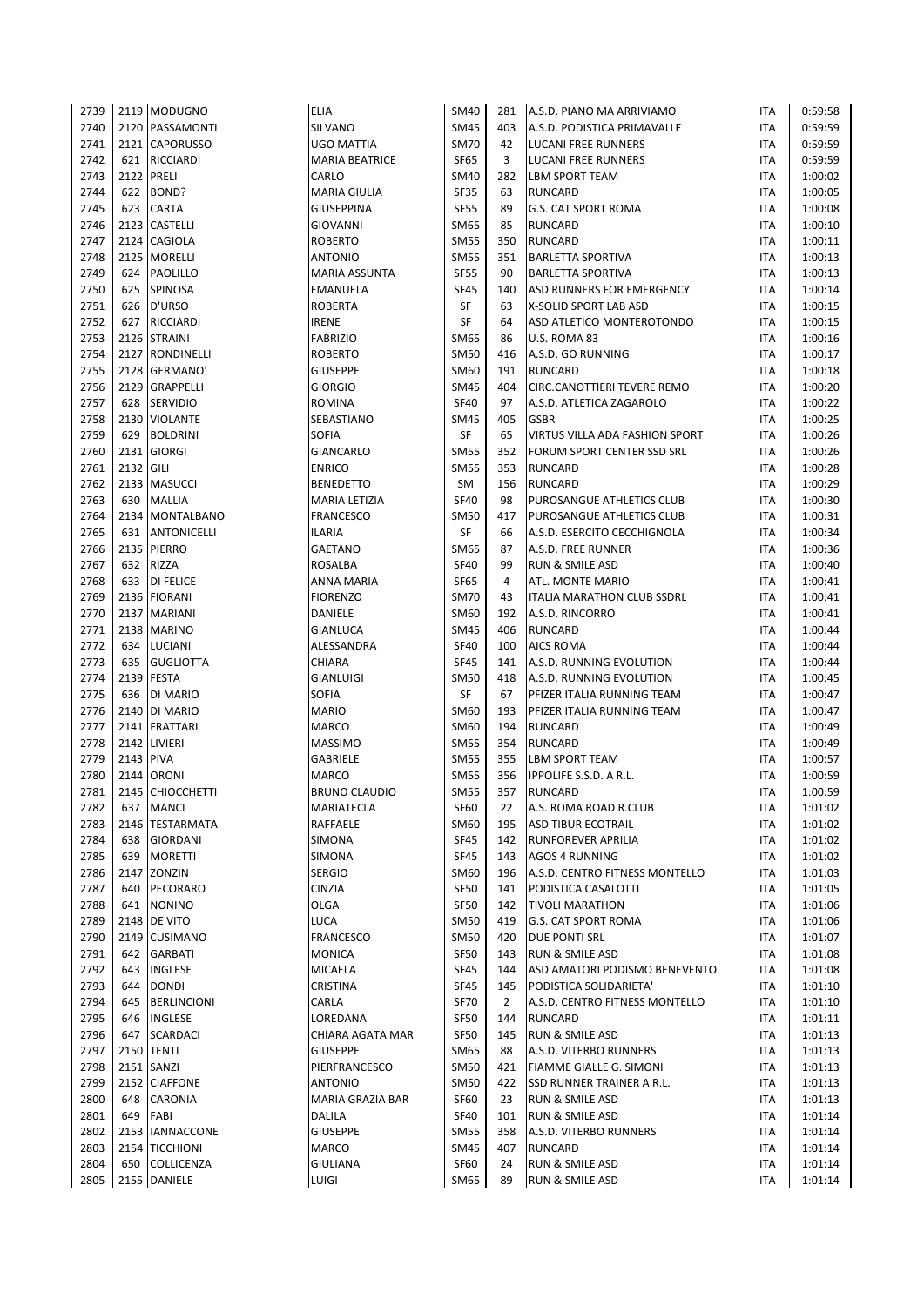| | | | | | | | | |
|---|---|---|---|---|---|---|---|---|
| 2739 | 2119 | MODUGNO | ELIA | SM40 | 281 | A.S.D. PIANO MA ARRIVIAMO | ITA | 0:59:58 |
| 2740 | 2120 | PASSAMONTI | SILVANO | SM45 | 403 | A.S.D. PODISTICA PRIMAVALLE | ITA | 0:59:59 |
| 2741 | 2121 | CAPORUSSO | UGO MATTIA | SM70 | 42 | LUCANI FREE RUNNERS | ITA | 0:59:59 |
| 2742 | 621 | RICCIARDI | MARIA BEATRICE | SF65 | 3 | LUCANI FREE RUNNERS | ITA | 0:59:59 |
| 2743 | 2122 | PRELI | CARLO | SM40 | 282 | LBM SPORT TEAM | ITA | 1:00:02 |
| 2744 | 622 | BOND? | MARIA GIULIA | SF35 | 63 | RUNCARD | ITA | 1:00:05 |
| 2745 | 623 | CARTA | GIUSEPPINA | SF55 | 89 | G.S. CAT SPORT ROMA | ITA | 1:00:08 |
| 2746 | 2123 | CASTELLI | GIOVANNI | SM65 | 85 | RUNCARD | ITA | 1:00:10 |
| 2747 | 2124 | CAGIOLA | ROBERTO | SM55 | 350 | RUNCARD | ITA | 1:00:11 |
| 2748 | 2125 | MORELLI | ANTONIO | SM55 | 351 | BARLETTA SPORTIVA | ITA | 1:00:13 |
| 2749 | 624 | PAOLILLO | MARIA ASSUNTA | SF55 | 90 | BARLETTA SPORTIVA | ITA | 1:00:13 |
| 2750 | 625 | SPINOSA | EMANUELA | SF45 | 140 | ASD RUNNERS FOR EMERGENCY | ITA | 1:00:14 |
| 2751 | 626 | D'URSO | ROBERTA | SF | 63 | X-SOLID SPORT LAB ASD | ITA | 1:00:15 |
| 2752 | 627 | RICCIARDI | IRENE | SF | 64 | ASD ATLETICO MONTEROTONDO | ITA | 1:00:15 |
| 2753 | 2126 | STRAINI | FABRIZIO | SM65 | 86 | U.S. ROMA 83 | ITA | 1:00:16 |
| 2754 | 2127 | RONDINELLI | ROBERTO | SM50 | 416 | A.S.D. GO RUNNING | ITA | 1:00:17 |
| 2755 | 2128 | GERMANO' | GIUSEPPE | SM60 | 191 | RUNCARD | ITA | 1:00:18 |
| 2756 | 2129 | GRAPPELLI | GIORGIO | SM45 | 404 | CIRC.CANOTTIERI TEVERE REMO | ITA | 1:00:20 |
| 2757 | 628 | SERVIDIO | ROMINA | SF40 | 97 | A.S.D. ATLETICA ZAGAROLO | ITA | 1:00:22 |
| 2758 | 2130 | VIOLANTE | SEBASTIANO | SM45 | 405 | GSBR | ITA | 1:00:25 |
| 2759 | 629 | BOLDRINI | SOFIA | SF | 65 | VIRTUS VILLA ADA FASHION SPORT | ITA | 1:00:26 |
| 2760 | 2131 | GIORGI | GIANCARLO | SM55 | 352 | FORUM SPORT CENTER SSD SRL | ITA | 1:00:26 |
| 2761 | 2132 | GILI | ENRICO | SM55 | 353 | RUNCARD | ITA | 1:00:28 |
| 2762 | 2133 | MASUCCI | BENEDETTO | SM | 156 | RUNCARD | ITA | 1:00:29 |
| 2763 | 630 | MALLIA | MARIA LETIZIA | SF40 | 98 | PUROSANGUE ATHLETICS CLUB | ITA | 1:00:30 |
| 2764 | 2134 | MONTALBANO | FRANCESCO | SM50 | 417 | PUROSANGUE ATHLETICS CLUB | ITA | 1:00:31 |
| 2765 | 631 | ANTONICELLI | ILARIA | SF | 66 | A.S.D. ESERCITO CECCHIGNOLA | ITA | 1:00:34 |
| 2766 | 2135 | PIERRO | GAETANO | SM65 | 87 | A.S.D. FREE RUNNER | ITA | 1:00:36 |
| 2767 | 632 | RIZZA | ROSALBA | SF40 | 99 | RUN & SMILE ASD | ITA | 1:00:40 |
| 2768 | 633 | DI FELICE | ANNA MARIA | SF65 | 4 | ATL. MONTE MARIO | ITA | 1:00:41 |
| 2769 | 2136 | FIORANI | FIORENZO | SM70 | 43 | ITALIA MARATHON CLUB SSDRL | ITA | 1:00:41 |
| 2770 | 2137 | MARIANI | DANIELE | SM60 | 192 | A.S.D. RINCORRO | ITA | 1:00:41 |
| 2771 | 2138 | MARINO | GIANLUCA | SM45 | 406 | RUNCARD | ITA | 1:00:44 |
| 2772 | 634 | LUCIANI | ALESSANDRA | SF40 | 100 | AICS ROMA | ITA | 1:00:44 |
| 2773 | 635 | GUGLIOTTA | CHIARA | SF45 | 141 | A.S.D. RUNNING EVOLUTION | ITA | 1:00:44 |
| 2774 | 2139 | FESTA | GIANLUIGI | SM50 | 418 | A.S.D. RUNNING EVOLUTION | ITA | 1:00:45 |
| 2775 | 636 | DI MARIO | SOFIA | SF | 67 | PFIZER ITALIA RUNNING TEAM | ITA | 1:00:47 |
| 2776 | 2140 | DI MARIO | MARIO | SM60 | 193 | PFIZER ITALIA RUNNING TEAM | ITA | 1:00:47 |
| 2777 | 2141 | FRATTARI | MARCO | SM60 | 194 | RUNCARD | ITA | 1:00:49 |
| 2778 | 2142 | LIVIERI | MASSIMO | SM55 | 354 | RUNCARD | ITA | 1:00:49 |
| 2779 | 2143 | PIVA | GABRIELE | SM55 | 355 | LBM SPORT TEAM | ITA | 1:00:57 |
| 2780 | 2144 | ORONI | MARCO | SM55 | 356 | IPPOLIFE S.S.D. A R.L. | ITA | 1:00:59 |
| 2781 | 2145 | CHIOCCHETTI | BRUNO CLAUDIO | SM55 | 357 | RUNCARD | ITA | 1:00:59 |
| 2782 | 637 | MANCI | MARIATECLA | SF60 | 22 | A.S. ROMA ROAD R.CLUB | ITA | 1:01:02 |
| 2783 | 2146 | TESTARMATA | RAFFAELE | SM60 | 195 | ASD TIBUR ECOTRAIL | ITA | 1:01:02 |
| 2784 | 638 | GIORDANI | SIMONA | SF45 | 142 | RUNFOREVER APRILIA | ITA | 1:01:02 |
| 2785 | 639 | MORETTI | SIMONA | SF45 | 143 | AGOS 4 RUNNING | ITA | 1:01:02 |
| 2786 | 2147 | ZONZIN | SERGIO | SM60 | 196 | A.S.D. CENTRO FITNESS MONTELLO | ITA | 1:01:03 |
| 2787 | 640 | PECORARO | CINZIA | SF50 | 141 | PODISTICA CASALOTTI | ITA | 1:01:05 |
| 2788 | 641 | NONINO | OLGA | SF50 | 142 | TIVOLI MARATHON | ITA | 1:01:06 |
| 2789 | 2148 | DE VITO | LUCA | SM50 | 419 | G.S. CAT SPORT ROMA | ITA | 1:01:06 |
| 2790 | 2149 | CUSIMANO | FRANCESCO | SM50 | 420 | DUE PONTI SRL | ITA | 1:01:07 |
| 2791 | 642 | GARBATI | MONICA | SF50 | 143 | RUN & SMILE ASD | ITA | 1:01:08 |
| 2792 | 643 | INGLESE | MICAELA | SF45 | 144 | ASD AMATORI PODISMO BENEVENTO | ITA | 1:01:08 |
| 2793 | 644 | DONDI | CRISTINA | SF45 | 145 | PODISTICA SOLIDARIETA' | ITA | 1:01:10 |
| 2794 | 645 | BERLINCIONI | CARLA | SF70 | 2 | A.S.D. CENTRO FITNESS MONTELLO | ITA | 1:01:10 |
| 2795 | 646 | INGLESE | LOREDANA | SF50 | 144 | RUNCARD | ITA | 1:01:11 |
| 2796 | 647 | SCARDACI | CHIARA AGATA MAR | SF50 | 145 | RUN & SMILE ASD | ITA | 1:01:13 |
| 2797 | 2150 | TENTI | GIUSEPPE | SM65 | 88 | A.S.D. VITERBO RUNNERS | ITA | 1:01:13 |
| 2798 | 2151 | SANZI | PIERFRANCESCO | SM50 | 421 | FIAMME GIALLE G. SIMONI | ITA | 1:01:13 |
| 2799 | 2152 | CIAFFONE | ANTONIO | SM50 | 422 | SSD RUNNER TRAINER A R.L. | ITA | 1:01:13 |
| 2800 | 648 | CARONIA | MARIA GRAZIA BAR | SF60 | 23 | RUN & SMILE ASD | ITA | 1:01:13 |
| 2801 | 649 | FABI | DALILA | SF40 | 101 | RUN & SMILE ASD | ITA | 1:01:14 |
| 2802 | 2153 | IANNACCONE | GIUSEPPE | SM55 | 358 | A.S.D. VITERBO RUNNERS | ITA | 1:01:14 |
| 2803 | 2154 | TICCHIONI | MARCO | SM45 | 407 | RUNCARD | ITA | 1:01:14 |
| 2804 | 650 | COLLICENZA | GIULIANA | SF60 | 24 | RUN & SMILE ASD | ITA | 1:01:14 |
| 2805 | 2155 | DANIELE | LUIGI | SM65 | 89 | RUN & SMILE ASD | ITA | 1:01:14 |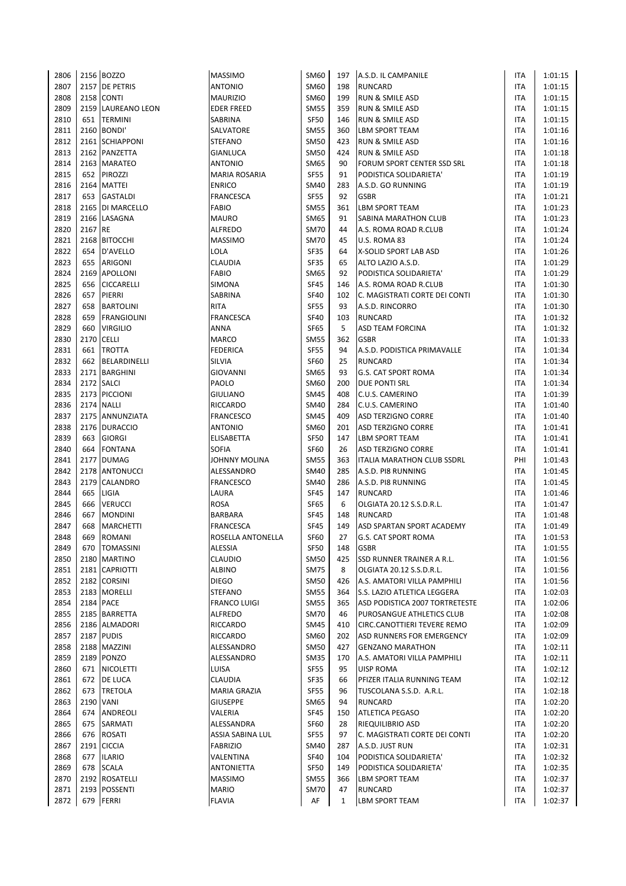| | | | | | | | | |
|---|---|---|---|---|---|---|---|---|
| 2806 | 2156 | BOZZO | MASSIMO | SM60 | 197 | A.S.D. IL CAMPANILE | ITA | 1:01:15 |
| 2807 | 2157 | DE PETRIS | ANTONIO | SM60 | 198 | RUNCARD | ITA | 1:01:15 |
| 2808 | 2158 | CONTI | MAURIZIO | SM60 | 199 | RUN & SMILE ASD | ITA | 1:01:15 |
| 2809 | 2159 | LAUREANO LEON | EDER FREED | SM55 | 359 | RUN & SMILE ASD | ITA | 1:01:15 |
| 2810 | 651 | TERMINI | SABRINA | SF50 | 146 | RUN & SMILE ASD | ITA | 1:01:15 |
| 2811 | 2160 | BONDI' | SALVATORE | SM55 | 360 | LBM SPORT TEAM | ITA | 1:01:16 |
| 2812 | 2161 | SCHIAPPONI | STEFANO | SM50 | 423 | RUN & SMILE ASD | ITA | 1:01:16 |
| 2813 | 2162 | PANZETTA | GIANLUCA | SM50 | 424 | RUN & SMILE ASD | ITA | 1:01:18 |
| 2814 | 2163 | MARATEO | ANTONIO | SM65 | 90 | FORUM SPORT CENTER SSD SRL | ITA | 1:01:18 |
| 2815 | 652 | PIROZZI | MARIA ROSARIA | SF55 | 91 | PODISTICA SOLIDARIETA' | ITA | 1:01:19 |
| 2816 | 2164 | MATTEI | ENRICO | SM40 | 283 | A.S.D. GO RUNNING | ITA | 1:01:19 |
| 2817 | 653 | GASTALDI | FRANCESCA | SF55 | 92 | GSBR | ITA | 1:01:21 |
| 2818 | 2165 | DI MARCELLO | FABIO | SM55 | 361 | LBM SPORT TEAM | ITA | 1:01:23 |
| 2819 | 2166 | LASAGNA | MAURO | SM65 | 91 | SABINA MARATHON CLUB | ITA | 1:01:23 |
| 2820 | 2167 | RE | ALFREDO | SM70 | 44 | A.S. ROMA ROAD R.CLUB | ITA | 1:01:24 |
| 2821 | 2168 | BITOCCHI | MASSIMO | SM70 | 45 | U.S. ROMA 83 | ITA | 1:01:24 |
| 2822 | 654 | D'AVELLO | LOLA | SF35 | 64 | X-SOLID SPORT LAB ASD | ITA | 1:01:26 |
| 2823 | 655 | ARIGONI | CLAUDIA | SF35 | 65 | ALTO LAZIO A.S.D. | ITA | 1:01:29 |
| 2824 | 2169 | APOLLONI | FABIO | SM65 | 92 | PODISTICA SOLIDARIETA' | ITA | 1:01:29 |
| 2825 | 656 | CICCARELLI | SIMONA | SF45 | 146 | A.S. ROMA ROAD R.CLUB | ITA | 1:01:30 |
| 2826 | 657 | PIERRI | SABRINA | SF40 | 102 | C. MAGISTRATI CORTE DEI CONTI | ITA | 1:01:30 |
| 2827 | 658 | BARTOLINI | RITA | SF55 | 93 | A.S.D. RINCORRO | ITA | 1:01:30 |
| 2828 | 659 | FRANGIOLINI | FRANCESCA | SF40 | 103 | RUNCARD | ITA | 1:01:32 |
| 2829 | 660 | VIRGILIO | ANNA | SF65 | 5 | ASD TEAM FORCINA | ITA | 1:01:32 |
| 2830 | 2170 | CELLI | MARCO | SM55 | 362 | GSBR | ITA | 1:01:33 |
| 2831 | 661 | TROTTA | FEDERICA | SF55 | 94 | A.S.D. PODISTICA PRIMAVALLE | ITA | 1:01:34 |
| 2832 | 662 | BELARDINELLI | SILVIA | SF60 | 25 | RUNCARD | ITA | 1:01:34 |
| 2833 | 2171 | BARGHINI | GIOVANNI | SM65 | 93 | G.S. CAT SPORT ROMA | ITA | 1:01:34 |
| 2834 | 2172 | SALCI | PAOLO | SM60 | 200 | DUE PONTI SRL | ITA | 1:01:34 |
| 2835 | 2173 | PICCIONI | GIULIANO | SM45 | 408 | C.U.S. CAMERINO | ITA | 1:01:39 |
| 2836 | 2174 | NALLI | RICCARDO | SM40 | 284 | C.U.S. CAMERINO | ITA | 1:01:40 |
| 2837 | 2175 | ANNUNZIATA | FRANCESCO | SM45 | 409 | ASD TERZIGNO CORRE | ITA | 1:01:40 |
| 2838 | 2176 | DURACCIO | ANTONIO | SM60 | 201 | ASD TERZIGNO CORRE | ITA | 1:01:41 |
| 2839 | 663 | GIORGI | ELISABETTA | SF50 | 147 | LBM SPORT TEAM | ITA | 1:01:41 |
| 2840 | 664 | FONTANA | SOFIA | SF60 | 26 | ASD TERZIGNO CORRE | ITA | 1:01:41 |
| 2841 | 2177 | DUMAG | JOHNNY MOLINA | SM55 | 363 | ITALIA MARATHON CLUB SSDRL | PHI | 1:01:43 |
| 2842 | 2178 | ANTONUCCI | ALESSANDRO | SM40 | 285 | A.S.D. PI8 RUNNING | ITA | 1:01:45 |
| 2843 | 2179 | CALANDRO | FRANCESCO | SM40 | 286 | A.S.D. PI8 RUNNING | ITA | 1:01:45 |
| 2844 | 665 | LIGIA | LAURA | SF45 | 147 | RUNCARD | ITA | 1:01:46 |
| 2845 | 666 | VERUCCI | ROSA | SF65 | 6 | OLGIATA 20.12 S.S.D.R.L. | ITA | 1:01:47 |
| 2846 | 667 | MONDINI | BARBARA | SF45 | 148 | RUNCARD | ITA | 1:01:48 |
| 2847 | 668 | MARCHETTI | FRANCESCA | SF45 | 149 | ASD SPARTAN SPORT ACADEMY | ITA | 1:01:49 |
| 2848 | 669 | ROMANI | ROSELLA ANTONELLA | SF60 | 27 | G.S. CAT SPORT ROMA | ITA | 1:01:53 |
| 2849 | 670 | TOMASSINI | ALESSIA | SF50 | 148 | GSBR | ITA | 1:01:55 |
| 2850 | 2180 | MARTINO | CLAUDIO | SM50 | 425 | SSD RUNNER TRAINER A R.L. | ITA | 1:01:56 |
| 2851 | 2181 | CAPRIOTTI | ALBINO | SM75 | 8 | OLGIATA 20.12 S.S.D.R.L. | ITA | 1:01:56 |
| 2852 | 2182 | CORSINI | DIEGO | SM50 | 426 | A.S. AMATORI VILLA PAMPHILI | ITA | 1:01:56 |
| 2853 | 2183 | MORELLI | STEFANO | SM55 | 364 | S.S. LAZIO ATLETICA LEGGERA | ITA | 1:02:03 |
| 2854 | 2184 | PACE | FRANCO LUIGI | SM55 | 365 | ASD PODISTICA 2007 TORTRETESTE | ITA | 1:02:06 |
| 2855 | 2185 | BARRETTA | ALFREDO | SM70 | 46 | PUROSANGUE ATHLETICS CLUB | ITA | 1:02:08 |
| 2856 | 2186 | ALMADORI | RICCARDO | SM45 | 410 | CIRC.CANOTTIERI TEVERE REMO | ITA | 1:02:09 |
| 2857 | 2187 | PUDIS | RICCARDO | SM60 | 202 | ASD RUNNERS FOR EMERGENCY | ITA | 1:02:09 |
| 2858 | 2188 | MAZZINI | ALESSANDRO | SM50 | 427 | GENZANO MARATHON | ITA | 1:02:11 |
| 2859 | 2189 | PONZO | ALESSANDRO | SM35 | 170 | A.S. AMATORI VILLA PAMPHILI | ITA | 1:02:11 |
| 2860 | 671 | NICOLETTI | LUISA | SF55 | 95 | UISP ROMA | ITA | 1:02:12 |
| 2861 | 672 | DE LUCA | CLAUDIA | SF35 | 66 | PFIZER ITALIA RUNNING TEAM | ITA | 1:02:12 |
| 2862 | 673 | TRETOLA | MARIA GRAZIA | SF55 | 96 | TUSCOLANA S.S.D. A.R.L. | ITA | 1:02:18 |
| 2863 | 2190 | VANI | GIUSEPPE | SM65 | 94 | RUNCARD | ITA | 1:02:20 |
| 2864 | 674 | ANDREOLI | VALERIA | SF45 | 150 | ATLETICA PEGASO | ITA | 1:02:20 |
| 2865 | 675 | SARMATI | ALESSANDRA | SF60 | 28 | RIEQUILIBRIO ASD | ITA | 1:02:20 |
| 2866 | 676 | ROSATI | ASSIA SABINA LUL | SF55 | 97 | C. MAGISTRATI CORTE DEI CONTI | ITA | 1:02:20 |
| 2867 | 2191 | CICCIA | FABRIZIO | SM40 | 287 | A.S.D. JUST RUN | ITA | 1:02:31 |
| 2868 | 677 | ILARIO | VALENTINA | SF40 | 104 | PODISTICA SOLIDARIETA' | ITA | 1:02:32 |
| 2869 | 678 | SCALA | ANTONIETTA | SF50 | 149 | PODISTICA SOLIDARIETA' | ITA | 1:02:35 |
| 2870 | 2192 | ROSATELLI | MASSIMO | SM55 | 366 | LBM SPORT TEAM | ITA | 1:02:37 |
| 2871 | 2193 | POSSENTI | MARIO | SM70 | 47 | RUNCARD | ITA | 1:02:37 |
| 2872 | 679 | FERRI | FLAVIA | AF | 1 | LBM SPORT TEAM | ITA | 1:02:37 |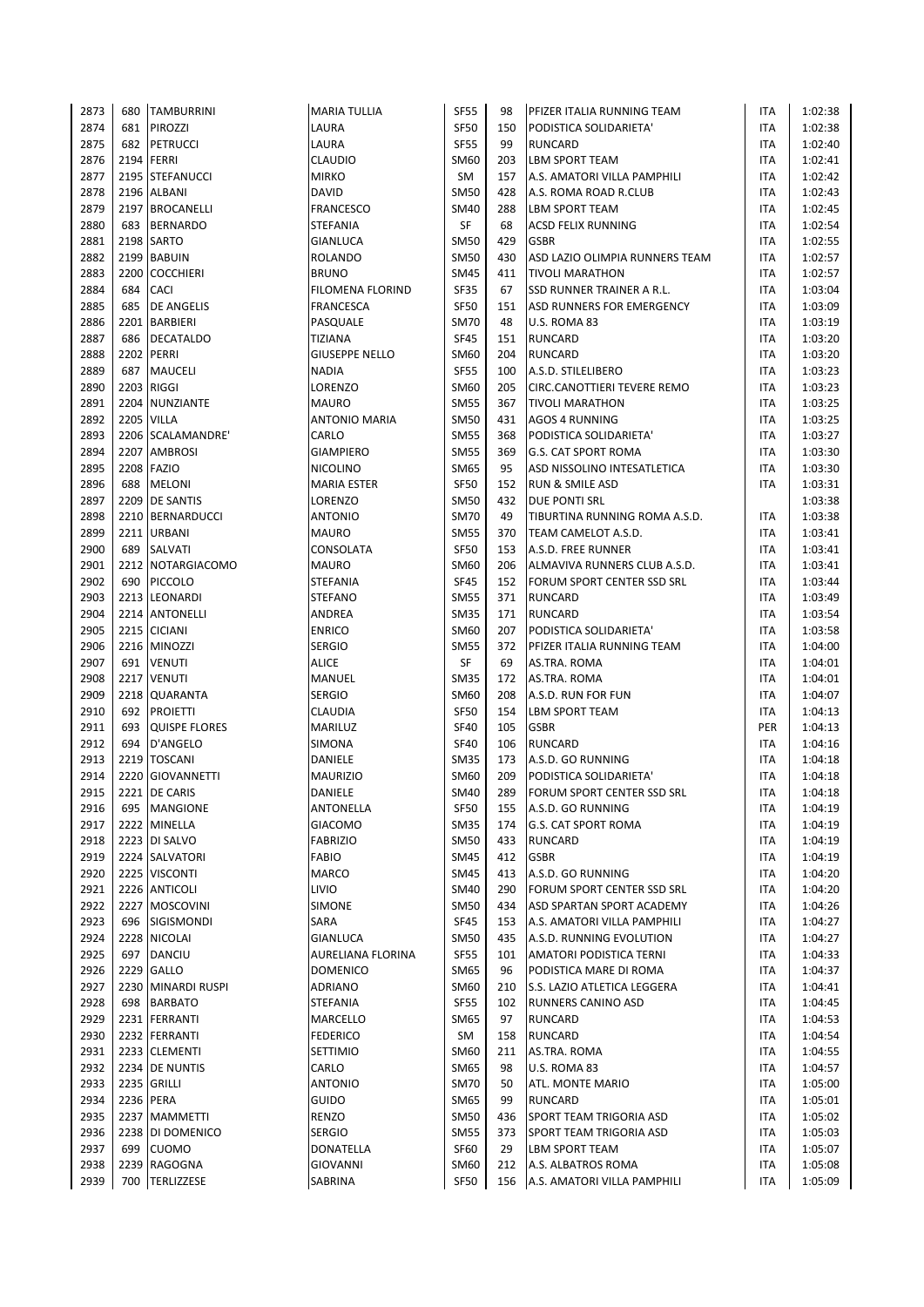| | | | | | | | | |
|---|---|---|---|---|---|---|---|---|
| 2873 | 680 | TAMBURRINI | MARIA TULLIA | SF55 | 98 | PFIZER ITALIA RUNNING TEAM | ITA | 1:02:38 |
| 2874 | 681 | PIROZZI | LAURA | SF50 | 150 | PODISTICA SOLIDARIETA' | ITA | 1:02:38 |
| 2875 | 682 | PETRUCCI | LAURA | SF55 | 99 | RUNCARD | ITA | 1:02:40 |
| 2876 | 2194 | FERRI | CLAUDIO | SM60 | 203 | LBM SPORT TEAM | ITA | 1:02:41 |
| 2877 | 2195 | STEFANUCCI | MIRKO | SM | 157 | A.S. AMATORI VILLA PAMPHILI | ITA | 1:02:42 |
| 2878 | 2196 | ALBANI | DAVID | SM50 | 428 | A.S. ROMA ROAD R.CLUB | ITA | 1:02:43 |
| 2879 | 2197 | BROCANELLI | FRANCESCO | SM40 | 288 | LBM SPORT TEAM | ITA | 1:02:45 |
| 2880 | 683 | BERNARDO | STEFANIA | SF | 68 | ACSD FELIX RUNNING | ITA | 1:02:54 |
| 2881 | 2198 | SARTO | GIANLUCA | SM50 | 429 | GSBR | ITA | 1:02:55 |
| 2882 | 2199 | BABUIN | ROLANDO | SM50 | 430 | ASD LAZIO OLIMPIA RUNNERS TEAM | ITA | 1:02:57 |
| 2883 | 2200 | COCCHIERI | BRUNO | SM45 | 411 | TIVOLI MARATHON | ITA | 1:02:57 |
| 2884 | 684 | CACI | FILOMENA FLORIND | SF35 | 67 | SSD RUNNER TRAINER A R.L. | ITA | 1:03:04 |
| 2885 | 685 | DE ANGELIS | FRANCESCA | SF50 | 151 | ASD RUNNERS FOR EMERGENCY | ITA | 1:03:09 |
| 2886 | 2201 | BARBIERI | PASQUALE | SM70 | 48 | U.S. ROMA 83 | ITA | 1:03:19 |
| 2887 | 686 | DECATALDO | TIZIANA | SF45 | 151 | RUNCARD | ITA | 1:03:20 |
| 2888 | 2202 | PERRI | GIUSEPPE NELLO | SM60 | 204 | RUNCARD | ITA | 1:03:20 |
| 2889 | 687 | MAUCELI | NADIA | SF55 | 100 | A.S.D. STILELIBERO | ITA | 1:03:23 |
| 2890 | 2203 | RIGGI | LORENZO | SM60 | 205 | CIRC.CANOTTIERI TEVERE REMO | ITA | 1:03:23 |
| 2891 | 2204 | NUNZIANTE | MAURO | SM55 | 367 | TIVOLI MARATHON | ITA | 1:03:25 |
| 2892 | 2205 | VILLA | ANTONIO MARIA | SM50 | 431 | AGOS 4 RUNNING | ITA | 1:03:25 |
| 2893 | 2206 | SCALAMANDRE' | CARLO | SM55 | 368 | PODISTICA SOLIDARIETA' | ITA | 1:03:27 |
| 2894 | 2207 | AMBROSI | GIAMPIERO | SM55 | 369 | G.S. CAT SPORT ROMA | ITA | 1:03:30 |
| 2895 | 2208 | FAZIO | NICOLINO | SM65 | 95 | ASD NISSOLINO INTESATLETICA | ITA | 1:03:30 |
| 2896 | 688 | MELONI | MARIA ESTER | SF50 | 152 | RUN & SMILE ASD | ITA | 1:03:31 |
| 2897 | 2209 | DE SANTIS | LORENZO | SM50 | 432 | DUE PONTI SRL | | 1:03:38 |
| 2898 | 2210 | BERNARDUCCI | ANTONIO | SM70 | 49 | TIBURTINA RUNNING ROMA A.S.D. | ITA | 1:03:38 |
| 2899 | 2211 | URBANI | MAURO | SM55 | 370 | TEAM CAMELOT A.S.D. | ITA | 1:03:41 |
| 2900 | 689 | SALVATI | CONSOLATA | SF50 | 153 | A.S.D. FREE RUNNER | ITA | 1:03:41 |
| 2901 | 2212 | NOTARGIACOMO | MAURO | SM60 | 206 | ALMAVIVA RUNNERS CLUB A.S.D. | ITA | 1:03:41 |
| 2902 | 690 | PICCOLO | STEFANIA | SF45 | 152 | FORUM SPORT CENTER SSD SRL | ITA | 1:03:44 |
| 2903 | 2213 | LEONARDI | STEFANO | SM55 | 371 | RUNCARD | ITA | 1:03:49 |
| 2904 | 2214 | ANTONELLI | ANDREA | SM35 | 171 | RUNCARD | ITA | 1:03:54 |
| 2905 | 2215 | CICIANI | ENRICO | SM60 | 207 | PODISTICA SOLIDARIETA' | ITA | 1:03:58 |
| 2906 | 2216 | MINOZZI | SERGIO | SM55 | 372 | PFIZER ITALIA RUNNING TEAM | ITA | 1:04:00 |
| 2907 | 691 | VENUTI | ALICE | SF | 69 | AS.TRA. ROMA | ITA | 1:04:01 |
| 2908 | 2217 | VENUTI | MANUEL | SM35 | 172 | AS.TRA. ROMA | ITA | 1:04:01 |
| 2909 | 2218 | QUARANTA | SERGIO | SM60 | 208 | A.S.D. RUN FOR FUN | ITA | 1:04:07 |
| 2910 | 692 | PROIETTI | CLAUDIA | SF50 | 154 | LBM SPORT TEAM | ITA | 1:04:13 |
| 2911 | 693 | QUISPE FLORES | MARILUZ | SF40 | 105 | GSBR | PER | 1:04:13 |
| 2912 | 694 | D'ANGELO | SIMONA | SF40 | 106 | RUNCARD | ITA | 1:04:16 |
| 2913 | 2219 | TOSCANI | DANIELE | SM35 | 173 | A.S.D. GO RUNNING | ITA | 1:04:18 |
| 2914 | 2220 | GIOVANNETTI | MAURIZIO | SM60 | 209 | PODISTICA SOLIDARIETA' | ITA | 1:04:18 |
| 2915 | 2221 | DE CARIS | DANIELE | SM40 | 289 | FORUM SPORT CENTER SSD SRL | ITA | 1:04:18 |
| 2916 | 695 | MANGIONE | ANTONELLA | SF50 | 155 | A.S.D. GO RUNNING | ITA | 1:04:19 |
| 2917 | 2222 | MINELLA | GIACOMO | SM35 | 174 | G.S. CAT SPORT ROMA | ITA | 1:04:19 |
| 2918 | 2223 | DI SALVO | FABRIZIO | SM50 | 433 | RUNCARD | ITA | 1:04:19 |
| 2919 | 2224 | SALVATORI | FABIO | SM45 | 412 | GSBR | ITA | 1:04:19 |
| 2920 | 2225 | VISCONTI | MARCO | SM45 | 413 | A.S.D. GO RUNNING | ITA | 1:04:20 |
| 2921 | 2226 | ANTICOLI | LIVIO | SM40 | 290 | FORUM SPORT CENTER SSD SRL | ITA | 1:04:20 |
| 2922 | 2227 | MOSCOVINI | SIMONE | SM50 | 434 | ASD SPARTAN SPORT ACADEMY | ITA | 1:04:26 |
| 2923 | 696 | SIGISMONDI | SARA | SF45 | 153 | A.S. AMATORI VILLA PAMPHILI | ITA | 1:04:27 |
| 2924 | 2228 | NICOLAI | GIANLUCA | SM50 | 435 | A.S.D. RUNNING EVOLUTION | ITA | 1:04:27 |
| 2925 | 697 | DANCIU | AURELIANA FLORINA | SF55 | 101 | AMATORI PODISTICA TERNI | ITA | 1:04:33 |
| 2926 | 2229 | GALLO | DOMENICO | SM65 | 96 | PODISTICA MARE DI ROMA | ITA | 1:04:37 |
| 2927 | 2230 | MINARDI RUSPI | ADRIANO | SM60 | 210 | S.S. LAZIO ATLETICA LEGGERA | ITA | 1:04:41 |
| 2928 | 698 | BARBATO | STEFANIA | SF55 | 102 | RUNNERS CANINO ASD | ITA | 1:04:45 |
| 2929 | 2231 | FERRANTI | MARCELLO | SM65 | 97 | RUNCARD | ITA | 1:04:53 |
| 2930 | 2232 | FERRANTI | FEDERICO | SM | 158 | RUNCARD | ITA | 1:04:54 |
| 2931 | 2233 | CLEMENTI | SETTIMIO | SM60 | 211 | AS.TRA. ROMA | ITA | 1:04:55 |
| 2932 | 2234 | DE NUNTIS | CARLO | SM65 | 98 | U.S. ROMA 83 | ITA | 1:04:57 |
| 2933 | 2235 | GRILLI | ANTONIO | SM70 | 50 | ATL. MONTE MARIO | ITA | 1:05:00 |
| 2934 | 2236 | PERA | GUIDO | SM65 | 99 | RUNCARD | ITA | 1:05:01 |
| 2935 | 2237 | MAMMETTI | RENZO | SM50 | 436 | SPORT TEAM TRIGORIA ASD | ITA | 1:05:02 |
| 2936 | 2238 | DI DOMENICO | SERGIO | SM55 | 373 | SPORT TEAM TRIGORIA ASD | ITA | 1:05:03 |
| 2937 | 699 | CUOMO | DONATELLA | SF60 | 29 | LBM SPORT TEAM | ITA | 1:05:07 |
| 2938 | 2239 | RAGOGNA | GIOVANNI | SM60 | 212 | A.S. ALBATROS ROMA | ITA | 1:05:08 |
| 2939 | 700 | TERLIZZESE | SABRINA | SF50 | 156 | A.S. AMATORI VILLA PAMPHILI | ITA | 1:05:09 |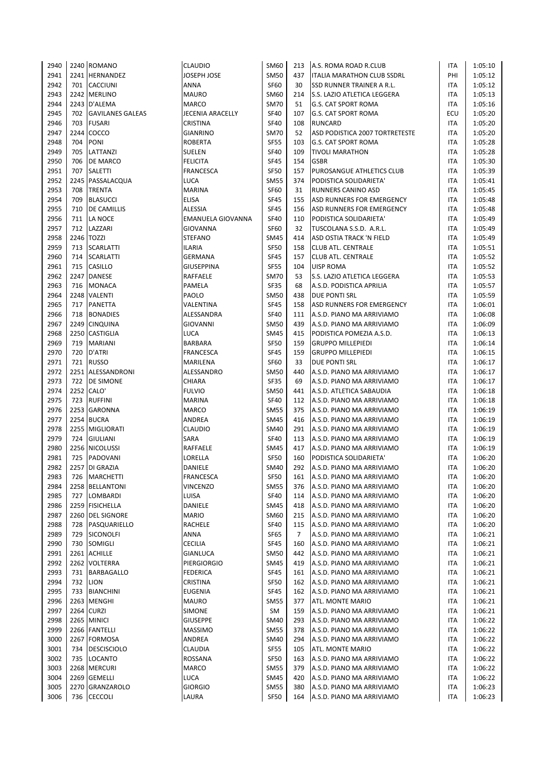| | | | | | | | | |
|---|---|---|---|---|---|---|---|---|
| 2940 | 2240 | ROMANO | CLAUDIO | SM60 | 213 | A.S. ROMA ROAD R.CLUB | ITA | 1:05:10 |
| 2941 | 2241 | HERNANDEZ | JOSEPH JOSE | SM50 | 437 | ITALIA MARATHON CLUB SSDRL | PHI | 1:05:12 |
| 2942 | 701 | CACCIUNI | ANNA | SF60 | 30 | SSD RUNNER TRAINER A R.L. | ITA | 1:05:12 |
| 2943 | 2242 | MERLINO | MAURO | SM60 | 214 | S.S. LAZIO ATLETICA LEGGERA | ITA | 1:05:13 |
| 2944 | 2243 | D'ALEMA | MARCO | SM70 | 51 | G.S. CAT SPORT ROMA | ITA | 1:05:16 |
| 2945 | 702 | GAVILANES GALEAS | JECENIA ARACELLY | SF40 | 107 | G.S. CAT SPORT ROMA | ECU | 1:05:20 |
| 2946 | 703 | FUSARI | CRISTINA | SF40 | 108 | RUNCARD | ITA | 1:05:20 |
| 2947 | 2244 | COCCO | GIANRINO | SM70 | 52 | ASD PODISTICA 2007 TORTRETESTE | ITA | 1:05:20 |
| 2948 | 704 | PONI | ROBERTA | SF55 | 103 | G.S. CAT SPORT ROMA | ITA | 1:05:28 |
| 2949 | 705 | LATTANZI | SUELEN | SF40 | 109 | TIVOLI MARATHON | ITA | 1:05:28 |
| 2950 | 706 | DE MARCO | FELICITA | SF45 | 154 | GSBR | ITA | 1:05:30 |
| 2951 | 707 | SALETTI | FRANCESCA | SF50 | 157 | PUROSANGUE ATHLETICS CLUB | ITA | 1:05:39 |
| 2952 | 2245 | PASSALACQUA | LUCA | SM55 | 374 | PODISTICA SOLIDARIETA' | ITA | 1:05:41 |
| 2953 | 708 | TRENTA | MARINA | SF60 | 31 | RUNNERS CANINO ASD | ITA | 1:05:45 |
| 2954 | 709 | BLASUCCI | ELISA | SF45 | 155 | ASD RUNNERS FOR EMERGENCY | ITA | 1:05:48 |
| 2955 | 710 | DE CAMILLIS | ALESSIA | SF45 | 156 | ASD RUNNERS FOR EMERGENCY | ITA | 1:05:48 |
| 2956 | 711 | LA NOCE | EMANUELA GIOVANNA | SF40 | 110 | PODISTICA SOLIDARIETA' | ITA | 1:05:49 |
| 2957 | 712 | LAZZARI | GIOVANNA | SF60 | 32 | TUSCOLANA S.S.D. A.R.L. | ITA | 1:05:49 |
| 2958 | 2246 | TOZZI | STEFANO | SM45 | 414 | ASD OSTIA TRACK 'N FIELD | ITA | 1:05:49 |
| 2959 | 713 | SCARLATTI | ILARIA | SF50 | 158 | CLUB ATL. CENTRALE | ITA | 1:05:51 |
| 2960 | 714 | SCARLATTI | GERMANA | SF45 | 157 | CLUB ATL. CENTRALE | ITA | 1:05:52 |
| 2961 | 715 | CASILLO | GIUSEPPINA | SF55 | 104 | UISP ROMA | ITA | 1:05:52 |
| 2962 | 2247 | DANESE | RAFFAELE | SM70 | 53 | S.S. LAZIO ATLETICA LEGGERA | ITA | 1:05:53 |
| 2963 | 716 | MONACA | PAMELA | SF35 | 68 | A.S.D. PODISTICA APRILIA | ITA | 1:05:57 |
| 2964 | 2248 | VALENTI | PAOLO | SM50 | 438 | DUE PONTI SRL | ITA | 1:05:59 |
| 2965 | 717 | PANETTA | VALENTINA | SF45 | 158 | ASD RUNNERS FOR EMERGENCY | ITA | 1:06:01 |
| 2966 | 718 | BONADIES | ALESSANDRA | SF40 | 111 | A.S.D. PIANO MA ARRIVIAMO | ITA | 1:06:08 |
| 2967 | 2249 | CINQUINA | GIOVANNI | SM50 | 439 | A.S.D. PIANO MA ARRIVIAMO | ITA | 1:06:09 |
| 2968 | 2250 | CASTIGLIA | LUCA | SM45 | 415 | PODISTICA POMEZIA A.S.D. | ITA | 1:06:13 |
| 2969 | 719 | MARIANI | BARBARA | SF50 | 159 | GRUPPO MILLEPIEDI | ITA | 1:06:14 |
| 2970 | 720 | D'ATRI | FRANCESCA | SF45 | 159 | GRUPPO MILLEPIEDI | ITA | 1:06:15 |
| 2971 | 721 | RUSSO | MARILENA | SF60 | 33 | DUE PONTI SRL | ITA | 1:06:17 |
| 2972 | 2251 | ALESSANDRONI | ALESSANDRO | SM50 | 440 | A.S.D. PIANO MA ARRIVIAMO | ITA | 1:06:17 |
| 2973 | 722 | DE SIMONE | CHIARA | SF35 | 69 | A.S.D. PIANO MA ARRIVIAMO | ITA | 1:06:17 |
| 2974 | 2252 | CALO' | FULVIO | SM50 | 441 | A.S.D. ATLETICA SABAUDIA | ITA | 1:06:18 |
| 2975 | 723 | RUFFINI | MARINA | SF40 | 112 | A.S.D. PIANO MA ARRIVIAMO | ITA | 1:06:18 |
| 2976 | 2253 | GARONNA | MARCO | SM55 | 375 | A.S.D. PIANO MA ARRIVIAMO | ITA | 1:06:19 |
| 2977 | 2254 | BUCRA | ANDREA | SM45 | 416 | A.S.D. PIANO MA ARRIVIAMO | ITA | 1:06:19 |
| 2978 | 2255 | MIGLIORATI | CLAUDIO | SM40 | 291 | A.S.D. PIANO MA ARRIVIAMO | ITA | 1:06:19 |
| 2979 | 724 | GIULIANI | SARA | SF40 | 113 | A.S.D. PIANO MA ARRIVIAMO | ITA | 1:06:19 |
| 2980 | 2256 | NICOLUSSI | RAFFAELE | SM45 | 417 | A.S.D. PIANO MA ARRIVIAMO | ITA | 1:06:19 |
| 2981 | 725 | PADOVANI | LORELLA | SF50 | 160 | PODISTICA SOLIDARIETA' | ITA | 1:06:20 |
| 2982 | 2257 | DI GRAZIA | DANIELE | SM40 | 292 | A.S.D. PIANO MA ARRIVIAMO | ITA | 1:06:20 |
| 2983 | 726 | MARCHETTI | FRANCESCA | SF50 | 161 | A.S.D. PIANO MA ARRIVIAMO | ITA | 1:06:20 |
| 2984 | 2258 | BELLANTONI | VINCENZO | SM55 | 376 | A.S.D. PIANO MA ARRIVIAMO | ITA | 1:06:20 |
| 2985 | 727 | LOMBARDI | LUISA | SF40 | 114 | A.S.D. PIANO MA ARRIVIAMO | ITA | 1:06:20 |
| 2986 | 2259 | FISICHELLA | DANIELE | SM45 | 418 | A.S.D. PIANO MA ARRIVIAMO | ITA | 1:06:20 |
| 2987 | 2260 | DEL SIGNORE | MARIO | SM60 | 215 | A.S.D. PIANO MA ARRIVIAMO | ITA | 1:06:20 |
| 2988 | 728 | PASQUARIELLO | RACHELE | SF40 | 115 | A.S.D. PIANO MA ARRIVIAMO | ITA | 1:06:20 |
| 2989 | 729 | SICONOLFI | ANNA | SF65 | 7 | A.S.D. PIANO MA ARRIVIAMO | ITA | 1:06:21 |
| 2990 | 730 | SOMIGLI | CECILIA | SF45 | 160 | A.S.D. PIANO MA ARRIVIAMO | ITA | 1:06:21 |
| 2991 | 2261 | ACHILLE | GIANLUCA | SM50 | 442 | A.S.D. PIANO MA ARRIVIAMO | ITA | 1:06:21 |
| 2992 | 2262 | VOLTERRA | PIERGIORGIO | SM45 | 419 | A.S.D. PIANO MA ARRIVIAMO | ITA | 1:06:21 |
| 2993 | 731 | BARBAGALLO | FEDERICA | SF45 | 161 | A.S.D. PIANO MA ARRIVIAMO | ITA | 1:06:21 |
| 2994 | 732 | LION | CRISTINA | SF50 | 162 | A.S.D. PIANO MA ARRIVIAMO | ITA | 1:06:21 |
| 2995 | 733 | BIANCHINI | EUGENIA | SF45 | 162 | A.S.D. PIANO MA ARRIVIAMO | ITA | 1:06:21 |
| 2996 | 2263 | MENGHI | MAURO | SM55 | 377 | ATL. MONTE MARIO | ITA | 1:06:21 |
| 2997 | 2264 | CURZI | SIMONE | SM | 159 | A.S.D. PIANO MA ARRIVIAMO | ITA | 1:06:21 |
| 2998 | 2265 | MINICI | GIUSEPPE | SM40 | 293 | A.S.D. PIANO MA ARRIVIAMO | ITA | 1:06:22 |
| 2999 | 2266 | FANTELLI | MASSIMO | SM55 | 378 | A.S.D. PIANO MA ARRIVIAMO | ITA | 1:06:22 |
| 3000 | 2267 | FORMOSA | ANDREA | SM40 | 294 | A.S.D. PIANO MA ARRIVIAMO | ITA | 1:06:22 |
| 3001 | 734 | DESCISCIOLO | CLAUDIA | SF55 | 105 | ATL. MONTE MARIO | ITA | 1:06:22 |
| 3002 | 735 | LOCANTO | ROSSANA | SF50 | 163 | A.S.D. PIANO MA ARRIVIAMO | ITA | 1:06:22 |
| 3003 | 2268 | MERCURI | MARCO | SM55 | 379 | A.S.D. PIANO MA ARRIVIAMO | ITA | 1:06:22 |
| 3004 | 2269 | GEMELLI | LUCA | SM45 | 420 | A.S.D. PIANO MA ARRIVIAMO | ITA | 1:06:22 |
| 3005 | 2270 | GRANZAROLO | GIORGIO | SM55 | 380 | A.S.D. PIANO MA ARRIVIAMO | ITA | 1:06:23 |
| 3006 | 736 | CECCOLI | LAURA | SF50 | 164 | A.S.D. PIANO MA ARRIVIAMO | ITA | 1:06:23 |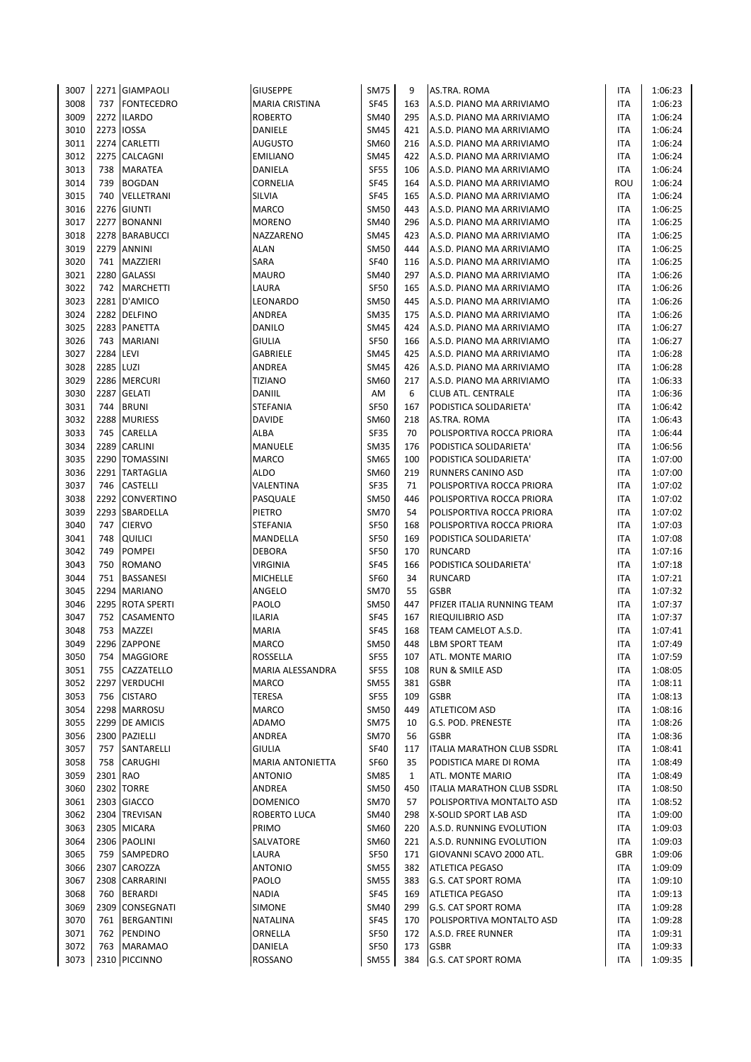| | | | | | | | | |
|---|---|---|---|---|---|---|---|---|
| 3007 | 2271 | GIAMPAOLI | GIUSEPPE | SM75 | 9 | AS.TRA. ROMA | ITA | 1:06:23 |
| 3008 | 737 | FONTECEDRO | MARIA CRISTINA | SF45 | 163 | A.S.D. PIANO MA ARRIVIAMO | ITA | 1:06:23 |
| 3009 | 2272 | ILARDO | ROBERTO | SM40 | 295 | A.S.D. PIANO MA ARRIVIAMO | ITA | 1:06:24 |
| 3010 | 2273 | IOSSA | DANIELE | SM45 | 421 | A.S.D. PIANO MA ARRIVIAMO | ITA | 1:06:24 |
| 3011 | 2274 | CARLETTI | AUGUSTO | SM60 | 216 | A.S.D. PIANO MA ARRIVIAMO | ITA | 1:06:24 |
| 3012 | 2275 | CALCAGNI | EMILIANO | SM45 | 422 | A.S.D. PIANO MA ARRIVIAMO | ITA | 1:06:24 |
| 3013 | 738 | MARATEA | DANIELA | SF55 | 106 | A.S.D. PIANO MA ARRIVIAMO | ITA | 1:06:24 |
| 3014 | 739 | BOGDAN | CORNELIA | SF45 | 164 | A.S.D. PIANO MA ARRIVIAMO | ROU | 1:06:24 |
| 3015 | 740 | VELLETRANI | SILVIA | SF45 | 165 | A.S.D. PIANO MA ARRIVIAMO | ITA | 1:06:24 |
| 3016 | 2276 | GIUNTI | MARCO | SM50 | 443 | A.S.D. PIANO MA ARRIVIAMO | ITA | 1:06:25 |
| 3017 | 2277 | BONANNI | MORENO | SM40 | 296 | A.S.D. PIANO MA ARRIVIAMO | ITA | 1:06:25 |
| 3018 | 2278 | BARABUCCI | NAZZARENO | SM45 | 423 | A.S.D. PIANO MA ARRIVIAMO | ITA | 1:06:25 |
| 3019 | 2279 | ANNINI | ALAN | SM50 | 444 | A.S.D. PIANO MA ARRIVIAMO | ITA | 1:06:25 |
| 3020 | 741 | MAZZIERI | SARA | SF40 | 116 | A.S.D. PIANO MA ARRIVIAMO | ITA | 1:06:25 |
| 3021 | 2280 | GALASSI | MAURO | SM40 | 297 | A.S.D. PIANO MA ARRIVIAMO | ITA | 1:06:26 |
| 3022 | 742 | MARCHETTI | LAURA | SF50 | 165 | A.S.D. PIANO MA ARRIVIAMO | ITA | 1:06:26 |
| 3023 | 2281 | D'AMICO | LEONARDO | SM50 | 445 | A.S.D. PIANO MA ARRIVIAMO | ITA | 1:06:26 |
| 3024 | 2282 | DELFINO | ANDREA | SM35 | 175 | A.S.D. PIANO MA ARRIVIAMO | ITA | 1:06:26 |
| 3025 | 2283 | PANETTA | DANILO | SM45 | 424 | A.S.D. PIANO MA ARRIVIAMO | ITA | 1:06:27 |
| 3026 | 743 | MARIANI | GIULIA | SF50 | 166 | A.S.D. PIANO MA ARRIVIAMO | ITA | 1:06:27 |
| 3027 | 2284 | LEVI | GABRIELE | SM45 | 425 | A.S.D. PIANO MA ARRIVIAMO | ITA | 1:06:28 |
| 3028 | 2285 | LUZI | ANDREA | SM45 | 426 | A.S.D. PIANO MA ARRIVIAMO | ITA | 1:06:28 |
| 3029 | 2286 | MERCURI | TIZIANO | SM60 | 217 | A.S.D. PIANO MA ARRIVIAMO | ITA | 1:06:33 |
| 3030 | 2287 | GELATI | DANIIL | AM | 6 | CLUB ATL. CENTRALE | ITA | 1:06:36 |
| 3031 | 744 | BRUNI | STEFANIA | SF50 | 167 | PODISTICA SOLIDARIETA' | ITA | 1:06:42 |
| 3032 | 2288 | MURIESS | DAVIDE | SM60 | 218 | AS.TRA. ROMA | ITA | 1:06:43 |
| 3033 | 745 | CARELLA | ALBA | SF35 | 70 | POLISPORTIVA ROCCA PRIORA | ITA | 1:06:44 |
| 3034 | 2289 | CARLINI | MANUELE | SM35 | 176 | PODISTICA SOLIDARIETA' | ITA | 1:06:56 |
| 3035 | 2290 | TOMASSINI | MARCO | SM65 | 100 | PODISTICA SOLIDARIETA' | ITA | 1:07:00 |
| 3036 | 2291 | TARTAGLIA | ALDO | SM60 | 219 | RUNNERS CANINO ASD | ITA | 1:07:00 |
| 3037 | 746 | CASTELLI | VALENTINA | SF35 | 71 | POLISPORTIVA ROCCA PRIORA | ITA | 1:07:02 |
| 3038 | 2292 | CONVERTINO | PASQUALE | SM50 | 446 | POLISPORTIVA ROCCA PRIORA | ITA | 1:07:02 |
| 3039 | 2293 | SBARDELLA | PIETRO | SM70 | 54 | POLISPORTIVA ROCCA PRIORA | ITA | 1:07:02 |
| 3040 | 747 | CIERVO | STEFANIA | SF50 | 168 | POLISPORTIVA ROCCA PRIORA | ITA | 1:07:03 |
| 3041 | 748 | QUILICI | MANDELLA | SF50 | 169 | PODISTICA SOLIDARIETA' | ITA | 1:07:08 |
| 3042 | 749 | POMPEI | DEBORA | SF50 | 170 | RUNCARD | ITA | 1:07:16 |
| 3043 | 750 | ROMANO | VIRGINIA | SF45 | 166 | PODISTICA SOLIDARIETA' | ITA | 1:07:18 |
| 3044 | 751 | BASSANESI | MICHELLE | SF60 | 34 | RUNCARD | ITA | 1:07:21 |
| 3045 | 2294 | MARIANO | ANGELO | SM70 | 55 | GSBR | ITA | 1:07:32 |
| 3046 | 2295 | ROTA SPERTI | PAOLO | SM50 | 447 | PFIZER ITALIA RUNNING TEAM | ITA | 1:07:37 |
| 3047 | 752 | CASAMENTO | ILARIA | SF45 | 167 | RIEQUILIBRIO ASD | ITA | 1:07:37 |
| 3048 | 753 | MAZZEI | MARIA | SF45 | 168 | TEAM CAMELOT A.S.D. | ITA | 1:07:41 |
| 3049 | 2296 | ZAPPONE | MARCO | SM50 | 448 | LBM SPORT TEAM | ITA | 1:07:49 |
| 3050 | 754 | MAGGIORE | ROSSELLA | SF55 | 107 | ATL. MONTE MARIO | ITA | 1:07:59 |
| 3051 | 755 | CAZZATELLO | MARIA ALESSANDRA | SF55 | 108 | RUN & SMILE ASD | ITA | 1:08:05 |
| 3052 | 2297 | VERDUCHI | MARCO | SM55 | 381 | GSBR | ITA | 1:08:11 |
| 3053 | 756 | CISTARO | TERESA | SF55 | 109 | GSBR | ITA | 1:08:13 |
| 3054 | 2298 | MARROSU | MARCO | SM50 | 449 | ATLETICOM ASD | ITA | 1:08:16 |
| 3055 | 2299 | DE AMICIS | ADAMO | SM75 | 10 | G.S. POD. PRENESTE | ITA | 1:08:26 |
| 3056 | 2300 | PAZIELLI | ANDREA | SM70 | 56 | GSBR | ITA | 1:08:36 |
| 3057 | 757 | SANTARELLI | GIULIA | SF40 | 117 | ITALIA MARATHON CLUB SSDRL | ITA | 1:08:41 |
| 3058 | 758 | CARUGHI | MARIA ANTONIETTA | SF60 | 35 | PODISTICA MARE DI ROMA | ITA | 1:08:49 |
| 3059 | 2301 | RAO | ANTONIO | SM85 | 1 | ATL. MONTE MARIO | ITA | 1:08:49 |
| 3060 | 2302 | TORRE | ANDREA | SM50 | 450 | ITALIA MARATHON CLUB SSDRL | ITA | 1:08:50 |
| 3061 | 2303 | GIACCO | DOMENICO | SM70 | 57 | POLISPORTIVA MONTALTO ASD | ITA | 1:08:52 |
| 3062 | 2304 | TREVISAN | ROBERTO LUCA | SM40 | 298 | X-SOLID SPORT LAB ASD | ITA | 1:09:00 |
| 3063 | 2305 | MICARA | PRIMO | SM60 | 220 | A.S.D. RUNNING EVOLUTION | ITA | 1:09:03 |
| 3064 | 2306 | PAOLINI | SALVATORE | SM60 | 221 | A.S.D. RUNNING EVOLUTION | ITA | 1:09:03 |
| 3065 | 759 | SAMPEDRO | LAURA | SF50 | 171 | GIOVANNI SCAVO 2000 ATL. | GBR | 1:09:06 |
| 3066 | 2307 | CAROZZA | ANTONIO | SM55 | 382 | ATLETICA PEGASO | ITA | 1:09:09 |
| 3067 | 2308 | CARRARINI | PAOLO | SM55 | 383 | G.S. CAT SPORT ROMA | ITA | 1:09:10 |
| 3068 | 760 | BERARDI | NADIA | SF45 | 169 | ATLETICA PEGASO | ITA | 1:09:13 |
| 3069 | 2309 | CONSEGNATI | SIMONE | SM40 | 299 | G.S. CAT SPORT ROMA | ITA | 1:09:28 |
| 3070 | 761 | BERGANTINI | NATALINA | SF45 | 170 | POLISPORTIVA MONTALTO ASD | ITA | 1:09:28 |
| 3071 | 762 | PENDINO | ORNELLA | SF50 | 172 | A.S.D. FREE RUNNER | ITA | 1:09:31 |
| 3072 | 763 | MARAMAO | DANIELA | SF50 | 173 | GSBR | ITA | 1:09:33 |
| 3073 | 2310 | PICCINNO | ROSSANO | SM55 | 384 | G.S. CAT SPORT ROMA | ITA | 1:09:35 |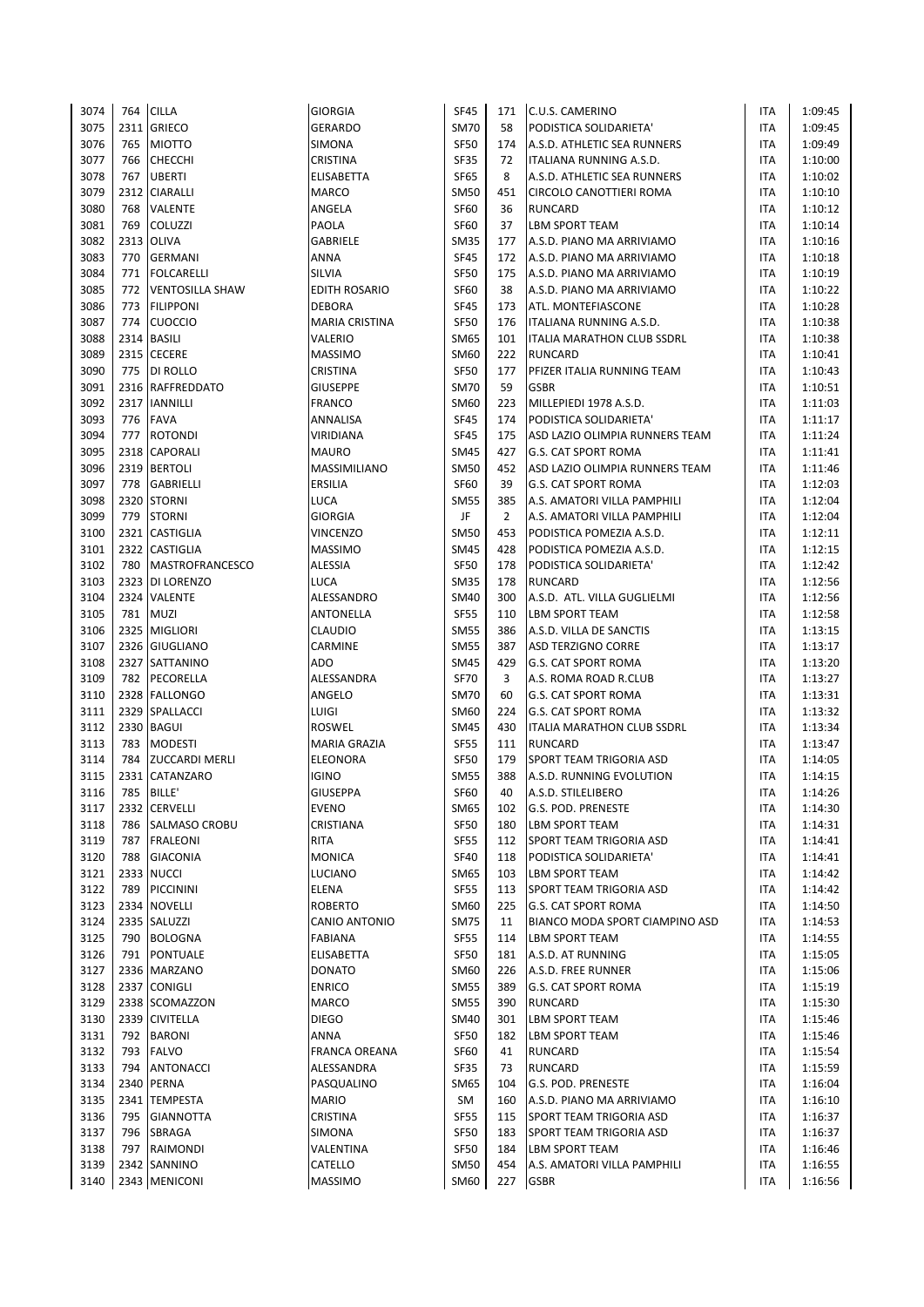| | | | | | | | | |
|---|---|---|---|---|---|---|---|---|
| 3074 | 764 | CILLA | GIORGIA | SF45 | 171 | C.U.S. CAMERINO | ITA | 1:09:45 |
| 3075 | 2311 | GRIECO | GERARDO | SM70 | 58 | PODISTICA SOLIDARIETA' | ITA | 1:09:45 |
| 3076 | 765 | MIOTTO | SIMONA | SF50 | 174 | A.S.D. ATHLETIC SEA RUNNERS | ITA | 1:09:49 |
| 3077 | 766 | CHECCHI | CRISTINA | SF35 | 72 | ITALIANA RUNNING A.S.D. | ITA | 1:10:00 |
| 3078 | 767 | UBERTI | ELISABETTA | SF65 | 8 | A.S.D. ATHLETIC SEA RUNNERS | ITA | 1:10:02 |
| 3079 | 2312 | CIARALLI | MARCO | SM50 | 451 | CIRCOLO CANOTTIERI ROMA | ITA | 1:10:10 |
| 3080 | 768 | VALENTE | ANGELA | SF60 | 36 | RUNCARD | ITA | 1:10:12 |
| 3081 | 769 | COLUZZI | PAOLA | SF60 | 37 | LBM SPORT TEAM | ITA | 1:10:14 |
| 3082 | 2313 | OLIVA | GABRIELE | SM35 | 177 | A.S.D. PIANO MA ARRIVIAMO | ITA | 1:10:16 |
| 3083 | 770 | GERMANI | ANNA | SF45 | 172 | A.S.D. PIANO MA ARRIVIAMO | ITA | 1:10:18 |
| 3084 | 771 | FOLCARELLI | SILVIA | SF50 | 175 | A.S.D. PIANO MA ARRIVIAMO | ITA | 1:10:19 |
| 3085 | 772 | VENTOSILLA SHAW | EDITH ROSARIO | SF60 | 38 | A.S.D. PIANO MA ARRIVIAMO | ITA | 1:10:22 |
| 3086 | 773 | FILIPPONI | DEBORA | SF45 | 173 | ATL. MONTEFIASCONE | ITA | 1:10:28 |
| 3087 | 774 | CUOCCIO | MARIA CRISTINA | SF50 | 176 | ITALIANA RUNNING A.S.D. | ITA | 1:10:38 |
| 3088 | 2314 | BASILI | VALERIO | SM65 | 101 | ITALIA MARATHON CLUB SSDRL | ITA | 1:10:38 |
| 3089 | 2315 | CECERE | MASSIMO | SM60 | 222 | RUNCARD | ITA | 1:10:41 |
| 3090 | 775 | DI ROLLO | CRISTINA | SF50 | 177 | PFIZER ITALIA RUNNING TEAM | ITA | 1:10:43 |
| 3091 | 2316 | RAFFREDDATO | GIUSEPPE | SM70 | 59 | GSBR | ITA | 1:10:51 |
| 3092 | 2317 | IANNILLI | FRANCO | SM60 | 223 | MILLEPIEDI 1978 A.S.D. | ITA | 1:11:03 |
| 3093 | 776 | FAVA | ANNALISA | SF45 | 174 | PODISTICA SOLIDARIETA' | ITA | 1:11:17 |
| 3094 | 777 | ROTONDI | VIRIDIANA | SF45 | 175 | ASD LAZIO OLIMPIA RUNNERS TEAM | ITA | 1:11:24 |
| 3095 | 2318 | CAPORALI | MAURO | SM45 | 427 | G.S. CAT SPORT ROMA | ITA | 1:11:41 |
| 3096 | 2319 | BERTOLI | MASSIMILIANO | SM50 | 452 | ASD LAZIO OLIMPIA RUNNERS TEAM | ITA | 1:11:46 |
| 3097 | 778 | GABRIELLI | ERSILIA | SF60 | 39 | G.S. CAT SPORT ROMA | ITA | 1:12:03 |
| 3098 | 2320 | STORNI | LUCA | SM55 | 385 | A.S. AMATORI VILLA PAMPHILI | ITA | 1:12:04 |
| 3099 | 779 | STORNI | GIORGIA | JF | 2 | A.S. AMATORI VILLA PAMPHILI | ITA | 1:12:04 |
| 3100 | 2321 | CASTIGLIA | VINCENZO | SM50 | 453 | PODISTICA POMEZIA A.S.D. | ITA | 1:12:11 |
| 3101 | 2322 | CASTIGLIA | MASSIMO | SM45 | 428 | PODISTICA POMEZIA A.S.D. | ITA | 1:12:15 |
| 3102 | 780 | MASTROFRANCESCO | ALESSIA | SF50 | 178 | PODISTICA SOLIDARIETA' | ITA | 1:12:42 |
| 3103 | 2323 | DI LORENZO | LUCA | SM35 | 178 | RUNCARD | ITA | 1:12:56 |
| 3104 | 2324 | VALENTE | ALESSANDRO | SM40 | 300 | A.S.D. ATL. VILLA GUGLIELMI | ITA | 1:12:56 |
| 3105 | 781 | MUZI | ANTONELLA | SF55 | 110 | LBM SPORT TEAM | ITA | 1:12:58 |
| 3106 | 2325 | MIGLIORI | CLAUDIO | SM55 | 386 | A.S.D. VILLA DE SANCTIS | ITA | 1:13:15 |
| 3107 | 2326 | GIUGLIANO | CARMINE | SM55 | 387 | ASD TERZIGNO CORRE | ITA | 1:13:17 |
| 3108 | 2327 | SATTANINO | ADO | SM45 | 429 | G.S. CAT SPORT ROMA | ITA | 1:13:20 |
| 3109 | 782 | PECORELLA | ALESSANDRA | SF70 | 3 | A.S. ROMA ROAD R.CLUB | ITA | 1:13:27 |
| 3110 | 2328 | FALLONGO | ANGELO | SM70 | 60 | G.S. CAT SPORT ROMA | ITA | 1:13:31 |
| 3111 | 2329 | SPALLACCI | LUIGI | SM60 | 224 | G.S. CAT SPORT ROMA | ITA | 1:13:32 |
| 3112 | 2330 | BAGUI | ROSWEL | SM45 | 430 | ITALIA MARATHON CLUB SSDRL | ITA | 1:13:34 |
| 3113 | 783 | MODESTI | MARIA GRAZIA | SF55 | 111 | RUNCARD | ITA | 1:13:47 |
| 3114 | 784 | ZUCCARDI MERLI | ELEONORA | SF50 | 179 | SPORT TEAM TRIGORIA ASD | ITA | 1:14:05 |
| 3115 | 2331 | CATANZARO | IGINO | SM55 | 388 | A.S.D. RUNNING EVOLUTION | ITA | 1:14:15 |
| 3116 | 785 | BILLE' | GIUSEPPA | SF60 | 40 | A.S.D. STILELIBERO | ITA | 1:14:26 |
| 3117 | 2332 | CERVELLI | EVENO | SM65 | 102 | G.S. POD. PRENESTE | ITA | 1:14:30 |
| 3118 | 786 | SALMASO CROBU | CRISTIANA | SF50 | 180 | LBM SPORT TEAM | ITA | 1:14:31 |
| 3119 | 787 | FRALEONI | RITA | SF55 | 112 | SPORT TEAM TRIGORIA ASD | ITA | 1:14:41 |
| 3120 | 788 | GIACONIA | MONICA | SF40 | 118 | PODISTICA SOLIDARIETA' | ITA | 1:14:41 |
| 3121 | 2333 | NUCCI | LUCIANO | SM65 | 103 | LBM SPORT TEAM | ITA | 1:14:42 |
| 3122 | 789 | PICCININI | ELENA | SF55 | 113 | SPORT TEAM TRIGORIA ASD | ITA | 1:14:42 |
| 3123 | 2334 | NOVELLI | ROBERTO | SM60 | 225 | G.S. CAT SPORT ROMA | ITA | 1:14:50 |
| 3124 | 2335 | SALUZZI | CANIO ANTONIO | SM75 | 11 | BIANCO MODA SPORT CIAMPINO ASD | ITA | 1:14:53 |
| 3125 | 790 | BOLOGNA | FABIANA | SF55 | 114 | LBM SPORT TEAM | ITA | 1:14:55 |
| 3126 | 791 | PONTUALE | ELISABETTA | SF50 | 181 | A.S.D. AT RUNNING | ITA | 1:15:05 |
| 3127 | 2336 | MARZANO | DONATO | SM60 | 226 | A.S.D. FREE RUNNER | ITA | 1:15:06 |
| 3128 | 2337 | CONIGLI | ENRICO | SM55 | 389 | G.S. CAT SPORT ROMA | ITA | 1:15:19 |
| 3129 | 2338 | SCOMAZZON | MARCO | SM55 | 390 | RUNCARD | ITA | 1:15:30 |
| 3130 | 2339 | CIVITELLA | DIEGO | SM40 | 301 | LBM SPORT TEAM | ITA | 1:15:46 |
| 3131 | 792 | BARONI | ANNA | SF50 | 182 | LBM SPORT TEAM | ITA | 1:15:46 |
| 3132 | 793 | FALVO | FRANCA OREANA | SF60 | 41 | RUNCARD | ITA | 1:15:54 |
| 3133 | 794 | ANTONACCI | ALESSANDRA | SF35 | 73 | RUNCARD | ITA | 1:15:59 |
| 3134 | 2340 | PERNA | PASQUALINO | SM65 | 104 | G.S. POD. PRENESTE | ITA | 1:16:04 |
| 3135 | 2341 | TEMPESTA | MARIO | SM | 160 | A.S.D. PIANO MA ARRIVIAMO | ITA | 1:16:10 |
| 3136 | 795 | GIANNOTTA | CRISTINA | SF55 | 115 | SPORT TEAM TRIGORIA ASD | ITA | 1:16:37 |
| 3137 | 796 | SBRAGA | SIMONA | SF50 | 183 | SPORT TEAM TRIGORIA ASD | ITA | 1:16:37 |
| 3138 | 797 | RAIMONDI | VALENTINA | SF50 | 184 | LBM SPORT TEAM | ITA | 1:16:46 |
| 3139 | 2342 | SANNINO | CATELLO | SM50 | 454 | A.S. AMATORI VILLA PAMPHILI | ITA | 1:16:55 |
| 3140 | 2343 | MENICONI | MASSIMO | SM60 | 227 | GSBR | ITA | 1:16:56 |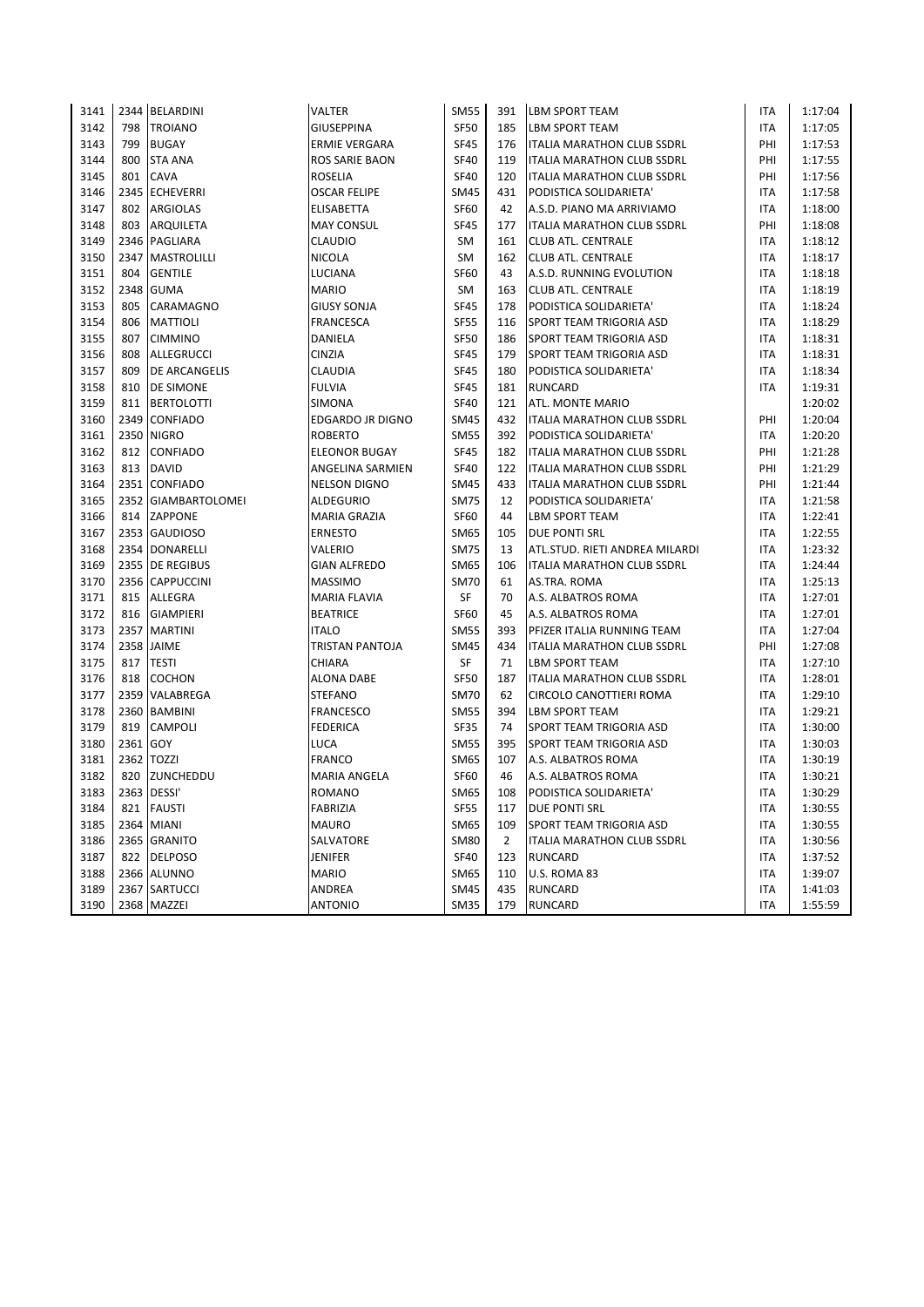| | | | | | | | | |
|---|---|---|---|---|---|---|---|---|
| 3141 | 2344 | BELARDINI | VALTER | SM55 | 391 | LBM SPORT TEAM | ITA | 1:17:04 |
| 3142 | 798 | TROIANO | GIUSEPPINA | SF50 | 185 | LBM SPORT TEAM | ITA | 1:17:05 |
| 3143 | 799 | BUGAY | ERMIE VERGARA | SF45 | 176 | ITALIA MARATHON CLUB SSDRL | PHI | 1:17:53 |
| 3144 | 800 | STA ANA | ROS SARIE BAON | SF40 | 119 | ITALIA MARATHON CLUB SSDRL | PHI | 1:17:55 |
| 3145 | 801 | CAVA | ROSELIA | SF40 | 120 | ITALIA MARATHON CLUB SSDRL | PHI | 1:17:56 |
| 3146 | 2345 | ECHEVERRI | OSCAR FELIPE | SM45 | 431 | PODISTICA SOLIDARIETA' | ITA | 1:17:58 |
| 3147 | 802 | ARGIOLAS | ELISABETTA | SF60 | 42 | A.S.D. PIANO MA ARRIVIAMO | ITA | 1:18:00 |
| 3148 | 803 | ARQUILETA | MAY CONSUL | SF45 | 177 | ITALIA MARATHON CLUB SSDRL | PHI | 1:18:08 |
| 3149 | 2346 | PAGLIARA | CLAUDIO | SM | 161 | CLUB ATL. CENTRALE | ITA | 1:18:12 |
| 3150 | 2347 | MASTROLILLI | NICOLA | SM | 162 | CLUB ATL. CENTRALE | ITA | 1:18:17 |
| 3151 | 804 | GENTILE | LUCIANA | SF60 | 43 | A.S.D. RUNNING EVOLUTION | ITA | 1:18:18 |
| 3152 | 2348 | GUMA | MARIO | SM | 163 | CLUB ATL. CENTRALE | ITA | 1:18:19 |
| 3153 | 805 | CARAMAGNO | GIUSY SONJA | SF45 | 178 | PODISTICA SOLIDARIETA' | ITA | 1:18:24 |
| 3154 | 806 | MATTIOLI | FRANCESCA | SF55 | 116 | SPORT TEAM TRIGORIA ASD | ITA | 1:18:29 |
| 3155 | 807 | CIMMINO | DANIELA | SF50 | 186 | SPORT TEAM TRIGORIA ASD | ITA | 1:18:31 |
| 3156 | 808 | ALLEGRUCCI | CINZIA | SF45 | 179 | SPORT TEAM TRIGORIA ASD | ITA | 1:18:31 |
| 3157 | 809 | DE ARCANGELIS | CLAUDIA | SF45 | 180 | PODISTICA SOLIDARIETA' | ITA | 1:18:34 |
| 3158 | 810 | DE SIMONE | FULVIA | SF45 | 181 | RUNCARD | ITA | 1:19:31 |
| 3159 | 811 | BERTOLOTTI | SIMONA | SF40 | 121 | ATL. MONTE MARIO | | 1:20:02 |
| 3160 | 2349 | CONFIADO | EDGARDO JR DIGNO | SM45 | 432 | ITALIA MARATHON CLUB SSDRL | PHI | 1:20:04 |
| 3161 | 2350 | NIGRO | ROBERTO | SM55 | 392 | PODISTICA SOLIDARIETA' | ITA | 1:20:20 |
| 3162 | 812 | CONFIADO | ELEONOR BUGAY | SF45 | 182 | ITALIA MARATHON CLUB SSDRL | PHI | 1:21:28 |
| 3163 | 813 | DAVID | ANGELINA SARMIEN | SF40 | 122 | ITALIA MARATHON CLUB SSDRL | PHI | 1:21:29 |
| 3164 | 2351 | CONFIADO | NELSON DIGNO | SM45 | 433 | ITALIA MARATHON CLUB SSDRL | PHI | 1:21:44 |
| 3165 | 2352 | GIAMBARTOLOMEI | ALDEGURIO | SM75 | 12 | PODISTICA SOLIDARIETA' | ITA | 1:21:58 |
| 3166 | 814 | ZAPPONE | MARIA GRAZIA | SF60 | 44 | LBM SPORT TEAM | ITA | 1:22:41 |
| 3167 | 2353 | GAUDIOSO | ERNESTO | SM65 | 105 | DUE PONTI SRL | ITA | 1:22:55 |
| 3168 | 2354 | DONARELLI | VALERIO | SM75 | 13 | ATL.STUD. RIETI ANDREA MILARDI | ITA | 1:23:32 |
| 3169 | 2355 | DE REGIBUS | GIAN ALFREDO | SM65 | 106 | ITALIA MARATHON CLUB SSDRL | ITA | 1:24:44 |
| 3170 | 2356 | CAPPUCCINI | MASSIMO | SM70 | 61 | AS.TRA. ROMA | ITA | 1:25:13 |
| 3171 | 815 | ALLEGRA | MARIA FLAVIA | SF | 70 | A.S. ALBATROS ROMA | ITA | 1:27:01 |
| 3172 | 816 | GIAMPIERI | BEATRICE | SF60 | 45 | A.S. ALBATROS ROMA | ITA | 1:27:01 |
| 3173 | 2357 | MARTINI | ITALO | SM55 | 393 | PFIZER ITALIA RUNNING TEAM | ITA | 1:27:04 |
| 3174 | 2358 | JAIME | TRISTAN PANTOJA | SM45 | 434 | ITALIA MARATHON CLUB SSDRL | PHI | 1:27:08 |
| 3175 | 817 | TESTI | CHIARA | SF | 71 | LBM SPORT TEAM | ITA | 1:27:10 |
| 3176 | 818 | COCHON | ALONA DABE | SF50 | 187 | ITALIA MARATHON CLUB SSDRL | ITA | 1:28:01 |
| 3177 | 2359 | VALABREGA | STEFANO | SM70 | 62 | CIRCOLO CANOTTIERI ROMA | ITA | 1:29:10 |
| 3178 | 2360 | BAMBINI | FRANCESCO | SM55 | 394 | LBM SPORT TEAM | ITA | 1:29:21 |
| 3179 | 819 | CAMPOLI | FEDERICA | SF35 | 74 | SPORT TEAM TRIGORIA ASD | ITA | 1:30:00 |
| 3180 | 2361 | GOY | LUCA | SM55 | 395 | SPORT TEAM TRIGORIA ASD | ITA | 1:30:03 |
| 3181 | 2362 | TOZZI | FRANCO | SM65 | 107 | A.S. ALBATROS ROMA | ITA | 1:30:19 |
| 3182 | 820 | ZUNCHEDDU | MARIA ANGELA | SF60 | 46 | A.S. ALBATROS ROMA | ITA | 1:30:21 |
| 3183 | 2363 | DESSI' | ROMANO | SM65 | 108 | PODISTICA SOLIDARIETA' | ITA | 1:30:29 |
| 3184 | 821 | FAUSTI | FABRIZIA | SF55 | 117 | DUE PONTI SRL | ITA | 1:30:55 |
| 3185 | 2364 | MIANI | MAURO | SM65 | 109 | SPORT TEAM TRIGORIA ASD | ITA | 1:30:55 |
| 3186 | 2365 | GRANITO | SALVATORE | SM80 | 2 | ITALIA MARATHON CLUB SSDRL | ITA | 1:30:56 |
| 3187 | 822 | DELPOSO | JENIFER | SF40 | 123 | RUNCARD | ITA | 1:37:52 |
| 3188 | 2366 | ALUNNO | MARIO | SM65 | 110 | U.S. ROMA 83 | ITA | 1:39:07 |
| 3189 | 2367 | SARTUCCI | ANDREA | SM45 | 435 | RUNCARD | ITA | 1:41:03 |
| 3190 | 2368 | MAZZEI | ANTONIO | SM35 | 179 | RUNCARD | ITA | 1:55:59 |